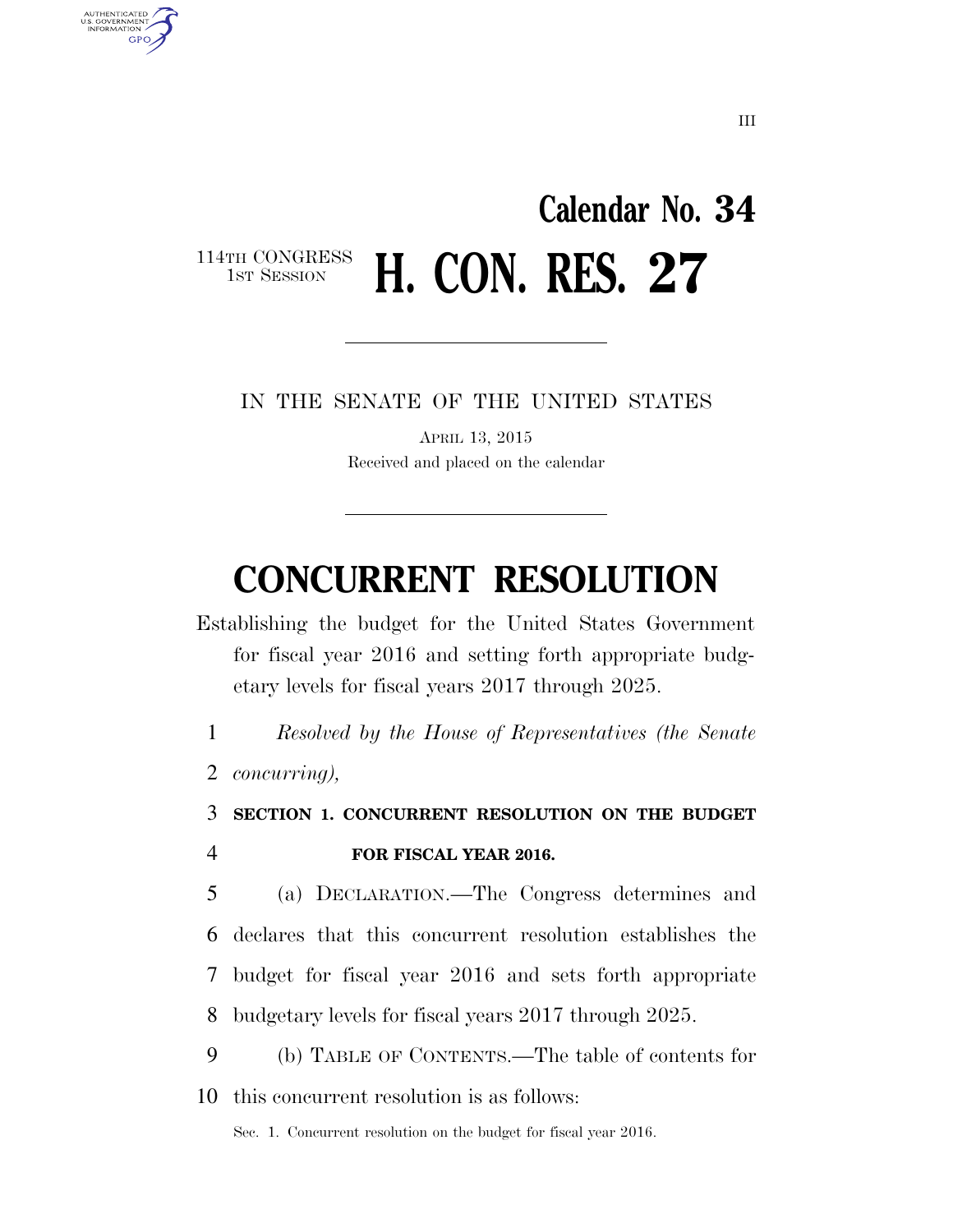# Calendar No. 34

114TH CONGRESS
1ST SESSION

# H. CON. RES. 27

IN THE SENATE OF THE UNITED STATES

APRIL 13, 2015

Received and placed on the calendar

# CONCURRENT RESOLUTION

Establishing the budget for the United States Government for fiscal year 2016 and setting forth appropriate budgetary levels for fiscal years 2017 through 2025.

*Resolved by the House of Representatives (the Senate concurring),*

**SECTION 1. CONCURRENT RESOLUTION ON THE BUDGET FOR FISCAL YEAR 2016.**

(a) DECLARATION.—The Congress determines and declares that this concurrent resolution establishes the budget for fiscal year 2016 and sets forth appropriate budgetary levels for fiscal years 2017 through 2025.

(b) TABLE OF CONTENTS.—The table of contents for this concurrent resolution is as follows:

Sec. 1. Concurrent resolution on the budget for fiscal year 2016.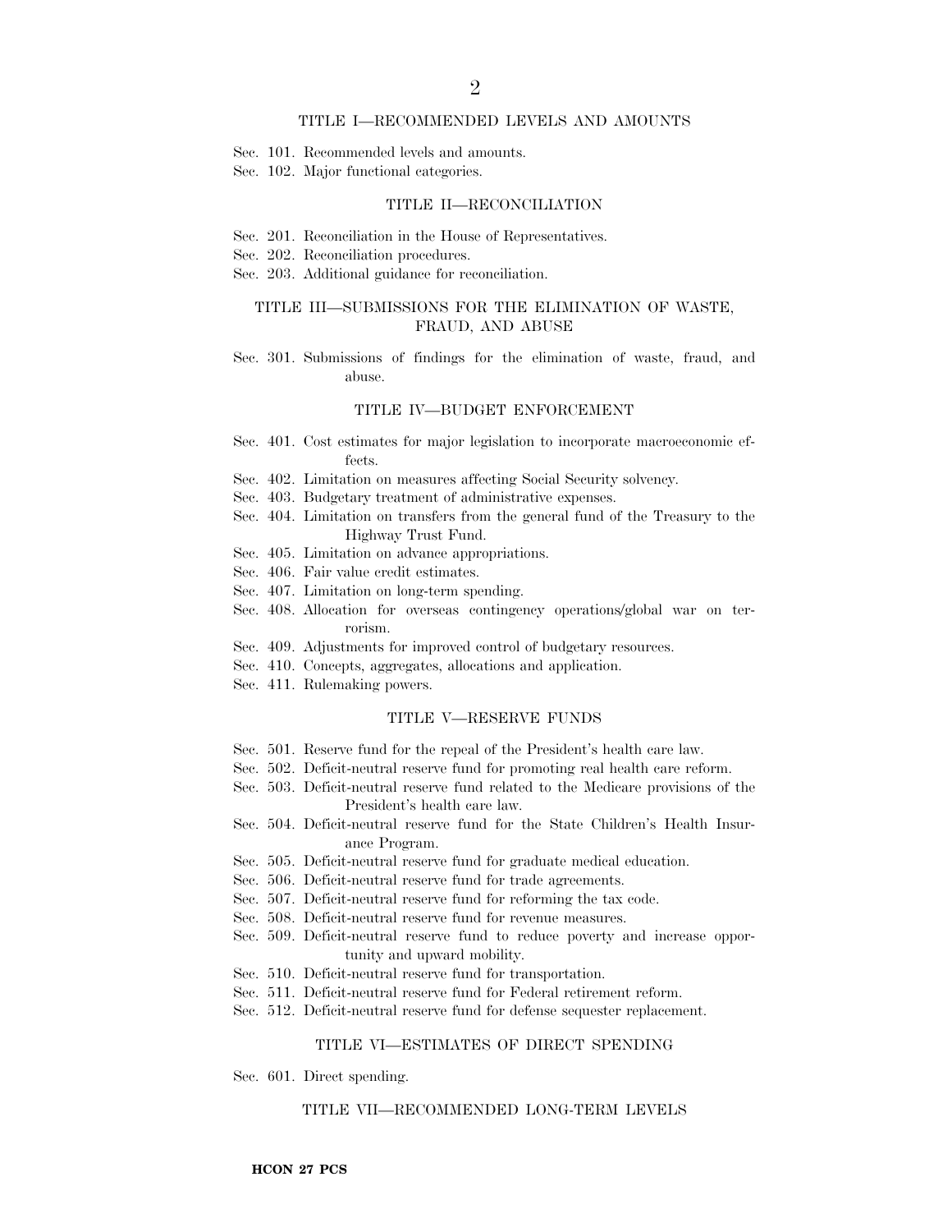### TITLE I—RECOMMENDED LEVELS AND AMOUNTS

Sec. 101. Recommended levels and amounts.
Sec. 102. Major functional categories.

### TITLE II—RECONCILIATION

Sec. 201. Reconciliation in the House of Representatives.
Sec. 202. Reconciliation procedures.
Sec. 203. Additional guidance for reconciliation.

### TITLE III—SUBMISSIONS FOR THE ELIMINATION OF WASTE, FRAUD, AND ABUSE

Sec. 301. Submissions of findings for the elimination of waste, fraud, and abuse.

### TITLE IV—BUDGET ENFORCEMENT

Sec. 401. Cost estimates for major legislation to incorporate macroeconomic effects.
Sec. 402. Limitation on measures affecting Social Security solvency.
Sec. 403. Budgetary treatment of administrative expenses.
Sec. 404. Limitation on transfers from the general fund of the Treasury to the Highway Trust Fund.
Sec. 405. Limitation on advance appropriations.
Sec. 406. Fair value credit estimates.
Sec. 407. Limitation on long-term spending.
Sec. 408. Allocation for overseas contingency operations/global war on terrorism.
Sec. 409. Adjustments for improved control of budgetary resources.
Sec. 410. Concepts, aggregates, allocations and application.
Sec. 411. Rulemaking powers.

### TITLE V—RESERVE FUNDS

Sec. 501. Reserve fund for the repeal of the President's health care law.
Sec. 502. Deficit-neutral reserve fund for promoting real health care reform.
Sec. 503. Deficit-neutral reserve fund related to the Medicare provisions of the President's health care law.
Sec. 504. Deficit-neutral reserve fund for the State Children's Health Insurance Program.
Sec. 505. Deficit-neutral reserve fund for graduate medical education.
Sec. 506. Deficit-neutral reserve fund for trade agreements.
Sec. 507. Deficit-neutral reserve fund for reforming the tax code.
Sec. 508. Deficit-neutral reserve fund for revenue measures.
Sec. 509. Deficit-neutral reserve fund to reduce poverty and increase opportunity and upward mobility.
Sec. 510. Deficit-neutral reserve fund for transportation.
Sec. 511. Deficit-neutral reserve fund for Federal retirement reform.
Sec. 512. Deficit-neutral reserve fund for defense sequester replacement.

### TITLE VI—ESTIMATES OF DIRECT SPENDING

Sec. 601. Direct spending.

### TITLE VII—RECOMMENDED LONG-TERM LEVELS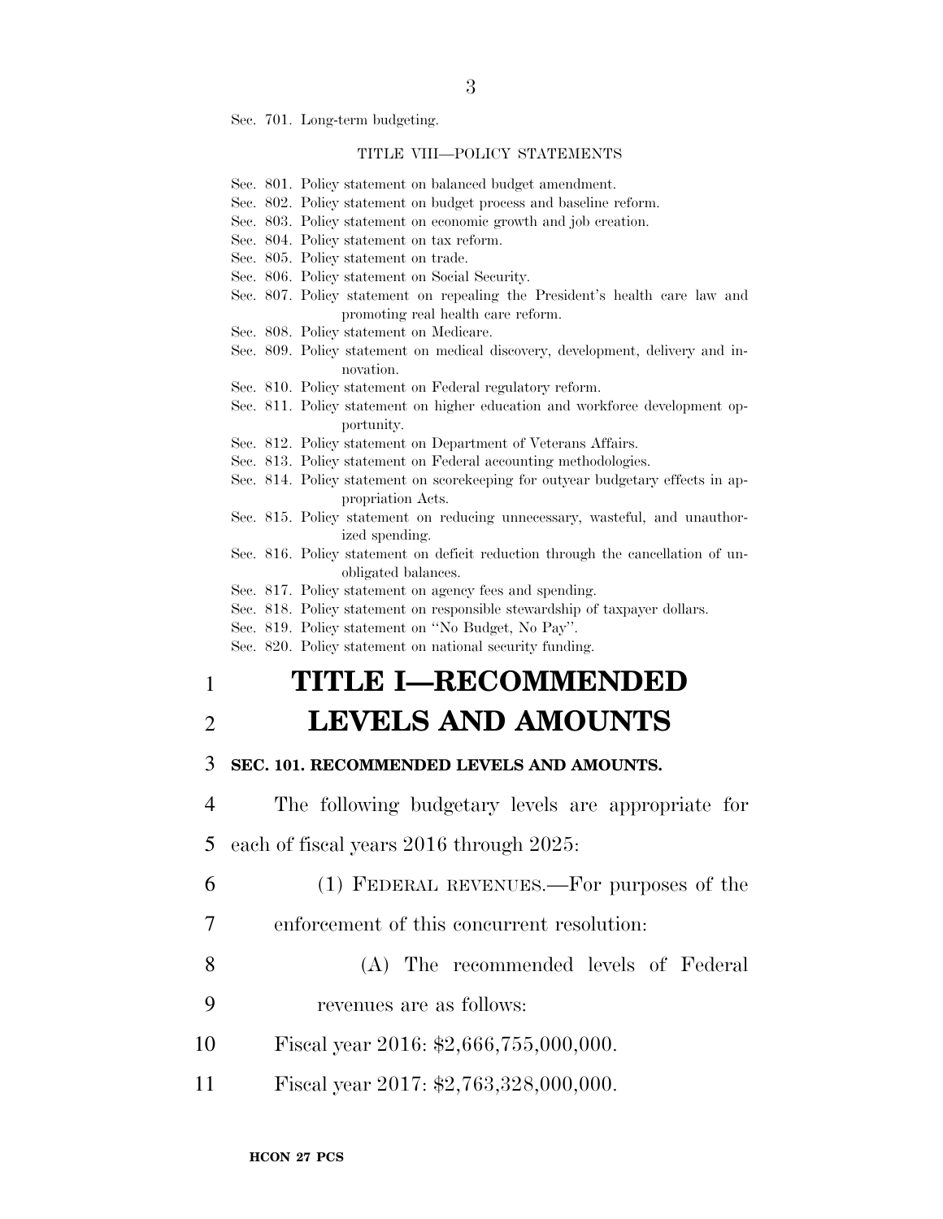Sec. 701. Long-term budgeting.

TITLE VIII—POLICY STATEMENTS

Sec. 801. Policy statement on balanced budget amendment.
Sec. 802. Policy statement on budget process and baseline reform.
Sec. 803. Policy statement on economic growth and job creation.
Sec. 804. Policy statement on tax reform.
Sec. 805. Policy statement on trade.
Sec. 806. Policy statement on Social Security.
Sec. 807. Policy statement on repealing the President's health care law and promoting real health care reform.
Sec. 808. Policy statement on Medicare.
Sec. 809. Policy statement on medical discovery, development, delivery and innovation.
Sec. 810. Policy statement on Federal regulatory reform.
Sec. 811. Policy statement on higher education and workforce development opportunity.
Sec. 812. Policy statement on Department of Veterans Affairs.
Sec. 813. Policy statement on Federal accounting methodologies.
Sec. 814. Policy statement on scorekeeping for outyear budgetary effects in appropriation Acts.
Sec. 815. Policy statement on reducing unnecessary, wasteful, and unauthorized spending.
Sec. 816. Policy statement on deficit reduction through the cancellation of unobligated balances.
Sec. 817. Policy statement on agency fees and spending.
Sec. 818. Policy statement on responsible stewardship of taxpayer dollars.
Sec. 819. Policy statement on ''No Budget, No Pay''.
Sec. 820. Policy statement on national security funding.

# TITLE I—RECOMMENDED LEVELS AND AMOUNTS

**SEC. 101. RECOMMENDED LEVELS AND AMOUNTS.**

The following budgetary levels are appropriate for each of fiscal years 2016 through 2025:

(1) FEDERAL REVENUES.—For purposes of the enforcement of this concurrent resolution:

(A) The recommended levels of Federal revenues are as follows:

Fiscal year 2016: $2,666,755,000,000.

Fiscal year 2017: $2,763,328,000,000.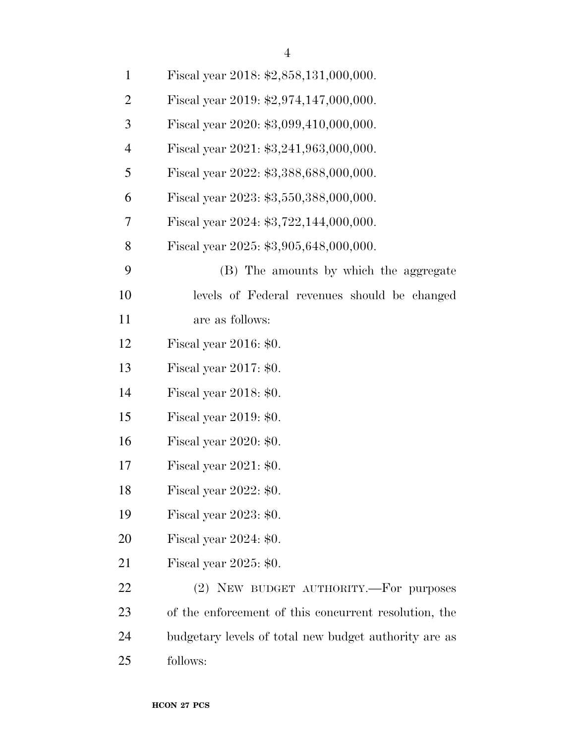Fiscal year 2018: $2,858,131,000,000.

Fiscal year 2019: $2,974,147,000,000.

Fiscal year 2020: $3,099,410,000,000.

Fiscal year 2021: $3,241,963,000,000.

Fiscal year 2022: $3,388,688,000,000.

Fiscal year 2023: $3,550,388,000,000.

Fiscal year 2024: $3,722,144,000,000.

Fiscal year 2025: $3,905,648,000,000.

(B) The amounts by which the aggregate levels of Federal revenues should be changed are as follows:

Fiscal year 2016: $0.

Fiscal year 2017: $0.

Fiscal year 2018: $0.

Fiscal year 2019: $0.

Fiscal year 2020: $0.

Fiscal year 2021: $0.

Fiscal year 2022: $0.

Fiscal year 2023: $0.

Fiscal year 2024: $0.

Fiscal year 2025: $0.

(2) NEW BUDGET AUTHORITY.—For purposes of the enforcement of this concurrent resolution, the budgetary levels of total new budget authority are as follows: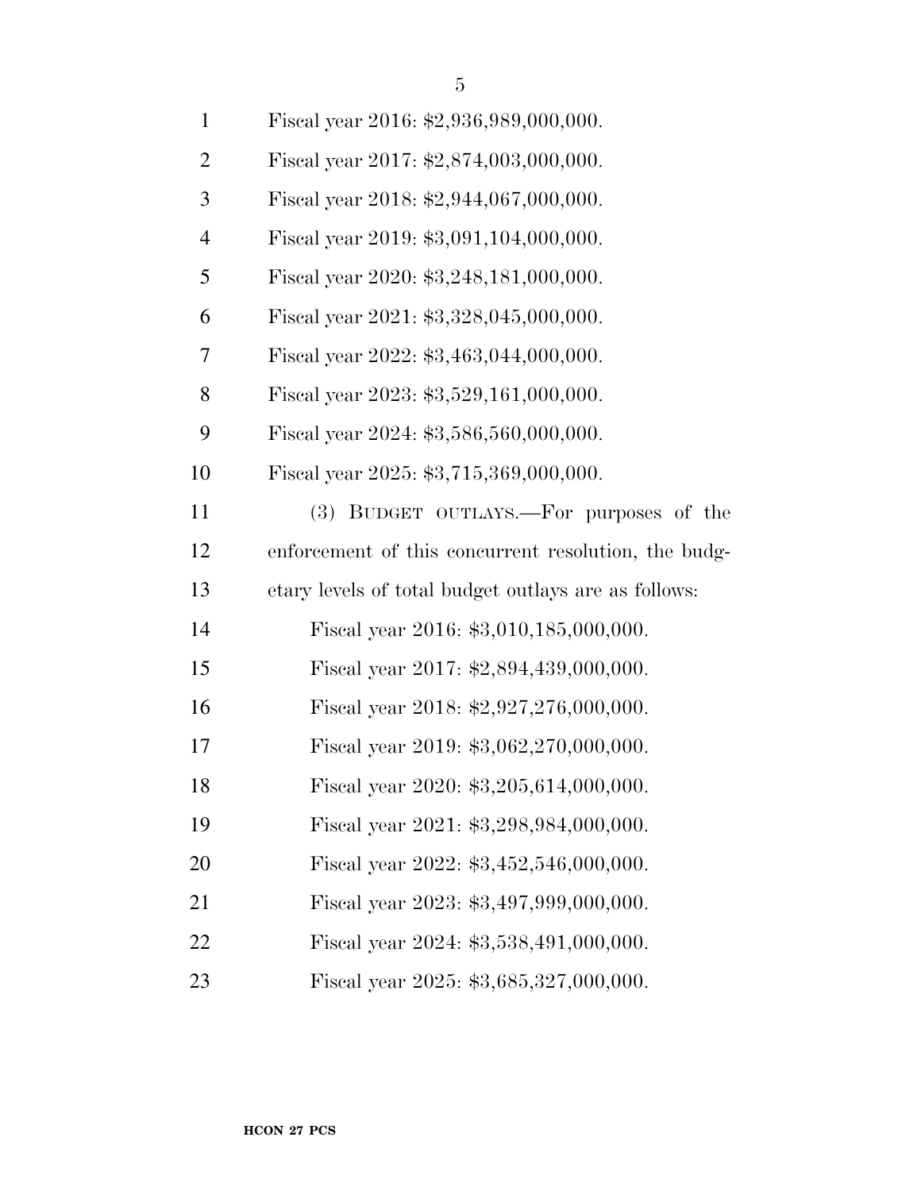Fiscal year 2016: $2,936,989,000,000.

Fiscal year 2017: $2,874,003,000,000.

Fiscal year 2018: $2,944,067,000,000.

Fiscal year 2019: $3,091,104,000,000.

Fiscal year 2020: $3,248,181,000,000.

Fiscal year 2021: $3,328,045,000,000.

Fiscal year 2022: $3,463,044,000,000.

Fiscal year 2023: $3,529,161,000,000.

Fiscal year 2024: $3,586,560,000,000.

Fiscal year 2025: $3,715,369,000,000.

(3) BUDGET OUTLAYS.—For purposes of the enforcement of this concurrent resolution, the budgetary levels of total budget outlays are as follows:

Fiscal year 2016: $3,010,185,000,000.

Fiscal year 2017: $2,894,439,000,000.

Fiscal year 2018: $2,927,276,000,000.

Fiscal year 2019: $3,062,270,000,000.

Fiscal year 2020: $3,205,614,000,000.

Fiscal year 2021: $3,298,984,000,000.

Fiscal year 2022: $3,452,546,000,000.

Fiscal year 2023: $3,497,999,000,000.

Fiscal year 2024: $3,538,491,000,000.

Fiscal year 2025: $3,685,327,000,000.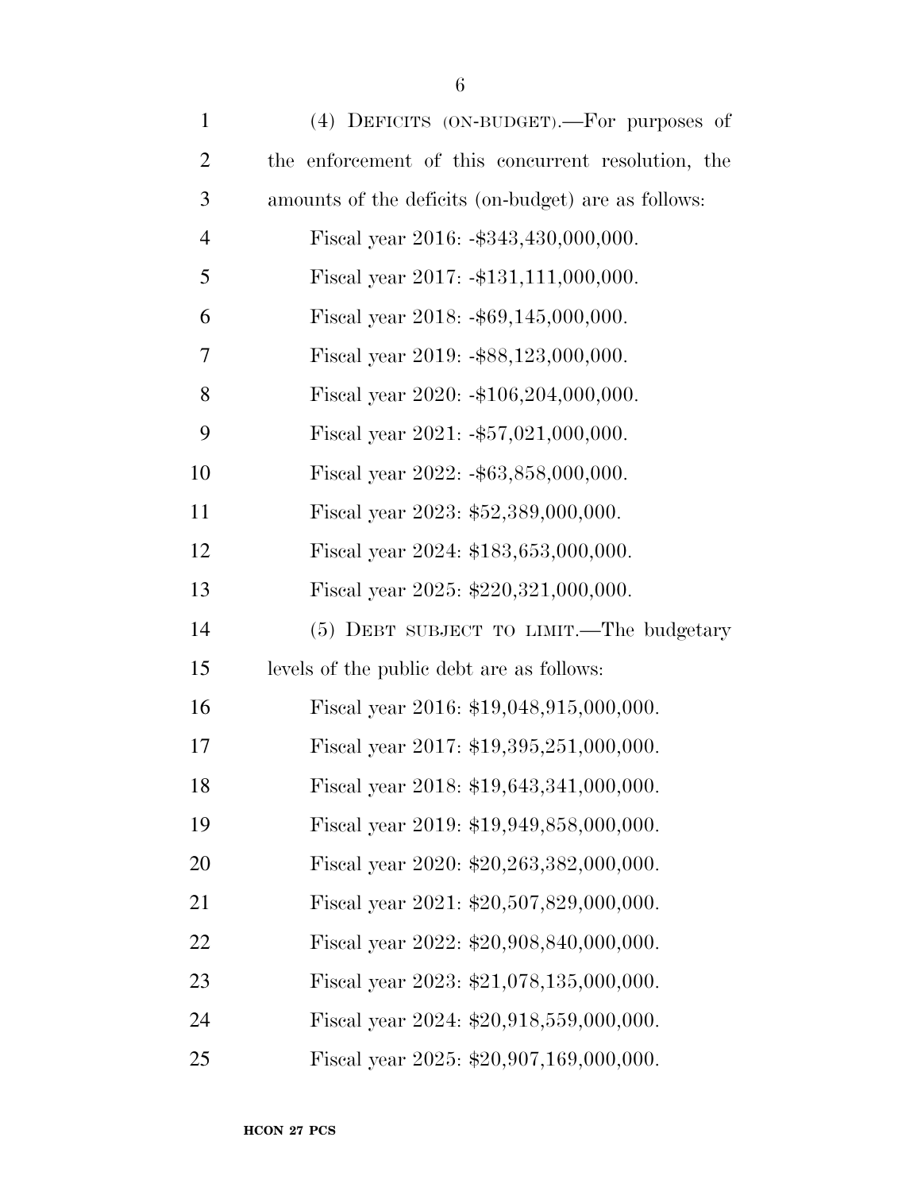(4) DEFICITS (ON-BUDGET).—For purposes of the enforcement of this concurrent resolution, the amounts of the deficits (on-budget) are as follows:

Fiscal year 2016: -$343,430,000,000.

Fiscal year 2017: -$131,111,000,000.

Fiscal year 2018: -$69,145,000,000.

Fiscal year 2019: -$88,123,000,000.

Fiscal year 2020: -$106,204,000,000.

Fiscal year 2021: -$57,021,000,000.

Fiscal year 2022: -$63,858,000,000.

Fiscal year 2023: $52,389,000,000.

Fiscal year 2024: $183,653,000,000.

Fiscal year 2025: $220,321,000,000.

(5) DEBT SUBJECT TO LIMIT.—The budgetary levels of the public debt are as follows:

Fiscal year 2016: $19,048,915,000,000.

Fiscal year 2017: $19,395,251,000,000.

Fiscal year 2018: $19,643,341,000,000.

Fiscal year 2019: $19,949,858,000,000.

Fiscal year 2020: $20,263,382,000,000.

Fiscal year 2021: $20,507,829,000,000.

Fiscal year 2022: $20,908,840,000,000.

Fiscal year 2023: $21,078,135,000,000.

Fiscal year 2024: $20,918,559,000,000.

Fiscal year 2025: $20,907,169,000,000.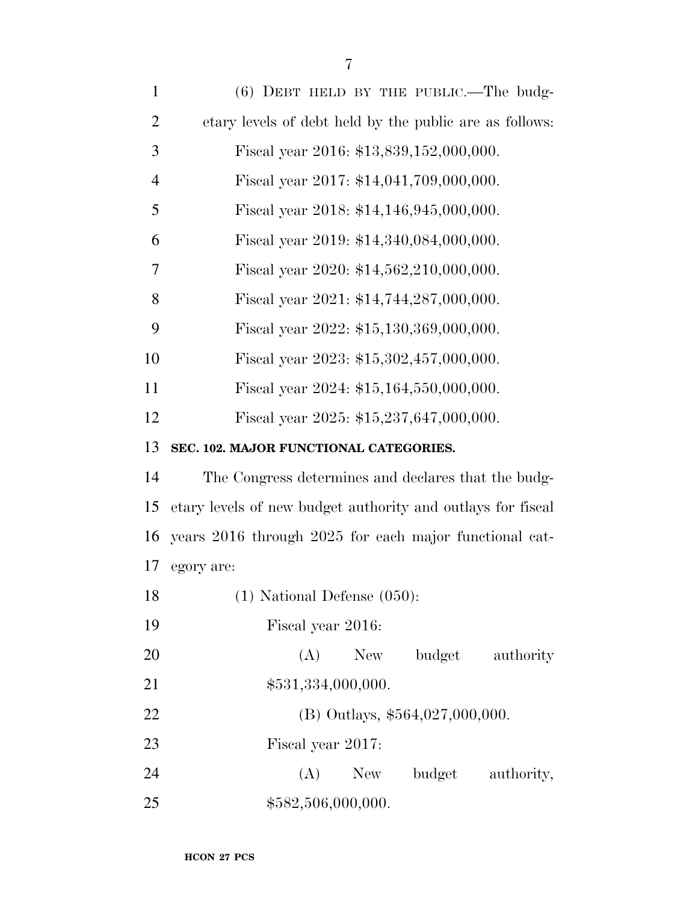(6) DEBT HELD BY THE PUBLIC.—The budgetary levels of debt held by the public are as follows:

Fiscal year 2016: $13,839,152,000,000.

Fiscal year 2017: $14,041,709,000,000.

Fiscal year 2018: $14,146,945,000,000.

Fiscal year 2019: $14,340,084,000,000.

Fiscal year 2020: $14,562,210,000,000.

Fiscal year 2021: $14,744,287,000,000.

Fiscal year 2022: $15,130,369,000,000.

Fiscal year 2023: $15,302,457,000,000.

Fiscal year 2024: $15,164,550,000,000.

Fiscal year 2025: $15,237,647,000,000.

**SEC. 102. MAJOR FUNCTIONAL CATEGORIES.**

The Congress determines and declares that the budgetary levels of new budget authority and outlays for fiscal years 2016 through 2025 for each major functional category are:

(1) National Defense (050):

Fiscal year 2016:

(A) New budget authority $531,334,000,000.

(B) Outlays, $564,027,000,000.

Fiscal year 2017:

(A) New budget authority, $582,506,000,000.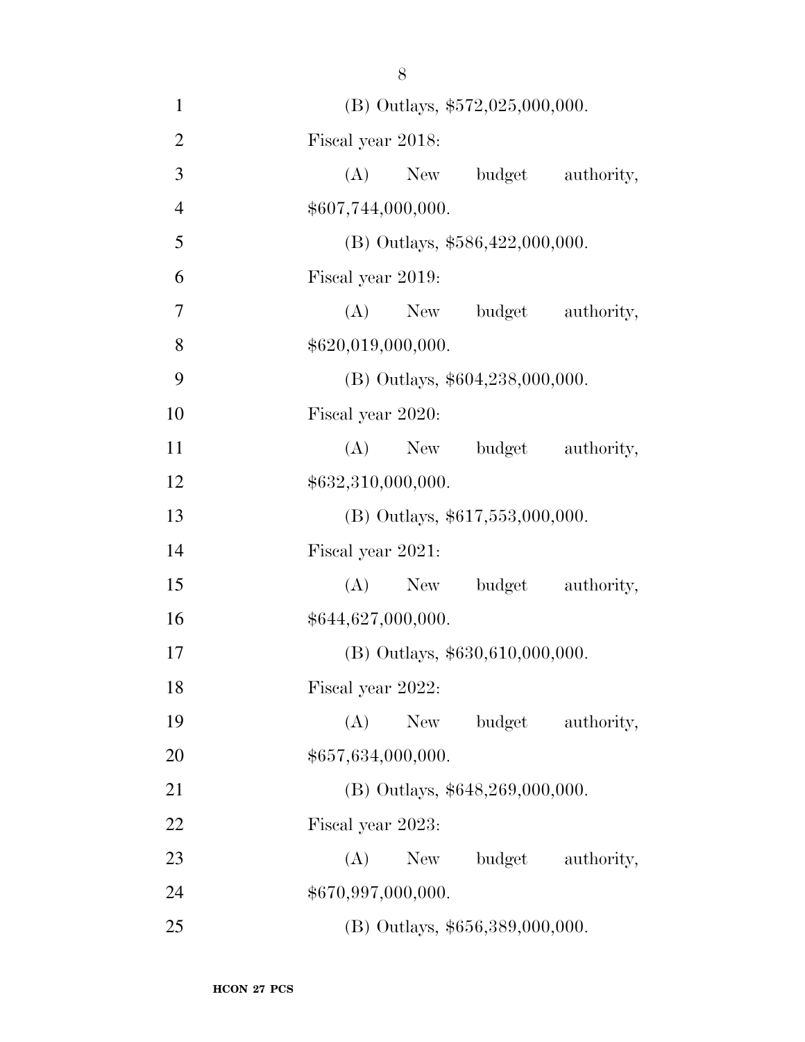(B) Outlays, $572,025,000,000.

Fiscal year 2018:

(A) New budget authority, $607,744,000,000.

(B) Outlays, $586,422,000,000.

Fiscal year 2019:

(A) New budget authority, $620,019,000,000.

(B) Outlays, $604,238,000,000.

Fiscal year 2020:

(A) New budget authority, $632,310,000,000.

(B) Outlays, $617,553,000,000.

Fiscal year 2021:

(A) New budget authority, $644,627,000,000.

(B) Outlays, $630,610,000,000.

Fiscal year 2022:

(A) New budget authority, $657,634,000,000.

(B) Outlays, $648,269,000,000.

Fiscal year 2023:

(A) New budget authority, $670,997,000,000.

(B) Outlays, $656,389,000,000.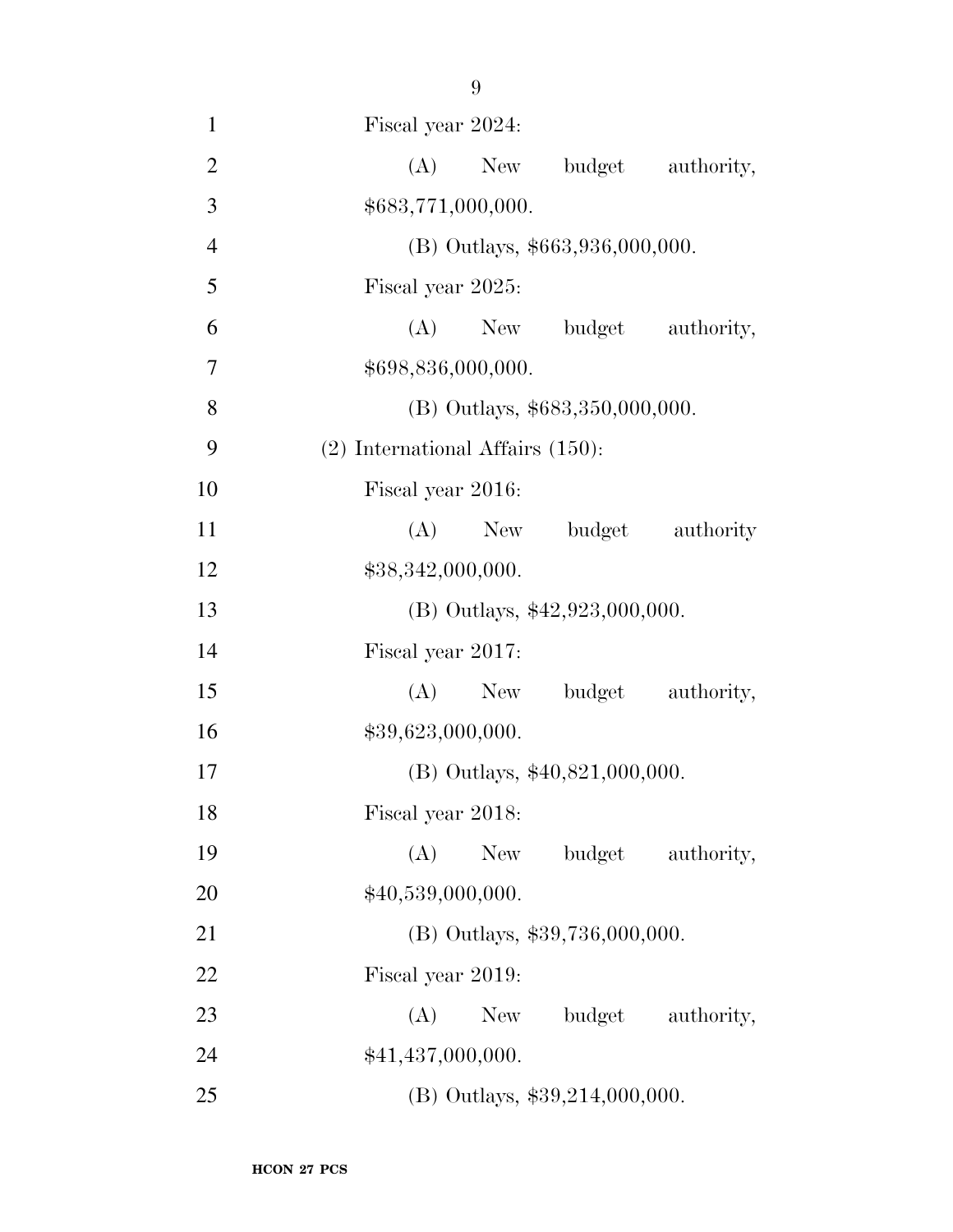Fiscal year 2024:

(A) New budget authority, $683,771,000,000.

(B) Outlays, $663,936,000,000.

Fiscal year 2025:

(A) New budget authority, $698,836,000,000.

(B) Outlays, $683,350,000,000.

(2) International Affairs (150):

Fiscal year 2016:

(A) New budget authority $38,342,000,000.

(B) Outlays, $42,923,000,000.

Fiscal year 2017:

(A) New budget authority, $39,623,000,000.

(B) Outlays, $40,821,000,000.

Fiscal year 2018:

(A) New budget authority, $40,539,000,000.

(B) Outlays, $39,736,000,000.

Fiscal year 2019:

(A) New budget authority, $41,437,000,000.

(B) Outlays, $39,214,000,000.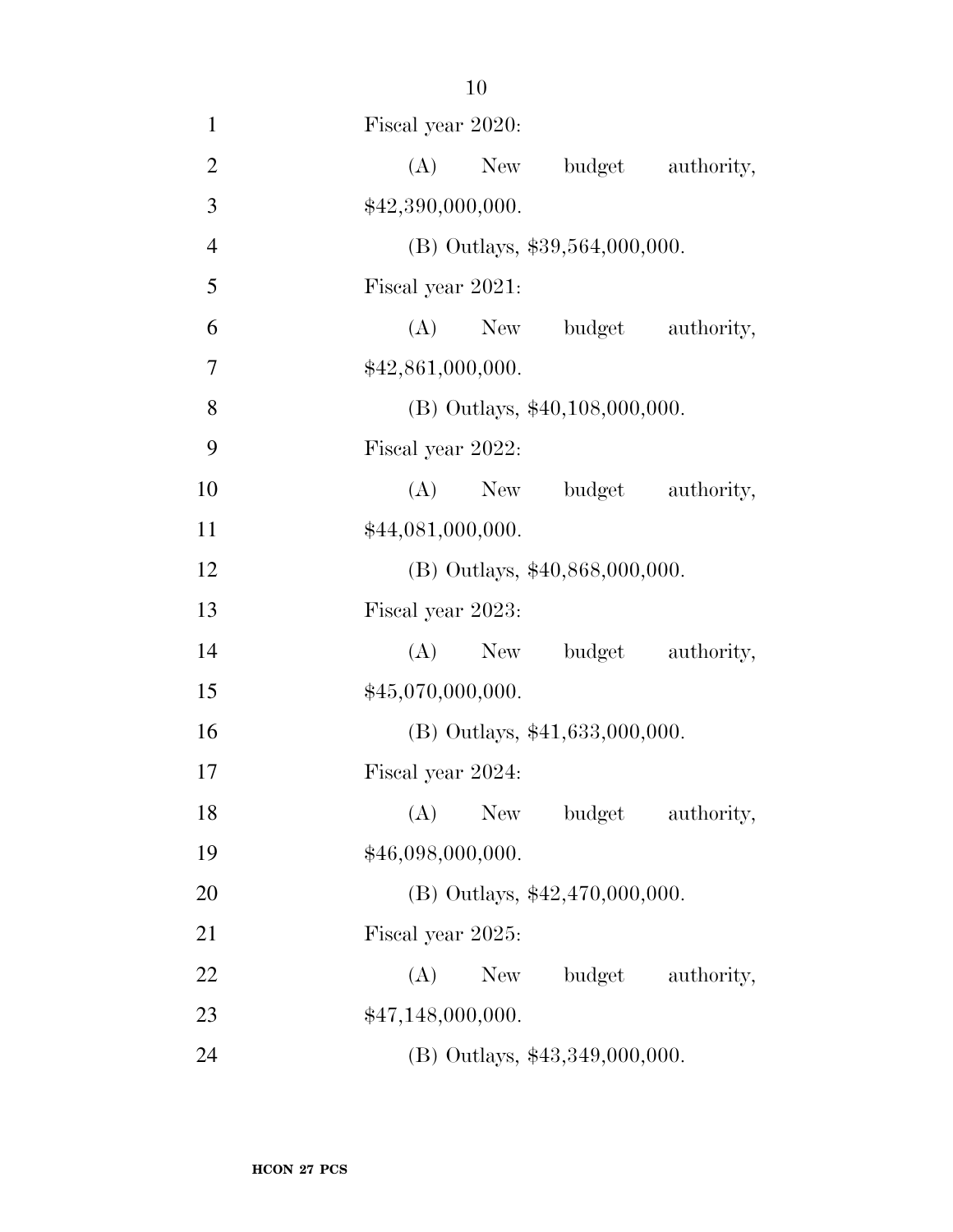Fiscal year 2020:

(A) New budget authority, $42,390,000,000.

(B) Outlays, $39,564,000,000.

Fiscal year 2021:

(A) New budget authority, $42,861,000,000.

(B) Outlays, $40,108,000,000.

Fiscal year 2022:

(A) New budget authority, $44,081,000,000.

(B) Outlays, $40,868,000,000.

Fiscal year 2023:

(A) New budget authority, $45,070,000,000.

(B) Outlays, $41,633,000,000.

Fiscal year 2024:

(A) New budget authority, $46,098,000,000.

(B) Outlays, $42,470,000,000.

Fiscal year 2025:

(A) New budget authority, $47,148,000,000.

(B) Outlays, $43,349,000,000.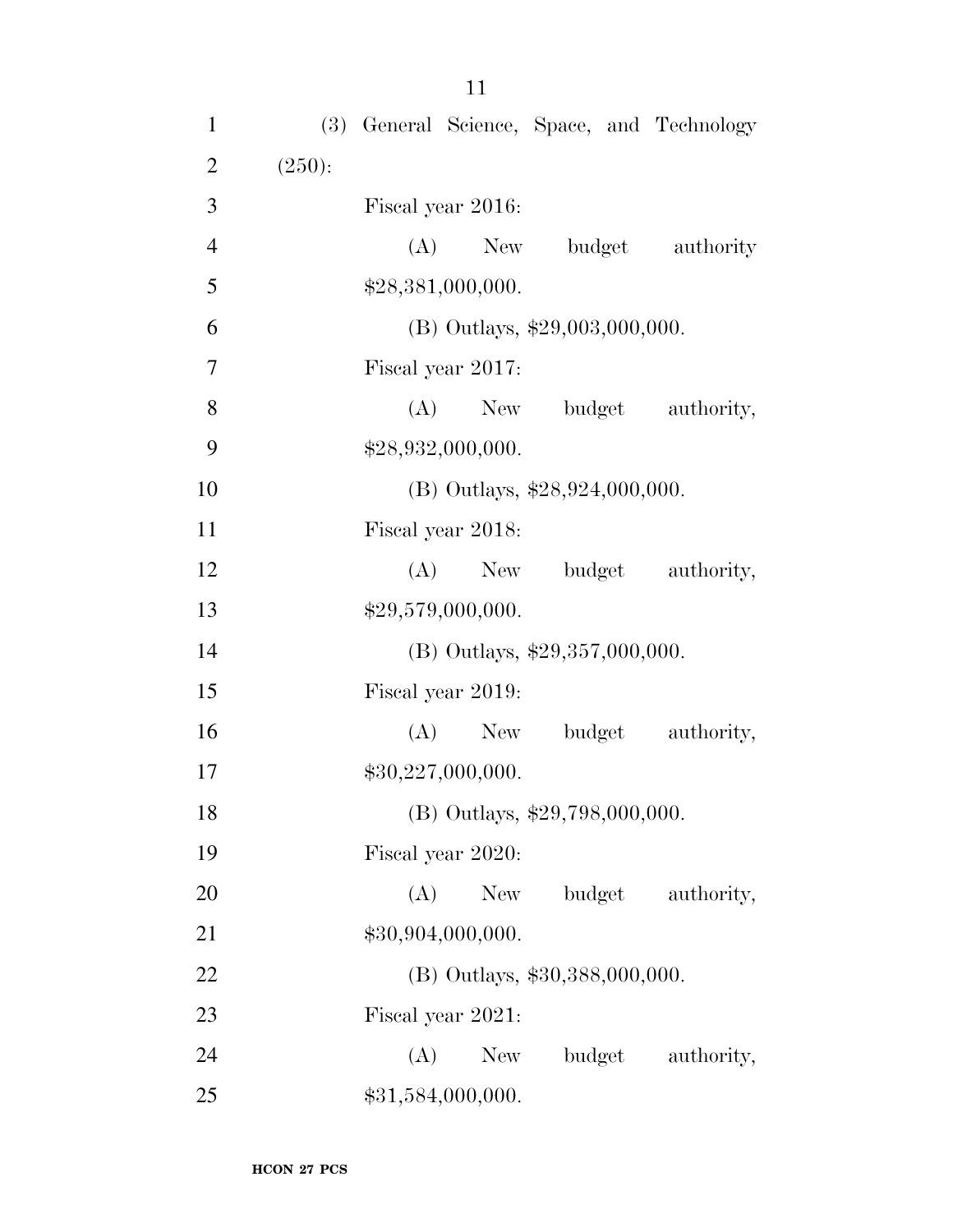(3) General Science, Space, and Technology (250):

Fiscal year 2016:

(A) New budget authority $28,381,000,000.

(B) Outlays, $29,003,000,000.

Fiscal year 2017:

(A) New budget authority, $28,932,000,000.

(B) Outlays, $28,924,000,000.

Fiscal year 2018:

(A) New budget authority, $29,579,000,000.

(B) Outlays, $29,357,000,000.

Fiscal year 2019:

(A) New budget authority, $30,227,000,000.

(B) Outlays, $29,798,000,000.

Fiscal year 2020:

(A) New budget authority, $30,904,000,000.

(B) Outlays, $30,388,000,000.

Fiscal year 2021:

(A) New budget authority, $31,584,000,000.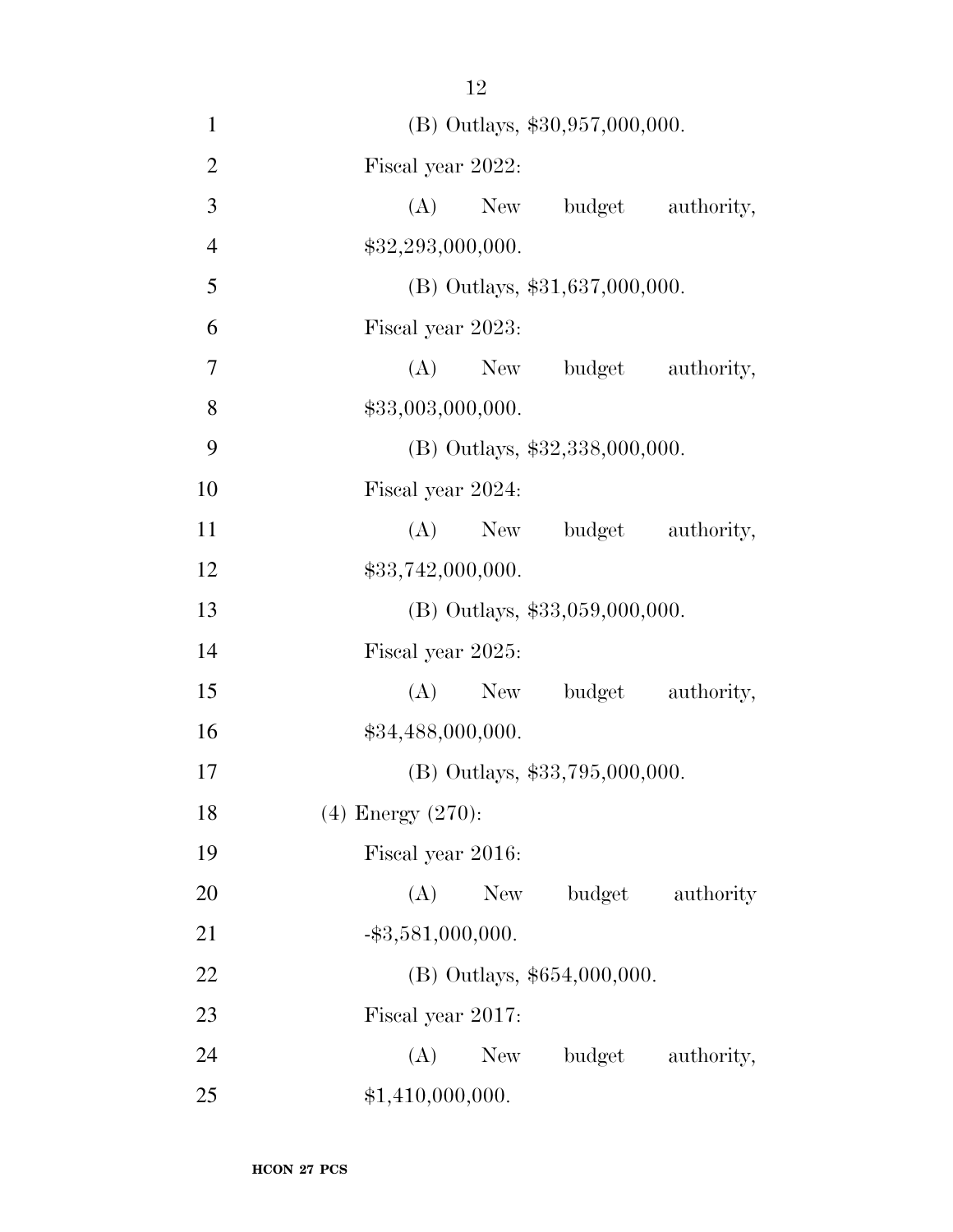(B) Outlays, $30,957,000,000.

Fiscal year 2022:

(A) New budget authority, $32,293,000,000.

(B) Outlays, $31,637,000,000.

Fiscal year 2023:

(A) New budget authority, $33,003,000,000.

(B) Outlays, $32,338,000,000.

Fiscal year 2024:

(A) New budget authority, $33,742,000,000.

(B) Outlays, $33,059,000,000.

Fiscal year 2025:

(A) New budget authority, $34,488,000,000.

(B) Outlays, $33,795,000,000.

(4) Energy (270):

Fiscal year 2016:

(A) New budget authority -$3,581,000,000.

(B) Outlays, $654,000,000.

Fiscal year 2017:

(A) New budget authority, $1,410,000,000.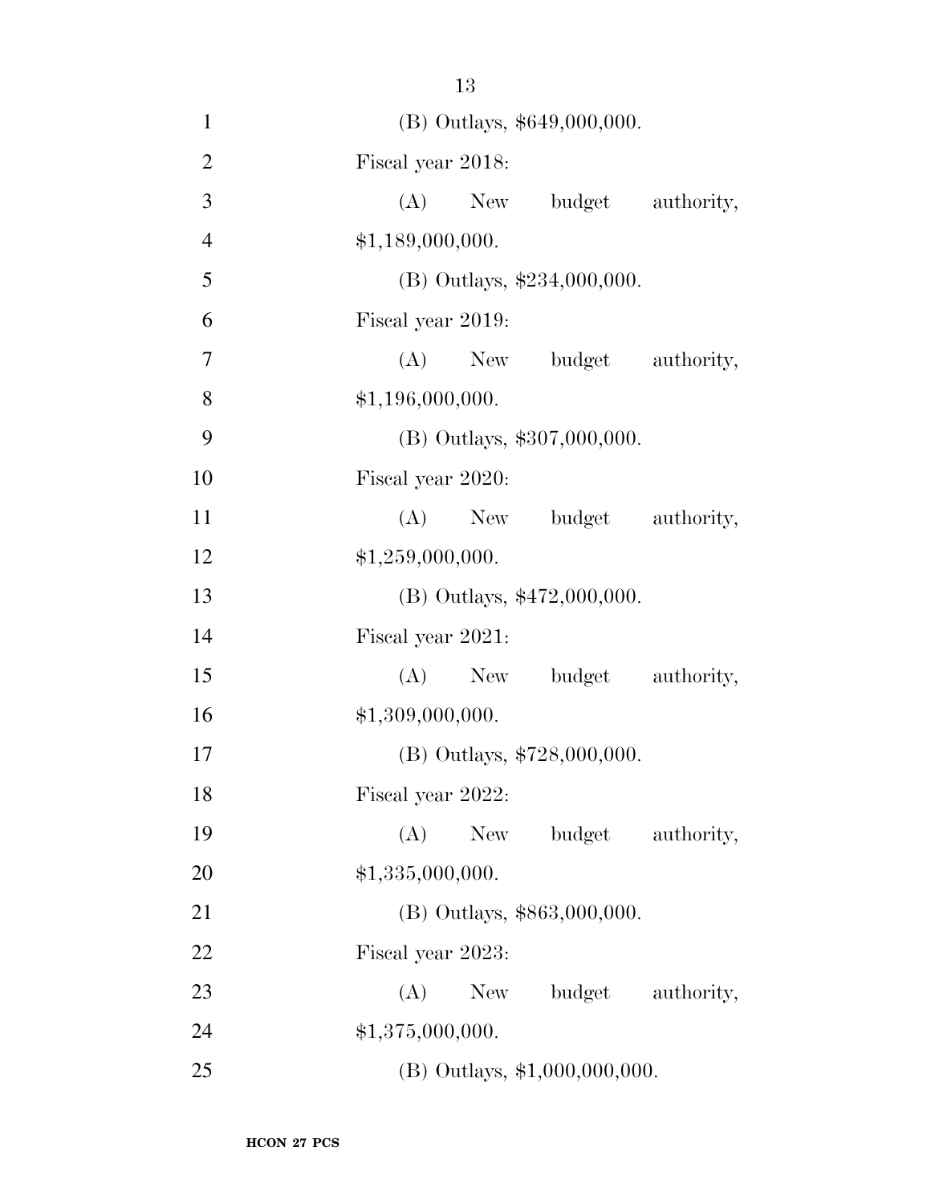(B) Outlays, $649,000,000.

Fiscal year 2018:

(A) New budget authority, $1,189,000,000.

(B) Outlays, $234,000,000.

Fiscal year 2019:

(A) New budget authority, $1,196,000,000.

(B) Outlays, $307,000,000.

Fiscal year 2020:

(A) New budget authority, $1,259,000,000.

(B) Outlays, $472,000,000.

Fiscal year 2021:

(A) New budget authority, $1,309,000,000.

(B) Outlays, $728,000,000.

Fiscal year 2022:

(A) New budget authority, $1,335,000,000.

(B) Outlays, $863,000,000.

Fiscal year 2023:

(A) New budget authority, $1,375,000,000.

(B) Outlays, $1,000,000,000.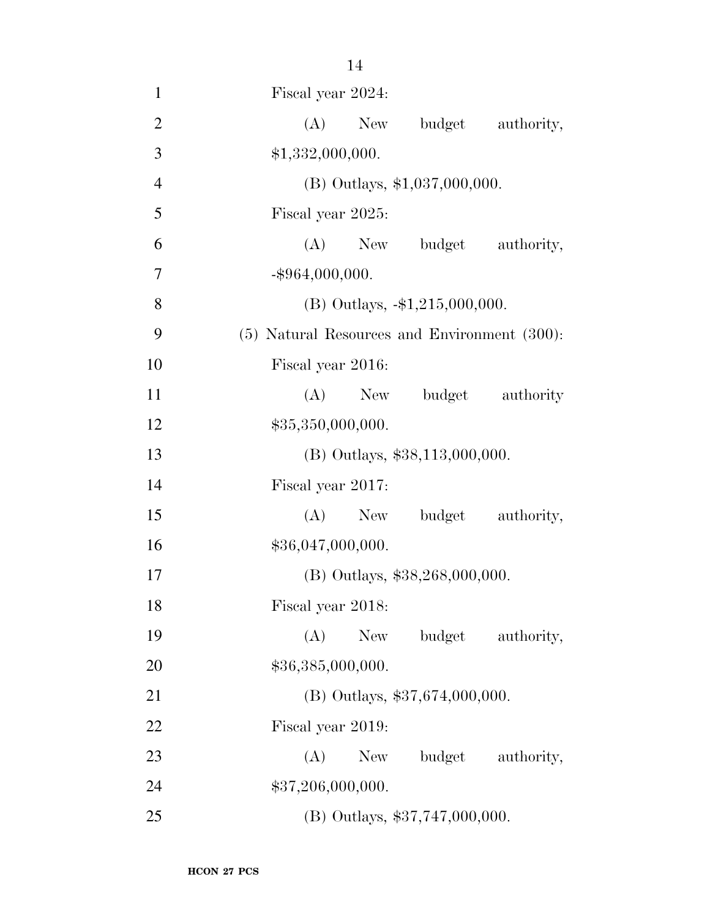Fiscal year 2024:

(A) New budget authority, $1,332,000,000.

(B) Outlays, $1,037,000,000.

Fiscal year 2025:

(A) New budget authority, -$964,000,000.

(B) Outlays, -$1,215,000,000.

(5) Natural Resources and Environment (300):

Fiscal year 2016:

(A) New budget authority $35,350,000,000.

(B) Outlays, $38,113,000,000.

Fiscal year 2017:

(A) New budget authority, $36,047,000,000.

(B) Outlays, $38,268,000,000.

Fiscal year 2018:

(A) New budget authority, $36,385,000,000.

(B) Outlays, $37,674,000,000.

Fiscal year 2019:

(A) New budget authority, $37,206,000,000.

(B) Outlays, $37,747,000,000.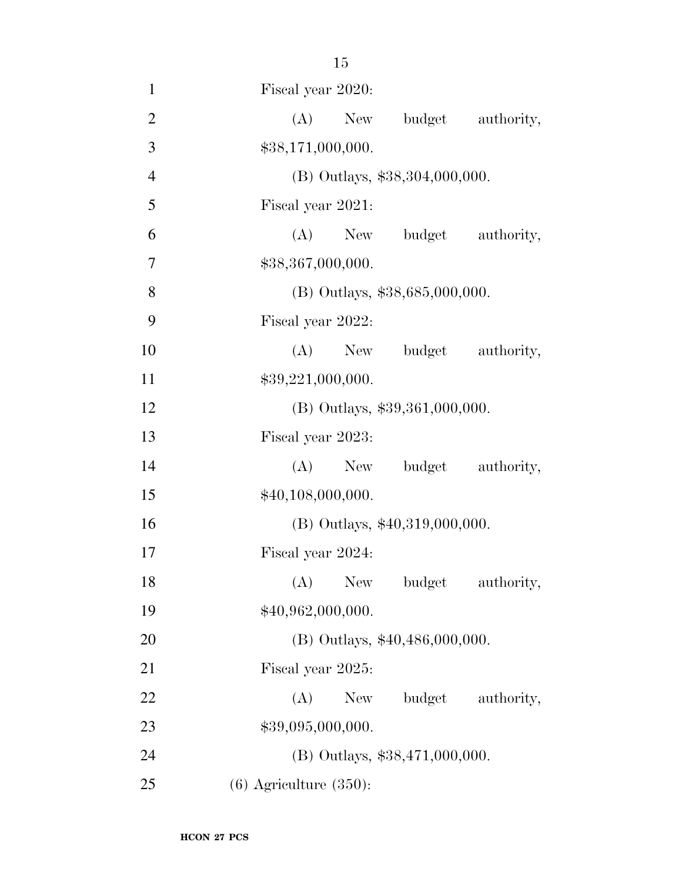Fiscal year 2020:

(A) New budget authority, $38,171,000,000.

(B) Outlays, $38,304,000,000.

Fiscal year 2021:

(A) New budget authority, $38,367,000,000.

(B) Outlays, $38,685,000,000.

Fiscal year 2022:

(A) New budget authority, $39,221,000,000.

(B) Outlays, $39,361,000,000.

Fiscal year 2023:

(A) New budget authority, $40,108,000,000.

(B) Outlays, $40,319,000,000.

Fiscal year 2024:

(A) New budget authority, $40,962,000,000.

(B) Outlays, $40,486,000,000.

Fiscal year 2025:

(A) New budget authority, $39,095,000,000.

(B) Outlays, $38,471,000,000.

(6) Agriculture (350):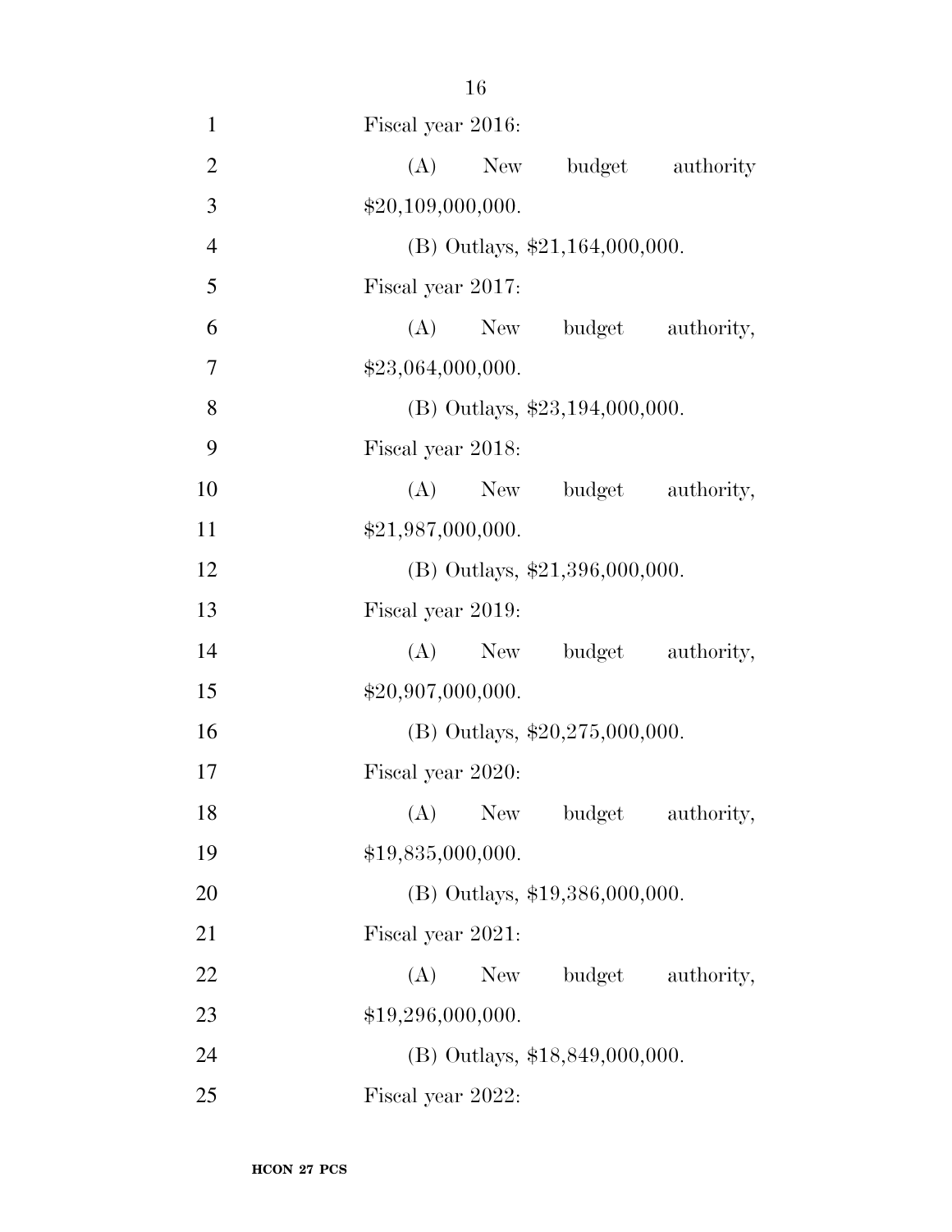Fiscal year 2016:

(A) New budget authority $20,109,000,000.

(B) Outlays, $21,164,000,000.

Fiscal year 2017:

(A) New budget authority, $23,064,000,000.

(B) Outlays, $23,194,000,000.

Fiscal year 2018:

(A) New budget authority, $21,987,000,000.

(B) Outlays, $21,396,000,000.

Fiscal year 2019:

(A) New budget authority, $20,907,000,000.

(B) Outlays, $20,275,000,000.

Fiscal year 2020:

(A) New budget authority, $19,835,000,000.

(B) Outlays, $19,386,000,000.

Fiscal year 2021:

(A) New budget authority, $19,296,000,000.

(B) Outlays, $18,849,000,000.

Fiscal year 2022: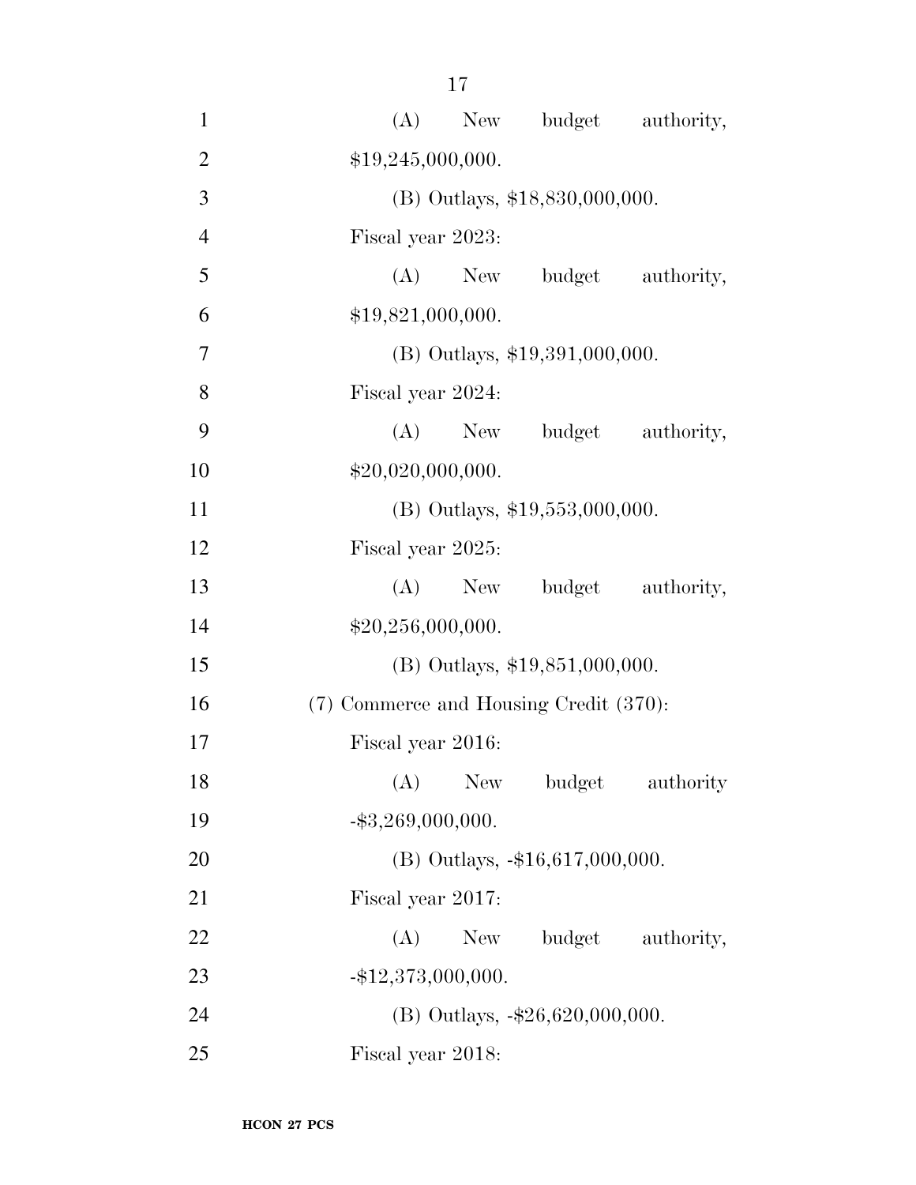(A) New budget authority, $19,245,000,000.

(B) Outlays, $18,830,000,000.

Fiscal year 2023:

(A) New budget authority, $19,821,000,000.

(B) Outlays, $19,391,000,000.

Fiscal year 2024:

(A) New budget authority, $20,020,000,000.

(B) Outlays, $19,553,000,000.

Fiscal year 2025:

(A) New budget authority, $20,256,000,000.

(B) Outlays, $19,851,000,000.

(7) Commerce and Housing Credit (370):

Fiscal year 2016:

(A) New budget authority -$3,269,000,000.

(B) Outlays, -$16,617,000,000.

Fiscal year 2017:

(A) New budget authority, -$12,373,000,000.

(B) Outlays, -$26,620,000,000.

Fiscal year 2018: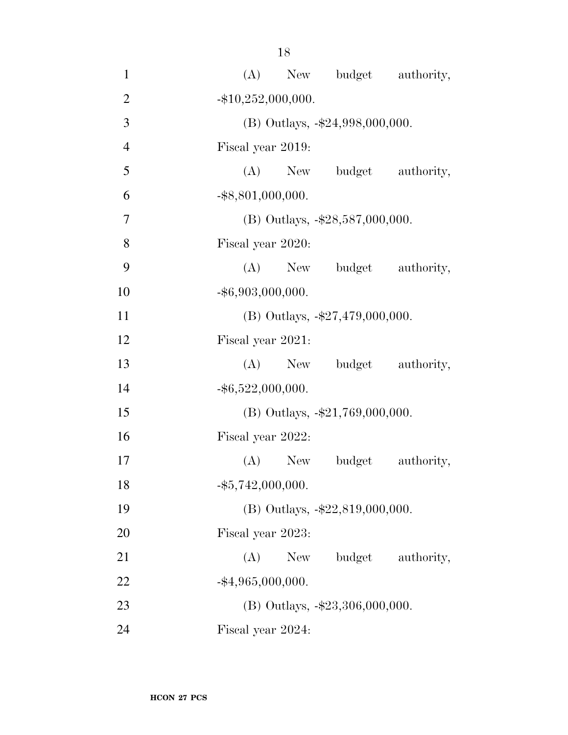(A) New budget authority, -$10,252,000,000.

(B) Outlays, -$24,998,000,000.

Fiscal year 2019:

(A) New budget authority, -$8,801,000,000.

(B) Outlays, -$28,587,000,000.

Fiscal year 2020:

(A) New budget authority, -$6,903,000,000.

(B) Outlays, -$27,479,000,000.

Fiscal year 2021:

(A) New budget authority, -$6,522,000,000.

(B) Outlays, -$21,769,000,000.

Fiscal year 2022:

(A) New budget authority, -$5,742,000,000.

(B) Outlays, -$22,819,000,000.

Fiscal year 2023:

(A) New budget authority, -$4,965,000,000.

(B) Outlays, -$23,306,000,000.

Fiscal year 2024: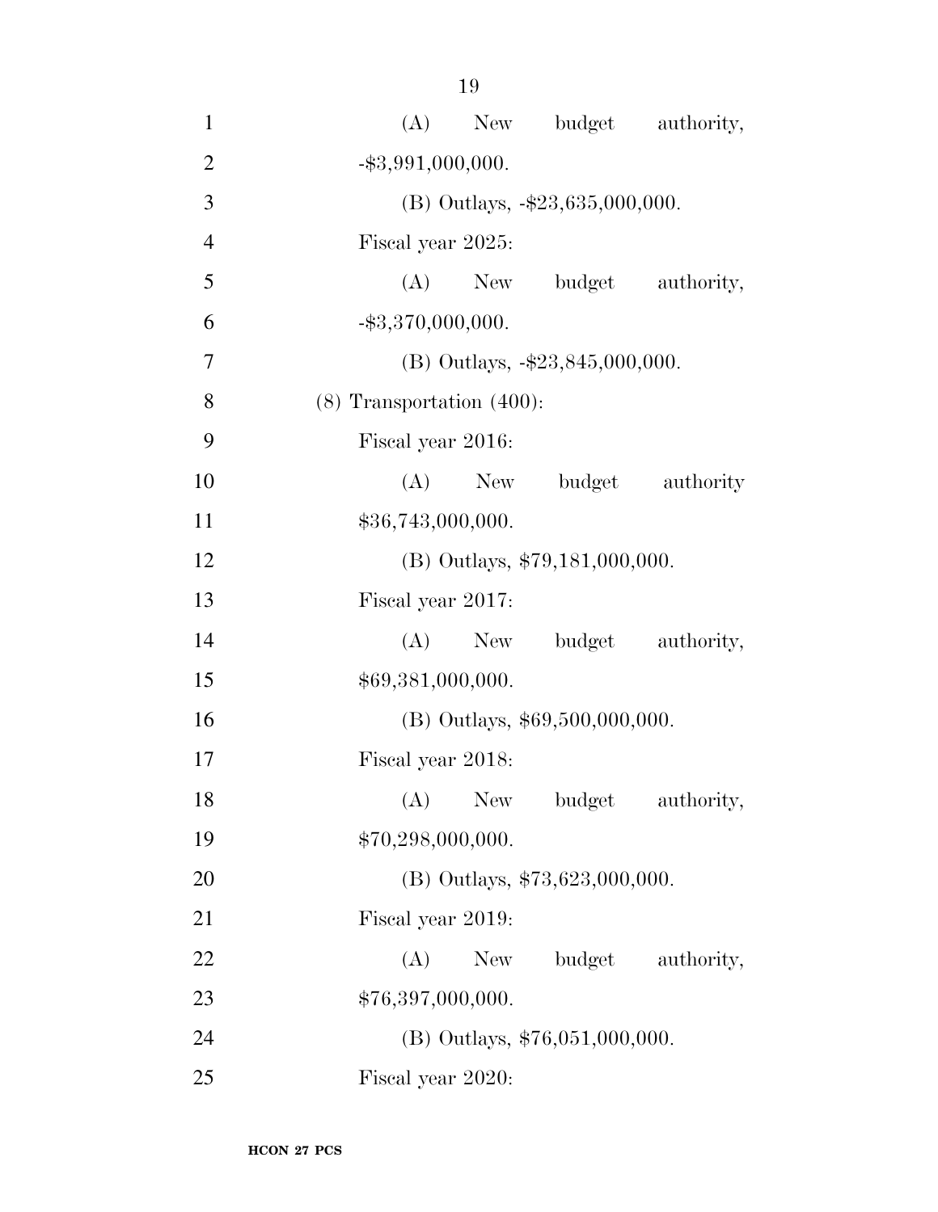(A) New budget authority, -$3,991,000,000.

(B) Outlays, -$23,635,000,000.

Fiscal year 2025:

(A) New budget authority, -$3,370,000,000.

(B) Outlays, -$23,845,000,000.

(8) Transportation (400):

Fiscal year 2016:

(A) New budget authority $36,743,000,000.

(B) Outlays, $79,181,000,000.

Fiscal year 2017:

(A) New budget authority, $69,381,000,000.

(B) Outlays, $69,500,000,000.

Fiscal year 2018:

(A) New budget authority, $70,298,000,000.

(B) Outlays, $73,623,000,000.

Fiscal year 2019:

(A) New budget authority, $76,397,000,000.

(B) Outlays, $76,051,000,000.

Fiscal year 2020: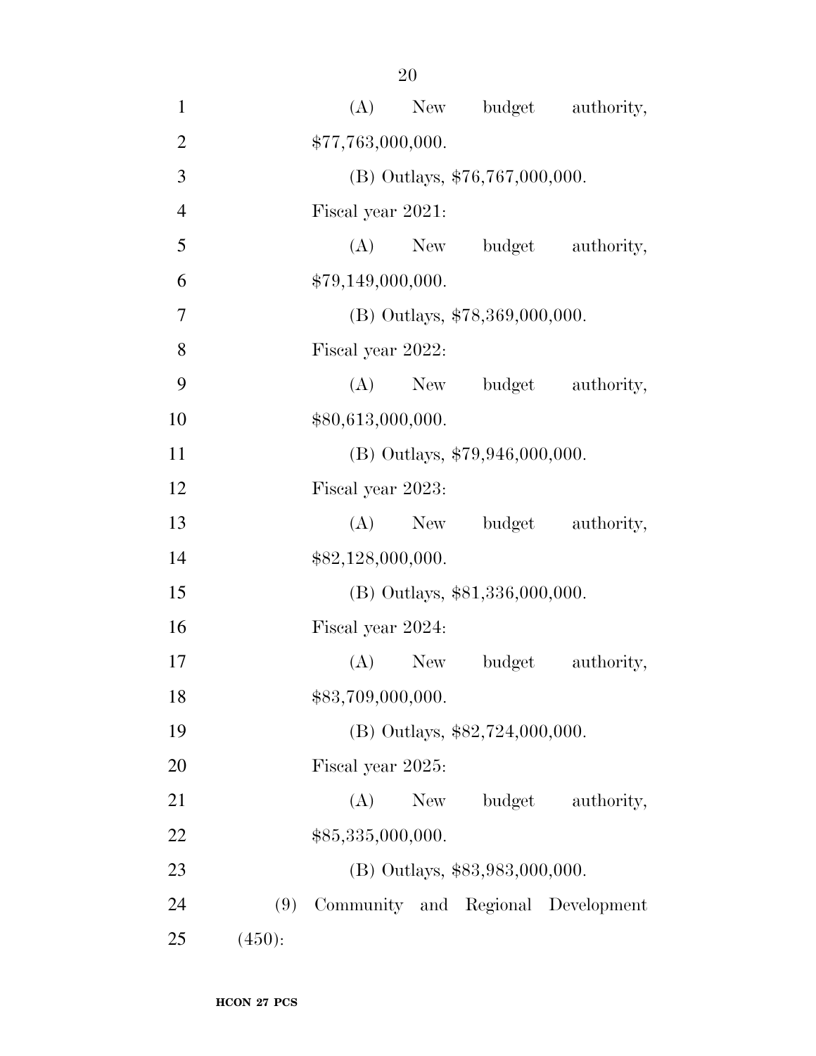(A) New budget authority, $77,763,000,000.

(B) Outlays, $76,767,000,000.

Fiscal year 2021:

(A) New budget authority, $79,149,000,000.

(B) Outlays, $78,369,000,000.

Fiscal year 2022:

(A) New budget authority, $80,613,000,000.

(B) Outlays, $79,946,000,000.

Fiscal year 2023:

(A) New budget authority, $82,128,000,000.

(B) Outlays, $81,336,000,000.

Fiscal year 2024:

(A) New budget authority, $83,709,000,000.

(B) Outlays, $82,724,000,000.

Fiscal year 2025:

(A) New budget authority, $85,335,000,000.

(B) Outlays, $83,983,000,000.

(9) Community and Regional Development (450):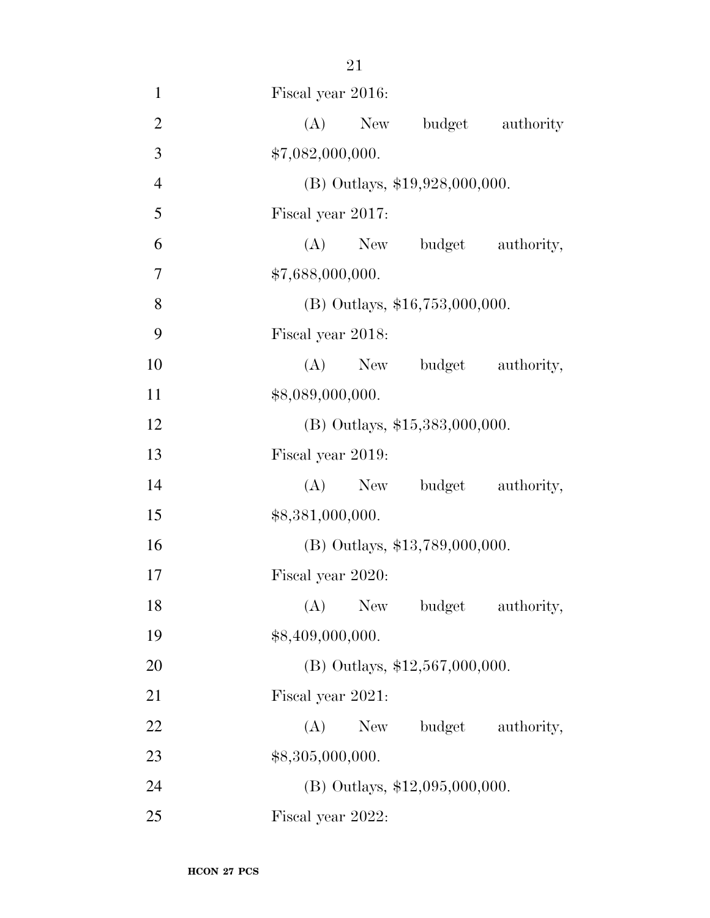Fiscal year 2016:

(A) New budget authority $7,082,000,000.

(B) Outlays, $19,928,000,000.

Fiscal year 2017:

(A) New budget authority, $7,688,000,000.

(B) Outlays, $16,753,000,000.

Fiscal year 2018:

(A) New budget authority, $8,089,000,000.

(B) Outlays, $15,383,000,000.

Fiscal year 2019:

(A) New budget authority, $8,381,000,000.

(B) Outlays, $13,789,000,000.

Fiscal year 2020:

(A) New budget authority, $8,409,000,000.

(B) Outlays, $12,567,000,000.

Fiscal year 2021:

(A) New budget authority, $8,305,000,000.

(B) Outlays, $12,095,000,000.

Fiscal year 2022: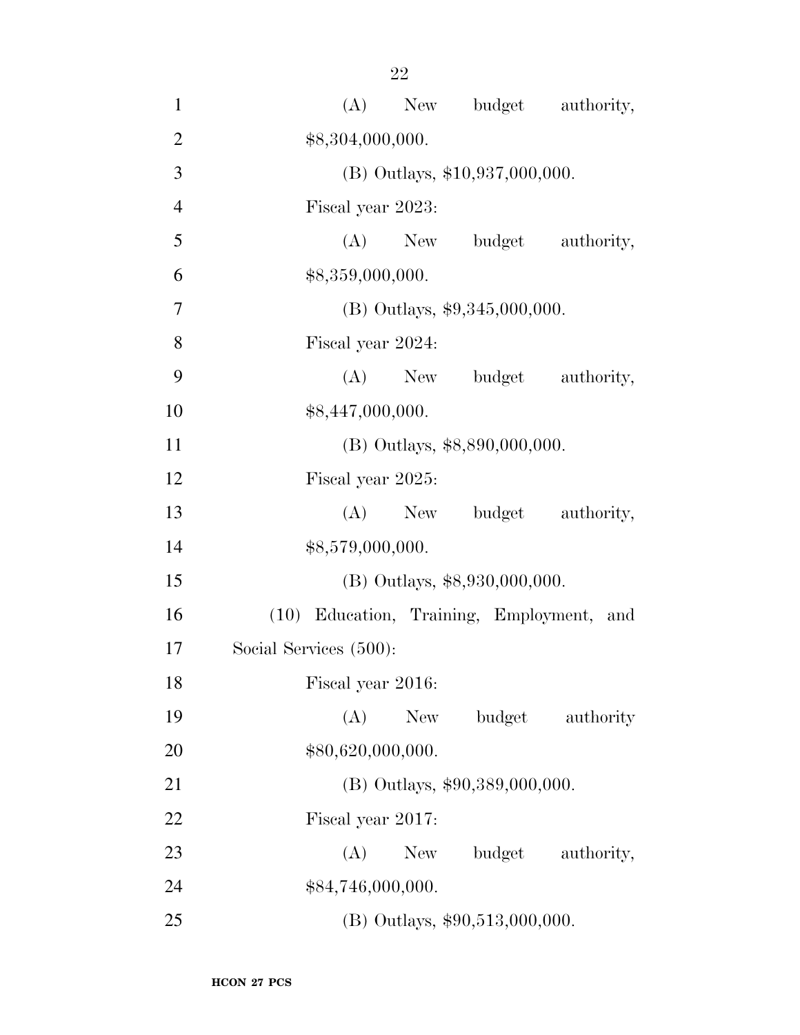(A) New budget authority, $8,304,000,000.

(B) Outlays, $10,937,000,000.

Fiscal year 2023:

(A) New budget authority, $8,359,000,000.

(B) Outlays, $9,345,000,000.

Fiscal year 2024:

(A) New budget authority, $8,447,000,000.

(B) Outlays, $8,890,000,000.

Fiscal year 2025:

(A) New budget authority, $8,579,000,000.

(B) Outlays, $8,930,000,000.

(10) Education, Training, Employment, and Social Services (500):

Fiscal year 2016:

(A) New budget authority $80,620,000,000.

(B) Outlays, $90,389,000,000.

Fiscal year 2017:

(A) New budget authority, $84,746,000,000.

(B) Outlays, $90,513,000,000.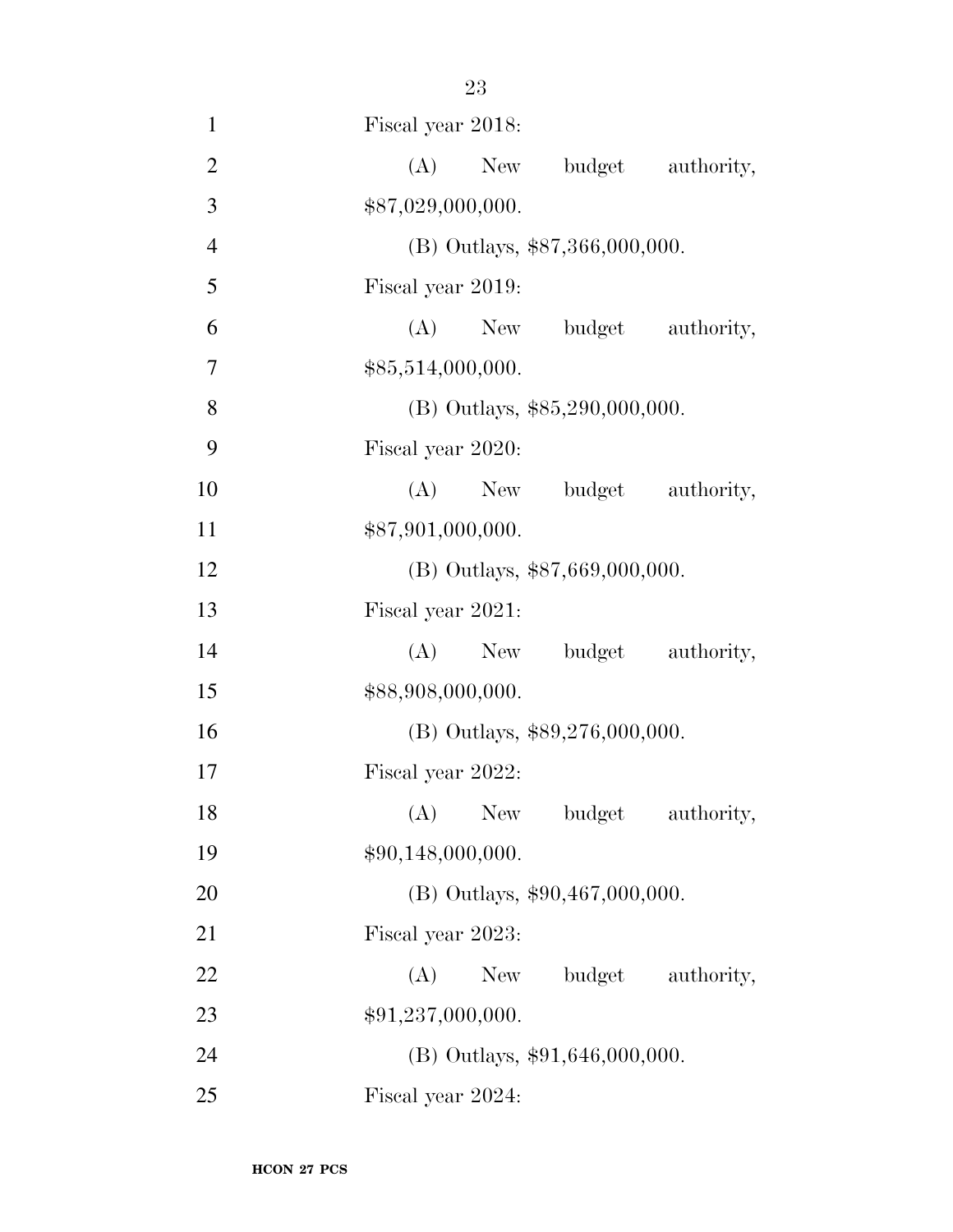Fiscal year 2018:

(A) New budget authority, $87,029,000,000.

(B) Outlays, $87,366,000,000.

Fiscal year 2019:

(A) New budget authority, $85,514,000,000.

(B) Outlays, $85,290,000,000.

Fiscal year 2020:

(A) New budget authority, $87,901,000,000.

(B) Outlays, $87,669,000,000.

Fiscal year 2021:

(A) New budget authority, $88,908,000,000.

(B) Outlays, $89,276,000,000.

Fiscal year 2022:

(A) New budget authority, $90,148,000,000.

(B) Outlays, $90,467,000,000.

Fiscal year 2023:

(A) New budget authority, $91,237,000,000.

(B) Outlays, $91,646,000,000.

Fiscal year 2024: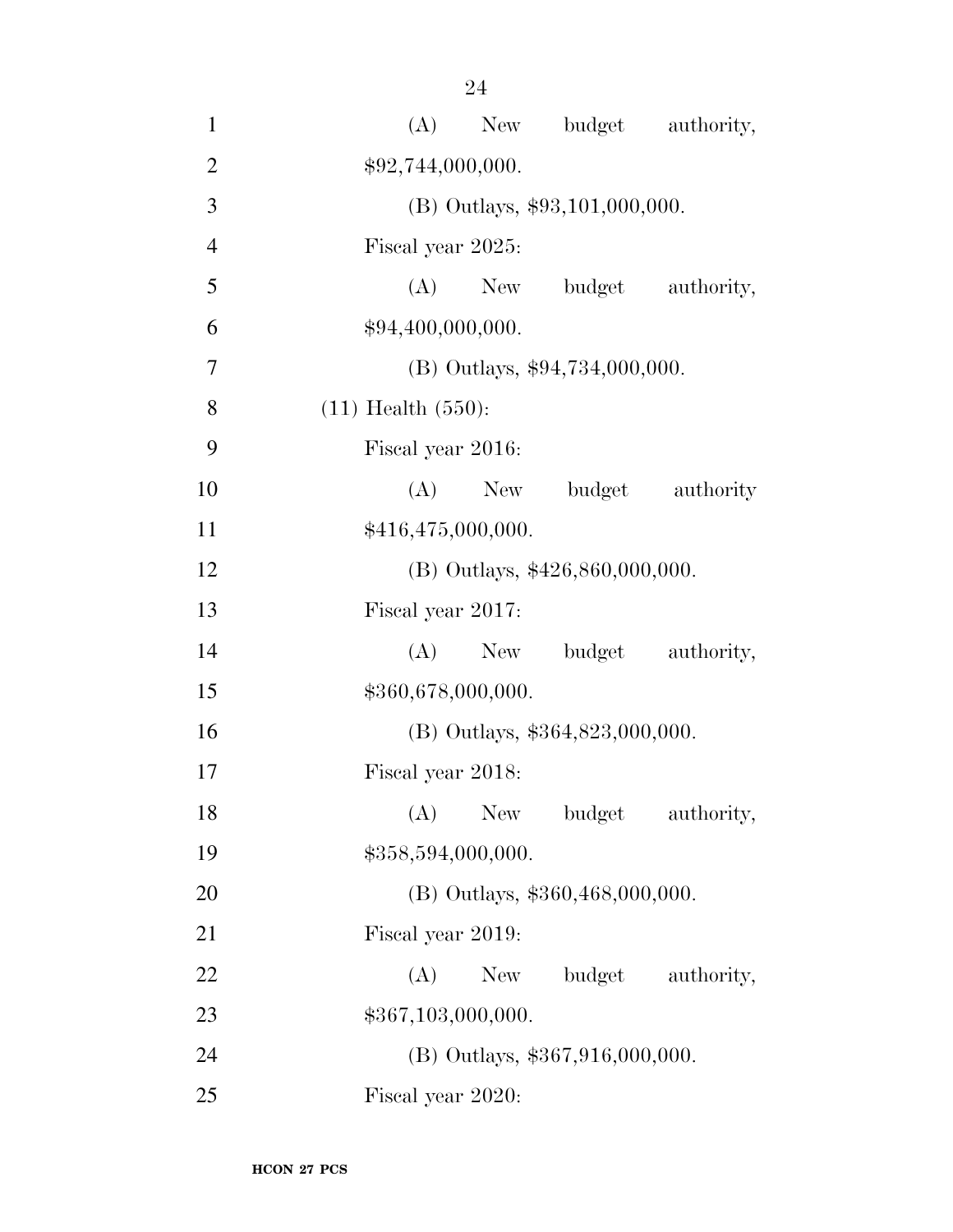(A) New budget authority, $92,744,000,000.

(B) Outlays, $93,101,000,000.

Fiscal year 2025:

(A) New budget authority, $94,400,000,000.

(B) Outlays, $94,734,000,000.

(11) Health (550):

Fiscal year 2016:

(A) New budget authority $416,475,000,000.

(B) Outlays, $426,860,000,000.

Fiscal year 2017:

(A) New budget authority, $360,678,000,000.

(B) Outlays, $364,823,000,000.

Fiscal year 2018:

(A) New budget authority, $358,594,000,000.

(B) Outlays, $360,468,000,000.

Fiscal year 2019:

(A) New budget authority, $367,103,000,000.

(B) Outlays, $367,916,000,000.

Fiscal year 2020: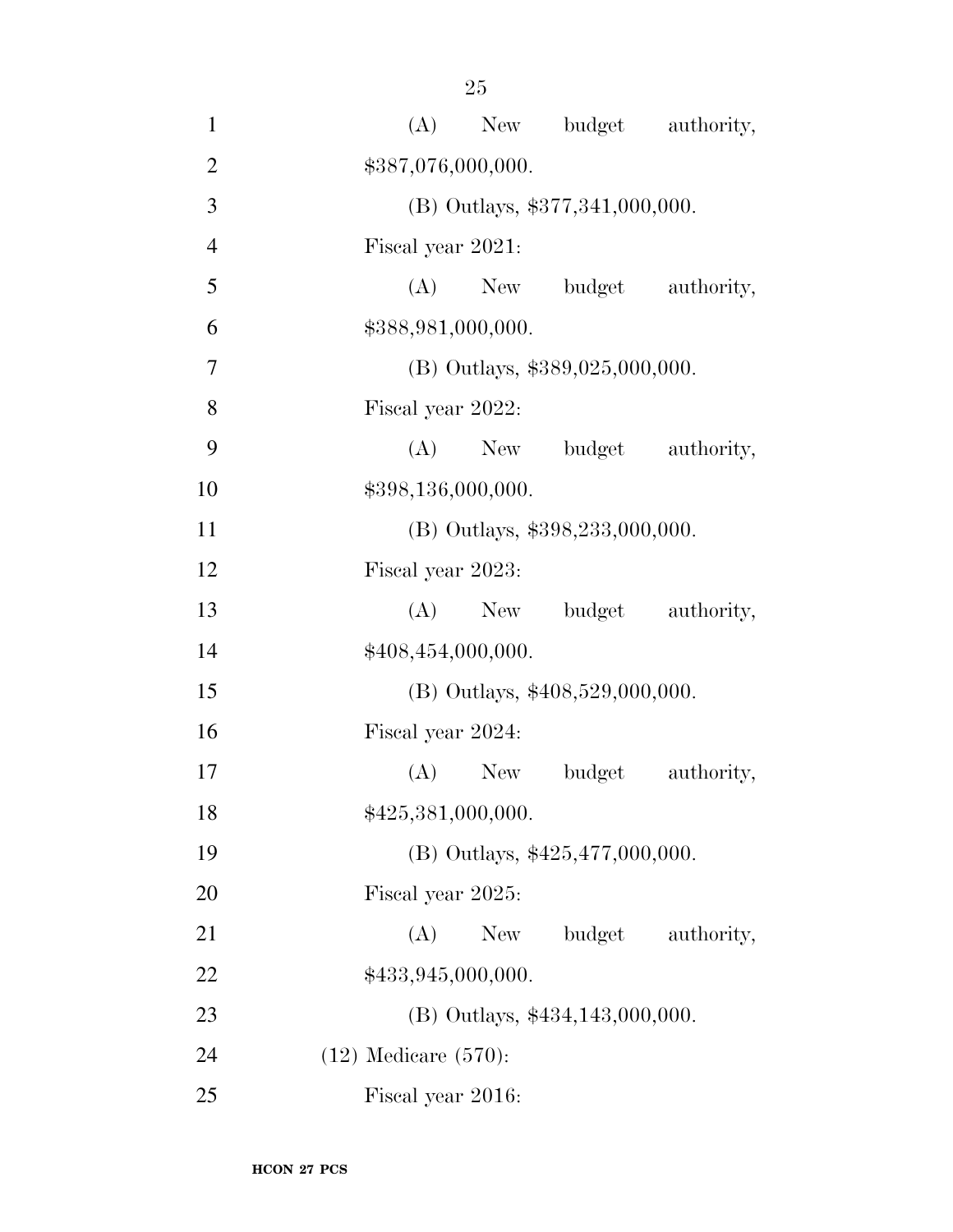(A) New budget authority, $387,076,000,000.

(B) Outlays, $377,341,000,000.

Fiscal year 2021:

(A) New budget authority, $388,981,000,000.

(B) Outlays, $389,025,000,000.

Fiscal year 2022:

(A) New budget authority, $398,136,000,000.

(B) Outlays, $398,233,000,000.

Fiscal year 2023:

(A) New budget authority, $408,454,000,000.

(B) Outlays, $408,529,000,000.

Fiscal year 2024:

(A) New budget authority, $425,381,000,000.

(B) Outlays, $425,477,000,000.

Fiscal year 2025:

(A) New budget authority, $433,945,000,000.

(B) Outlays, $434,143,000,000.

(12) Medicare (570):

Fiscal year 2016: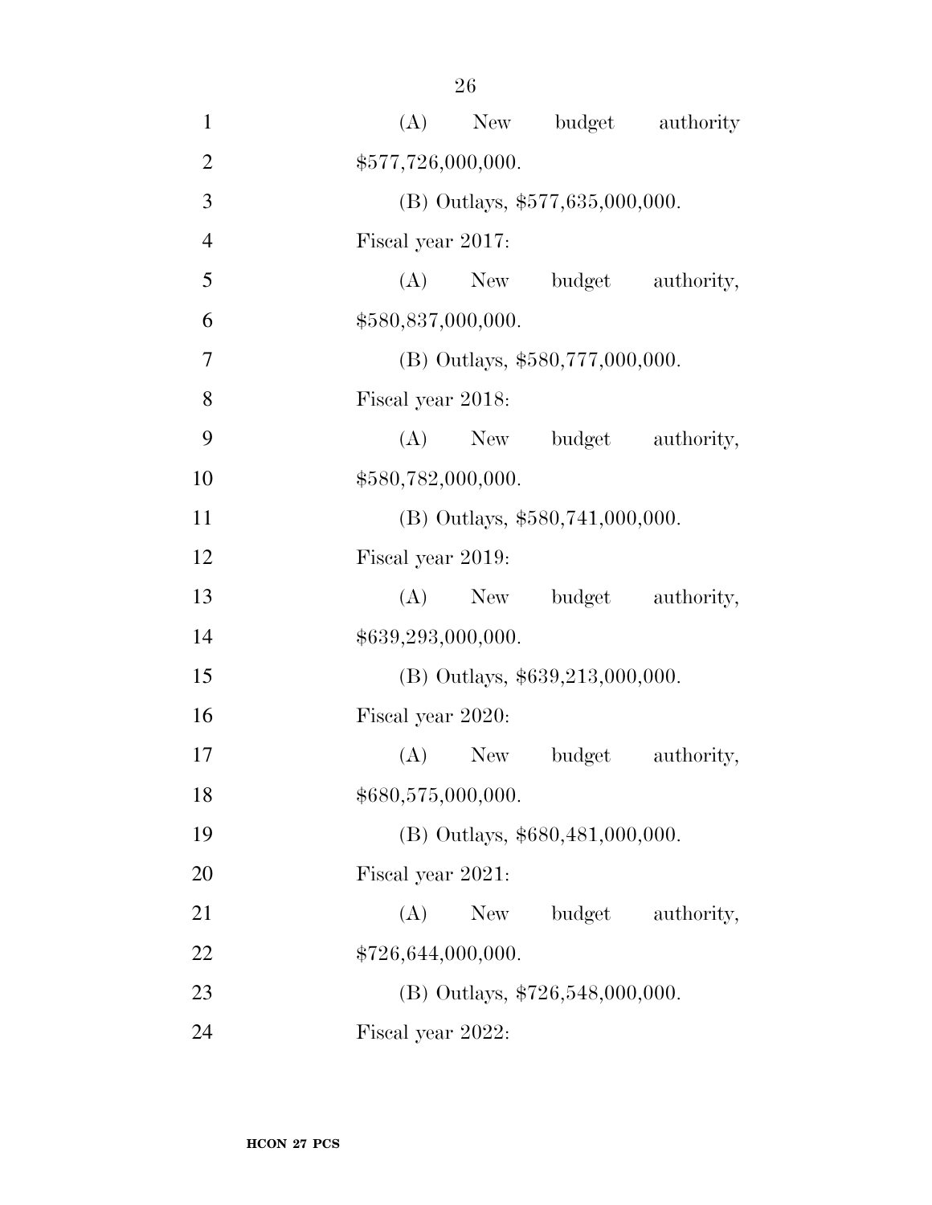(A) New budget authority $577,726,000,000.

(B) Outlays, $577,635,000,000.

Fiscal year 2017:

(A) New budget authority, $580,837,000,000.

(B) Outlays, $580,777,000,000.

Fiscal year 2018:

(A) New budget authority, $580,782,000,000.

(B) Outlays, $580,741,000,000.

Fiscal year 2019:

(A) New budget authority, $639,293,000,000.

(B) Outlays, $639,213,000,000.

Fiscal year 2020:

(A) New budget authority, $680,575,000,000.

(B) Outlays, $680,481,000,000.

Fiscal year 2021:

(A) New budget authority, $726,644,000,000.

(B) Outlays, $726,548,000,000.

Fiscal year 2022: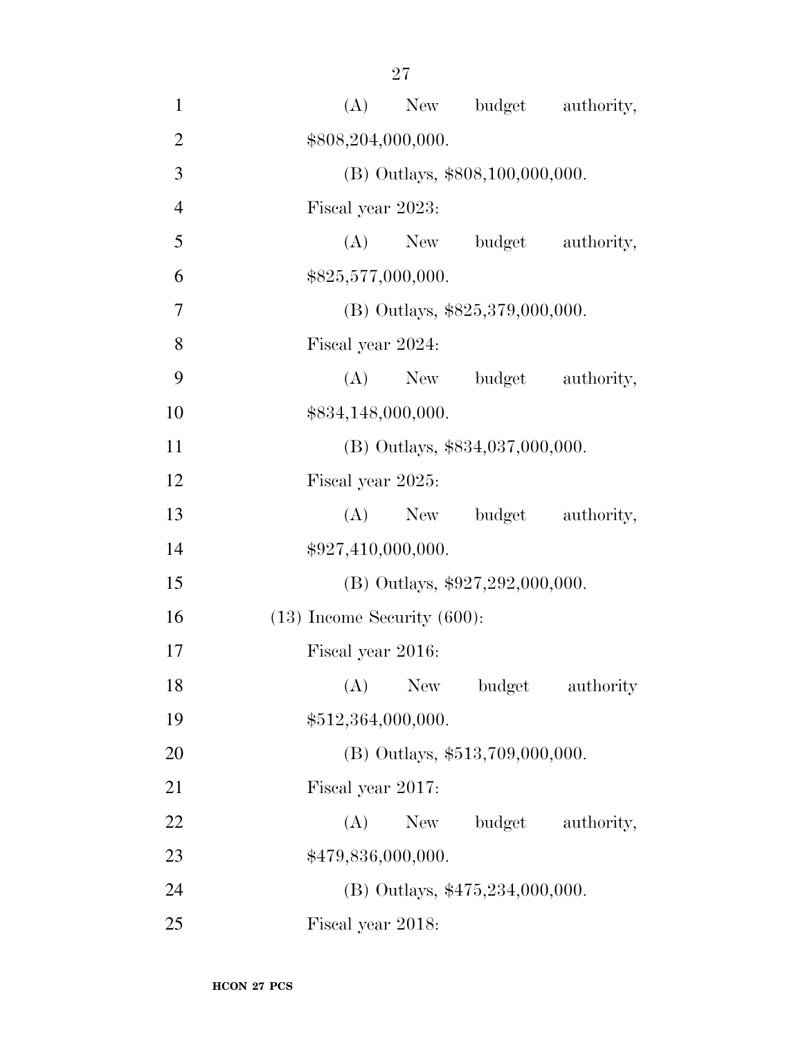(A) New budget authority, $808,204,000,000.

(B) Outlays, $808,100,000,000.

Fiscal year 2023:

(A) New budget authority, $825,577,000,000.

(B) Outlays, $825,379,000,000.

Fiscal year 2024:

(A) New budget authority, $834,148,000,000.

(B) Outlays, $834,037,000,000.

Fiscal year 2025:

(A) New budget authority, $927,410,000,000.

(B) Outlays, $927,292,000,000.

(13) Income Security (600):

Fiscal year 2016:

(A) New budget authority $512,364,000,000.

(B) Outlays, $513,709,000,000.

Fiscal year 2017:

(A) New budget authority, $479,836,000,000.

(B) Outlays, $475,234,000,000.

Fiscal year 2018: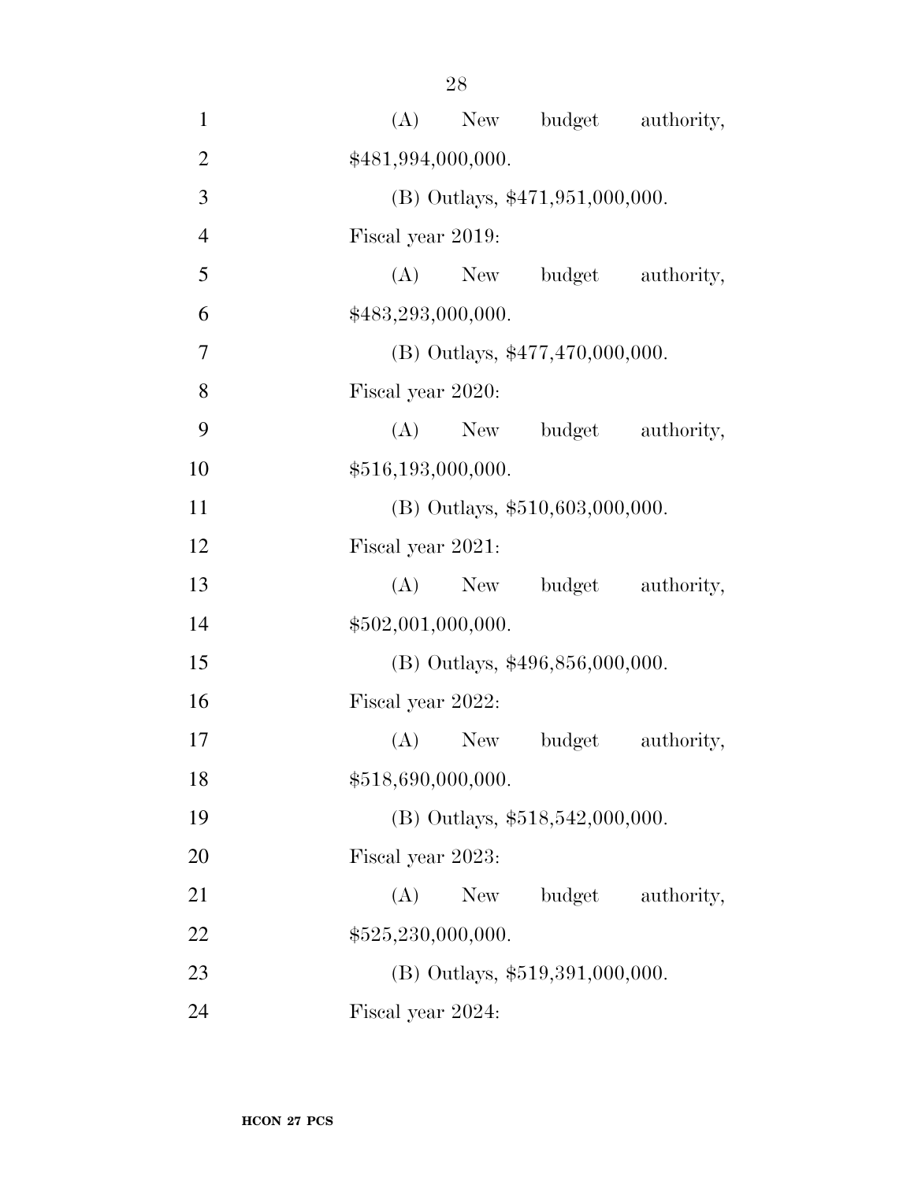(A) New budget authority, $481,994,000,000.

(B) Outlays, $471,951,000,000.

Fiscal year 2019:

(A) New budget authority, $483,293,000,000.

(B) Outlays, $477,470,000,000.

Fiscal year 2020:

(A) New budget authority, $516,193,000,000.

(B) Outlays, $510,603,000,000.

Fiscal year 2021:

(A) New budget authority, $502,001,000,000.

(B) Outlays, $496,856,000,000.

Fiscal year 2022:

(A) New budget authority, $518,690,000,000.

(B) Outlays, $518,542,000,000.

Fiscal year 2023:

(A) New budget authority, $525,230,000,000.

(B) Outlays, $519,391,000,000.

Fiscal year 2024: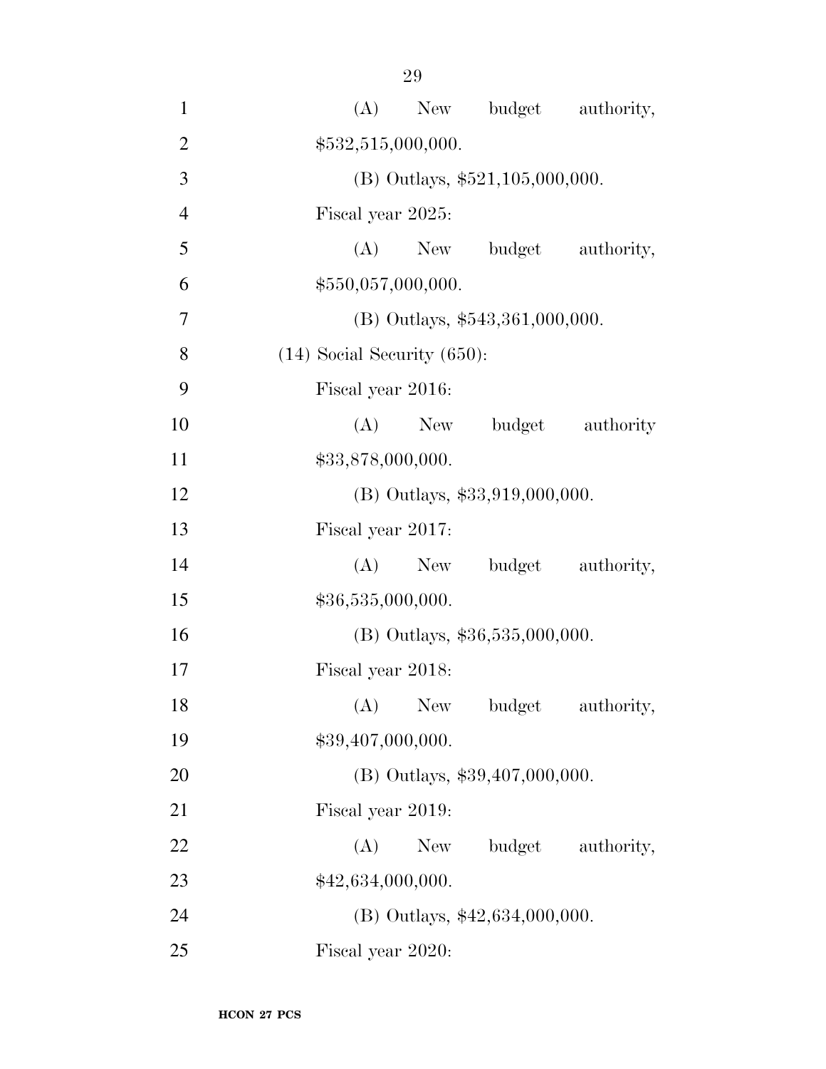(A) New budget authority, $532,515,000,000.

(B) Outlays, $521,105,000,000.

Fiscal year 2025:

(A) New budget authority, $550,057,000,000.

(B) Outlays, $543,361,000,000.

(14) Social Security (650):

Fiscal year 2016:

(A) New budget authority $33,878,000,000.

(B) Outlays, $33,919,000,000.

Fiscal year 2017:

(A) New budget authority, $36,535,000,000.

(B) Outlays, $36,535,000,000.

Fiscal year 2018:

(A) New budget authority, $39,407,000,000.

(B) Outlays, $39,407,000,000.

Fiscal year 2019:

(A) New budget authority, $42,634,000,000.

(B) Outlays, $42,634,000,000.

Fiscal year 2020: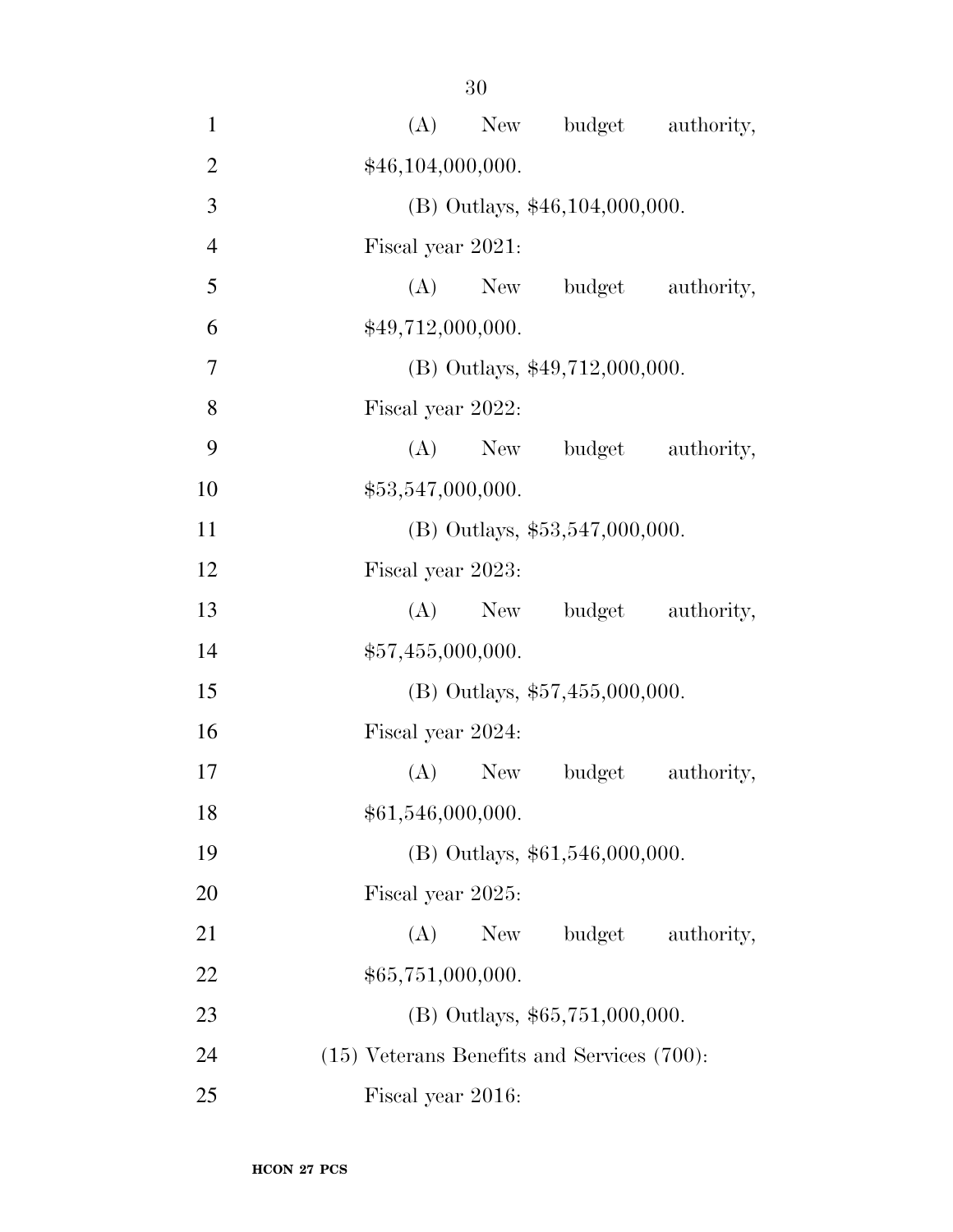(A) New budget authority, $46,104,000,000.

(B) Outlays, $46,104,000,000.

Fiscal year 2021:

(A) New budget authority, $49,712,000,000.

(B) Outlays, $49,712,000,000.

Fiscal year 2022:

(A) New budget authority, $53,547,000,000.

(B) Outlays, $53,547,000,000.

Fiscal year 2023:

(A) New budget authority, $57,455,000,000.

(B) Outlays, $57,455,000,000.

Fiscal year 2024:

(A) New budget authority, $61,546,000,000.

(B) Outlays, $61,546,000,000.

Fiscal year 2025:

(A) New budget authority, $65,751,000,000.

(B) Outlays, $65,751,000,000.

(15) Veterans Benefits and Services (700):

Fiscal year 2016: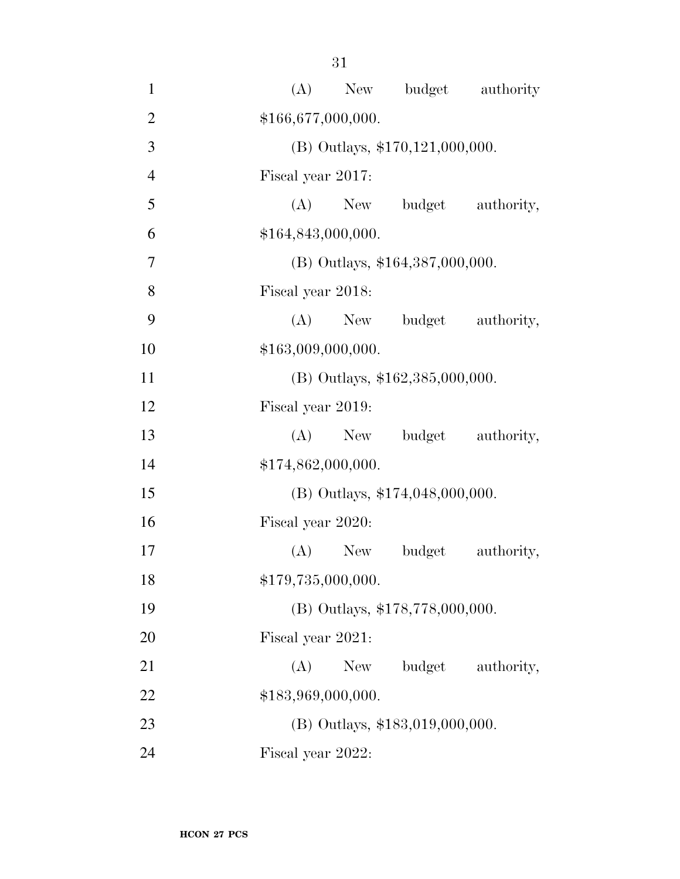(A) New budget authority $166,677,000,000.

(B) Outlays, $170,121,000,000.

Fiscal year 2017:

(A) New budget authority, $164,843,000,000.

(B) Outlays, $164,387,000,000.

Fiscal year 2018:

(A) New budget authority, $163,009,000,000.

(B) Outlays, $162,385,000,000.

Fiscal year 2019:

(A) New budget authority, $174,862,000,000.

(B) Outlays, $174,048,000,000.

Fiscal year 2020:

(A) New budget authority, $179,735,000,000.

(B) Outlays, $178,778,000,000.

Fiscal year 2021:

(A) New budget authority, $183,969,000,000.

(B) Outlays, $183,019,000,000.

Fiscal year 2022: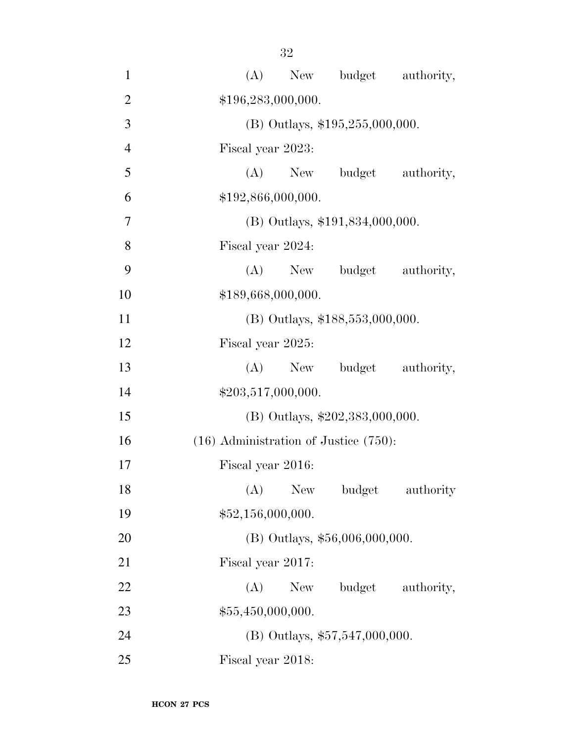(A) New budget authority, $196,283,000,000.

(B) Outlays, $195,255,000,000.

Fiscal year 2023:

(A) New budget authority, $192,866,000,000.

(B) Outlays, $191,834,000,000.

Fiscal year 2024:

(A) New budget authority, $189,668,000,000.

(B) Outlays, $188,553,000,000.

Fiscal year 2025:

(A) New budget authority, $203,517,000,000.

(B) Outlays, $202,383,000,000.

(16) Administration of Justice (750):

Fiscal year 2016:

(A) New budget authority $52,156,000,000.

(B) Outlays, $56,006,000,000.

Fiscal year 2017:

(A) New budget authority, $55,450,000,000.

(B) Outlays, $57,547,000,000.

Fiscal year 2018: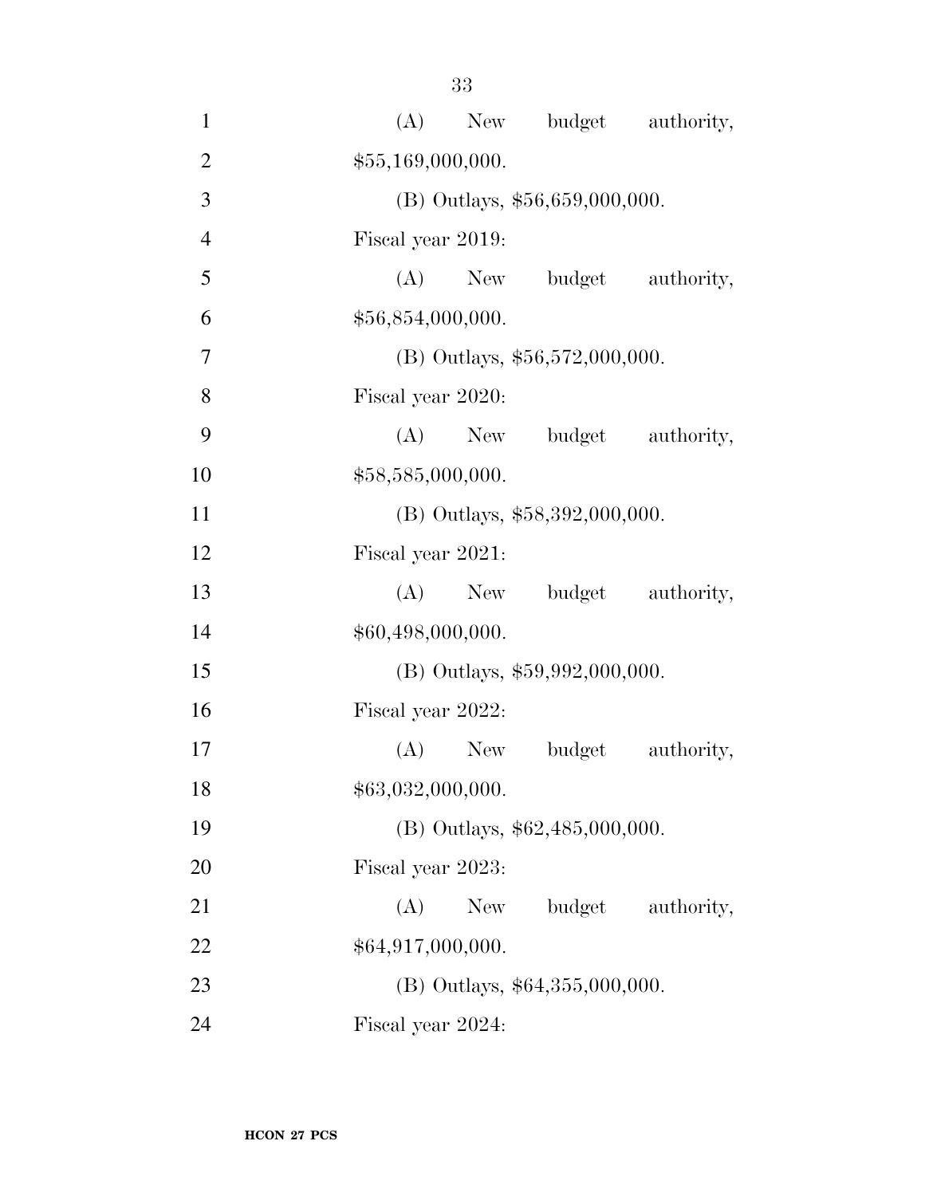(A) New budget authority, $55,169,000,000.

(B) Outlays, $56,659,000,000.

Fiscal year 2019:

(A) New budget authority, $56,854,000,000.

(B) Outlays, $56,572,000,000.

Fiscal year 2020:

(A) New budget authority, $58,585,000,000.

(B) Outlays, $58,392,000,000.

Fiscal year 2021:

(A) New budget authority, $60,498,000,000.

(B) Outlays, $59,992,000,000.

Fiscal year 2022:

(A) New budget authority, $63,032,000,000.

(B) Outlays, $62,485,000,000.

Fiscal year 2023:

(A) New budget authority, $64,917,000,000.

(B) Outlays, $64,355,000,000.

Fiscal year 2024: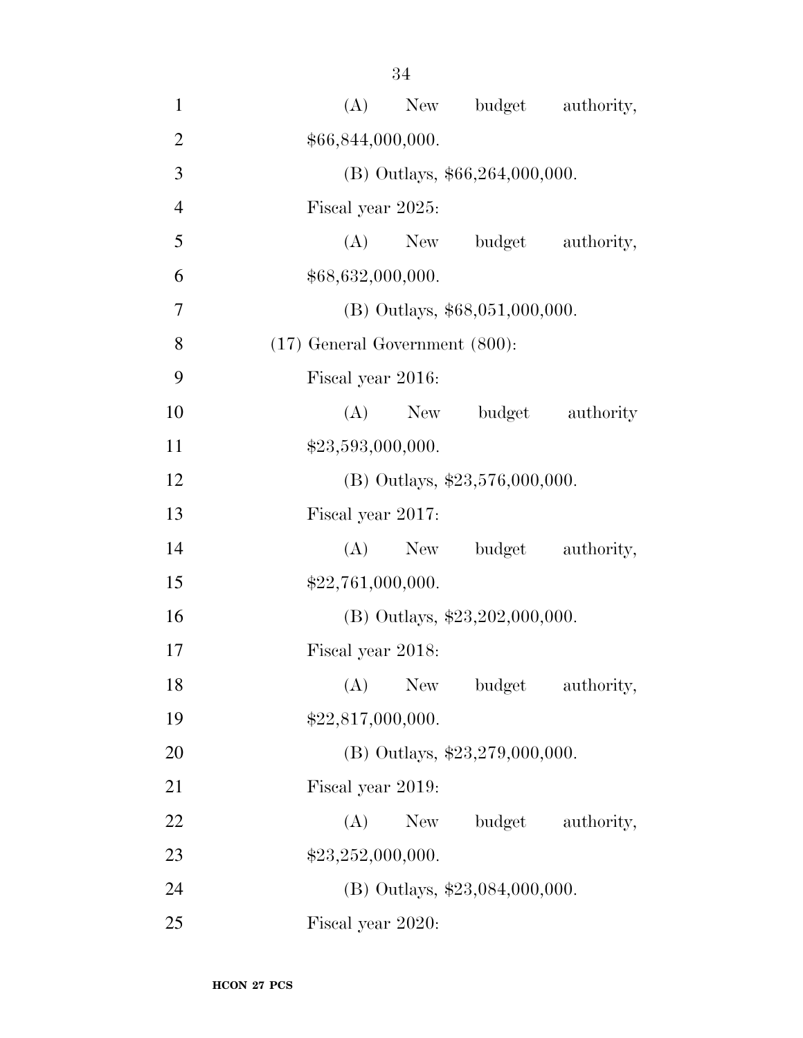(A) New budget authority, $66,844,000,000.

(B) Outlays, $66,264,000,000.

Fiscal year 2025:

(A) New budget authority, $68,632,000,000.

(B) Outlays, $68,051,000,000.

(17) General Government (800):

Fiscal year 2016:

(A) New budget authority $23,593,000,000.

(B) Outlays, $23,576,000,000.

Fiscal year 2017:

(A) New budget authority, $22,761,000,000.

(B) Outlays, $23,202,000,000.

Fiscal year 2018:

(A) New budget authority, $22,817,000,000.

(B) Outlays, $23,279,000,000.

Fiscal year 2019:

(A) New budget authority, $23,252,000,000.

(B) Outlays, $23,084,000,000.

Fiscal year 2020: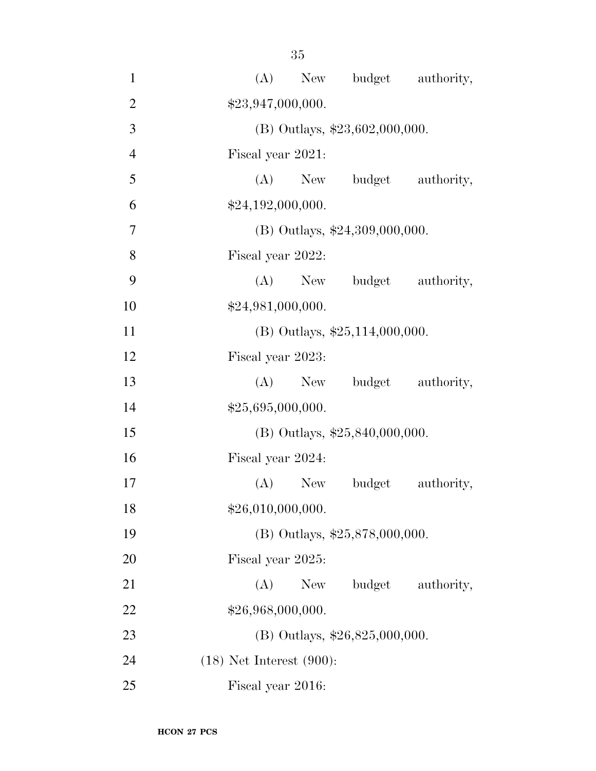(A) New budget authority, $23,947,000,000.

(B) Outlays, $23,602,000,000.

Fiscal year 2021:

(A) New budget authority, $24,192,000,000.

(B) Outlays, $24,309,000,000.

Fiscal year 2022:

(A) New budget authority, $24,981,000,000.

(B) Outlays, $25,114,000,000.

Fiscal year 2023:

(A) New budget authority, $25,695,000,000.

(B) Outlays, $25,840,000,000.

Fiscal year 2024:

(A) New budget authority, $26,010,000,000.

(B) Outlays, $25,878,000,000.

Fiscal year 2025:

(A) New budget authority, $26,968,000,000.

(B) Outlays, $26,825,000,000.

(18) Net Interest (900):

Fiscal year 2016: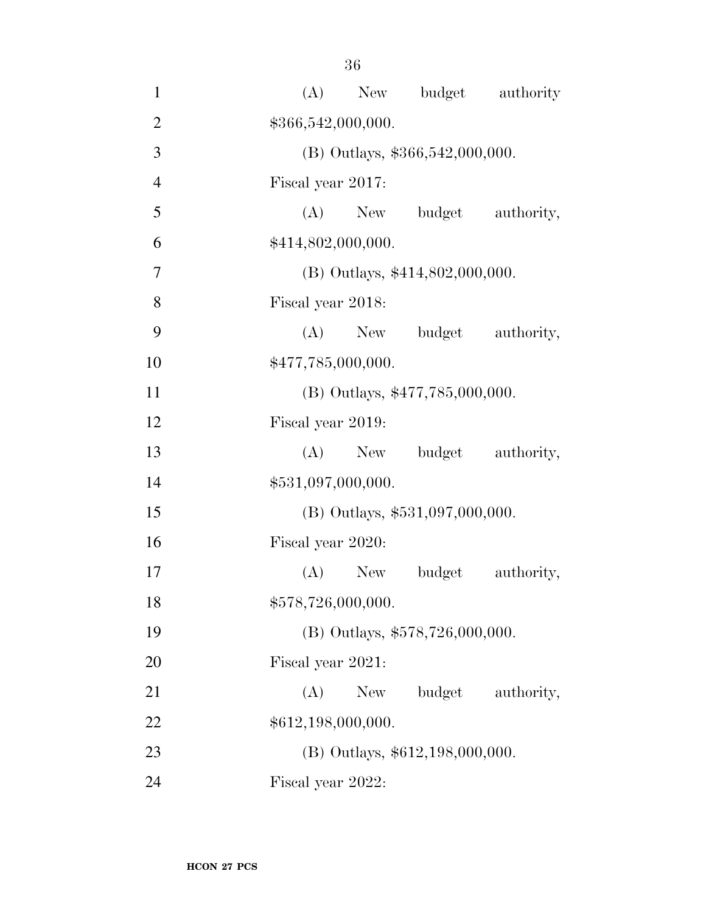(A) New budget authority $366,542,000,000.

(B) Outlays, $366,542,000,000.

Fiscal year 2017:

(A) New budget authority, $414,802,000,000.

(B) Outlays, $414,802,000,000.

Fiscal year 2018:

(A) New budget authority, $477,785,000,000.

(B) Outlays, $477,785,000,000.

Fiscal year 2019:

(A) New budget authority, $531,097,000,000.

(B) Outlays, $531,097,000,000.

Fiscal year 2020:

(A) New budget authority, $578,726,000,000.

(B) Outlays, $578,726,000,000.

Fiscal year 2021:

(A) New budget authority, $612,198,000,000.

(B) Outlays, $612,198,000,000.

Fiscal year 2022: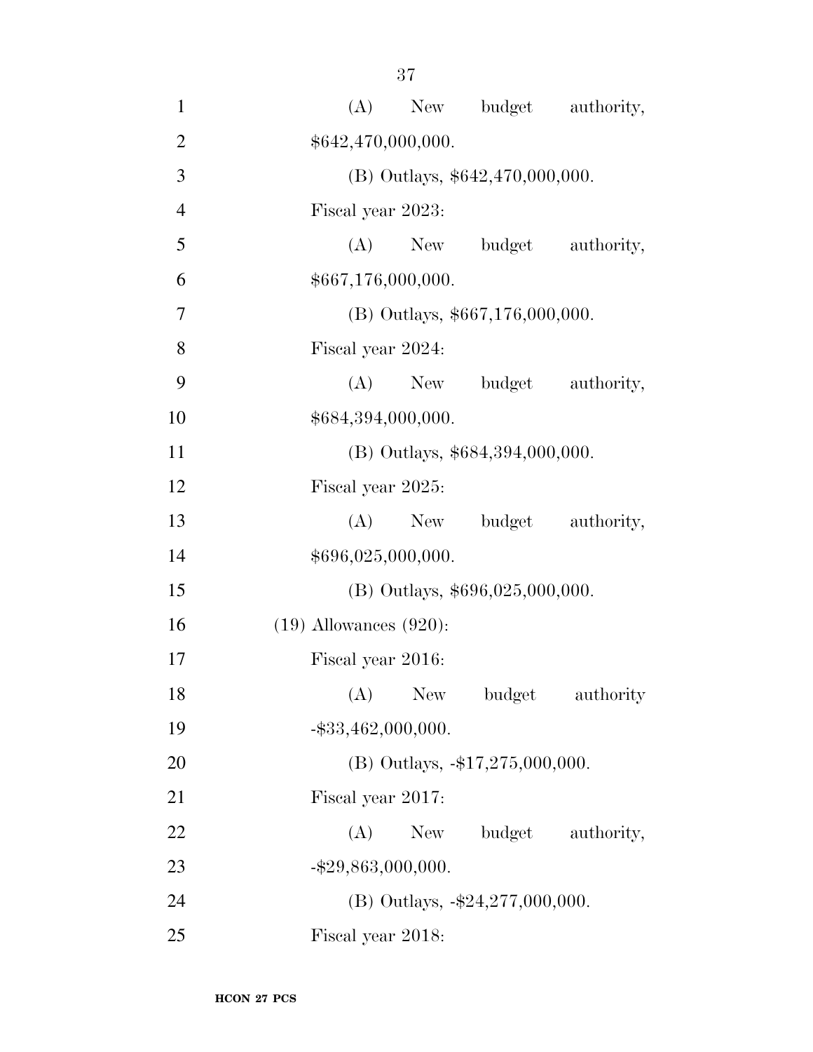(A) New budget authority, $642,470,000,000.

(B) Outlays, $642,470,000,000.

Fiscal year 2023:

(A) New budget authority, $667,176,000,000.

(B) Outlays, $667,176,000,000.

Fiscal year 2024:

(A) New budget authority, $684,394,000,000.

(B) Outlays, $684,394,000,000.

Fiscal year 2025:

(A) New budget authority, $696,025,000,000.

(B) Outlays, $696,025,000,000.

(19) Allowances (920):

Fiscal year 2016:

(A) New budget authority -$33,462,000,000.

(B) Outlays, -$17,275,000,000.

Fiscal year 2017:

(A) New budget authority, -$29,863,000,000.

(B) Outlays, -$24,277,000,000.

Fiscal year 2018: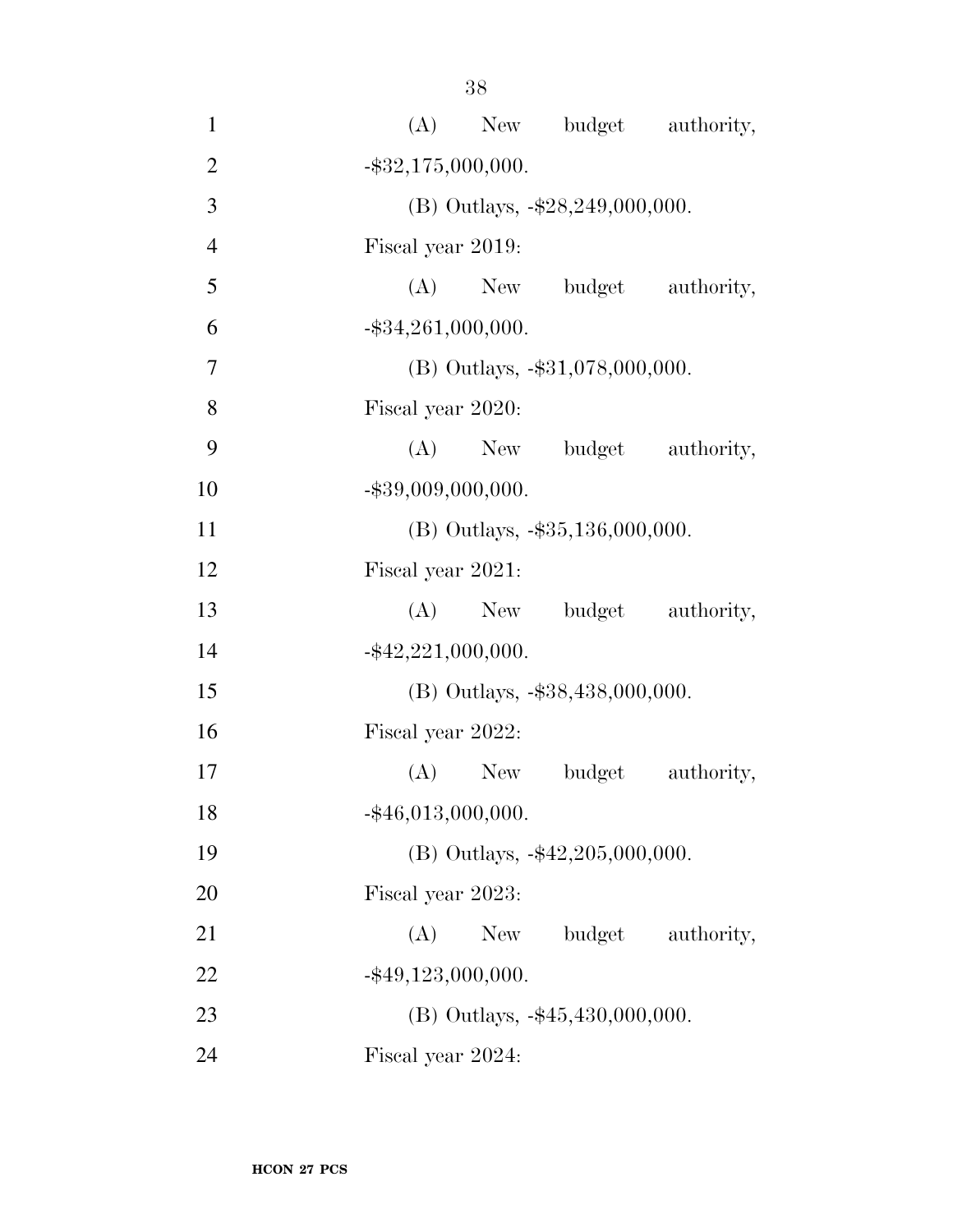(A) New budget authority, -$32,175,000,000.

(B) Outlays, -$28,249,000,000.

Fiscal year 2019:

(A) New budget authority, -$34,261,000,000.

(B) Outlays, -$31,078,000,000.

Fiscal year 2020:

(A) New budget authority, -$39,009,000,000.

(B) Outlays, -$35,136,000,000.

Fiscal year 2021:

(A) New budget authority, -$42,221,000,000.

(B) Outlays, -$38,438,000,000.

Fiscal year 2022:

(A) New budget authority, -$46,013,000,000.

(B) Outlays, -$42,205,000,000.

Fiscal year 2023:

(A) New budget authority, -$49,123,000,000.

(B) Outlays, -$45,430,000,000.

Fiscal year 2024: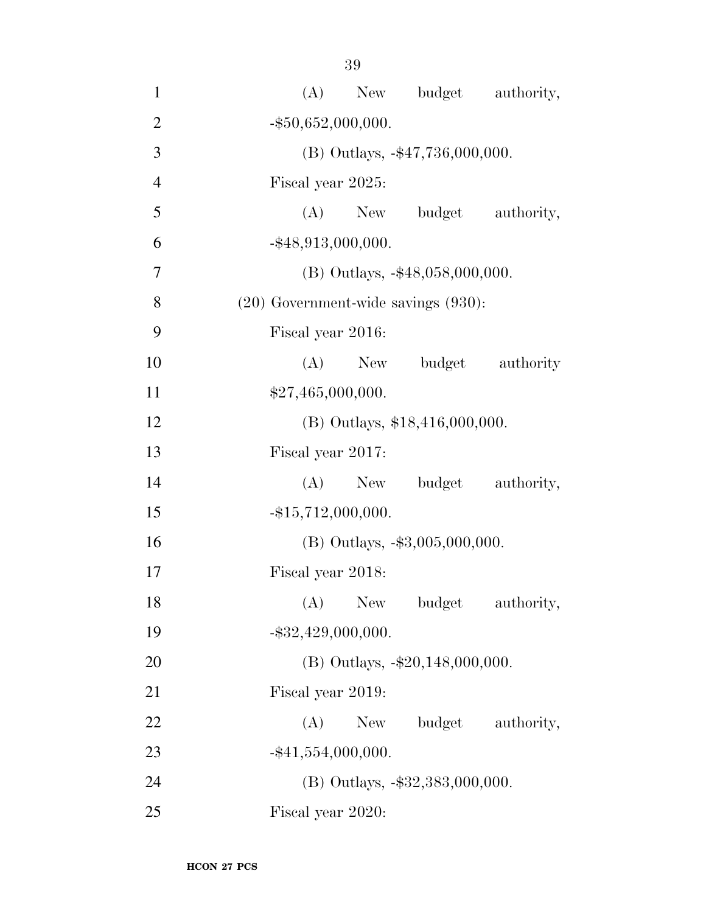(A) New budget authority, -$50,652,000,000.

(B) Outlays, -$47,736,000,000.

Fiscal year 2025:

(A) New budget authority, -$48,913,000,000.

(B) Outlays, -$48,058,000,000.

(20) Government-wide savings (930):

Fiscal year 2016:

(A) New budget authority $27,465,000,000.

(B) Outlays, $18,416,000,000.

Fiscal year 2017:

(A) New budget authority, -$15,712,000,000.

(B) Outlays, -$3,005,000,000.

Fiscal year 2018:

(A) New budget authority, -$32,429,000,000.

(B) Outlays, -$20,148,000,000.

Fiscal year 2019:

(A) New budget authority, -$41,554,000,000.

(B) Outlays, -$32,383,000,000.

Fiscal year 2020: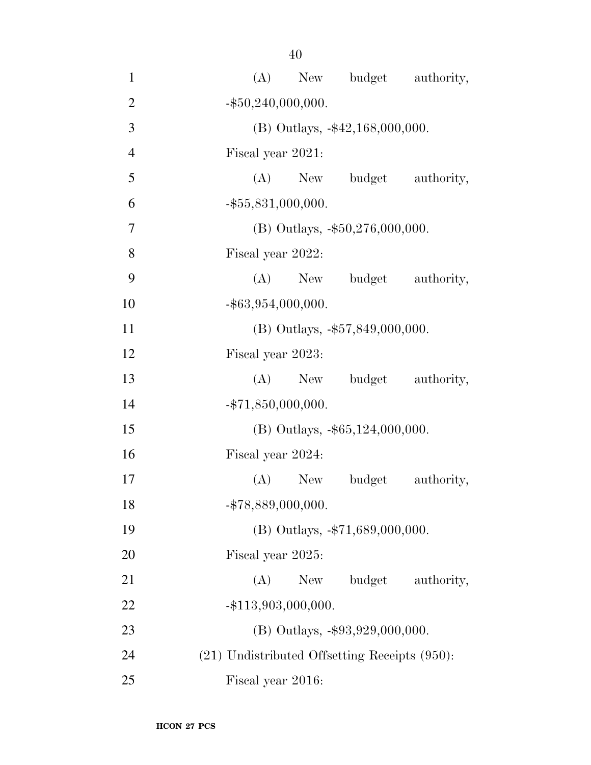(A) New budget authority, -$50,240,000,000.

(B) Outlays, -$42,168,000,000.

Fiscal year 2021:

(A) New budget authority, -$55,831,000,000.

(B) Outlays, -$50,276,000,000.

Fiscal year 2022:

(A) New budget authority, -$63,954,000,000.

(B) Outlays, -$57,849,000,000.

Fiscal year 2023:

(A) New budget authority, -$71,850,000,000.

(B) Outlays, -$65,124,000,000.

Fiscal year 2024:

(A) New budget authority, -$78,889,000,000.

(B) Outlays, -$71,689,000,000.

Fiscal year 2025:

(A) New budget authority, -$113,903,000,000.

(B) Outlays, -$93,929,000,000.

(21) Undistributed Offsetting Receipts (950):

Fiscal year 2016: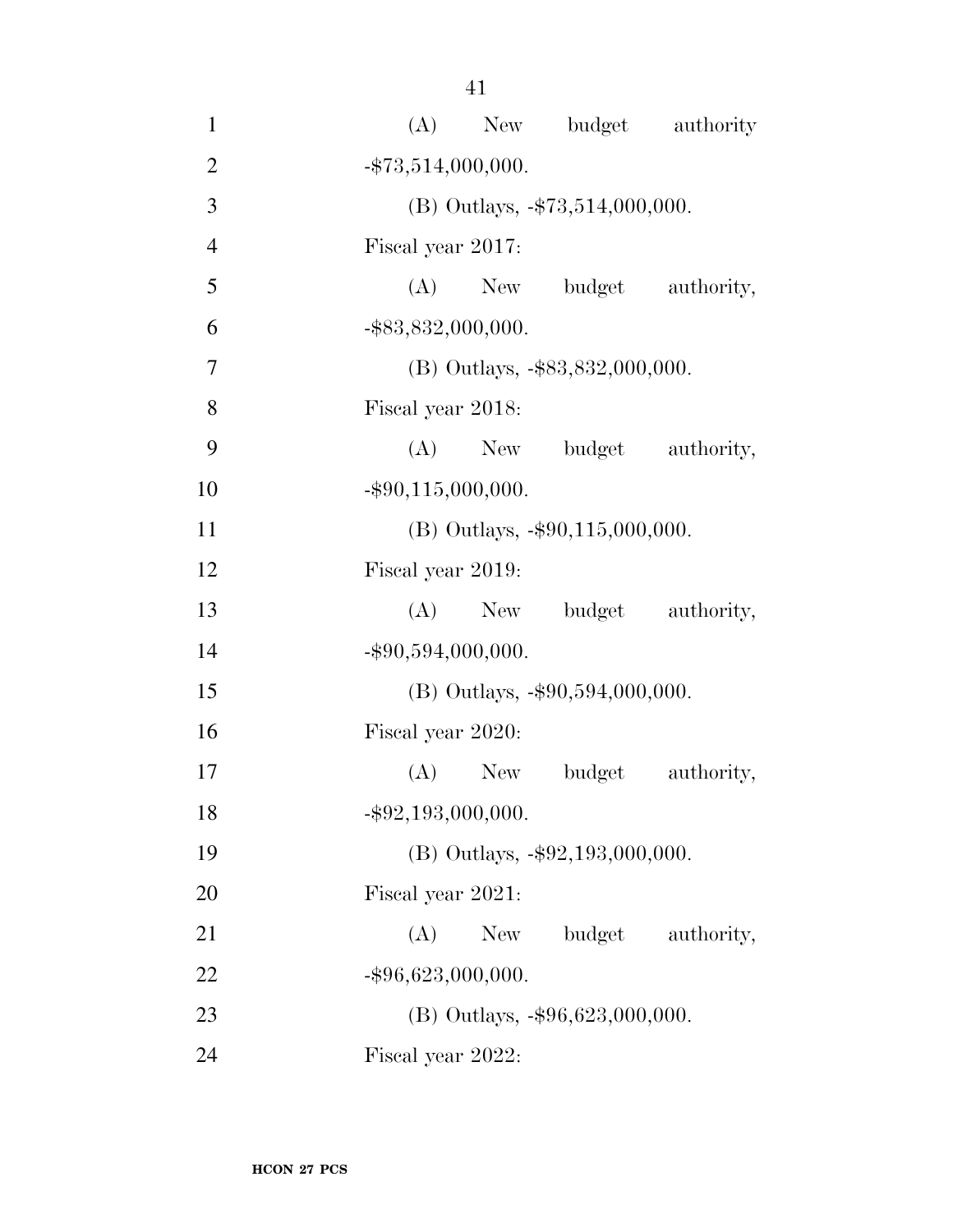(A) New budget authority -$73,514,000,000.

(B) Outlays, -$73,514,000,000.

Fiscal year 2017:

(A) New budget authority, -$83,832,000,000.

(B) Outlays, -$83,832,000,000.

Fiscal year 2018:

(A) New budget authority, -$90,115,000,000.

(B) Outlays, -$90,115,000,000.

Fiscal year 2019:

(A) New budget authority, -$90,594,000,000.

(B) Outlays, -$90,594,000,000.

Fiscal year 2020:

(A) New budget authority, -$92,193,000,000.

(B) Outlays, -$92,193,000,000.

Fiscal year 2021:

(A) New budget authority, -$96,623,000,000.

(B) Outlays, -$96,623,000,000.

Fiscal year 2022: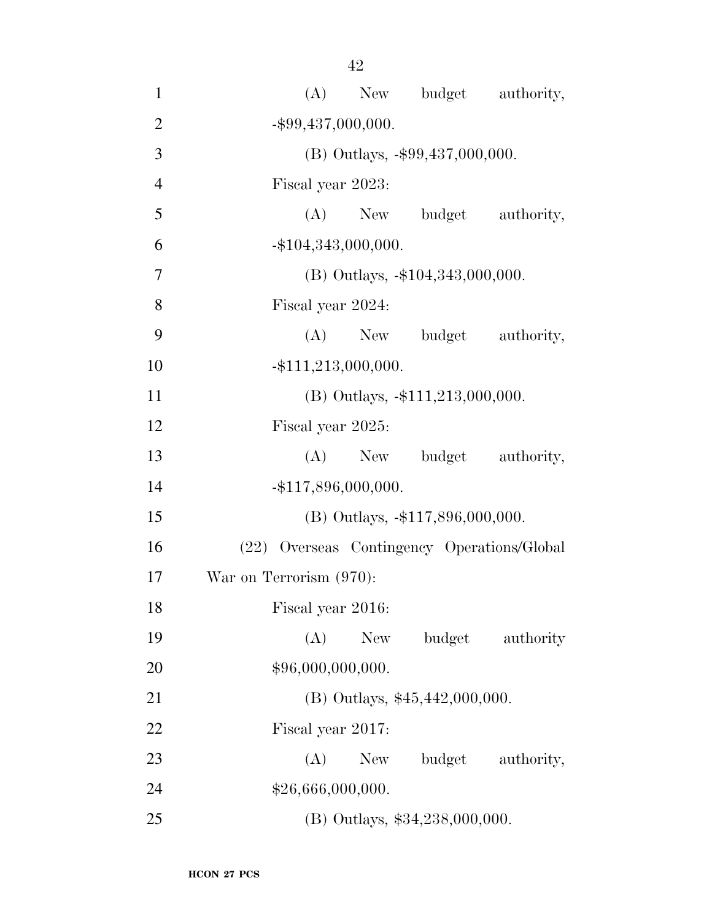(A) New budget authority, -$99,437,000,000.

(B) Outlays, -$99,437,000,000.

Fiscal year 2023:

(A) New budget authority, -$104,343,000,000.

(B) Outlays, -$104,343,000,000.

Fiscal year 2024:

(A) New budget authority, -$111,213,000,000.

(B) Outlays, -$111,213,000,000.

Fiscal year 2025:

(A) New budget authority, -$117,896,000,000.

(B) Outlays, -$117,896,000,000.

(22) Overseas Contingency Operations/Global War on Terrorism (970):

Fiscal year 2016:

(A) New budget authority $96,000,000,000.

(B) Outlays, $45,442,000,000.

Fiscal year 2017:

(A) New budget authority, $26,666,000,000.

(B) Outlays, $34,238,000,000.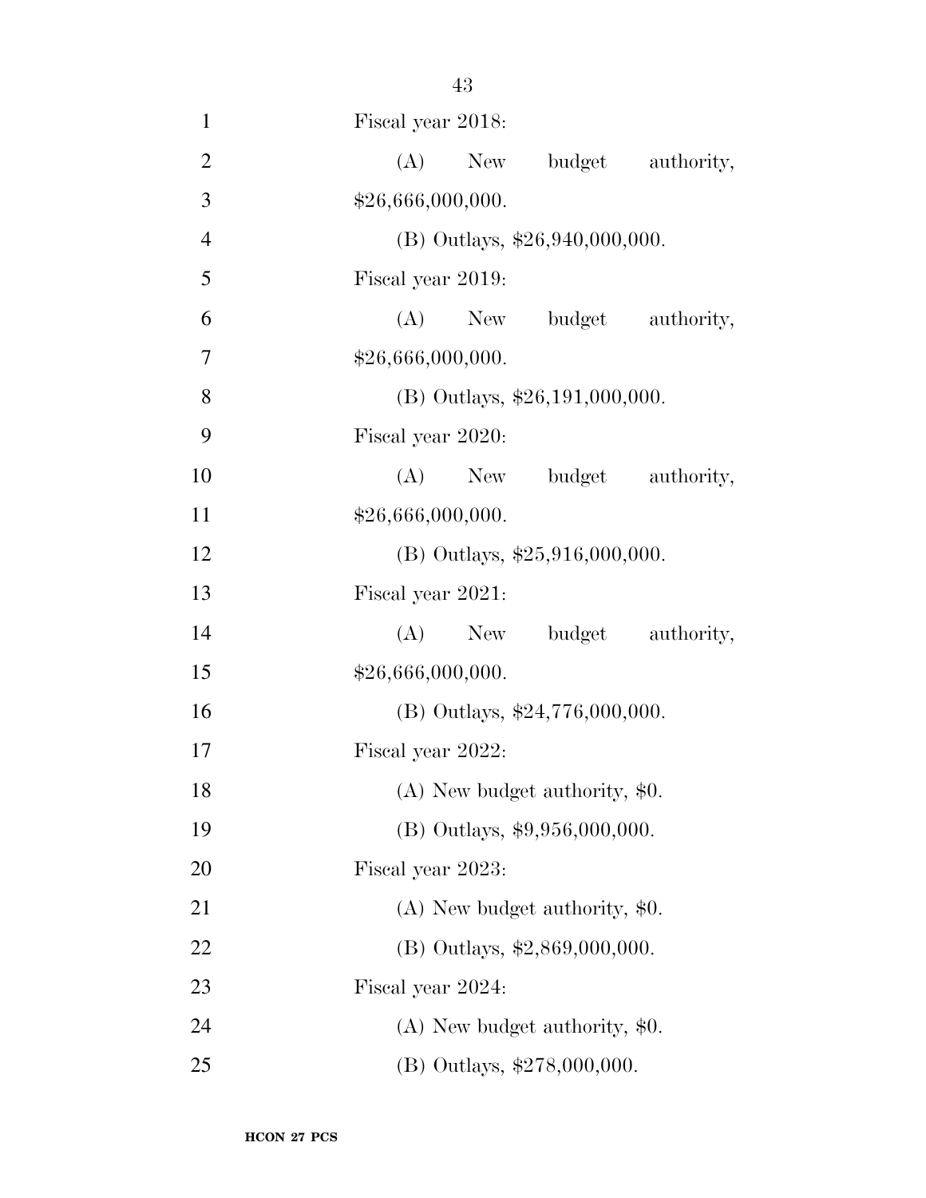Fiscal year 2018:

(A) New budget authority, $26,666,000,000.

(B) Outlays, $26,940,000,000.

Fiscal year 2019:

(A) New budget authority, $26,666,000,000.

(B) Outlays, $26,191,000,000.

Fiscal year 2020:

(A) New budget authority, $26,666,000,000.

(B) Outlays, $25,916,000,000.

Fiscal year 2021:

(A) New budget authority, $26,666,000,000.

(B) Outlays, $24,776,000,000.

Fiscal year 2022:

(A) New budget authority, $0.

(B) Outlays, $9,956,000,000.

Fiscal year 2023:

(A) New budget authority, $0.

(B) Outlays, $2,869,000,000.

Fiscal year 2024:

(A) New budget authority, $0.

(B) Outlays, $278,000,000.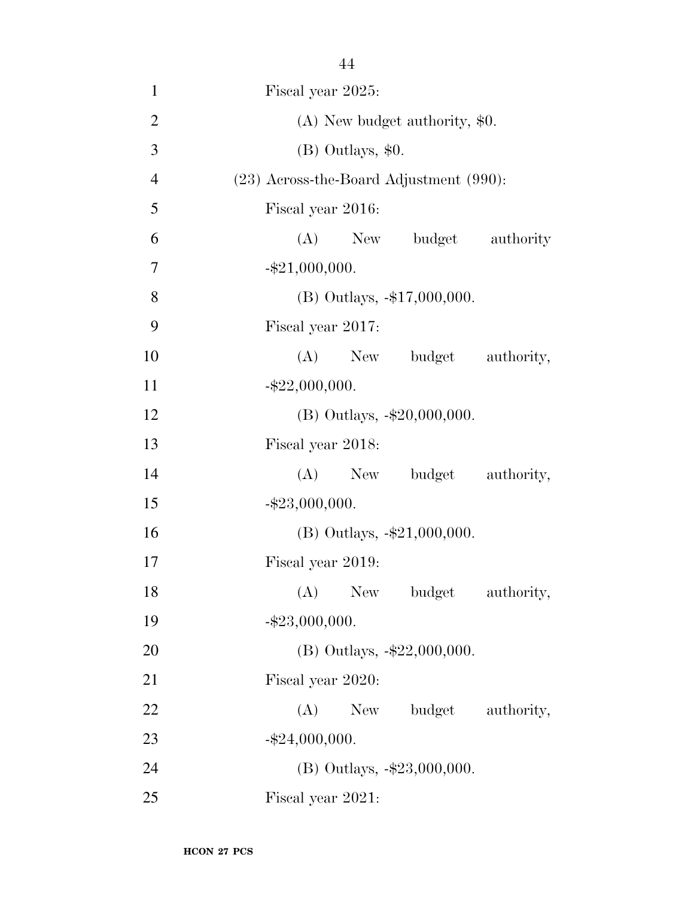Fiscal year 2025:

(A) New budget authority, $0.

(B) Outlays, $0.

(23) Across-the-Board Adjustment (990):

Fiscal year 2016:

(A) New budget authority -$21,000,000.

(B) Outlays, -$17,000,000.

Fiscal year 2017:

(A) New budget authority, -$22,000,000.

(B) Outlays, -$20,000,000.

Fiscal year 2018:

(A) New budget authority, -$23,000,000.

(B) Outlays, -$21,000,000.

Fiscal year 2019:

(A) New budget authority, -$23,000,000.

(B) Outlays, -$22,000,000.

Fiscal year 2020:

(A) New budget authority, -$24,000,000.

(B) Outlays, -$23,000,000.

Fiscal year 2021: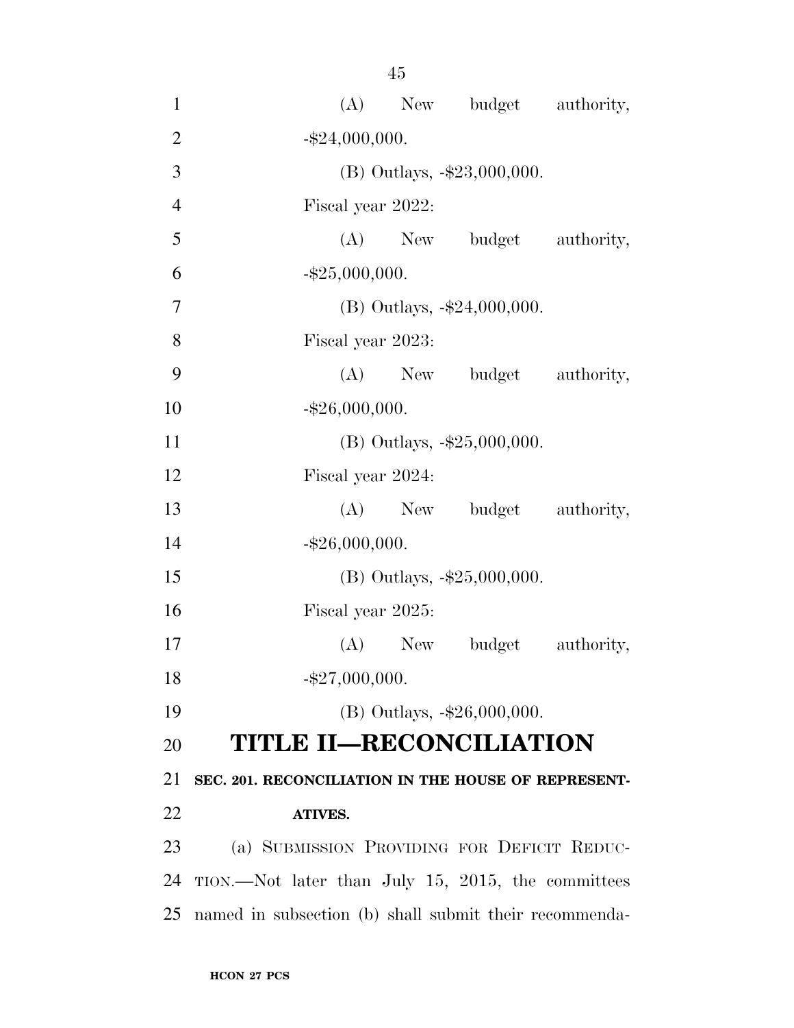(A) New budget authority, -$24,000,000.

(B) Outlays, -$23,000,000.

Fiscal year 2022:

(A) New budget authority, -$25,000,000.

(B) Outlays, -$24,000,000.

Fiscal year 2023:

(A) New budget authority, -$26,000,000.

(B) Outlays, -$25,000,000.

Fiscal year 2024:

(A) New budget authority, -$26,000,000.

(B) Outlays, -$25,000,000.

Fiscal year 2025:

(A) New budget authority, -$27,000,000.

(B) Outlays, -$26,000,000.

# TITLE II—RECONCILIATION

**SEC. 201. RECONCILIATION IN THE HOUSE OF REPRESENTATIVES.**

(a) SUBMISSION PROVIDING FOR DEFICIT REDUCTION.—Not later than July 15, 2015, the committees named in subsection (b) shall submit their recommenda-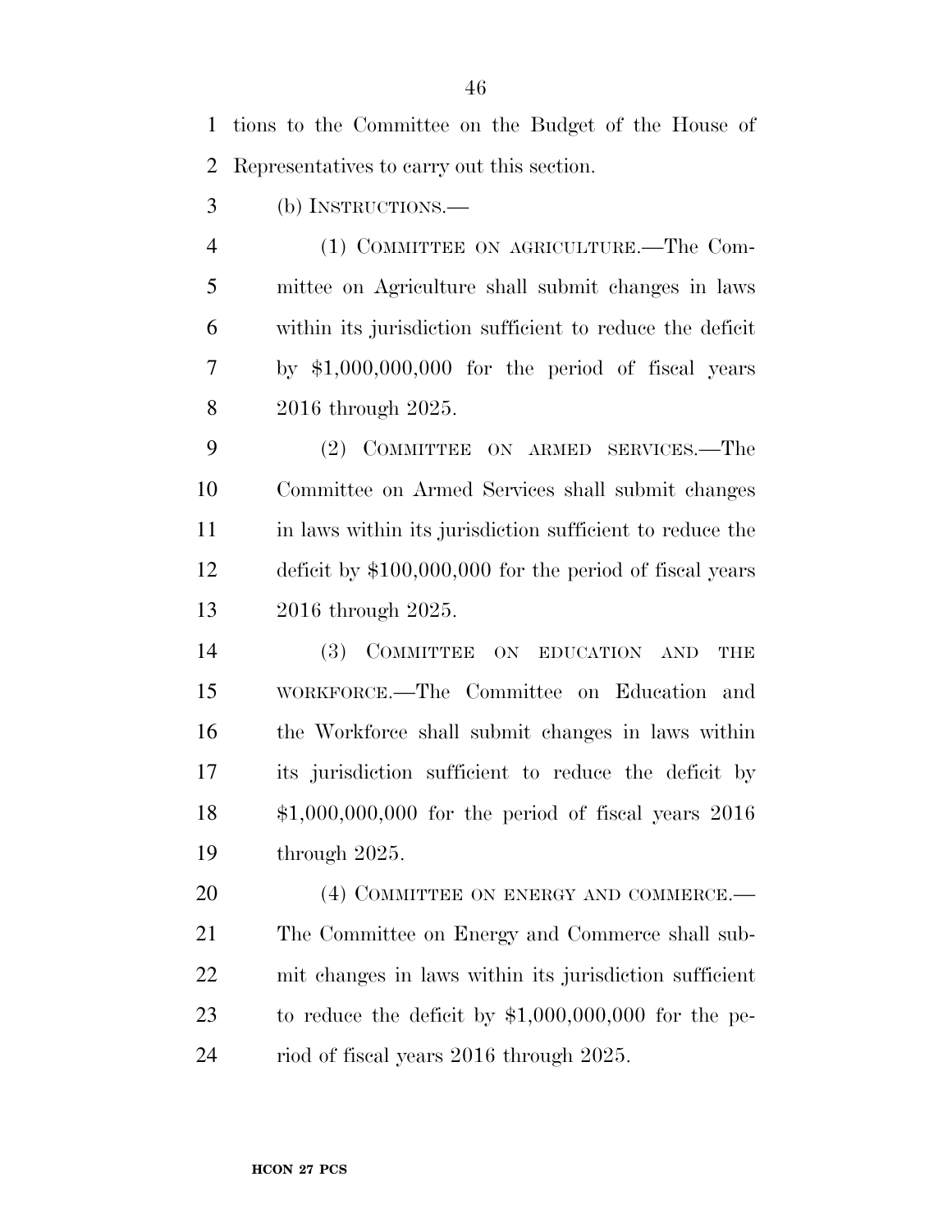tions to the Committee on the Budget of the House of Representatives to carry out this section.

(b) INSTRUCTIONS.—

(1) COMMITTEE ON AGRICULTURE.—The Committee on Agriculture shall submit changes in laws within its jurisdiction sufficient to reduce the deficit by $1,000,000,000 for the period of fiscal years 2016 through 2025.

(2) COMMITTEE ON ARMED SERVICES.—The Committee on Armed Services shall submit changes in laws within its jurisdiction sufficient to reduce the deficit by $100,000,000 for the period of fiscal years 2016 through 2025.

(3) COMMITTEE ON EDUCATION AND THE WORKFORCE.—The Committee on Education and the Workforce shall submit changes in laws within its jurisdiction sufficient to reduce the deficit by $1,000,000,000 for the period of fiscal years 2016 through 2025.

(4) COMMITTEE ON ENERGY AND COMMERCE.—The Committee on Energy and Commerce shall submit changes in laws within its jurisdiction sufficient to reduce the deficit by $1,000,000,000 for the period of fiscal years 2016 through 2025.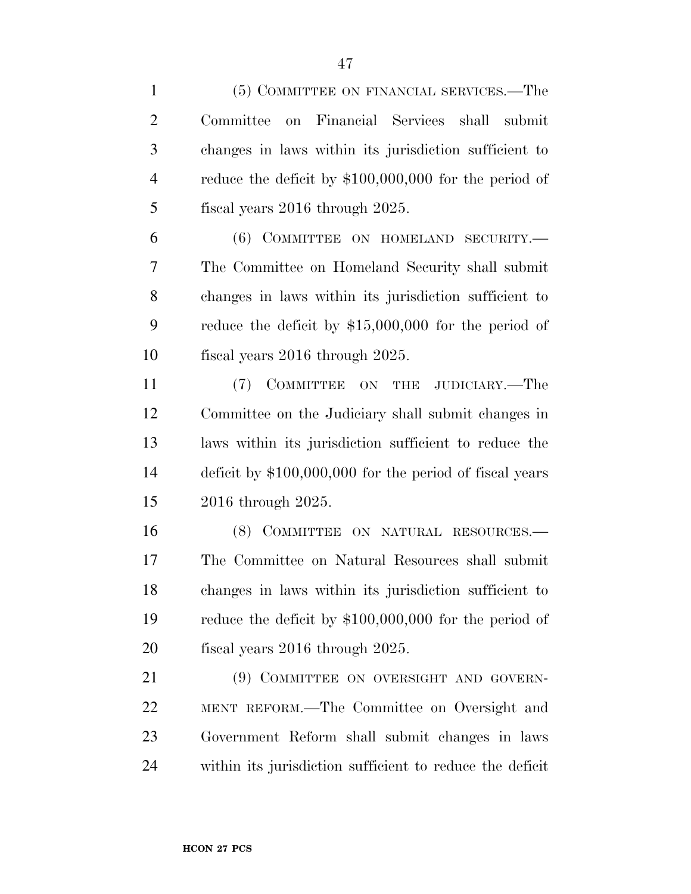(5) COMMITTEE ON FINANCIAL SERVICES.—The Committee on Financial Services shall submit changes in laws within its jurisdiction sufficient to reduce the deficit by $100,000,000 for the period of fiscal years 2016 through 2025.

(6) COMMITTEE ON HOMELAND SECURITY.—The Committee on Homeland Security shall submit changes in laws within its jurisdiction sufficient to reduce the deficit by $15,000,000 for the period of fiscal years 2016 through 2025.

(7) COMMITTEE ON THE JUDICIARY.—The Committee on the Judiciary shall submit changes in laws within its jurisdiction sufficient to reduce the deficit by $100,000,000 for the period of fiscal years 2016 through 2025.

(8) COMMITTEE ON NATURAL RESOURCES.—The Committee on Natural Resources shall submit changes in laws within its jurisdiction sufficient to reduce the deficit by $100,000,000 for the period of fiscal years 2016 through 2025.

(9) COMMITTEE ON OVERSIGHT AND GOVERNMENT REFORM.—The Committee on Oversight and Government Reform shall submit changes in laws within its jurisdiction sufficient to reduce the deficit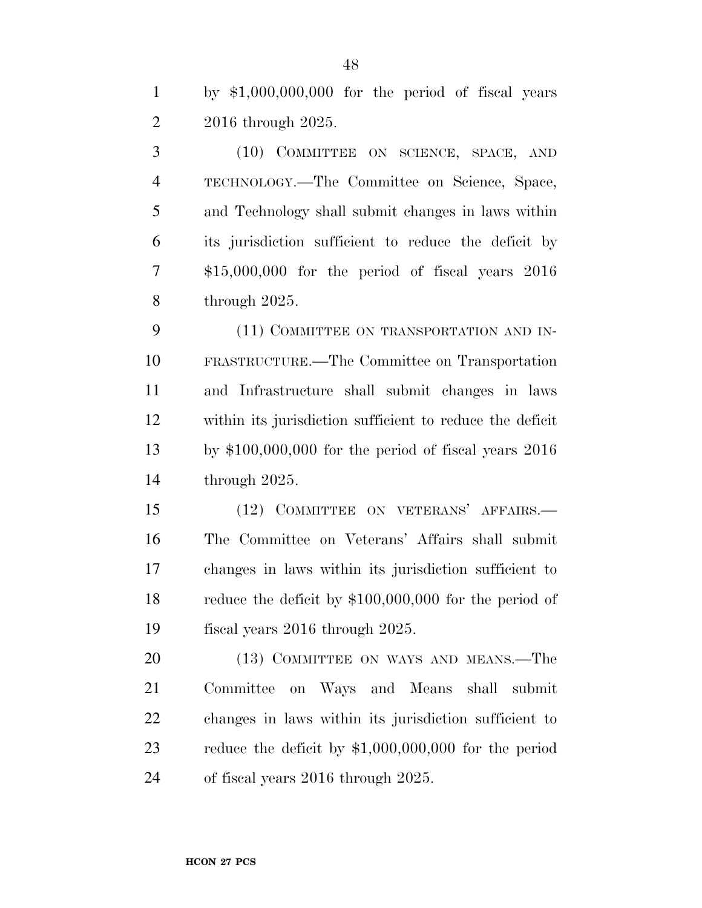by $1,000,000,000 for the period of fiscal years 2016 through 2025.

(10) COMMITTEE ON SCIENCE, SPACE, AND TECHNOLOGY.—The Committee on Science, Space, and Technology shall submit changes in laws within its jurisdiction sufficient to reduce the deficit by $15,000,000 for the period of fiscal years 2016 through 2025.

(11) COMMITTEE ON TRANSPORTATION AND INFRASTRUCTURE.—The Committee on Transportation and Infrastructure shall submit changes in laws within its jurisdiction sufficient to reduce the deficit by $100,000,000 for the period of fiscal years 2016 through 2025.

(12) COMMITTEE ON VETERANS' AFFAIRS.—The Committee on Veterans' Affairs shall submit changes in laws within its jurisdiction sufficient to reduce the deficit by $100,000,000 for the period of fiscal years 2016 through 2025.

(13) COMMITTEE ON WAYS AND MEANS.—The Committee on Ways and Means shall submit changes in laws within its jurisdiction sufficient to reduce the deficit by $1,000,000,000 for the period of fiscal years 2016 through 2025.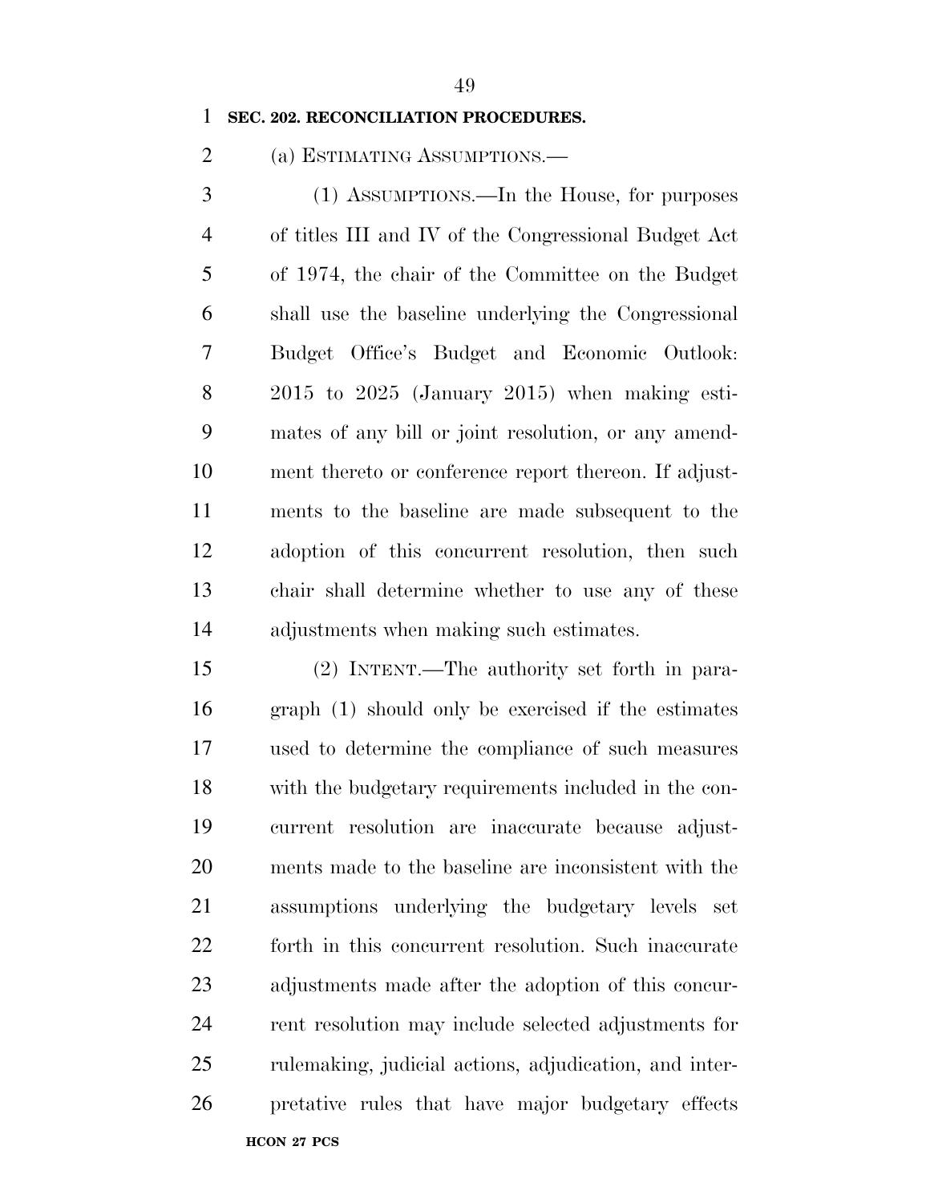**SEC. 202. RECONCILIATION PROCEDURES.**

(a) ESTIMATING ASSUMPTIONS.—

(1) ASSUMPTIONS.—In the House, for purposes of titles III and IV of the Congressional Budget Act of 1974, the chair of the Committee on the Budget shall use the baseline underlying the Congressional Budget Office's Budget and Economic Outlook: 2015 to 2025 (January 2015) when making estimates of any bill or joint resolution, or any amendment thereto or conference report thereon. If adjustments to the baseline are made subsequent to the adoption of this concurrent resolution, then such chair shall determine whether to use any of these adjustments when making such estimates.

(2) INTENT.—The authority set forth in paragraph (1) should only be exercised if the estimates used to determine the compliance of such measures with the budgetary requirements included in the concurrent resolution are inaccurate because adjustments made to the baseline are inconsistent with the assumptions underlying the budgetary levels set forth in this concurrent resolution. Such inaccurate adjustments made after the adoption of this concurrent resolution may include selected adjustments for rulemaking, judicial actions, adjudication, and interpretative rules that have major budgetary effects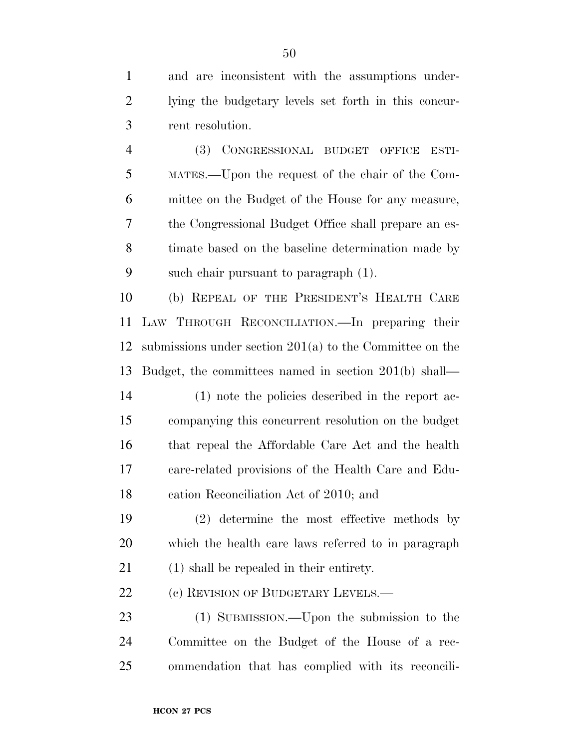and are inconsistent with the assumptions underlying the budgetary levels set forth in this concurrent resolution.

(3) CONGRESSIONAL BUDGET OFFICE ESTIMATES.—Upon the request of the chair of the Committee on the Budget of the House for any measure, the Congressional Budget Office shall prepare an estimate based on the baseline determination made by such chair pursuant to paragraph (1).

(b) REPEAL OF THE PRESIDENT'S HEALTH CARE LAW THROUGH RECONCILIATION.—In preparing their submissions under section 201(a) to the Committee on the Budget, the committees named in section 201(b) shall—

(1) note the policies described in the report accompanying this concurrent resolution on the budget that repeal the Affordable Care Act and the health care-related provisions of the Health Care and Education Reconciliation Act of 2010; and

(2) determine the most effective methods by which the health care laws referred to in paragraph (1) shall be repealed in their entirety.

(c) REVISION OF BUDGETARY LEVELS.—

(1) SUBMISSION.—Upon the submission to the Committee on the Budget of the House of a recommendation that has complied with its reconcili-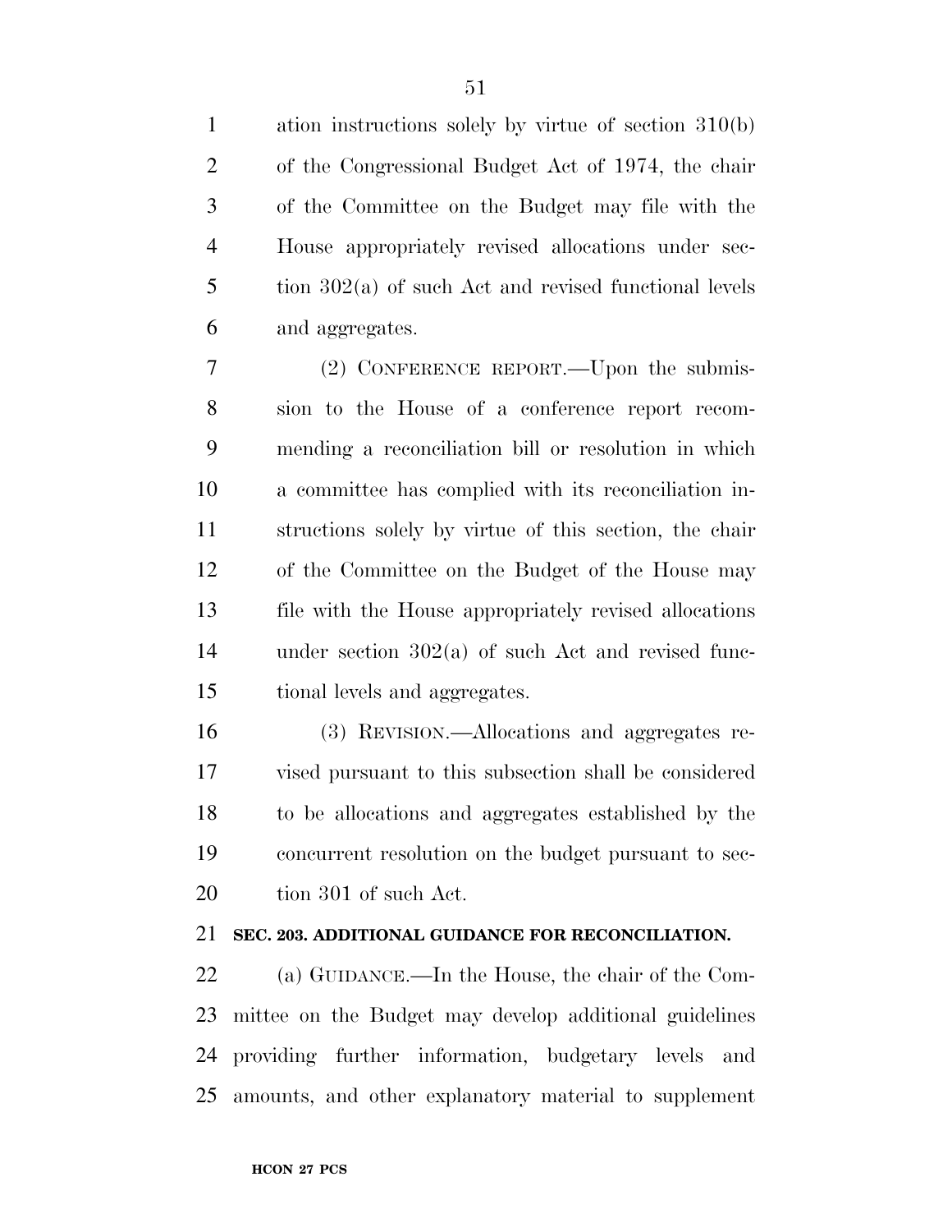ation instructions solely by virtue of section 310(b) of the Congressional Budget Act of 1974, the chair of the Committee on the Budget may file with the House appropriately revised allocations under section 302(a) of such Act and revised functional levels and aggregates.

(2) CONFERENCE REPORT.—Upon the submission to the House of a conference report recommending a reconciliation bill or resolution in which a committee has complied with its reconciliation instructions solely by virtue of this section, the chair of the Committee on the Budget of the House may file with the House appropriately revised allocations under section 302(a) of such Act and revised functional levels and aggregates.

(3) REVISION.—Allocations and aggregates revised pursuant to this subsection shall be considered to be allocations and aggregates established by the concurrent resolution on the budget pursuant to section 301 of such Act.

**SEC. 203. ADDITIONAL GUIDANCE FOR RECONCILIATION.**

(a) GUIDANCE.—In the House, the chair of the Committee on the Budget may develop additional guidelines providing further information, budgetary levels and amounts, and other explanatory material to supplement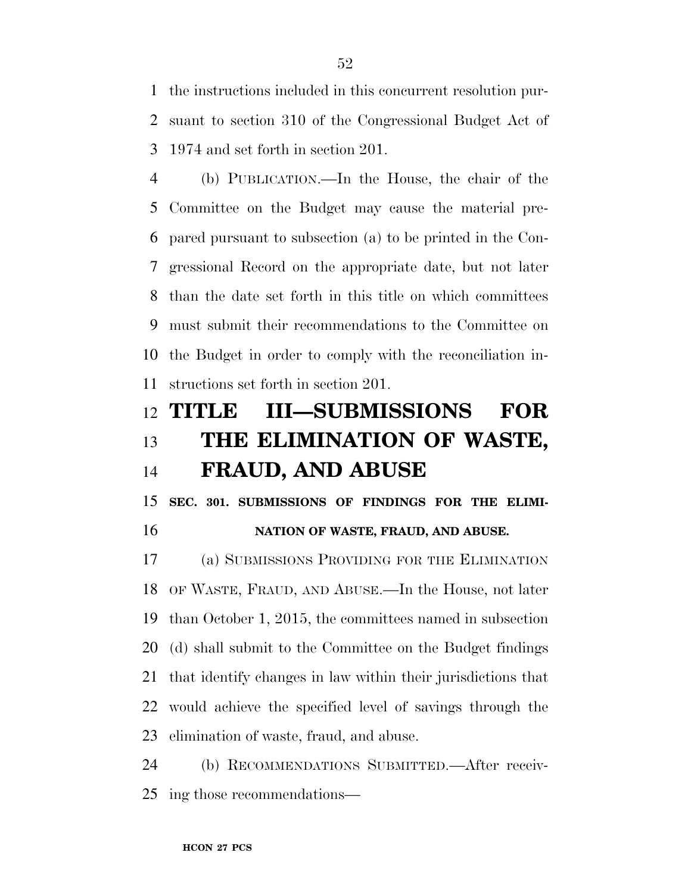the instructions included in this concurrent resolution pursuant to section 310 of the Congressional Budget Act of 1974 and set forth in section 201.

(b) PUBLICATION.—In the House, the chair of the Committee on the Budget may cause the material prepared pursuant to subsection (a) to be printed in the Congressional Record on the appropriate date, but not later than the date set forth in this title on which committees must submit their recommendations to the Committee on the Budget in order to comply with the reconciliation instructions set forth in section 201.

# TITLE III—SUBMISSIONS FOR THE ELIMINATION OF WASTE, FRAUD, AND ABUSE

### SEC. 301. SUBMISSIONS OF FINDINGS FOR THE ELIMINATION OF WASTE, FRAUD, AND ABUSE.

(a) SUBMISSIONS PROVIDING FOR THE ELIMINATION OF WASTE, FRAUD, AND ABUSE.—In the House, not later than October 1, 2015, the committees named in subsection (d) shall submit to the Committee on the Budget findings that identify changes in law within their jurisdictions that would achieve the specified level of savings through the elimination of waste, fraud, and abuse.

(b) RECOMMENDATIONS SUBMITTED.—After receiving those recommendations—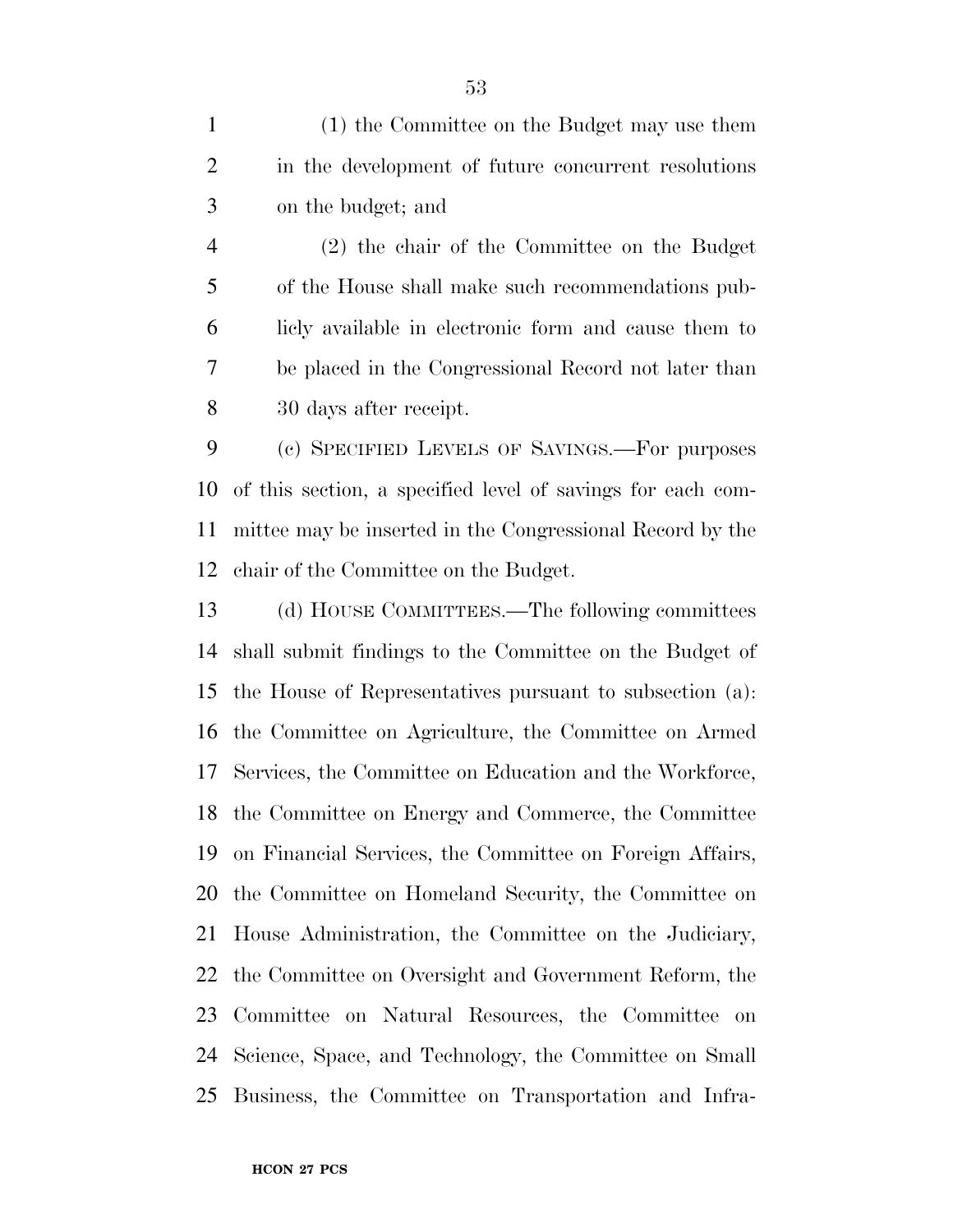(1) the Committee on the Budget may use them in the development of future concurrent resolutions on the budget; and

(2) the chair of the Committee on the Budget of the House shall make such recommendations publicly available in electronic form and cause them to be placed in the Congressional Record not later than 30 days after receipt.

(c) SPECIFIED LEVELS OF SAVINGS.—For purposes of this section, a specified level of savings for each committee may be inserted in the Congressional Record by the chair of the Committee on the Budget.

(d) HOUSE COMMITTEES.—The following committees shall submit findings to the Committee on the Budget of the House of Representatives pursuant to subsection (a): the Committee on Agriculture, the Committee on Armed Services, the Committee on Education and the Workforce, the Committee on Energy and Commerce, the Committee on Financial Services, the Committee on Foreign Affairs, the Committee on Homeland Security, the Committee on House Administration, the Committee on the Judiciary, the Committee on Oversight and Government Reform, the Committee on Natural Resources, the Committee on Science, Space, and Technology, the Committee on Small Business, the Committee on Transportation and Infra-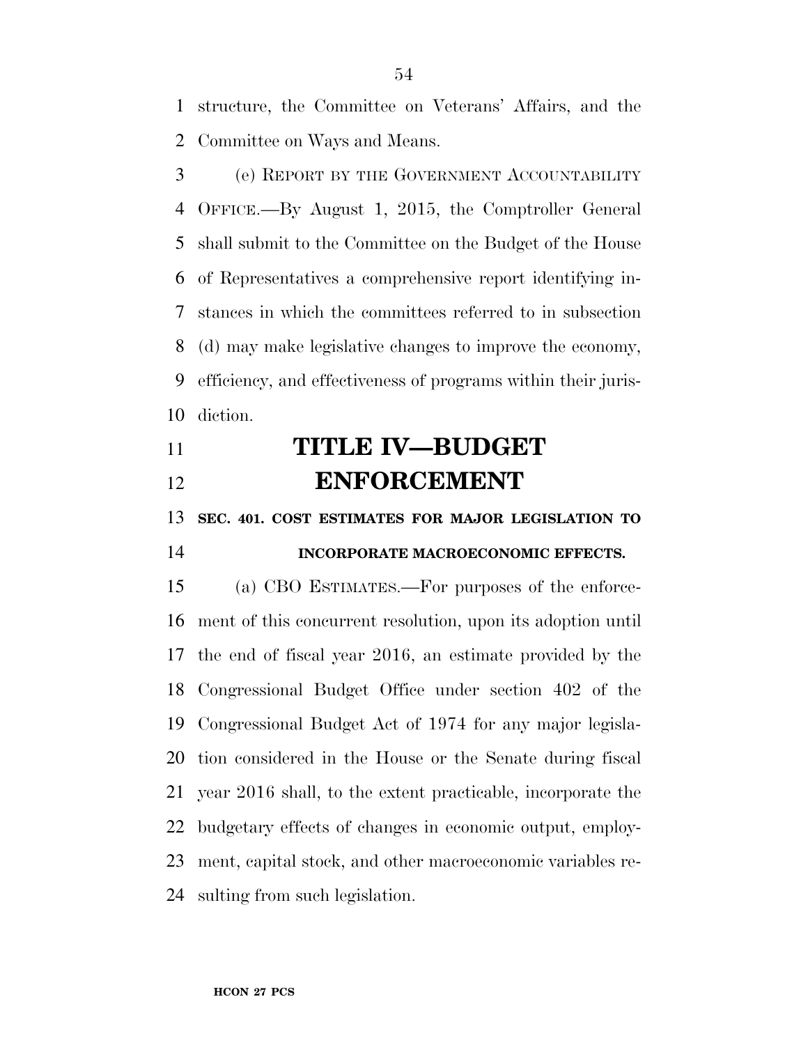structure, the Committee on Veterans' Affairs, and the Committee on Ways and Means.

(e) REPORT BY THE GOVERNMENT ACCOUNTABILITY OFFICE.—By August 1, 2015, the Comptroller General shall submit to the Committee on the Budget of the House of Representatives a comprehensive report identifying instances in which the committees referred to in subsection (d) may make legislative changes to improve the economy, efficiency, and effectiveness of programs within their jurisdiction.

# TITLE IV—BUDGET ENFORCEMENT

### SEC. 401. COST ESTIMATES FOR MAJOR LEGISLATION TO INCORPORATE MACROECONOMIC EFFECTS.

(a) CBO ESTIMATES.—For purposes of the enforcement of this concurrent resolution, upon its adoption until the end of fiscal year 2016, an estimate provided by the Congressional Budget Office under section 402 of the Congressional Budget Act of 1974 for any major legislation considered in the House or the Senate during fiscal year 2016 shall, to the extent practicable, incorporate the budgetary effects of changes in economic output, employment, capital stock, and other macroeconomic variables resulting from such legislation.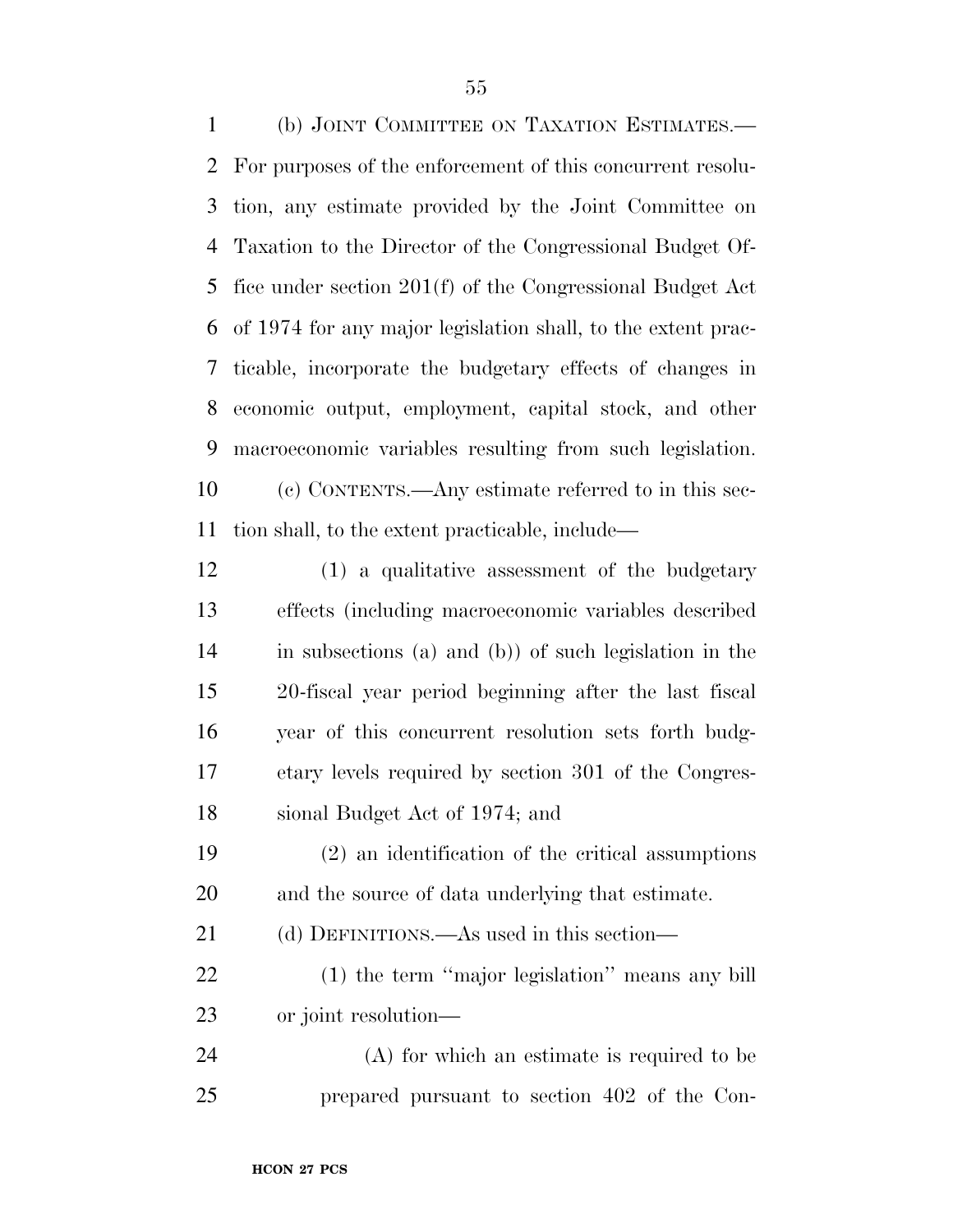(b) JOINT COMMITTEE ON TAXATION ESTIMATES.—For purposes of the enforcement of this concurrent resolution, any estimate provided by the Joint Committee on Taxation to the Director of the Congressional Budget Office under section 201(f) of the Congressional Budget Act of 1974 for any major legislation shall, to the extent practicable, incorporate the budgetary effects of changes in economic output, employment, capital stock, and other macroeconomic variables resulting from such legislation.

(c) CONTENTS.—Any estimate referred to in this section shall, to the extent practicable, include—

(1) a qualitative assessment of the budgetary effects (including macroeconomic variables described in subsections (a) and (b)) of such legislation in the 20-fiscal year period beginning after the last fiscal year of this concurrent resolution sets forth budgetary levels required by section 301 of the Congressional Budget Act of 1974; and

(2) an identification of the critical assumptions and the source of data underlying that estimate.

(d) DEFINITIONS.—As used in this section—

(1) the term ''major legislation'' means any bill or joint resolution—

(A) for which an estimate is required to be prepared pursuant to section 402 of the Con-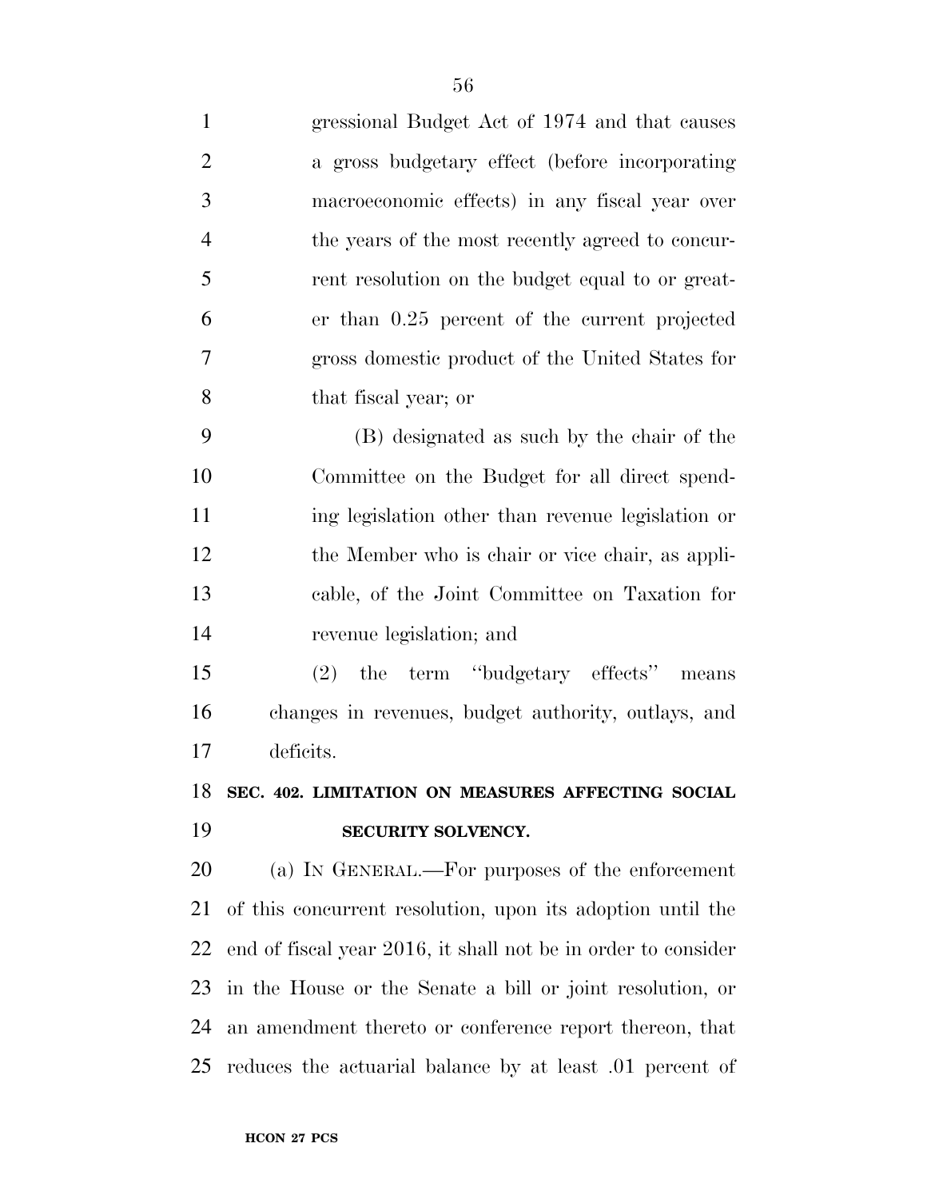gressional Budget Act of 1974 and that causes a gross budgetary effect (before incorporating macroeconomic effects) in any fiscal year over the years of the most recently agreed to concurrent resolution on the budget equal to or greater than 0.25 percent of the current projected gross domestic product of the United States for that fiscal year; or

(B) designated as such by the chair of the Committee on the Budget for all direct spending legislation other than revenue legislation or the Member who is chair or vice chair, as applicable, of the Joint Committee on Taxation for revenue legislation; and

(2) the term "budgetary effects" means changes in revenues, budget authority, outlays, and deficits.

**SEC. 402. LIMITATION ON MEASURES AFFECTING SOCIAL SECURITY SOLVENCY.**

(a) IN GENERAL.—For purposes of the enforcement of this concurrent resolution, upon its adoption until the end of fiscal year 2016, it shall not be in order to consider in the House or the Senate a bill or joint resolution, or an amendment thereto or conference report thereon, that reduces the actuarial balance by at least .01 percent of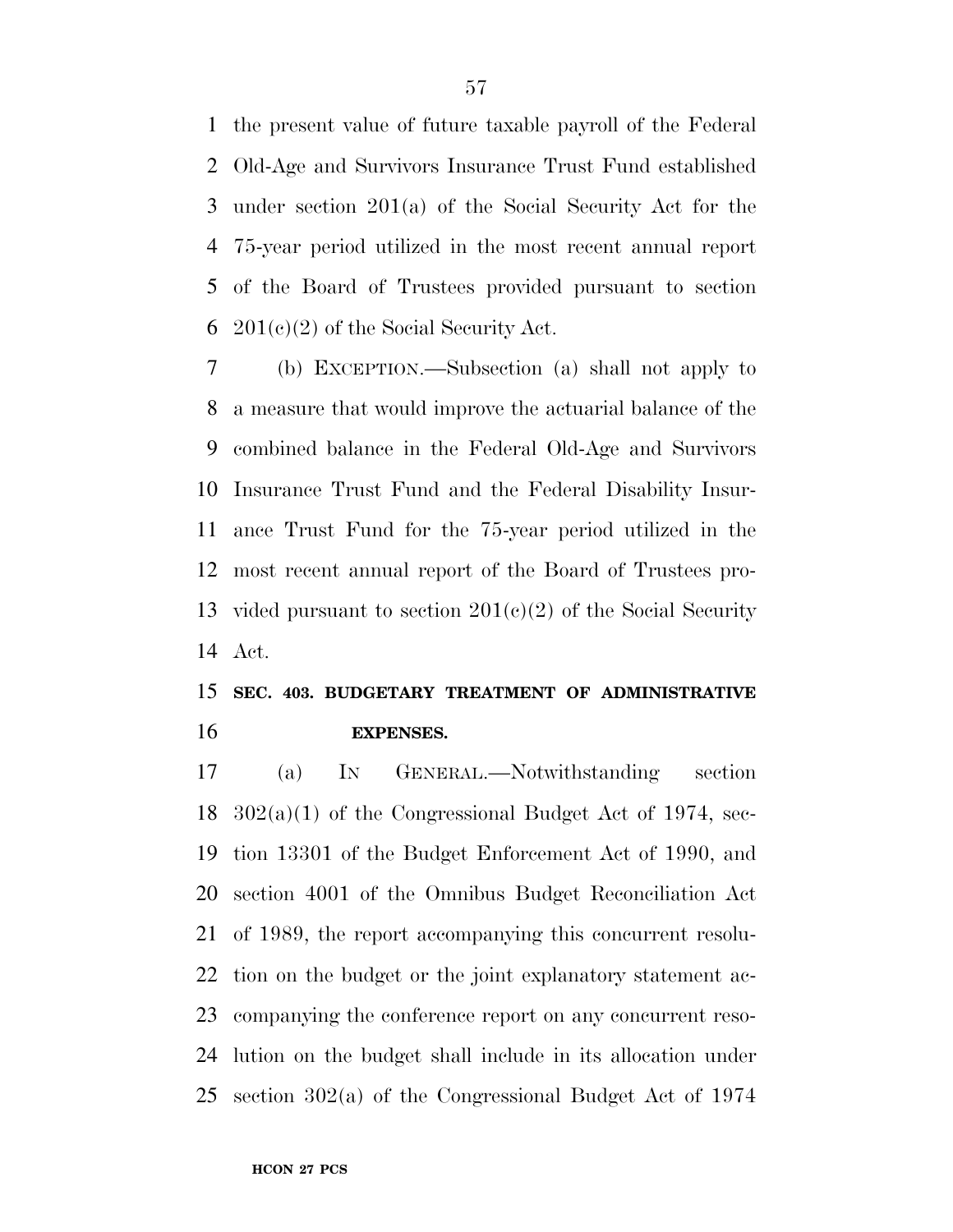the present value of future taxable payroll of the Federal Old-Age and Survivors Insurance Trust Fund established under section 201(a) of the Social Security Act for the 75-year period utilized in the most recent annual report of the Board of Trustees provided pursuant to section 201(c)(2) of the Social Security Act.

(b) EXCEPTION.—Subsection (a) shall not apply to a measure that would improve the actuarial balance of the combined balance in the Federal Old-Age and Survivors Insurance Trust Fund and the Federal Disability Insurance Trust Fund for the 75-year period utilized in the most recent annual report of the Board of Trustees provided pursuant to section 201(c)(2) of the Social Security Act.

## SEC. 403. BUDGETARY TREATMENT OF ADMINISTRATIVE EXPENSES.

(a) IN GENERAL.—Notwithstanding section 302(a)(1) of the Congressional Budget Act of 1974, section 13301 of the Budget Enforcement Act of 1990, and section 4001 of the Omnibus Budget Reconciliation Act of 1989, the report accompanying this concurrent resolution on the budget or the joint explanatory statement accompanying the conference report on any concurrent resolution on the budget shall include in its allocation under section 302(a) of the Congressional Budget Act of 1974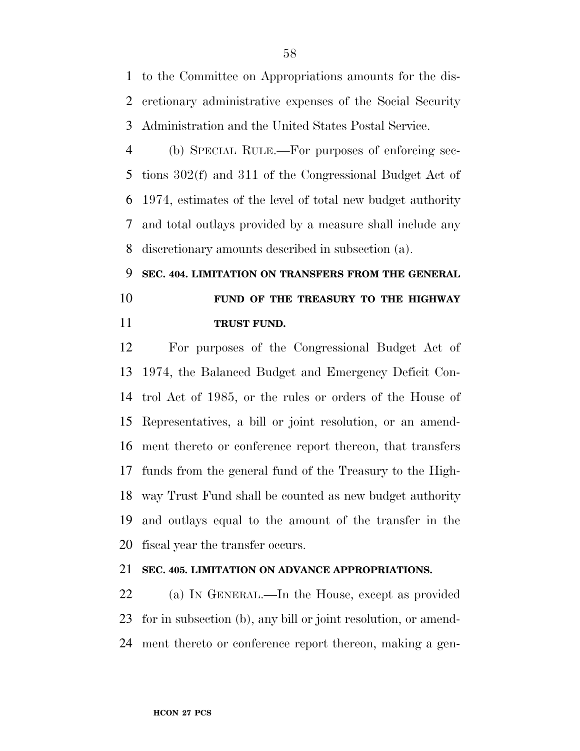to the Committee on Appropriations amounts for the discretionary administrative expenses of the Social Security Administration and the United States Postal Service.

(b) SPECIAL RULE.—For purposes of enforcing sections 302(f) and 311 of the Congressional Budget Act of 1974, estimates of the level of total new budget authority and total outlays provided by a measure shall include any discretionary amounts described in subsection (a).

**SEC. 404. LIMITATION ON TRANSFERS FROM THE GENERAL FUND OF THE TREASURY TO THE HIGHWAY TRUST FUND.**

For purposes of the Congressional Budget Act of 1974, the Balanced Budget and Emergency Deficit Control Act of 1985, or the rules or orders of the House of Representatives, a bill or joint resolution, or an amendment thereto or conference report thereon, that transfers funds from the general fund of the Treasury to the Highway Trust Fund shall be counted as new budget authority and outlays equal to the amount of the transfer in the fiscal year the transfer occurs.

**SEC. 405. LIMITATION ON ADVANCE APPROPRIATIONS.**

(a) IN GENERAL.—In the House, except as provided for in subsection (b), any bill or joint resolution, or amendment thereto or conference report thereon, making a gen-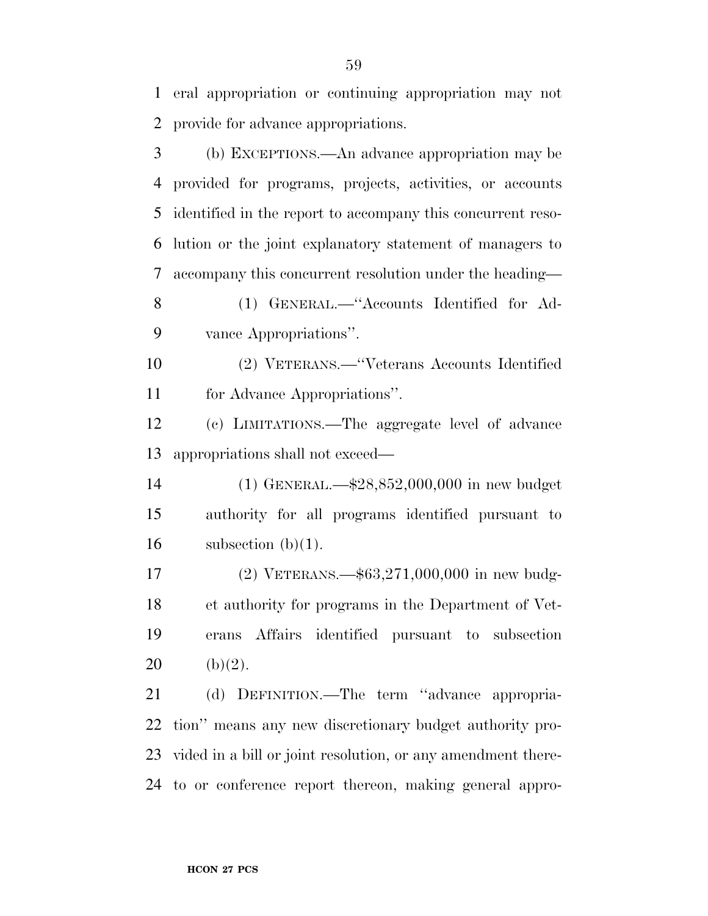eral appropriation or continuing appropriation may not provide for advance appropriations.

(b) EXCEPTIONS.—An advance appropriation may be provided for programs, projects, activities, or accounts identified in the report to accompany this concurrent resolution or the joint explanatory statement of managers to accompany this concurrent resolution under the heading—

(1) GENERAL.—''Accounts Identified for Advance Appropriations''.

(2) VETERANS.—''Veterans Accounts Identified for Advance Appropriations''.

(c) LIMITATIONS.—The aggregate level of advance appropriations shall not exceed—

(1) GENERAL.—$28,852,000,000 in new budget authority for all programs identified pursuant to subsection (b)(1).

(2) VETERANS.—$63,271,000,000 in new budget authority for programs in the Department of Veterans Affairs identified pursuant to subsection (b)(2).

(d) DEFINITION.—The term ''advance appropriation'' means any new discretionary budget authority provided in a bill or joint resolution, or any amendment thereto or conference report thereon, making general appro-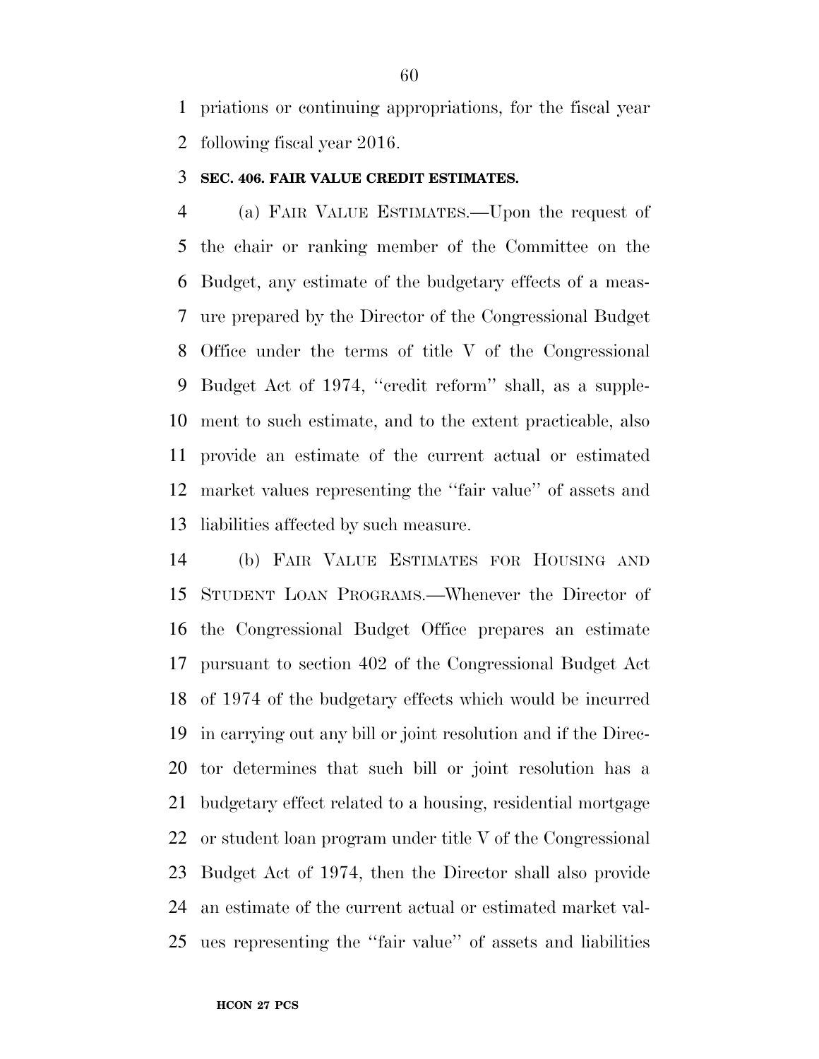priations or continuing appropriations, for the fiscal year following fiscal year 2016.

**SEC. 406. FAIR VALUE CREDIT ESTIMATES.**

(a) FAIR VALUE ESTIMATES.—Upon the request of the chair or ranking member of the Committee on the Budget, any estimate of the budgetary effects of a measure prepared by the Director of the Congressional Budget Office under the terms of title V of the Congressional Budget Act of 1974, ''credit reform'' shall, as a supplement to such estimate, and to the extent practicable, also provide an estimate of the current actual or estimated market values representing the ''fair value'' of assets and liabilities affected by such measure.

(b) FAIR VALUE ESTIMATES FOR HOUSING AND STUDENT LOAN PROGRAMS.—Whenever the Director of the Congressional Budget Office prepares an estimate pursuant to section 402 of the Congressional Budget Act of 1974 of the budgetary effects which would be incurred in carrying out any bill or joint resolution and if the Director determines that such bill or joint resolution has a budgetary effect related to a housing, residential mortgage or student loan program under title V of the Congressional Budget Act of 1974, then the Director shall also provide an estimate of the current actual or estimated market values representing the ''fair value'' of assets and liabilities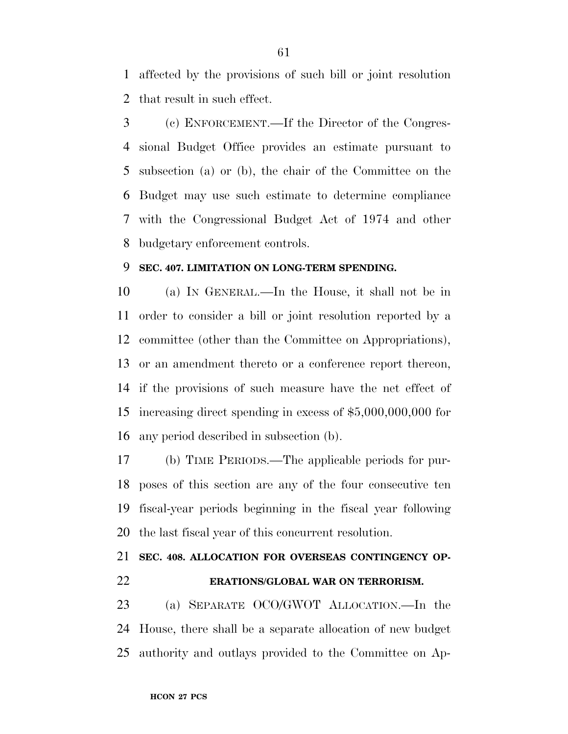affected by the provisions of such bill or joint resolution that result in such effect.

(c) ENFORCEMENT.—If the Director of the Congressional Budget Office provides an estimate pursuant to subsection (a) or (b), the chair of the Committee on the Budget may use such estimate to determine compliance with the Congressional Budget Act of 1974 and other budgetary enforcement controls.

**SEC. 407. LIMITATION ON LONG-TERM SPENDING.**

(a) IN GENERAL.—In the House, it shall not be in order to consider a bill or joint resolution reported by a committee (other than the Committee on Appropriations), or an amendment thereto or a conference report thereon, if the provisions of such measure have the net effect of increasing direct spending in excess of $5,000,000,000 for any period described in subsection (b).

(b) TIME PERIODS.—The applicable periods for purposes of this section are any of the four consecutive ten fiscal-year periods beginning in the fiscal year following the last fiscal year of this concurrent resolution.

**SEC. 408. ALLOCATION FOR OVERSEAS CONTINGENCY OPERATIONS/GLOBAL WAR ON TERRORISM.**

(a) SEPARATE OCO/GWOT ALLOCATION.—In the House, there shall be a separate allocation of new budget authority and outlays provided to the Committee on Ap-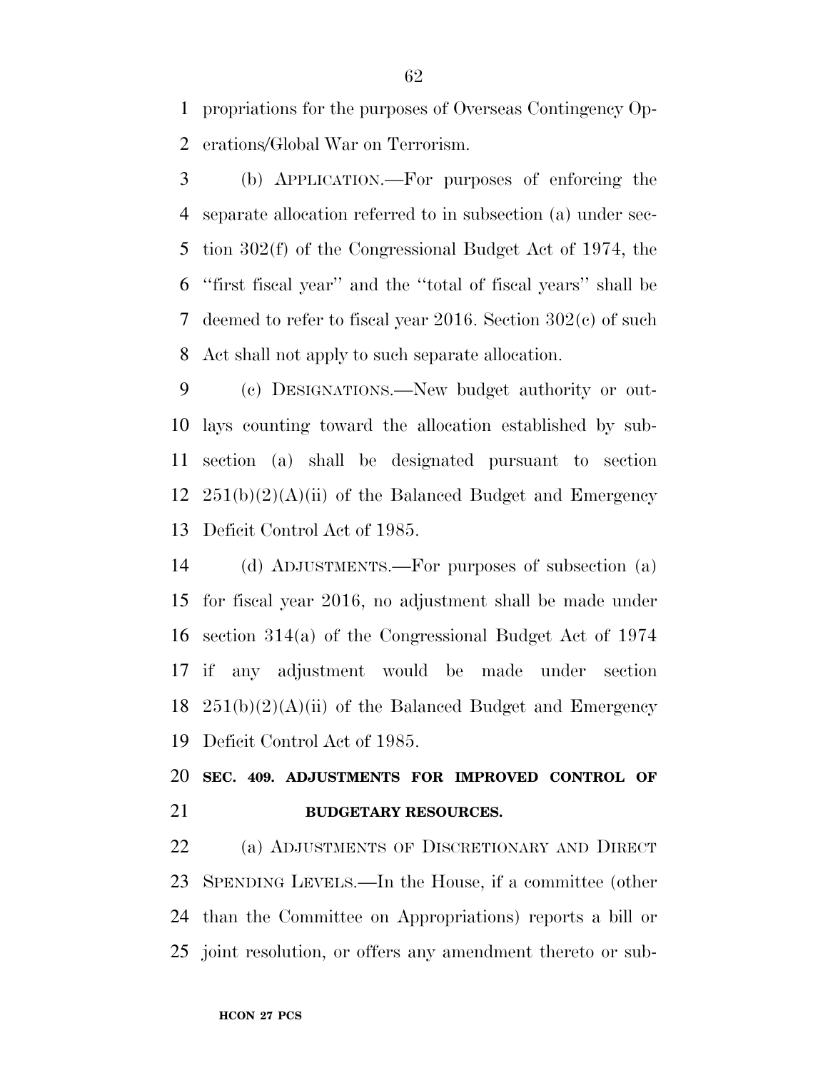propriations for the purposes of Overseas Contingency Operations/Global War on Terrorism.

(b) APPLICATION.—For purposes of enforcing the separate allocation referred to in subsection (a) under section 302(f) of the Congressional Budget Act of 1974, the ''first fiscal year'' and the ''total of fiscal years'' shall be deemed to refer to fiscal year 2016. Section 302(c) of such Act shall not apply to such separate allocation.

(c) DESIGNATIONS.—New budget authority or outlays counting toward the allocation established by subsection (a) shall be designated pursuant to section 251(b)(2)(A)(ii) of the Balanced Budget and Emergency Deficit Control Act of 1985.

(d) ADJUSTMENTS.—For purposes of subsection (a) for fiscal year 2016, no adjustment shall be made under section 314(a) of the Congressional Budget Act of 1974 if any adjustment would be made under section 251(b)(2)(A)(ii) of the Balanced Budget and Emergency Deficit Control Act of 1985.

**SEC. 409. ADJUSTMENTS FOR IMPROVED CONTROL OF BUDGETARY RESOURCES.**

(a) ADJUSTMENTS OF DISCRETIONARY AND DIRECT SPENDING LEVELS.—In the House, if a committee (other than the Committee on Appropriations) reports a bill or joint resolution, or offers any amendment thereto or sub-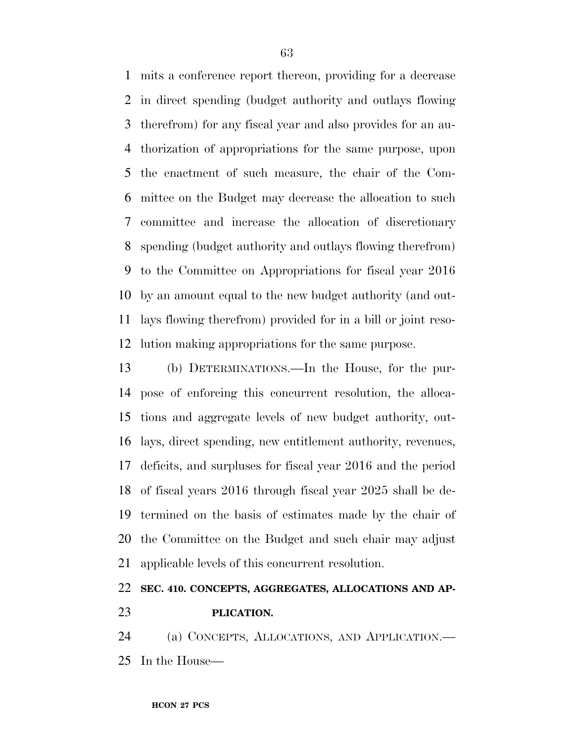mits a conference report thereon, providing for a decrease in direct spending (budget authority and outlays flowing therefrom) for any fiscal year and also provides for an authorization of appropriations for the same purpose, upon the enactment of such measure, the chair of the Committee on the Budget may decrease the allocation to such committee and increase the allocation of discretionary spending (budget authority and outlays flowing therefrom) to the Committee on Appropriations for fiscal year 2016 by an amount equal to the new budget authority (and outlays flowing therefrom) provided for in a bill or joint resolution making appropriations for the same purpose.

(b) DETERMINATIONS.—In the House, for the purpose of enforcing this concurrent resolution, the allocations and aggregate levels of new budget authority, outlays, direct spending, new entitlement authority, revenues, deficits, and surpluses for fiscal year 2016 and the period of fiscal years 2016 through fiscal year 2025 shall be determined on the basis of estimates made by the chair of the Committee on the Budget and such chair may adjust applicable levels of this concurrent resolution.

**SEC. 410. CONCEPTS, AGGREGATES, ALLOCATIONS AND APPLICATION.**

(a) CONCEPTS, ALLOCATIONS, AND APPLICATION.—In the House—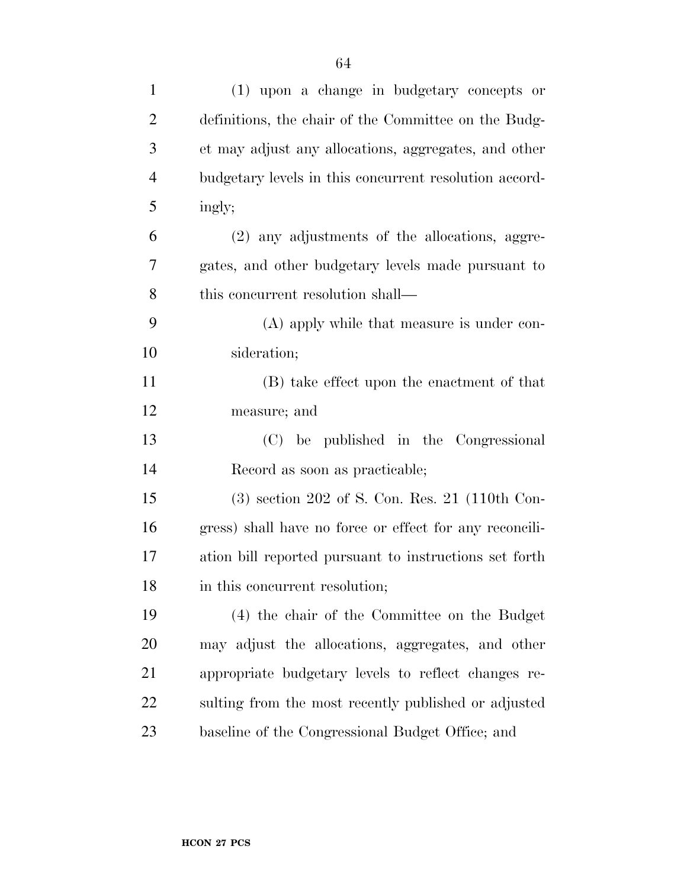(1) upon a change in budgetary concepts or definitions, the chair of the Committee on the Budget may adjust any allocations, aggregates, and other budgetary levels in this concurrent resolution accordingly;

(2) any adjustments of the allocations, aggregates, and other budgetary levels made pursuant to this concurrent resolution shall—

(A) apply while that measure is under consideration;

(B) take effect upon the enactment of that measure; and

(C) be published in the Congressional Record as soon as practicable;

(3) section 202 of S. Con. Res. 21 (110th Congress) shall have no force or effect for any reconciliation bill reported pursuant to instructions set forth in this concurrent resolution;

(4) the chair of the Committee on the Budget may adjust the allocations, aggregates, and other appropriate budgetary levels to reflect changes resulting from the most recently published or adjusted baseline of the Congressional Budget Office; and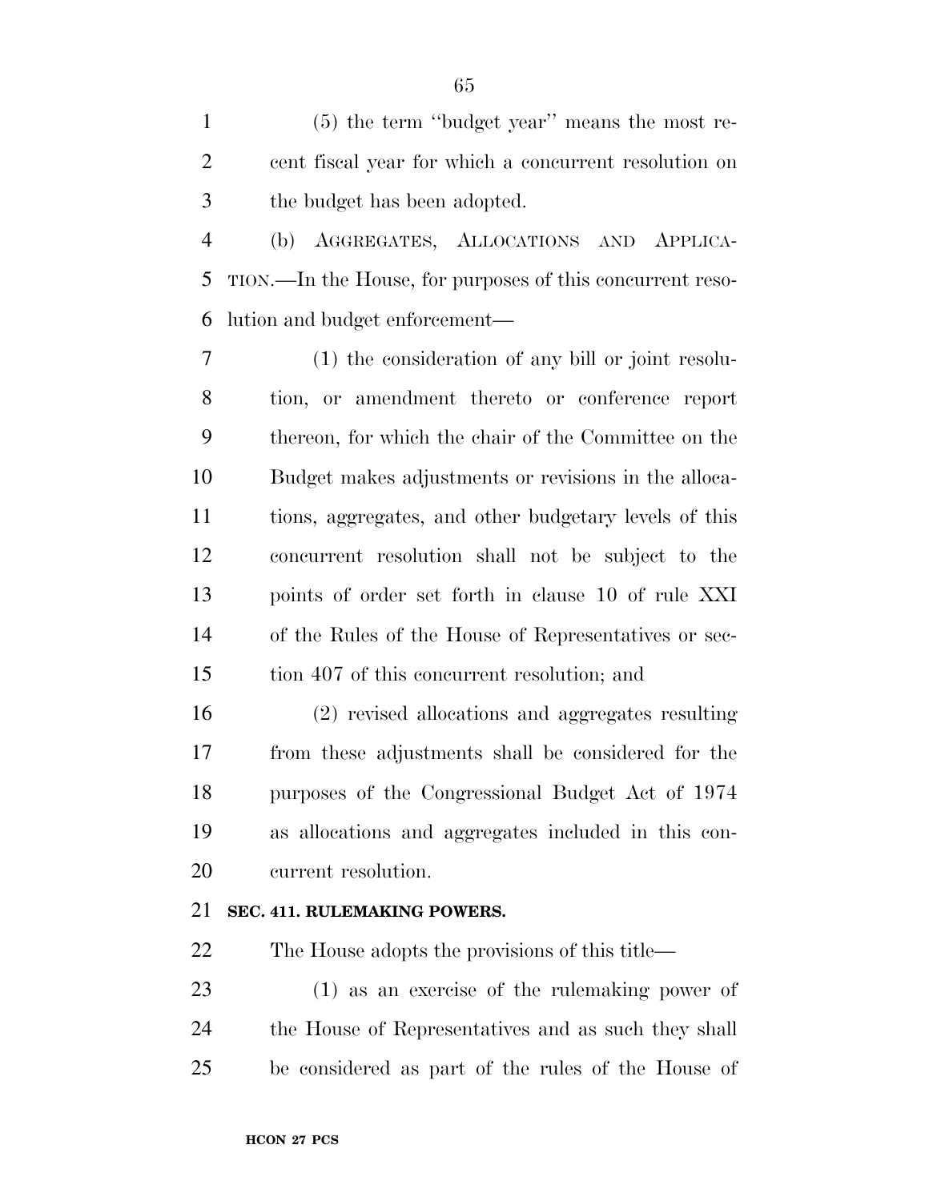(5) the term ''budget year'' means the most recent fiscal year for which a concurrent resolution on the budget has been adopted.

(b) AGGREGATES, ALLOCATIONS AND APPLICATION.—In the House, for purposes of this concurrent resolution and budget enforcement—

(1) the consideration of any bill or joint resolution, or amendment thereto or conference report thereon, for which the chair of the Committee on the Budget makes adjustments or revisions in the allocations, aggregates, and other budgetary levels of this concurrent resolution shall not be subject to the points of order set forth in clause 10 of rule XXI of the Rules of the House of Representatives or section 407 of this concurrent resolution; and

(2) revised allocations and aggregates resulting from these adjustments shall be considered for the purposes of the Congressional Budget Act of 1974 as allocations and aggregates included in this concurrent resolution.

**SEC. 411. RULEMAKING POWERS.**

The House adopts the provisions of this title—

(1) as an exercise of the rulemaking power of the House of Representatives and as such they shall be considered as part of the rules of the House of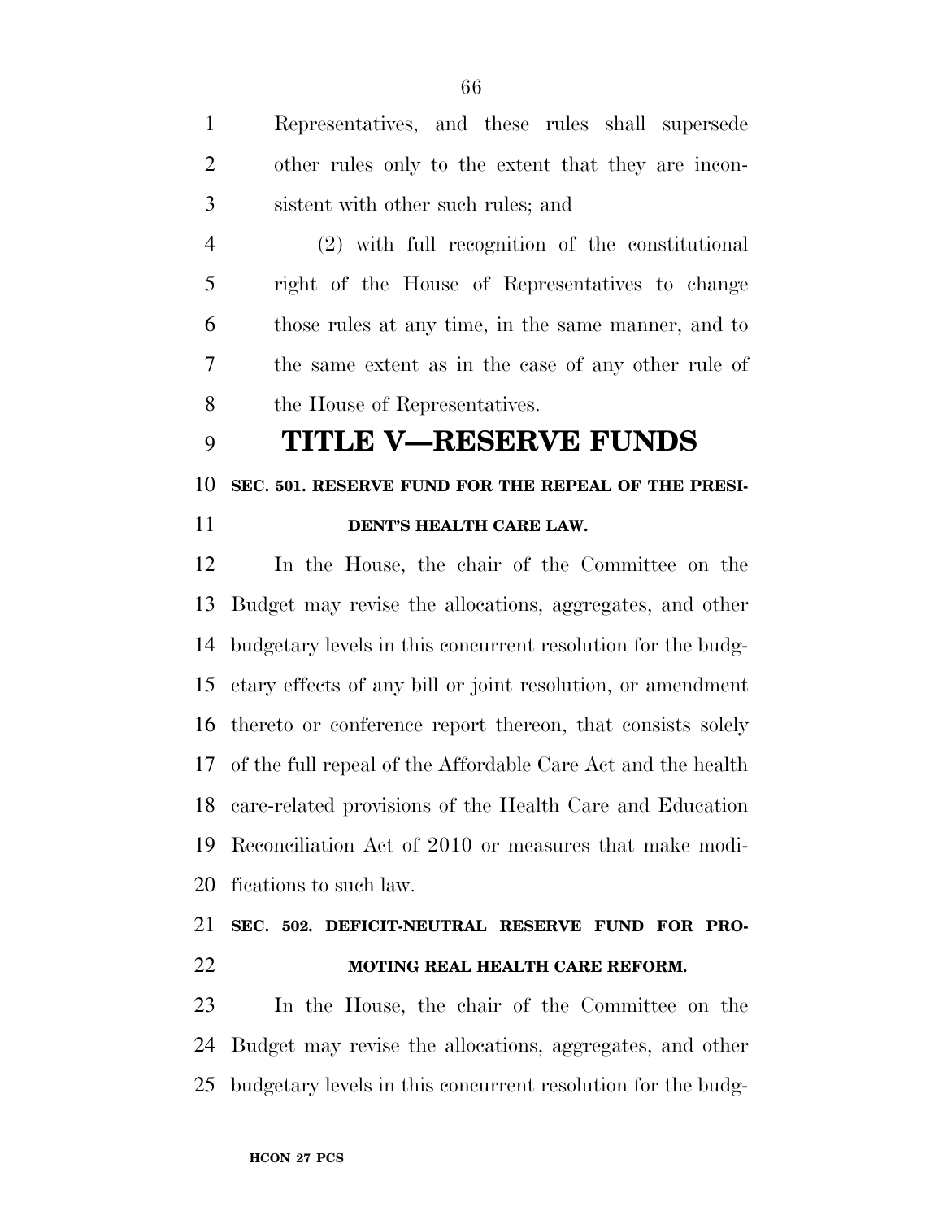Representatives, and these rules shall supersede other rules only to the extent that they are inconsistent with other such rules; and

(2) with full recognition of the constitutional right of the House of Representatives to change those rules at any time, in the same manner, and to the same extent as in the case of any other rule of the House of Representatives.

# TITLE V—RESERVE FUNDS

## SEC. 501. RESERVE FUND FOR THE REPEAL OF THE PRESIDENT'S HEALTH CARE LAW.

In the House, the chair of the Committee on the Budget may revise the allocations, aggregates, and other budgetary levels in this concurrent resolution for the budgetary effects of any bill or joint resolution, or amendment thereto or conference report thereon, that consists solely of the full repeal of the Affordable Care Act and the health care-related provisions of the Health Care and Education Reconciliation Act of 2010 or measures that make modifications to such law.

## SEC. 502. DEFICIT-NEUTRAL RESERVE FUND FOR PROMOTING REAL HEALTH CARE REFORM.

In the House, the chair of the Committee on the Budget may revise the allocations, aggregates, and other budgetary levels in this concurrent resolution for the budg-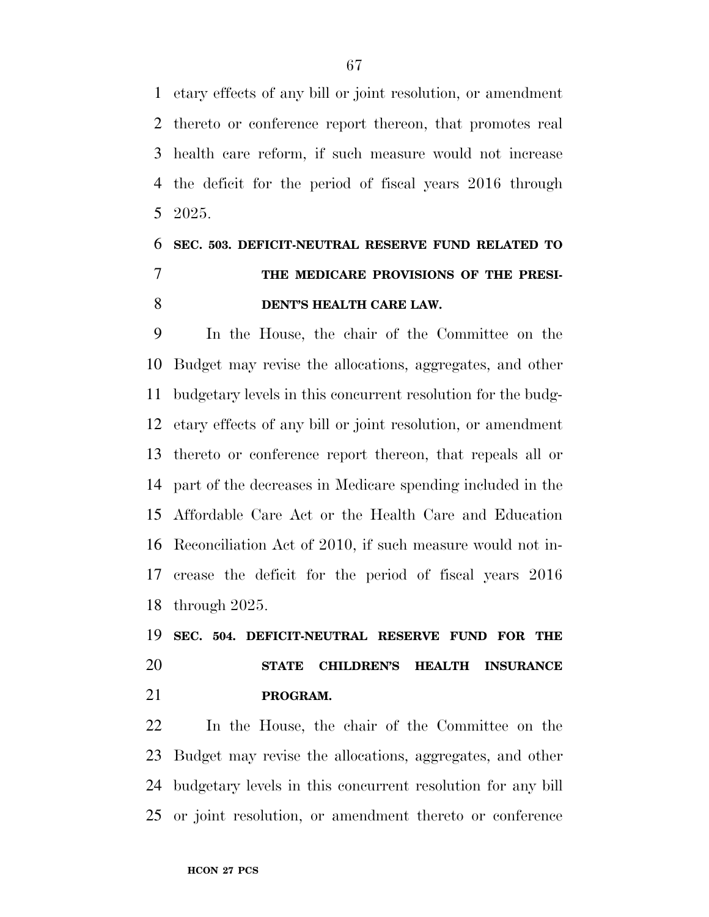etary effects of any bill or joint resolution, or amendment thereto or conference report thereon, that promotes real health care reform, if such measure would not increase the deficit for the period of fiscal years 2016 through 2025.

### SEC. 503. DEFICIT-NEUTRAL RESERVE FUND RELATED TO THE MEDICARE PROVISIONS OF THE PRESIDENT'S HEALTH CARE LAW.

In the House, the chair of the Committee on the Budget may revise the allocations, aggregates, and other budgetary levels in this concurrent resolution for the budgetary effects of any bill or joint resolution, or amendment thereto or conference report thereon, that repeals all or part of the decreases in Medicare spending included in the Affordable Care Act or the Health Care and Education Reconciliation Act of 2010, if such measure would not increase the deficit for the period of fiscal years 2016 through 2025.

### SEC. 504. DEFICIT-NEUTRAL RESERVE FUND FOR THE STATE CHILDREN'S HEALTH INSURANCE PROGRAM.

In the House, the chair of the Committee on the Budget may revise the allocations, aggregates, and other budgetary levels in this concurrent resolution for any bill or joint resolution, or amendment thereto or conference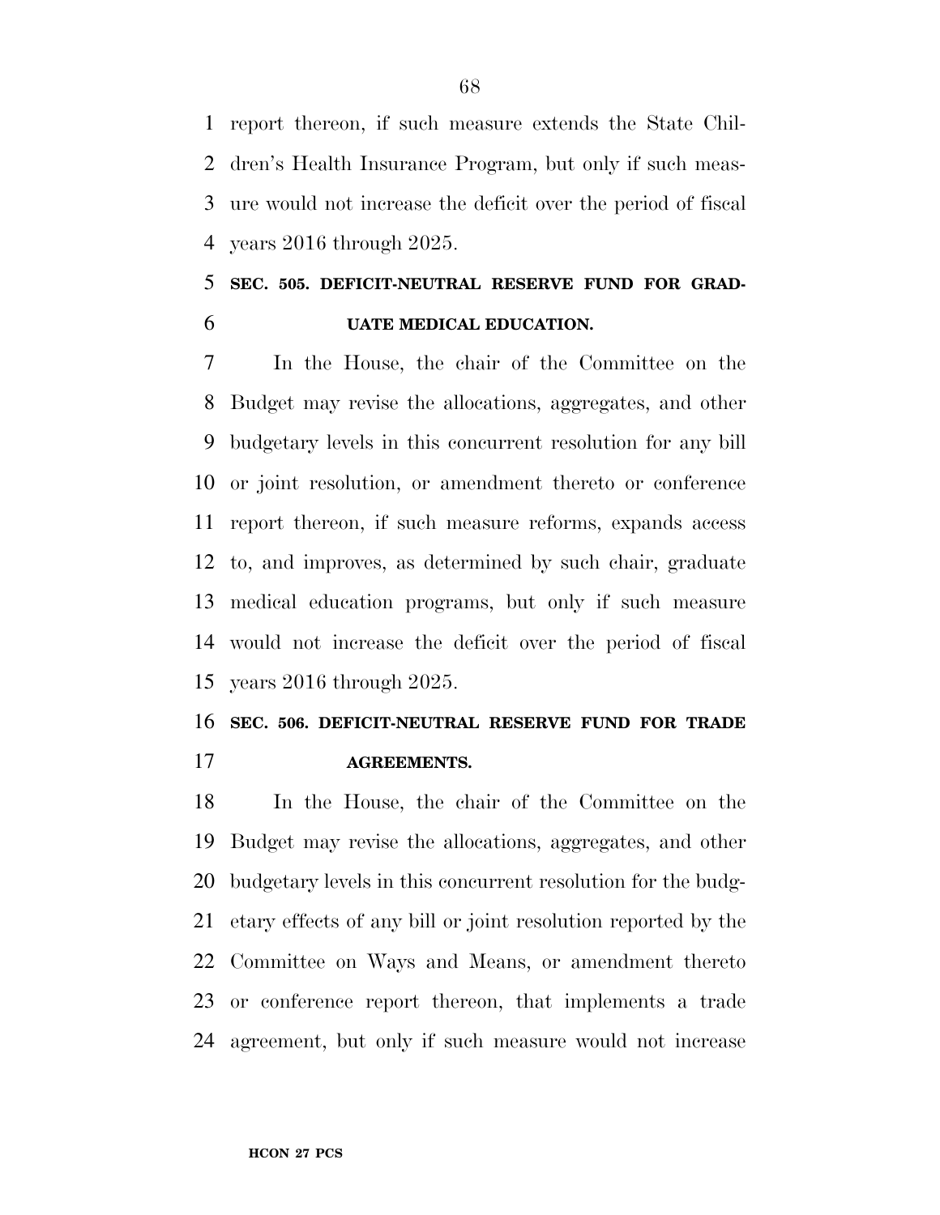report thereon, if such measure extends the State Children's Health Insurance Program, but only if such measure would not increase the deficit over the period of fiscal years 2016 through 2025.

### SEC. 505. DEFICIT-NEUTRAL RESERVE FUND FOR GRADUATE MEDICAL EDUCATION.

In the House, the chair of the Committee on the Budget may revise the allocations, aggregates, and other budgetary levels in this concurrent resolution for any bill or joint resolution, or amendment thereto or conference report thereon, if such measure reforms, expands access to, and improves, as determined by such chair, graduate medical education programs, but only if such measure would not increase the deficit over the period of fiscal years 2016 through 2025.

### SEC. 506. DEFICIT-NEUTRAL RESERVE FUND FOR TRADE AGREEMENTS.

In the House, the chair of the Committee on the Budget may revise the allocations, aggregates, and other budgetary levels in this concurrent resolution for the budgetary effects of any bill or joint resolution reported by the Committee on Ways and Means, or amendment thereto or conference report thereon, that implements a trade agreement, but only if such measure would not increase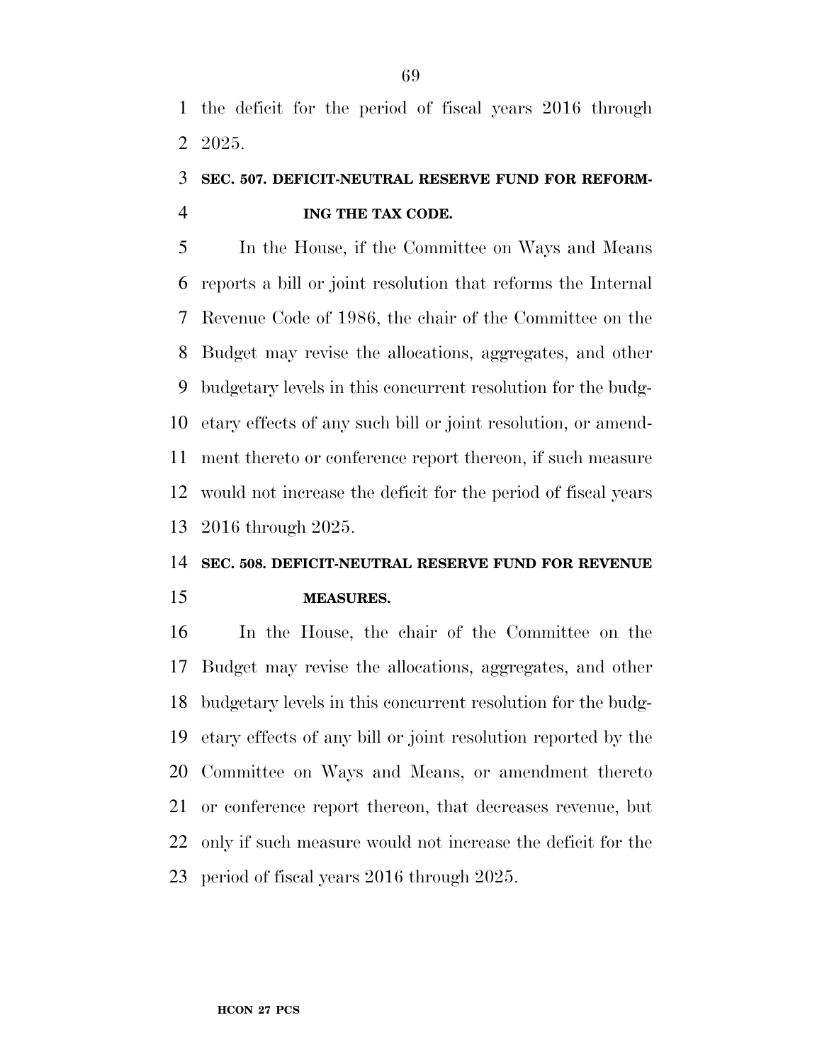the deficit for the period of fiscal years 2016 through 2025.

### SEC. 507. DEFICIT-NEUTRAL RESERVE FUND FOR REFORMING THE TAX CODE.

In the House, if the Committee on Ways and Means reports a bill or joint resolution that reforms the Internal Revenue Code of 1986, the chair of the Committee on the Budget may revise the allocations, aggregates, and other budgetary levels in this concurrent resolution for the budgetary effects of any such bill or joint resolution, or amendment thereto or conference report thereon, if such measure would not increase the deficit for the period of fiscal years 2016 through 2025.

### SEC. 508. DEFICIT-NEUTRAL RESERVE FUND FOR REVENUE MEASURES.

In the House, the chair of the Committee on the Budget may revise the allocations, aggregates, and other budgetary levels in this concurrent resolution for the budgetary effects of any bill or joint resolution reported by the Committee on Ways and Means, or amendment thereto or conference report thereon, that decreases revenue, but only if such measure would not increase the deficit for the period of fiscal years 2016 through 2025.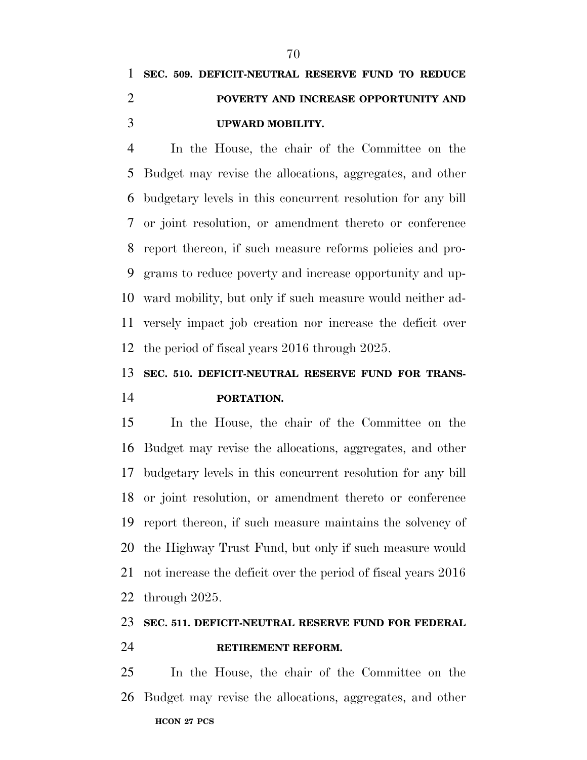### SEC. 509. DEFICIT-NEUTRAL RESERVE FUND TO REDUCE POVERTY AND INCREASE OPPORTUNITY AND UPWARD MOBILITY.

In the House, the chair of the Committee on the Budget may revise the allocations, aggregates, and other budgetary levels in this concurrent resolution for any bill or joint resolution, or amendment thereto or conference report thereon, if such measure reforms policies and programs to reduce poverty and increase opportunity and upward mobility, but only if such measure would neither adversely impact job creation nor increase the deficit over the period of fiscal years 2016 through 2025.

### SEC. 510. DEFICIT-NEUTRAL RESERVE FUND FOR TRANSPORTATION.

In the House, the chair of the Committee on the Budget may revise the allocations, aggregates, and other budgetary levels in this concurrent resolution for any bill or joint resolution, or amendment thereto or conference report thereon, if such measure maintains the solvency of the Highway Trust Fund, but only if such measure would not increase the deficit over the period of fiscal years 2016 through 2025.

### SEC. 511. DEFICIT-NEUTRAL RESERVE FUND FOR FEDERAL RETIREMENT REFORM.

In the House, the chair of the Committee on the Budget may revise the allocations, aggregates, and other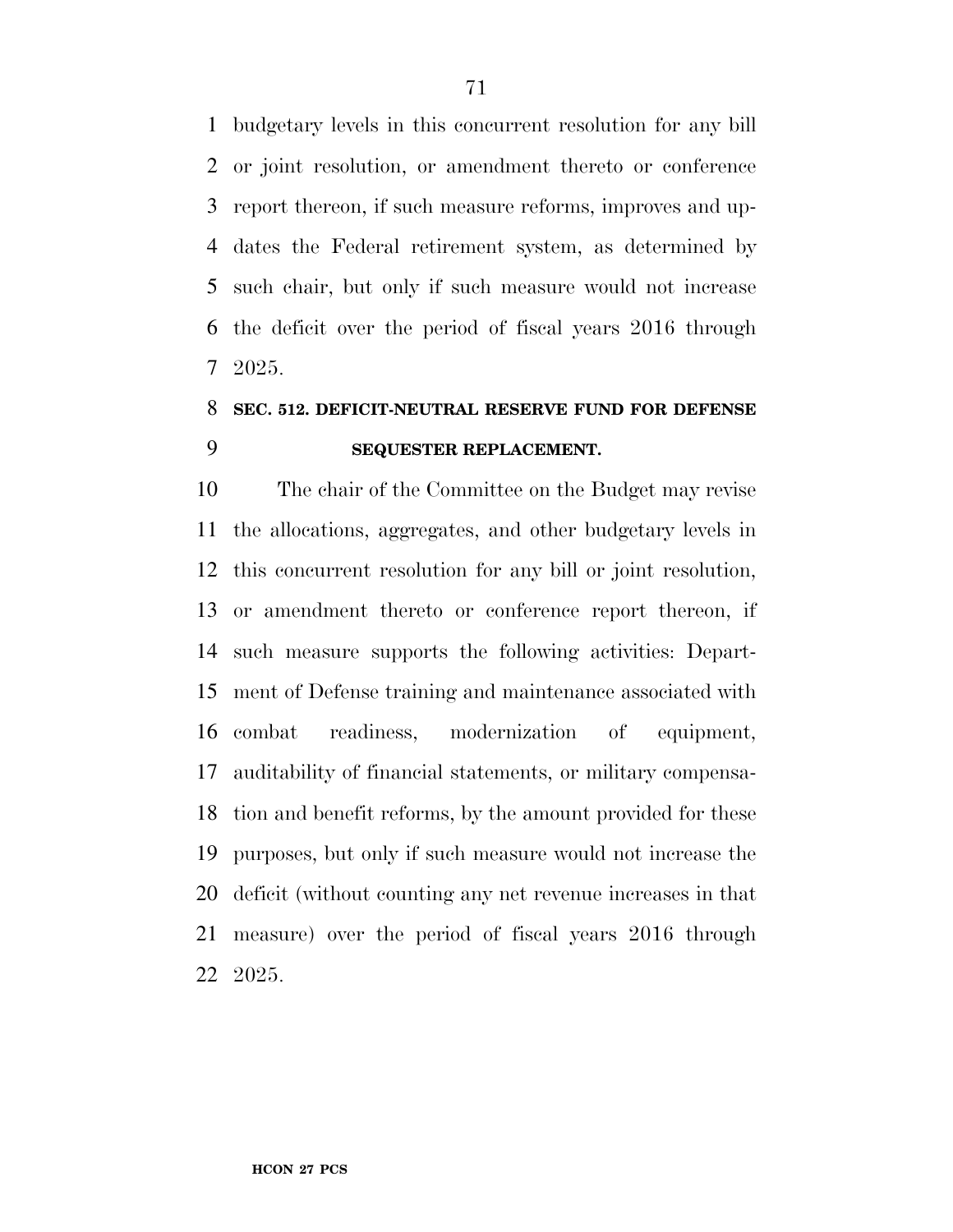budgetary levels in this concurrent resolution for any bill or joint resolution, or amendment thereto or conference report thereon, if such measure reforms, improves and updates the Federal retirement system, as determined by such chair, but only if such measure would not increase the deficit over the period of fiscal years 2016 through 2025.

## SEC. 512. DEFICIT-NEUTRAL RESERVE FUND FOR DEFENSE SEQUESTER REPLACEMENT.

The chair of the Committee on the Budget may revise the allocations, aggregates, and other budgetary levels in this concurrent resolution for any bill or joint resolution, or amendment thereto or conference report thereon, if such measure supports the following activities: Department of Defense training and maintenance associated with combat readiness, modernization of equipment, auditability of financial statements, or military compensation and benefit reforms, by the amount provided for these purposes, but only if such measure would not increase the deficit (without counting any net revenue increases in that measure) over the period of fiscal years 2016 through 2025.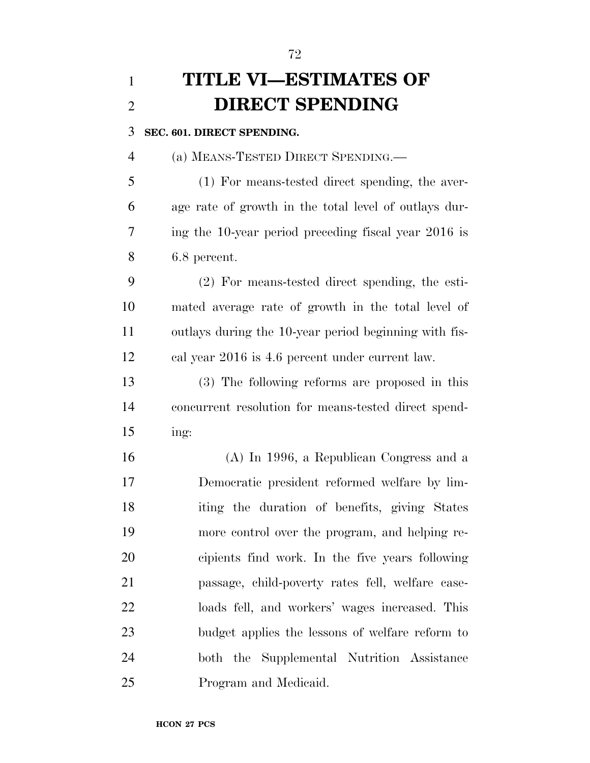# TITLE VI—ESTIMATES OF DIRECT SPENDING

### SEC. 601. DIRECT SPENDING.

(a) MEANS-TESTED DIRECT SPENDING.—

(1) For means-tested direct spending, the average rate of growth in the total level of outlays during the 10-year period preceding fiscal year 2016 is 6.8 percent.

(2) For means-tested direct spending, the estimated average rate of growth in the total level of outlays during the 10-year period beginning with fiscal year 2016 is 4.6 percent under current law.

(3) The following reforms are proposed in this concurrent resolution for means-tested direct spending:

(A) In 1996, a Republican Congress and a Democratic president reformed welfare by limiting the duration of benefits, giving States more control over the program, and helping recipients find work. In the five years following passage, child-poverty rates fell, welfare caseloads fell, and workers' wages increased. This budget applies the lessons of welfare reform to both the Supplemental Nutrition Assistance Program and Medicaid.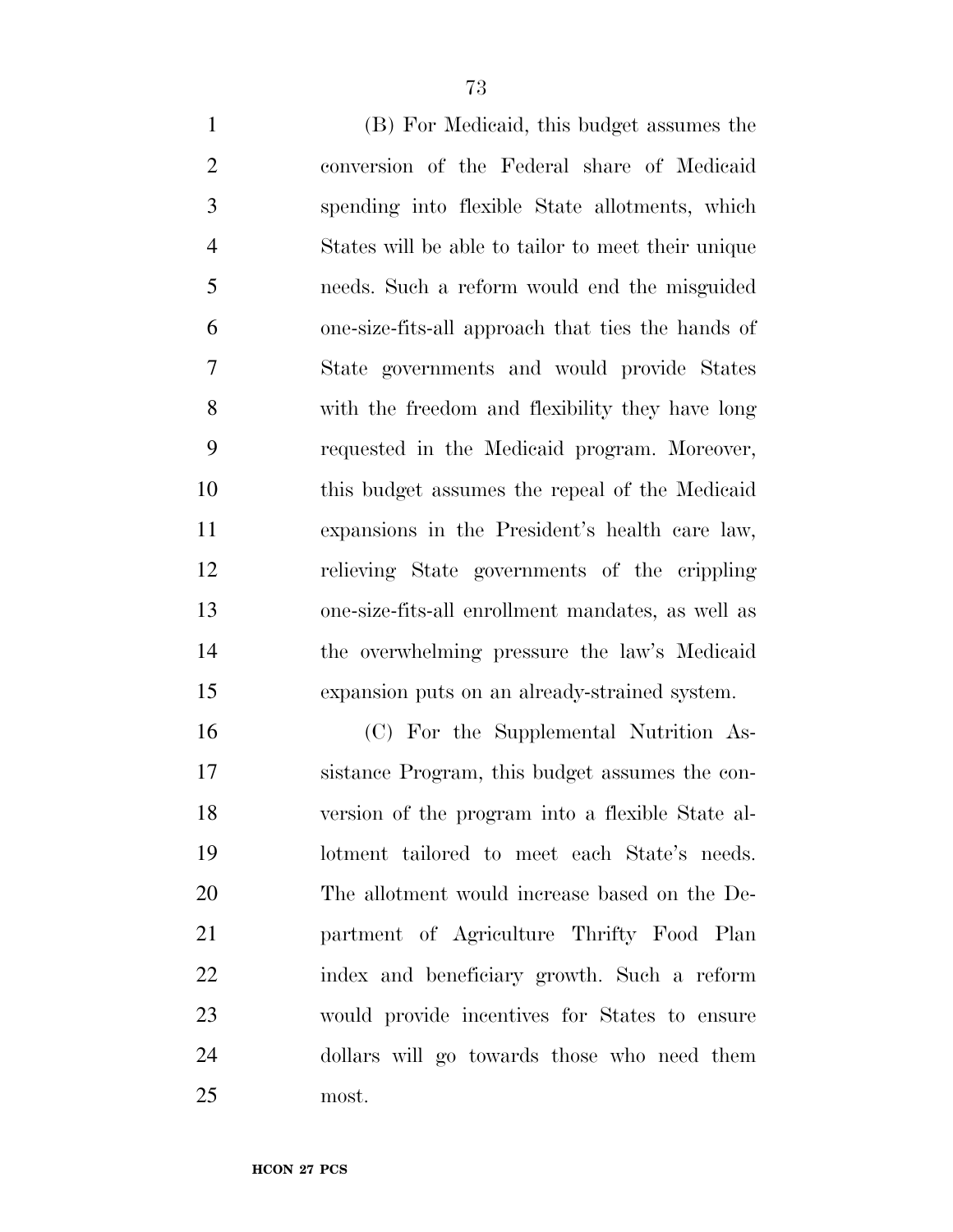(B) For Medicaid, this budget assumes the conversion of the Federal share of Medicaid spending into flexible State allotments, which States will be able to tailor to meet their unique needs. Such a reform would end the misguided one-size-fits-all approach that ties the hands of State governments and would provide States with the freedom and flexibility they have long requested in the Medicaid program. Moreover, this budget assumes the repeal of the Medicaid expansions in the President's health care law, relieving State governments of the crippling one-size-fits-all enrollment mandates, as well as the overwhelming pressure the law's Medicaid expansion puts on an already-strained system.

(C) For the Supplemental Nutrition Assistance Program, this budget assumes the conversion of the program into a flexible State allotment tailored to meet each State's needs. The allotment would increase based on the Department of Agriculture Thrifty Food Plan index and beneficiary growth. Such a reform would provide incentives for States to ensure dollars will go towards those who need them most.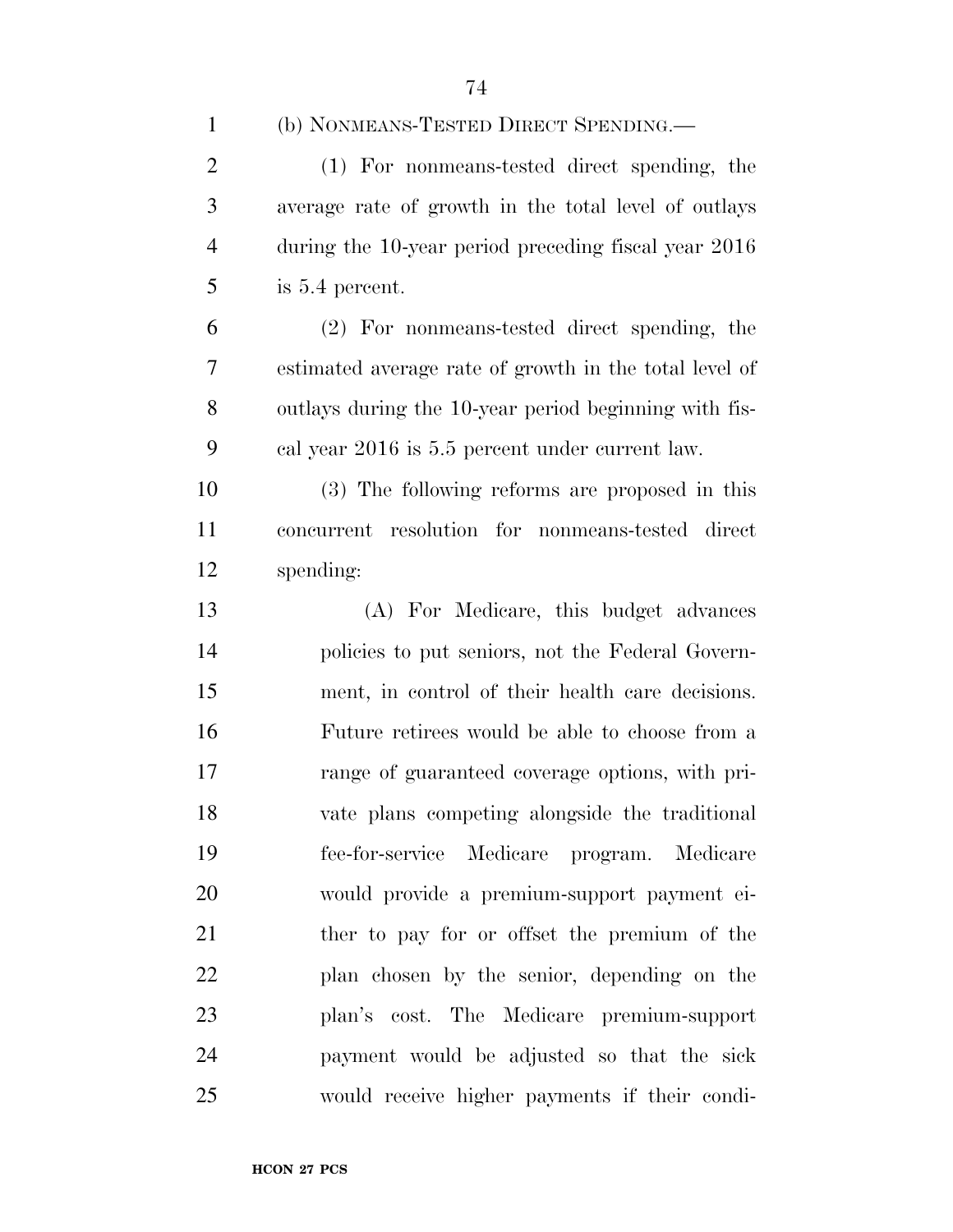(b) NONMEANS-TESTED DIRECT SPENDING.—

(1) For nonmeans-tested direct spending, the average rate of growth in the total level of outlays during the 10-year period preceding fiscal year 2016 is 5.4 percent.

(2) For nonmeans-tested direct spending, the estimated average rate of growth in the total level of outlays during the 10-year period beginning with fiscal year 2016 is 5.5 percent under current law.

(3) The following reforms are proposed in this concurrent resolution for nonmeans-tested direct spending:

(A) For Medicare, this budget advances policies to put seniors, not the Federal Government, in control of their health care decisions. Future retirees would be able to choose from a range of guaranteed coverage options, with private plans competing alongside the traditional fee-for-service Medicare program. Medicare would provide a premium-support payment either to pay for or offset the premium of the plan chosen by the senior, depending on the plan's cost. The Medicare premium-support payment would be adjusted so that the sick would receive higher payments if their condi-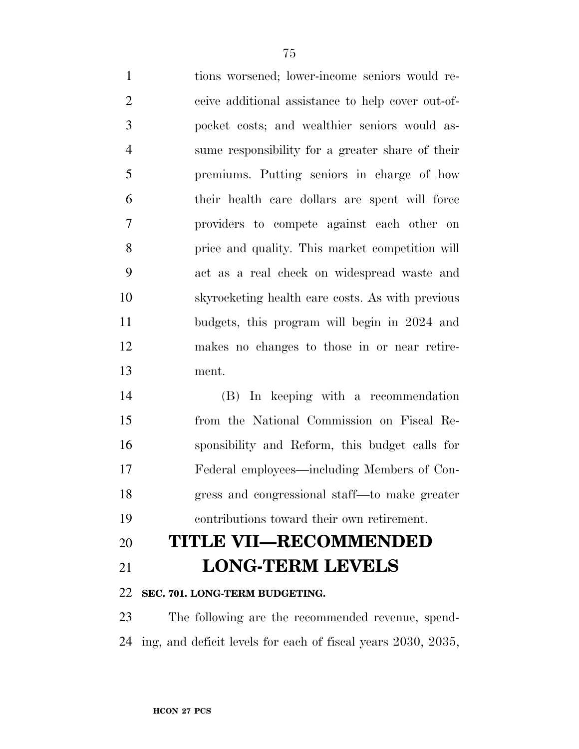tions worsened; lower-income seniors would receive additional assistance to help cover out-of-pocket costs; and wealthier seniors would assume responsibility for a greater share of their premiums. Putting seniors in charge of how their health care dollars are spent will force providers to compete against each other on price and quality. This market competition will act as a real check on widespread waste and skyrocketing health care costs. As with previous budgets, this program will begin in 2024 and makes no changes to those in or near retirement.

(B) In keeping with a recommendation from the National Commission on Fiscal Responsibility and Reform, this budget calls for Federal employees—including Members of Congress and congressional staff—to make greater contributions toward their own retirement.

# TITLE VII—RECOMMENDED LONG-TERM LEVELS

**SEC. 701. LONG-TERM BUDGETING.**

The following are the recommended revenue, spending, and deficit levels for each of fiscal years 2030, 2035,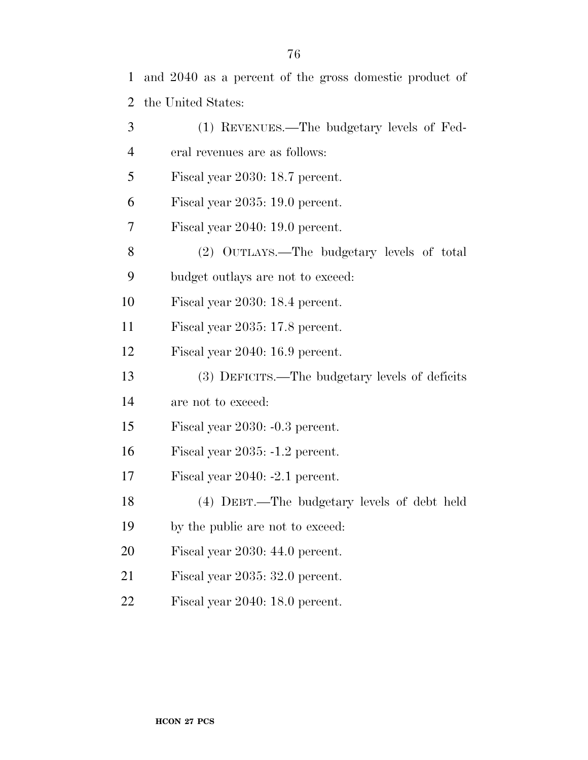and 2040 as a percent of the gross domestic product of the United States:

(1) REVENUES.—The budgetary levels of Federal revenues are as follows:

Fiscal year 2030: 18.7 percent.

Fiscal year 2035: 19.0 percent.

Fiscal year 2040: 19.0 percent.

(2) OUTLAYS.—The budgetary levels of total budget outlays are not to exceed:

Fiscal year 2030: 18.4 percent.

Fiscal year 2035: 17.8 percent.

Fiscal year 2040: 16.9 percent.

(3) DEFICITS.—The budgetary levels of deficits are not to exceed:

Fiscal year 2030: -0.3 percent.

Fiscal year 2035: -1.2 percent.

Fiscal year 2040: -2.1 percent.

(4) DEBT.—The budgetary levels of debt held by the public are not to exceed:

Fiscal year 2030: 44.0 percent.

Fiscal year 2035: 32.0 percent.

Fiscal year 2040: 18.0 percent.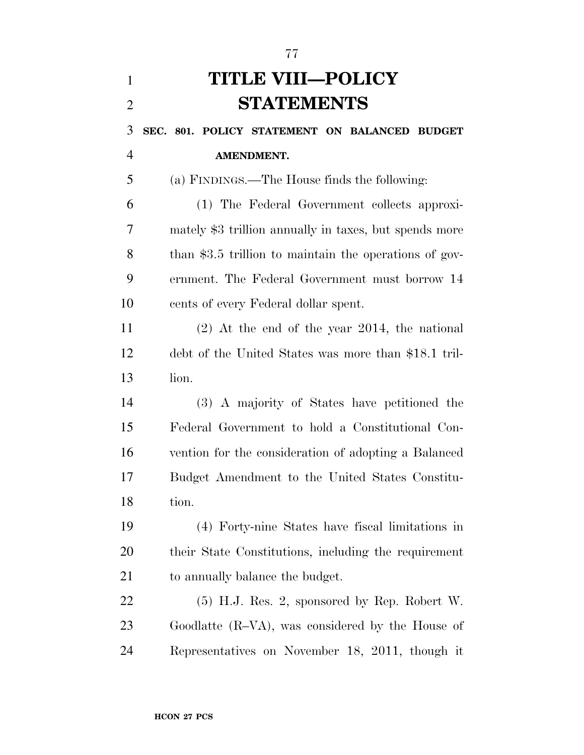# TITLE VIII—POLICY STATEMENTS

**SEC. 801. POLICY STATEMENT ON BALANCED BUDGET AMENDMENT.**

(a) FINDINGS.—The House finds the following:

(1) The Federal Government collects approximately $3 trillion annually in taxes, but spends more than $3.5 trillion to maintain the operations of government. The Federal Government must borrow 14 cents of every Federal dollar spent.

(2) At the end of the year 2014, the national debt of the United States was more than $18.1 trillion.

(3) A majority of States have petitioned the Federal Government to hold a Constitutional Convention for the consideration of adopting a Balanced Budget Amendment to the United States Constitution.

(4) Forty-nine States have fiscal limitations in their State Constitutions, including the requirement to annually balance the budget.

(5) H.J. Res. 2, sponsored by Rep. Robert W. Goodlatte (R–VA), was considered by the House of Representatives on November 18, 2011, though it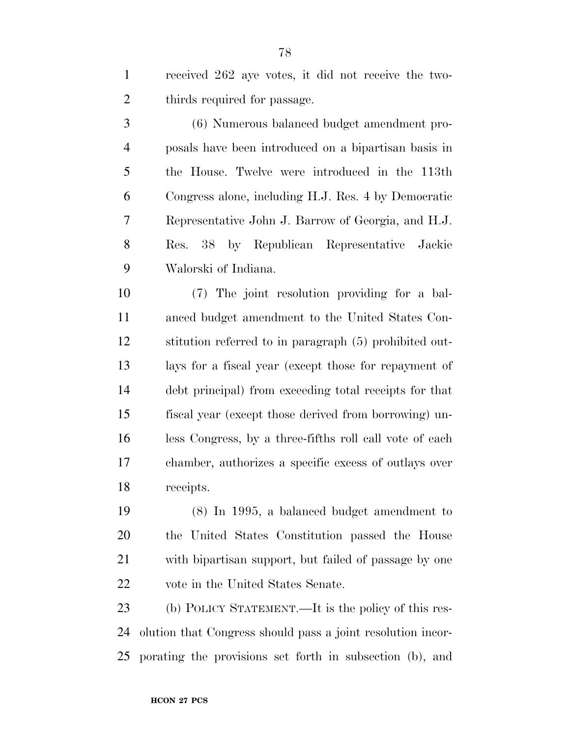received 262 aye votes, it did not receive the two-thirds required for passage.

(6) Numerous balanced budget amendment proposals have been introduced on a bipartisan basis in the House. Twelve were introduced in the 113th Congress alone, including H.J. Res. 4 by Democratic Representative John J. Barrow of Georgia, and H.J. Res. 38 by Republican Representative Jackie Walorski of Indiana.

(7) The joint resolution providing for a balanced budget amendment to the United States Constitution referred to in paragraph (5) prohibited outlays for a fiscal year (except those for repayment of debt principal) from exceeding total receipts for that fiscal year (except those derived from borrowing) unless Congress, by a three-fifths roll call vote of each chamber, authorizes a specific excess of outlays over receipts.

(8) In 1995, a balanced budget amendment to the United States Constitution passed the House with bipartisan support, but failed of passage by one vote in the United States Senate.

(b) POLICY STATEMENT.—It is the policy of this resolution that Congress should pass a joint resolution incorporating the provisions set forth in subsection (b), and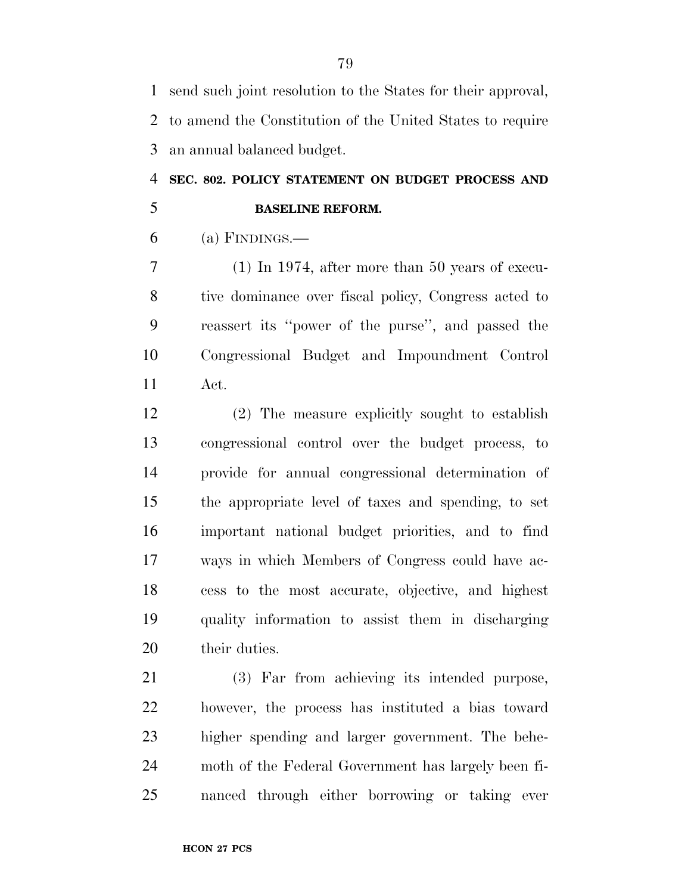send such joint resolution to the States for their approval, to amend the Constitution of the United States to require an annual balanced budget.

**SEC. 802. POLICY STATEMENT ON BUDGET PROCESS AND BASELINE REFORM.**

(a) FINDINGS.—

(1) In 1974, after more than 50 years of executive dominance over fiscal policy, Congress acted to reassert its ''power of the purse'', and passed the Congressional Budget and Impoundment Control Act.

(2) The measure explicitly sought to establish congressional control over the budget process, to provide for annual congressional determination of the appropriate level of taxes and spending, to set important national budget priorities, and to find ways in which Members of Congress could have access to the most accurate, objective, and highest quality information to assist them in discharging their duties.

(3) Far from achieving its intended purpose, however, the process has instituted a bias toward higher spending and larger government. The behemoth of the Federal Government has largely been financed through either borrowing or taking ever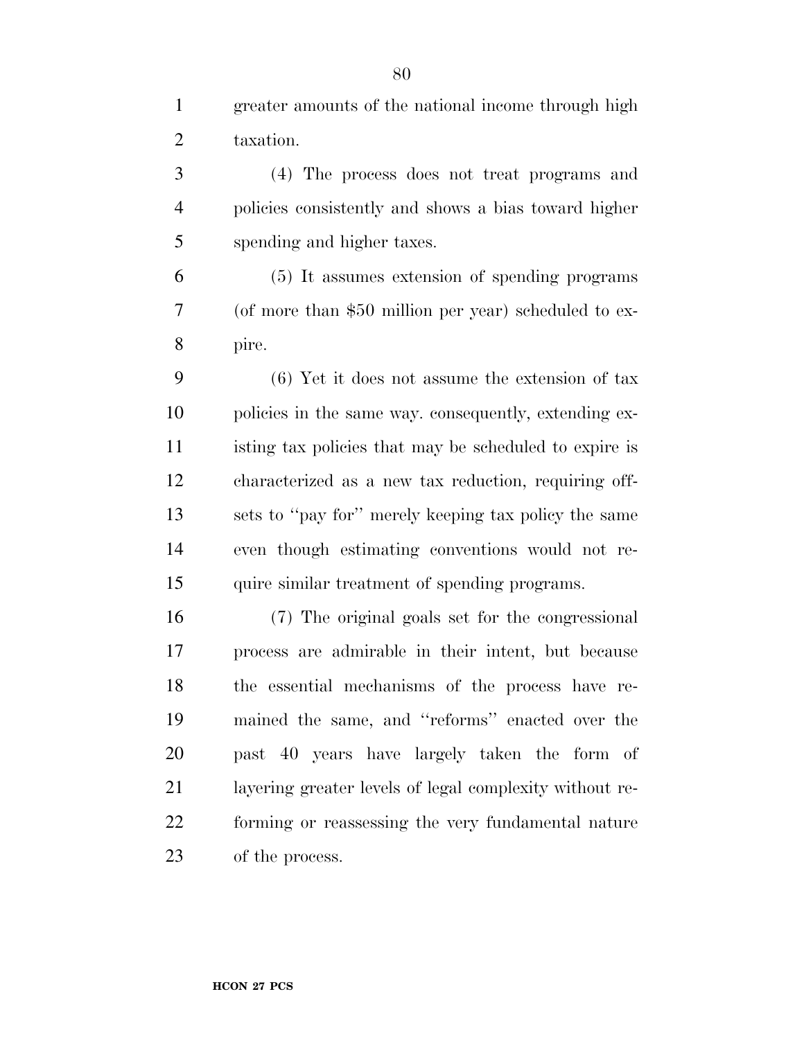greater amounts of the national income through high taxation.

(4) The process does not treat programs and policies consistently and shows a bias toward higher spending and higher taxes.

(5) It assumes extension of spending programs (of more than $50 million per year) scheduled to expire.

(6) Yet it does not assume the extension of tax policies in the same way. consequently, extending existing tax policies that may be scheduled to expire is characterized as a new tax reduction, requiring offsets to "pay for" merely keeping tax policy the same even though estimating conventions would not require similar treatment of spending programs.

(7) The original goals set for the congressional process are admirable in their intent, but because the essential mechanisms of the process have remained the same, and "reforms" enacted over the past 40 years have largely taken the form of layering greater levels of legal complexity without reforming or reassessing the very fundamental nature of the process.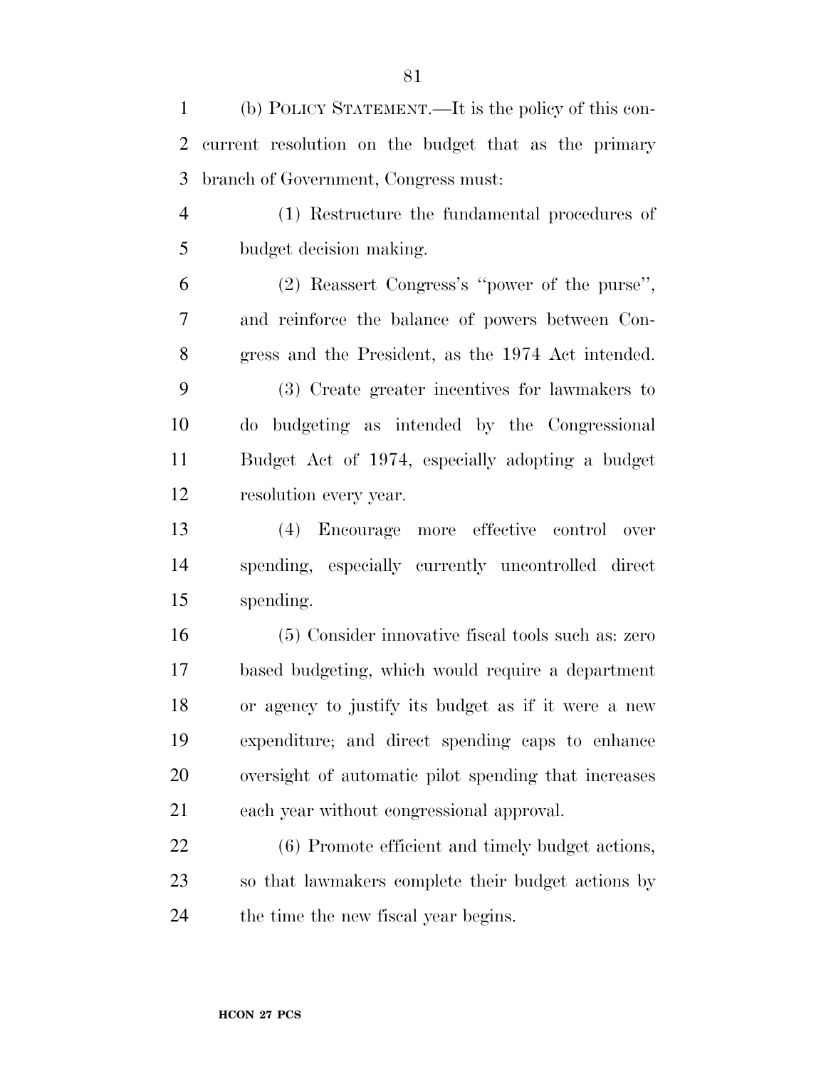(b) POLICY STATEMENT.—It is the policy of this concurrent resolution on the budget that as the primary branch of Government, Congress must:

(1) Restructure the fundamental procedures of budget decision making.

(2) Reassert Congress's ''power of the purse'', and reinforce the balance of powers between Congress and the President, as the 1974 Act intended.

(3) Create greater incentives for lawmakers to do budgeting as intended by the Congressional Budget Act of 1974, especially adopting a budget resolution every year.

(4) Encourage more effective control over spending, especially currently uncontrolled direct spending.

(5) Consider innovative fiscal tools such as: zero based budgeting, which would require a department or agency to justify its budget as if it were a new expenditure; and direct spending caps to enhance oversight of automatic pilot spending that increases each year without congressional approval.

(6) Promote efficient and timely budget actions, so that lawmakers complete their budget actions by the time the new fiscal year begins.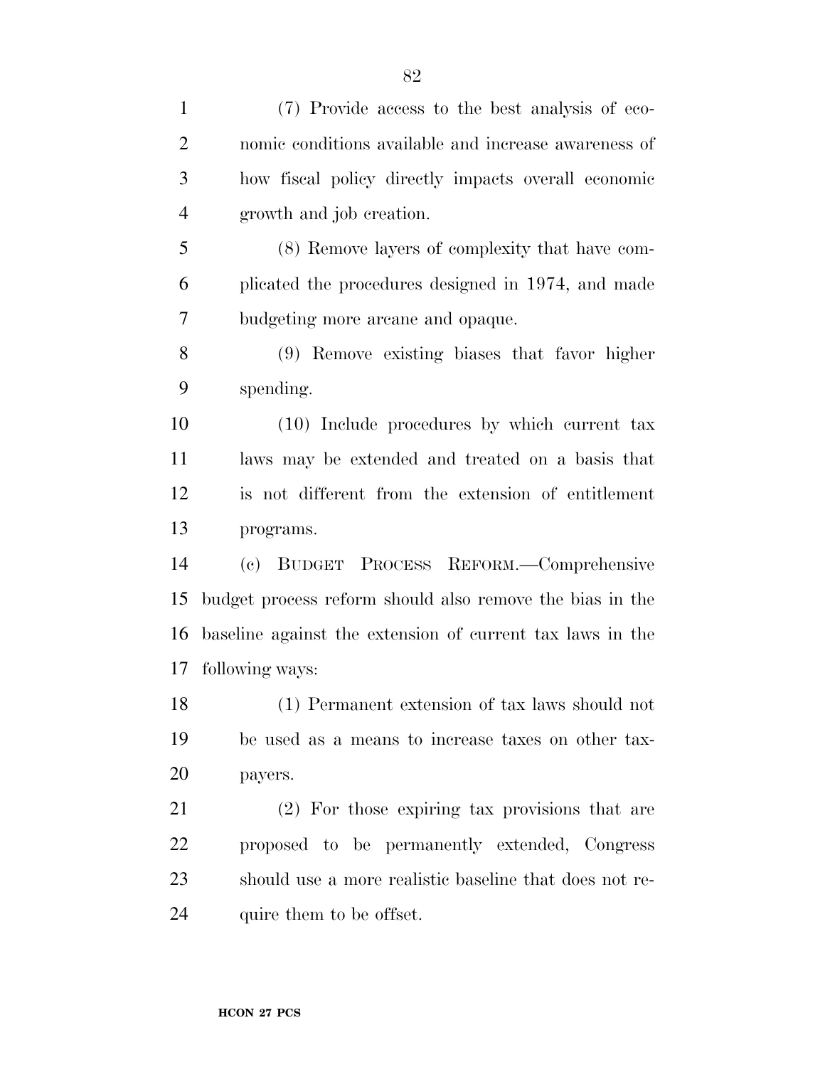(7) Provide access to the best analysis of economic conditions available and increase awareness of how fiscal policy directly impacts overall economic growth and job creation.

(8) Remove layers of complexity that have complicated the procedures designed in 1974, and made budgeting more arcane and opaque.

(9) Remove existing biases that favor higher spending.

(10) Include procedures by which current tax laws may be extended and treated on a basis that is not different from the extension of entitlement programs.

(c) BUDGET PROCESS REFORM.—Comprehensive budget process reform should also remove the bias in the baseline against the extension of current tax laws in the following ways:

(1) Permanent extension of tax laws should not be used as a means to increase taxes on other taxpayers.

(2) For those expiring tax provisions that are proposed to be permanently extended, Congress should use a more realistic baseline that does not require them to be offset.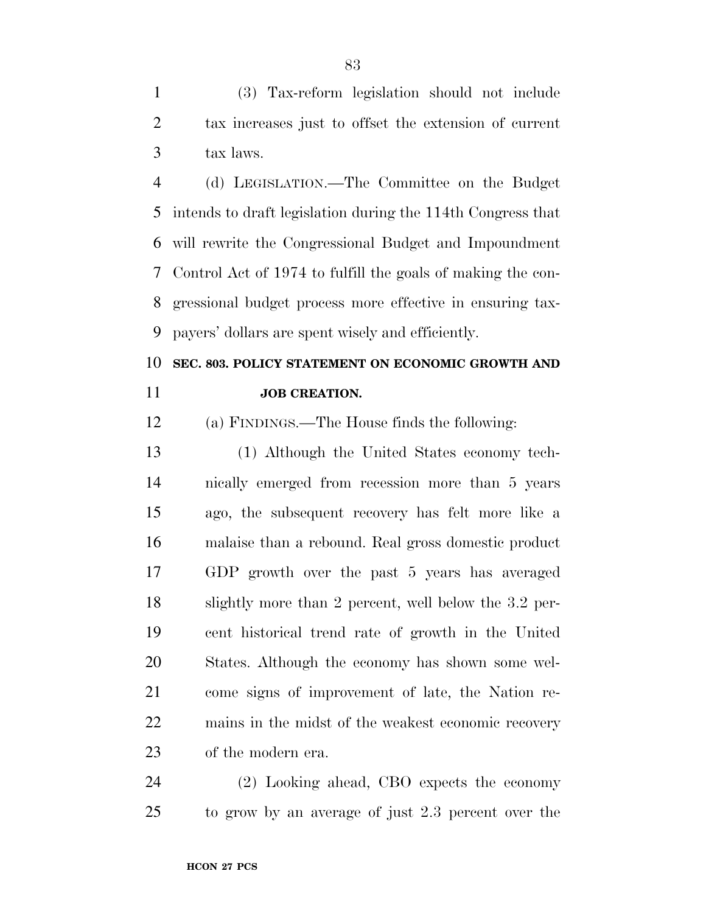(3) Tax-reform legislation should not include tax increases just to offset the extension of current tax laws.

(d) LEGISLATION.—The Committee on the Budget intends to draft legislation during the 114th Congress that will rewrite the Congressional Budget and Impoundment Control Act of 1974 to fulfill the goals of making the congressional budget process more effective in ensuring taxpayers' dollars are spent wisely and efficiently.

**SEC. 803. POLICY STATEMENT ON ECONOMIC GROWTH AND JOB CREATION.**

(a) FINDINGS.—The House finds the following:

(1) Although the United States economy technically emerged from recession more than 5 years ago, the subsequent recovery has felt more like a malaise than a rebound. Real gross domestic product GDP growth over the past 5 years has averaged slightly more than 2 percent, well below the 3.2 percent historical trend rate of growth in the United States. Although the economy has shown some welcome signs of improvement of late, the Nation remains in the midst of the weakest economic recovery of the modern era.

(2) Looking ahead, CBO expects the economy to grow by an average of just 2.3 percent over the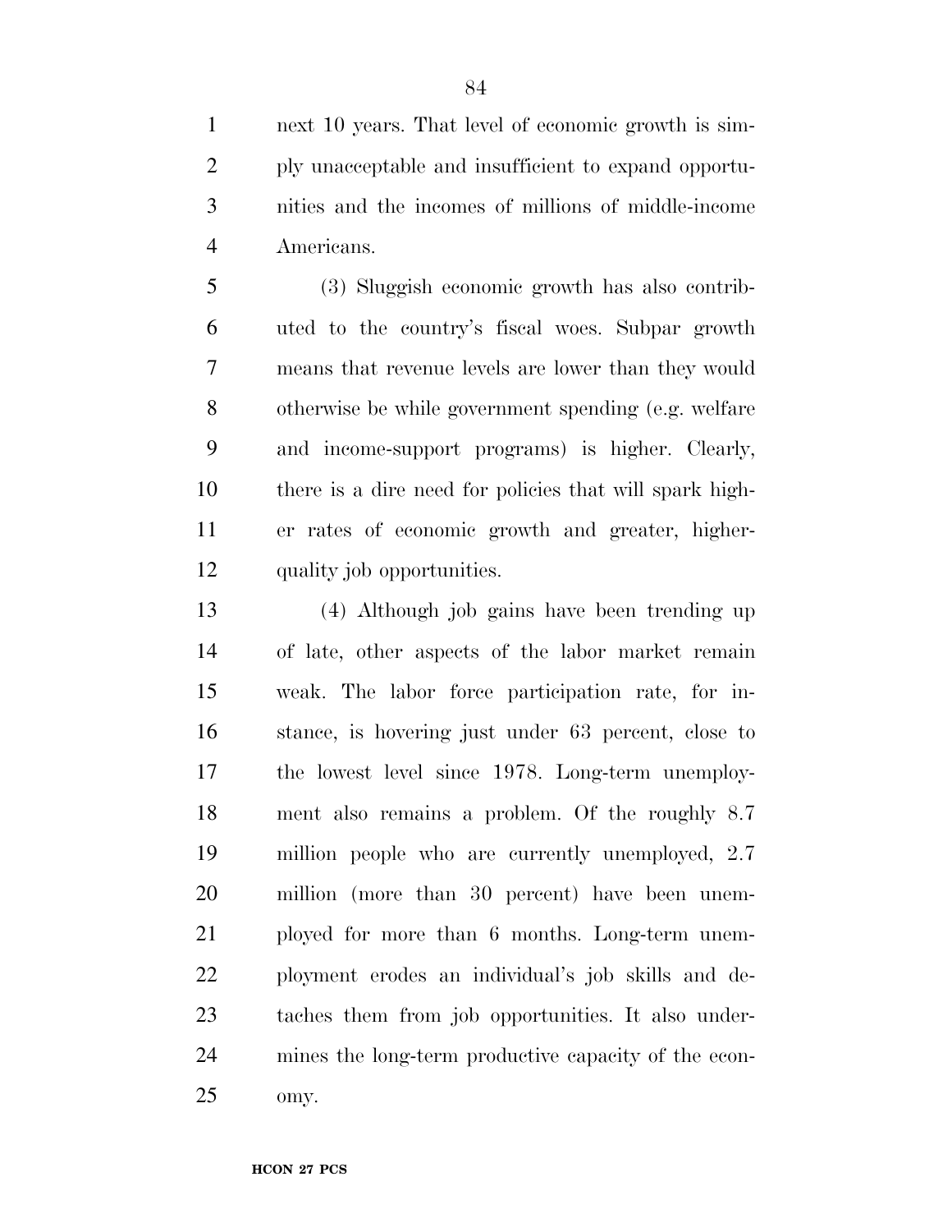next 10 years. That level of economic growth is simply unacceptable and insufficient to expand opportunities and the incomes of millions of middle-income Americans.

(3) Sluggish economic growth has also contributed to the country's fiscal woes. Subpar growth means that revenue levels are lower than they would otherwise be while government spending (e.g. welfare and income-support programs) is higher. Clearly, there is a dire need for policies that will spark higher rates of economic growth and greater, higher-quality job opportunities.

(4) Although job gains have been trending up of late, other aspects of the labor market remain weak. The labor force participation rate, for instance, is hovering just under 63 percent, close to the lowest level since 1978. Long-term unemployment also remains a problem. Of the roughly 8.7 million people who are currently unemployed, 2.7 million (more than 30 percent) have been unemployed for more than 6 months. Long-term unemployment erodes an individual's job skills and detaches them from job opportunities. It also undermines the long-term productive capacity of the economy.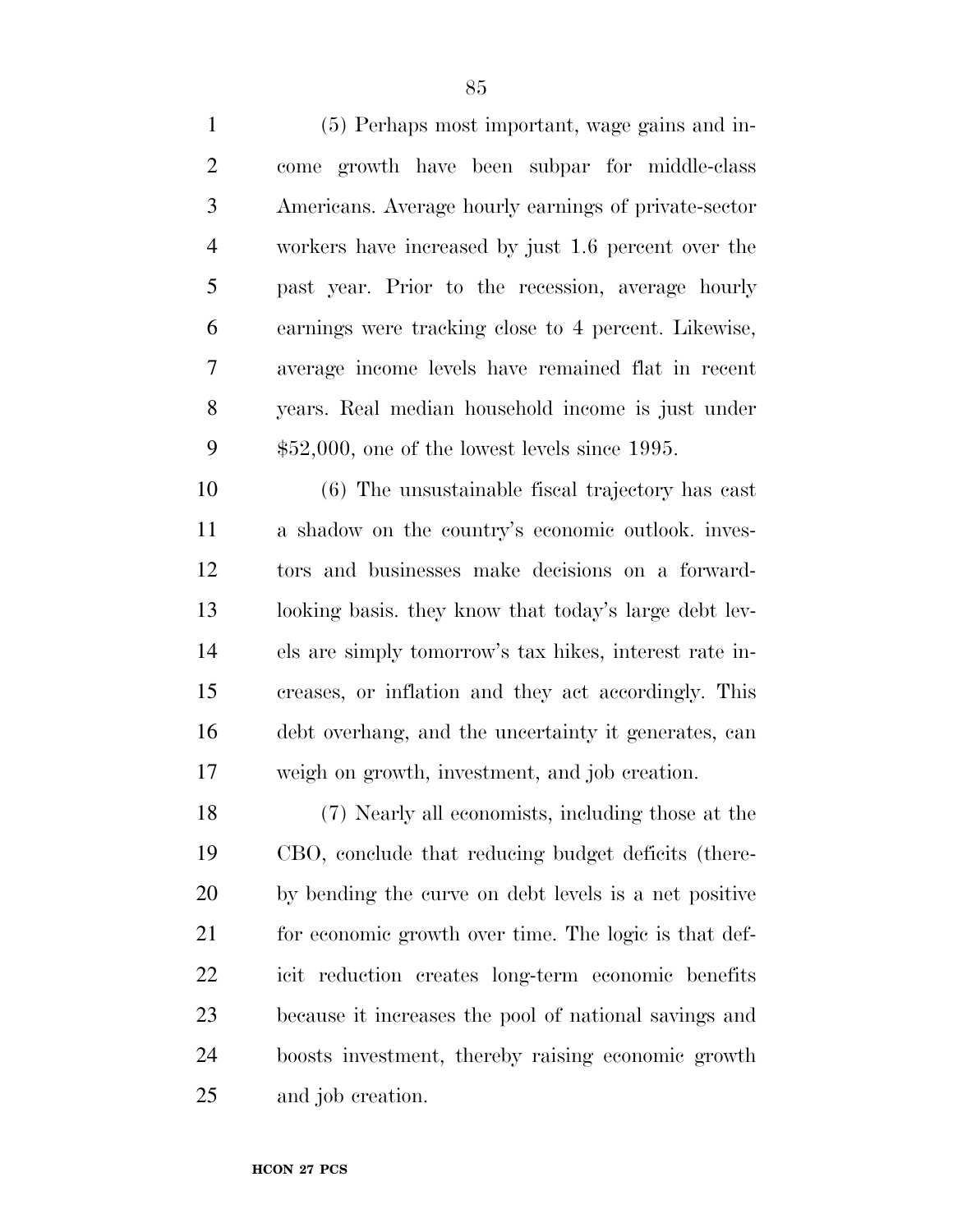(5) Perhaps most important, wage gains and income growth have been subpar for middle-class Americans. Average hourly earnings of private-sector workers have increased by just 1.6 percent over the past year. Prior to the recession, average hourly earnings were tracking close to 4 percent. Likewise, average income levels have remained flat in recent years. Real median household income is just under $52,000, one of the lowest levels since 1995.

(6) The unsustainable fiscal trajectory has cast a shadow on the country's economic outlook. investors and businesses make decisions on a forward-looking basis. they know that today's large debt levels are simply tomorrow's tax hikes, interest rate increases, or inflation and they act accordingly. This debt overhang, and the uncertainty it generates, can weigh on growth, investment, and job creation.

(7) Nearly all economists, including those at the CBO, conclude that reducing budget deficits (thereby bending the curve on debt levels is a net positive for economic growth over time. The logic is that deficit reduction creates long-term economic benefits because it increases the pool of national savings and boosts investment, thereby raising economic growth and job creation.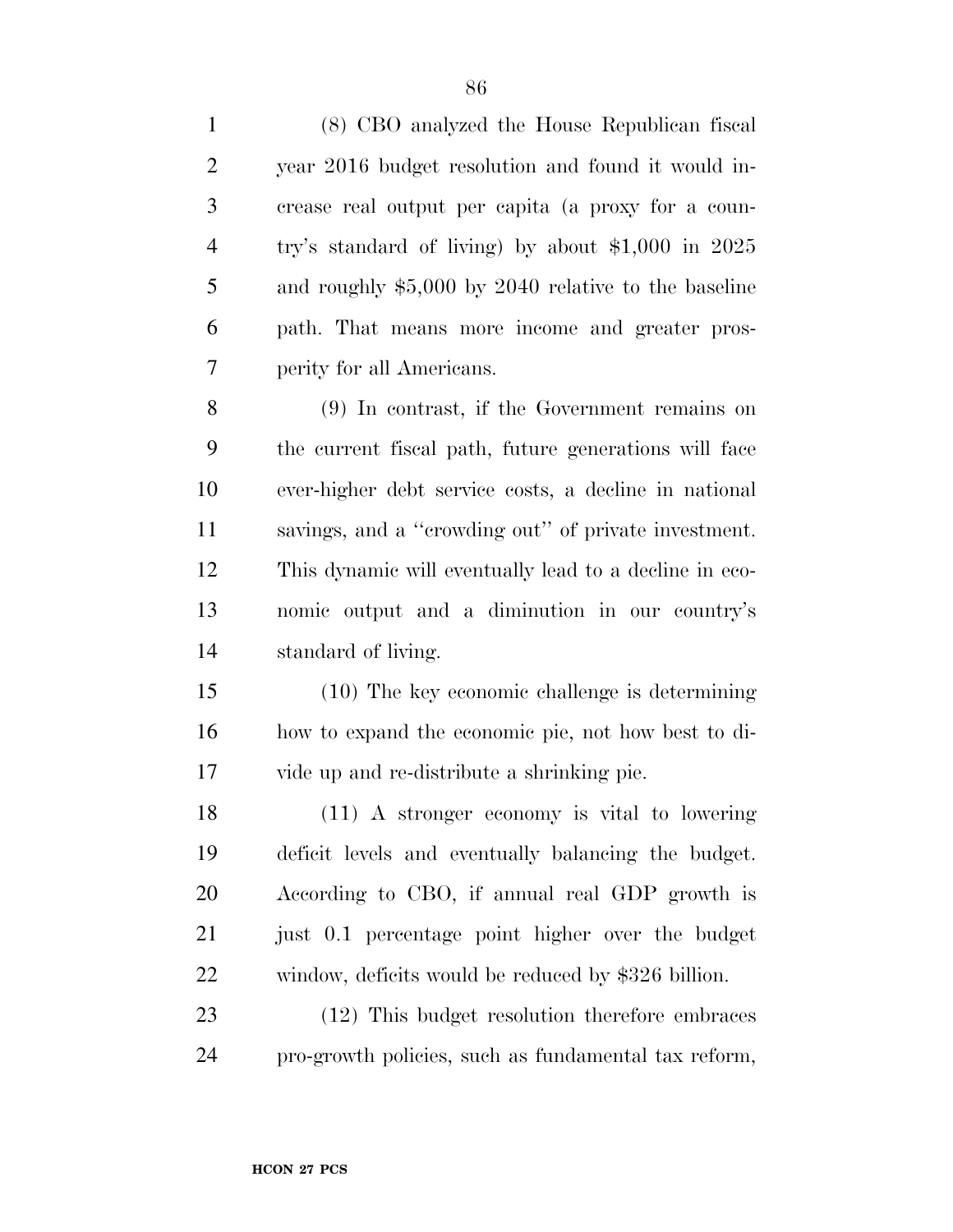(8) CBO analyzed the House Republican fiscal year 2016 budget resolution and found it would increase real output per capita (a proxy for a country's standard of living) by about $1,000 in 2025 and roughly $5,000 by 2040 relative to the baseline path. That means more income and greater prosperity for all Americans.

(9) In contrast, if the Government remains on the current fiscal path, future generations will face ever-higher debt service costs, a decline in national savings, and a ''crowding out'' of private investment. This dynamic will eventually lead to a decline in economic output and a diminution in our country's standard of living.

(10) The key economic challenge is determining how to expand the economic pie, not how best to divide up and re-distribute a shrinking pie.

(11) A stronger economy is vital to lowering deficit levels and eventually balancing the budget. According to CBO, if annual real GDP growth is just 0.1 percentage point higher over the budget window, deficits would be reduced by $326 billion.

(12) This budget resolution therefore embraces pro-growth policies, such as fundamental tax reform,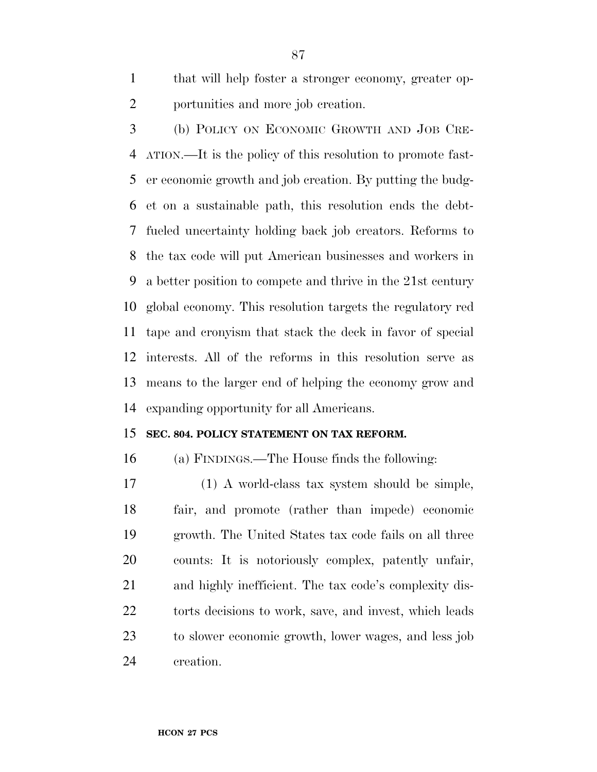that will help foster a stronger economy, greater opportunities and more job creation.

(b) POLICY ON ECONOMIC GROWTH AND JOB CREATION.—It is the policy of this resolution to promote faster economic growth and job creation. By putting the budget on a sustainable path, this resolution ends the debt-fueled uncertainty holding back job creators. Reforms to the tax code will put American businesses and workers in a better position to compete and thrive in the 21st century global economy. This resolution targets the regulatory red tape and cronyism that stack the deck in favor of special interests. All of the reforms in this resolution serve as means to the larger end of helping the economy grow and expanding opportunity for all Americans.

**SEC. 804. POLICY STATEMENT ON TAX REFORM.**

(a) FINDINGS.—The House finds the following:

(1) A world-class tax system should be simple, fair, and promote (rather than impede) economic growth. The United States tax code fails on all three counts: It is notoriously complex, patently unfair, and highly inefficient. The tax code's complexity distorts decisions to work, save, and invest, which leads to slower economic growth, lower wages, and less job creation.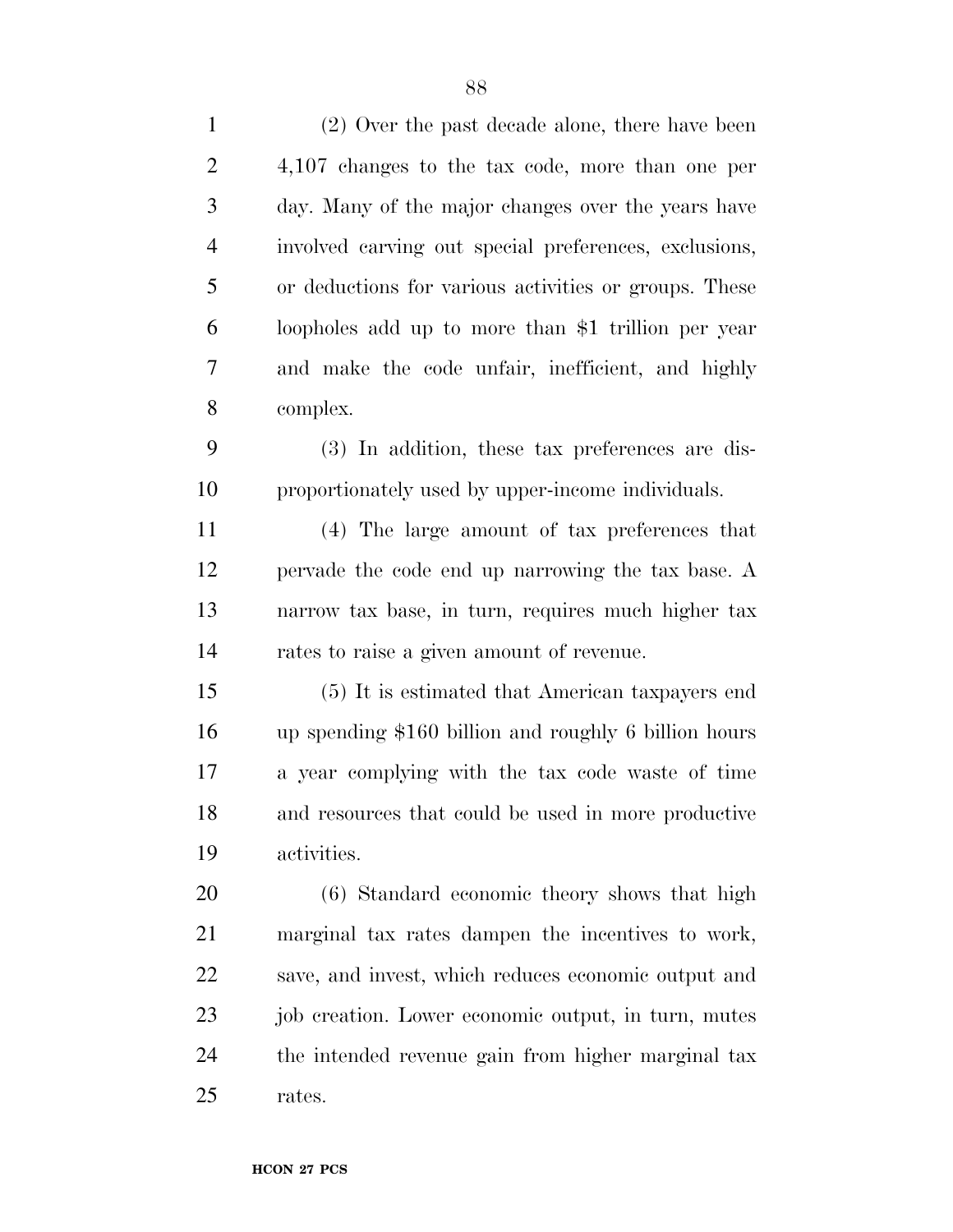(2) Over the past decade alone, there have been 4,107 changes to the tax code, more than one per day. Many of the major changes over the years have involved carving out special preferences, exclusions, or deductions for various activities or groups. These loopholes add up to more than $1 trillion per year and make the code unfair, inefficient, and highly complex.

(3) In addition, these tax preferences are disproportionately used by upper-income individuals.

(4) The large amount of tax preferences that pervade the code end up narrowing the tax base. A narrow tax base, in turn, requires much higher tax rates to raise a given amount of revenue.

(5) It is estimated that American taxpayers end up spending $160 billion and roughly 6 billion hours a year complying with the tax code waste of time and resources that could be used in more productive activities.

(6) Standard economic theory shows that high marginal tax rates dampen the incentives to work, save, and invest, which reduces economic output and job creation. Lower economic output, in turn, mutes the intended revenue gain from higher marginal tax rates.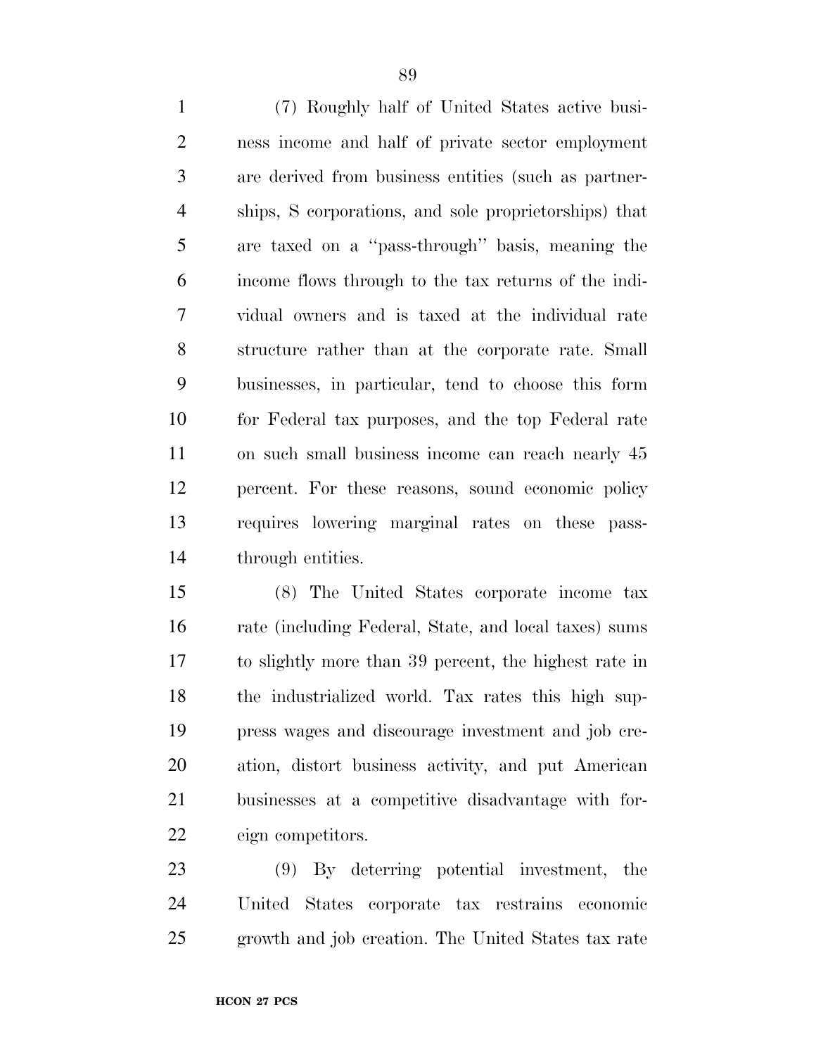(7) Roughly half of United States active business income and half of private sector employment are derived from business entities (such as partnerships, S corporations, and sole proprietorships) that are taxed on a "pass-through" basis, meaning the income flows through to the tax returns of the individual owners and is taxed at the individual rate structure rather than at the corporate rate. Small businesses, in particular, tend to choose this form for Federal tax purposes, and the top Federal rate on such small business income can reach nearly 45 percent. For these reasons, sound economic policy requires lowering marginal rates on these pass-through entities.

(8) The United States corporate income tax rate (including Federal, State, and local taxes) sums to slightly more than 39 percent, the highest rate in the industrialized world. Tax rates this high suppress wages and discourage investment and job creation, distort business activity, and put American businesses at a competitive disadvantage with foreign competitors.

(9) By deterring potential investment, the United States corporate tax restrains economic growth and job creation. The United States tax rate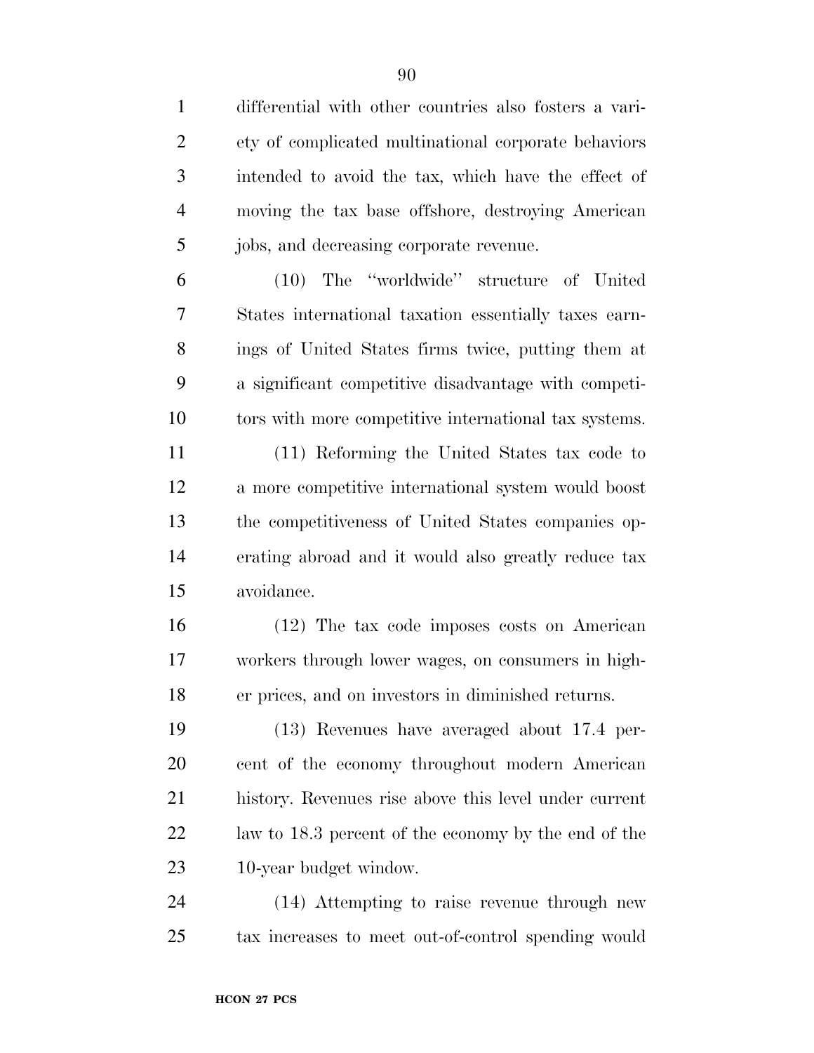differential with other countries also fosters a variety of complicated multinational corporate behaviors intended to avoid the tax, which have the effect of moving the tax base offshore, destroying American jobs, and decreasing corporate revenue.

(10) The ''worldwide'' structure of United States international taxation essentially taxes earnings of United States firms twice, putting them at a significant competitive disadvantage with competitors with more competitive international tax systems.

(11) Reforming the United States tax code to a more competitive international system would boost the competitiveness of United States companies operating abroad and it would also greatly reduce tax avoidance.

(12) The tax code imposes costs on American workers through lower wages, on consumers in higher prices, and on investors in diminished returns.

(13) Revenues have averaged about 17.4 percent of the economy throughout modern American history. Revenues rise above this level under current law to 18.3 percent of the economy by the end of the 10-year budget window.

(14) Attempting to raise revenue through new tax increases to meet out-of-control spending would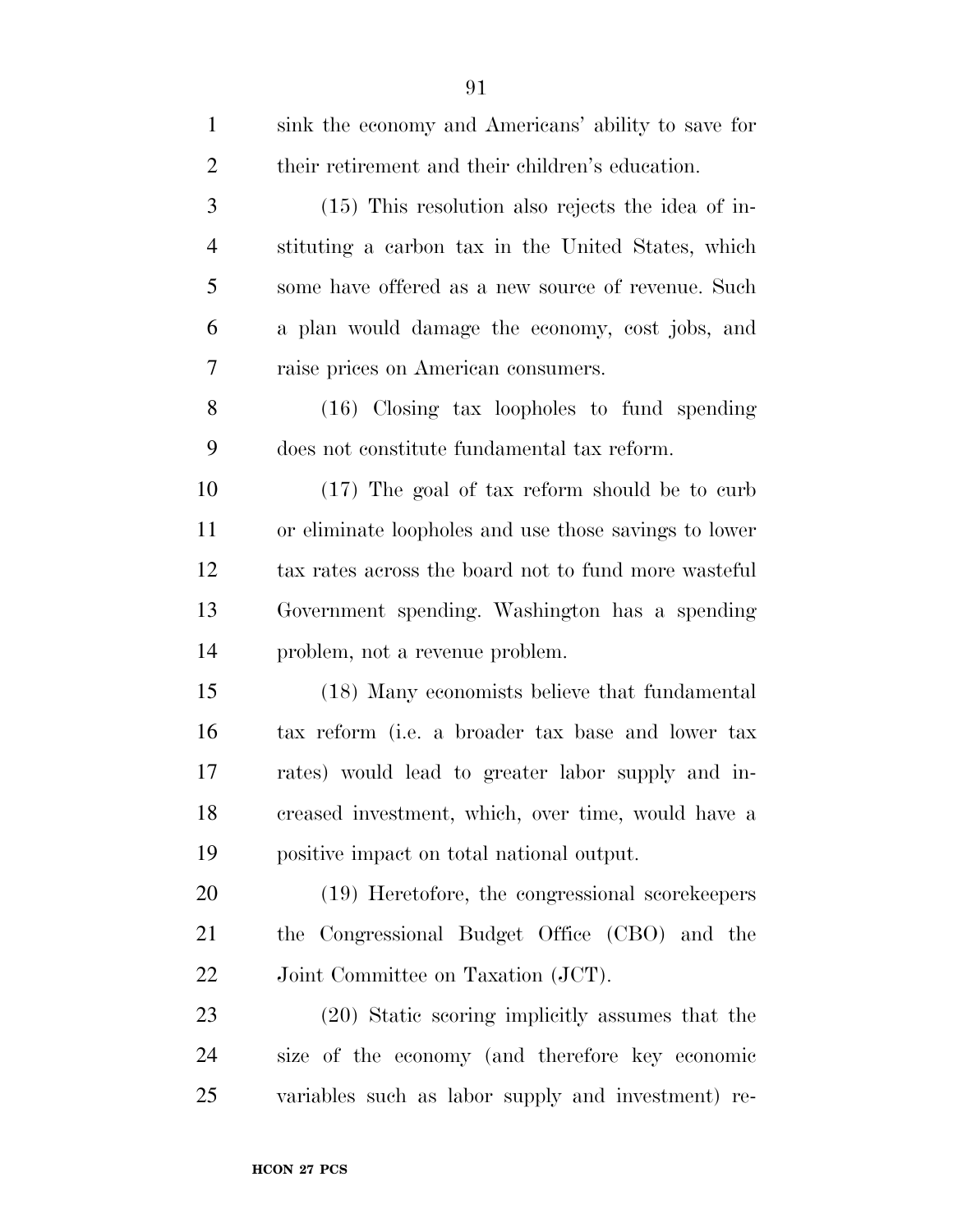sink the economy and Americans' ability to save for their retirement and their children's education.

(15) This resolution also rejects the idea of instituting a carbon tax in the United States, which some have offered as a new source of revenue. Such a plan would damage the economy, cost jobs, and raise prices on American consumers.

(16) Closing tax loopholes to fund spending does not constitute fundamental tax reform.

(17) The goal of tax reform should be to curb or eliminate loopholes and use those savings to lower tax rates across the board not to fund more wasteful Government spending. Washington has a spending problem, not a revenue problem.

(18) Many economists believe that fundamental tax reform (i.e. a broader tax base and lower tax rates) would lead to greater labor supply and increased investment, which, over time, would have a positive impact on total national output.

(19) Heretofore, the congressional scorekeepers the Congressional Budget Office (CBO) and the Joint Committee on Taxation (JCT).

(20) Static scoring implicitly assumes that the size of the economy (and therefore key economic variables such as labor supply and investment) re-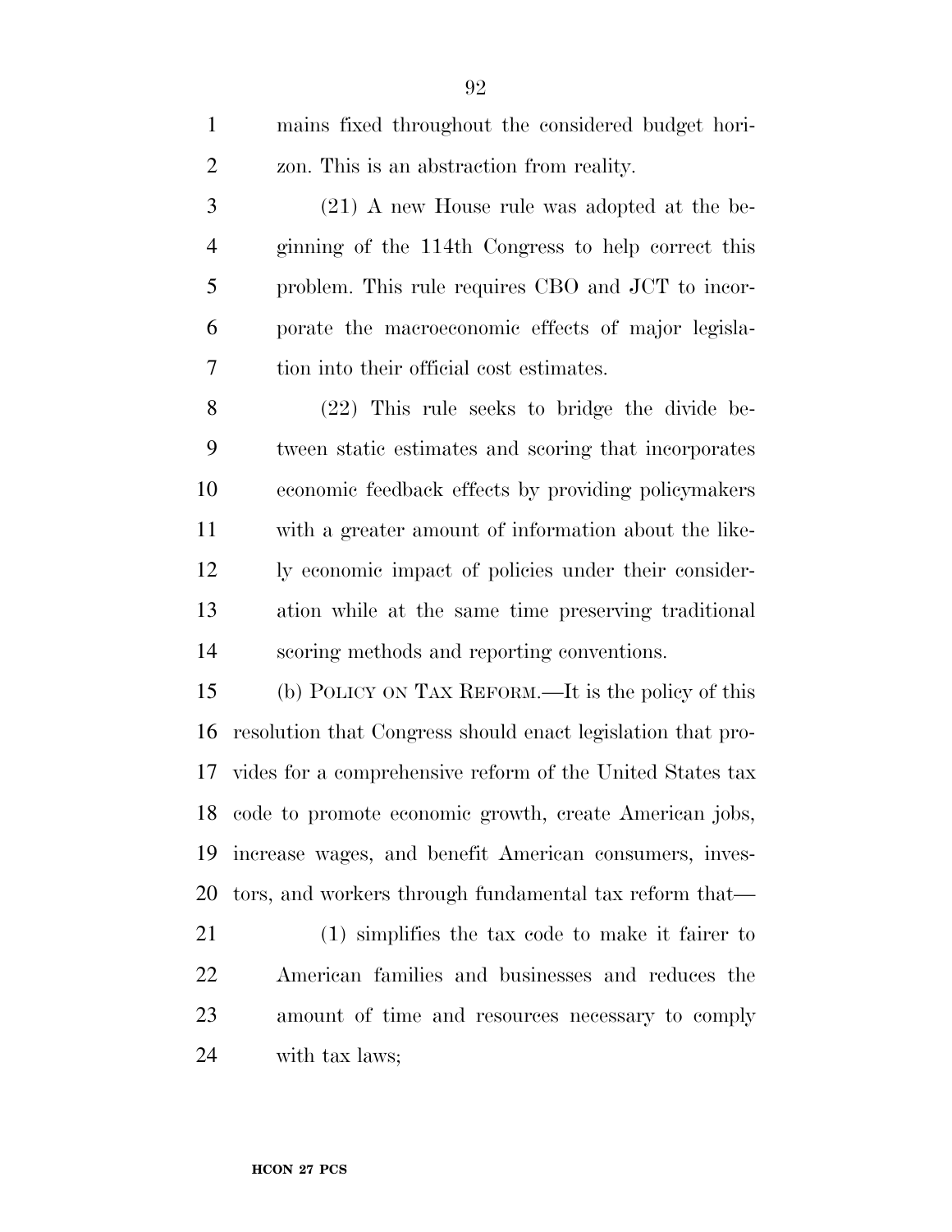mains fixed throughout the considered budget horizon. This is an abstraction from reality.

(21) A new House rule was adopted at the beginning of the 114th Congress to help correct this problem. This rule requires CBO and JCT to incorporate the macroeconomic effects of major legislation into their official cost estimates.

(22) This rule seeks to bridge the divide between static estimates and scoring that incorporates economic feedback effects by providing policymakers with a greater amount of information about the likely economic impact of policies under their consideration while at the same time preserving traditional scoring methods and reporting conventions.

(b) POLICY ON TAX REFORM.—It is the policy of this resolution that Congress should enact legislation that provides for a comprehensive reform of the United States tax code to promote economic growth, create American jobs, increase wages, and benefit American consumers, investors, and workers through fundamental tax reform that—

(1) simplifies the tax code to make it fairer to American families and businesses and reduces the amount of time and resources necessary to comply with tax laws;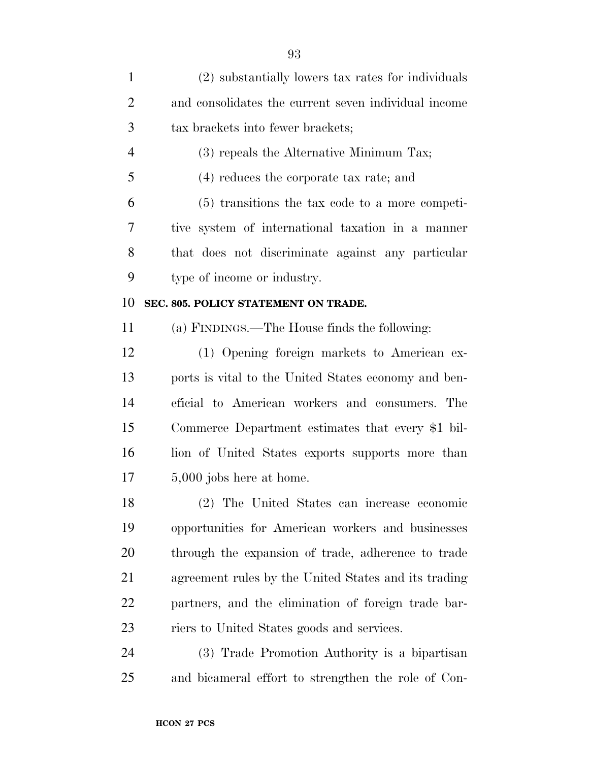(2) substantially lowers tax rates for individuals and consolidates the current seven individual income tax brackets into fewer brackets;

(3) repeals the Alternative Minimum Tax;

(4) reduces the corporate tax rate; and

(5) transitions the tax code to a more competitive system of international taxation in a manner that does not discriminate against any particular type of income or industry.

**SEC. 805. POLICY STATEMENT ON TRADE.**

(a) FINDINGS.—The House finds the following:

(1) Opening foreign markets to American exports is vital to the United States economy and beneficial to American workers and consumers. The Commerce Department estimates that every $1 billion of United States exports supports more than 5,000 jobs here at home.

(2) The United States can increase economic opportunities for American workers and businesses through the expansion of trade, adherence to trade agreement rules by the United States and its trading partners, and the elimination of foreign trade barriers to United States goods and services.

(3) Trade Promotion Authority is a bipartisan and bicameral effort to strengthen the role of Con-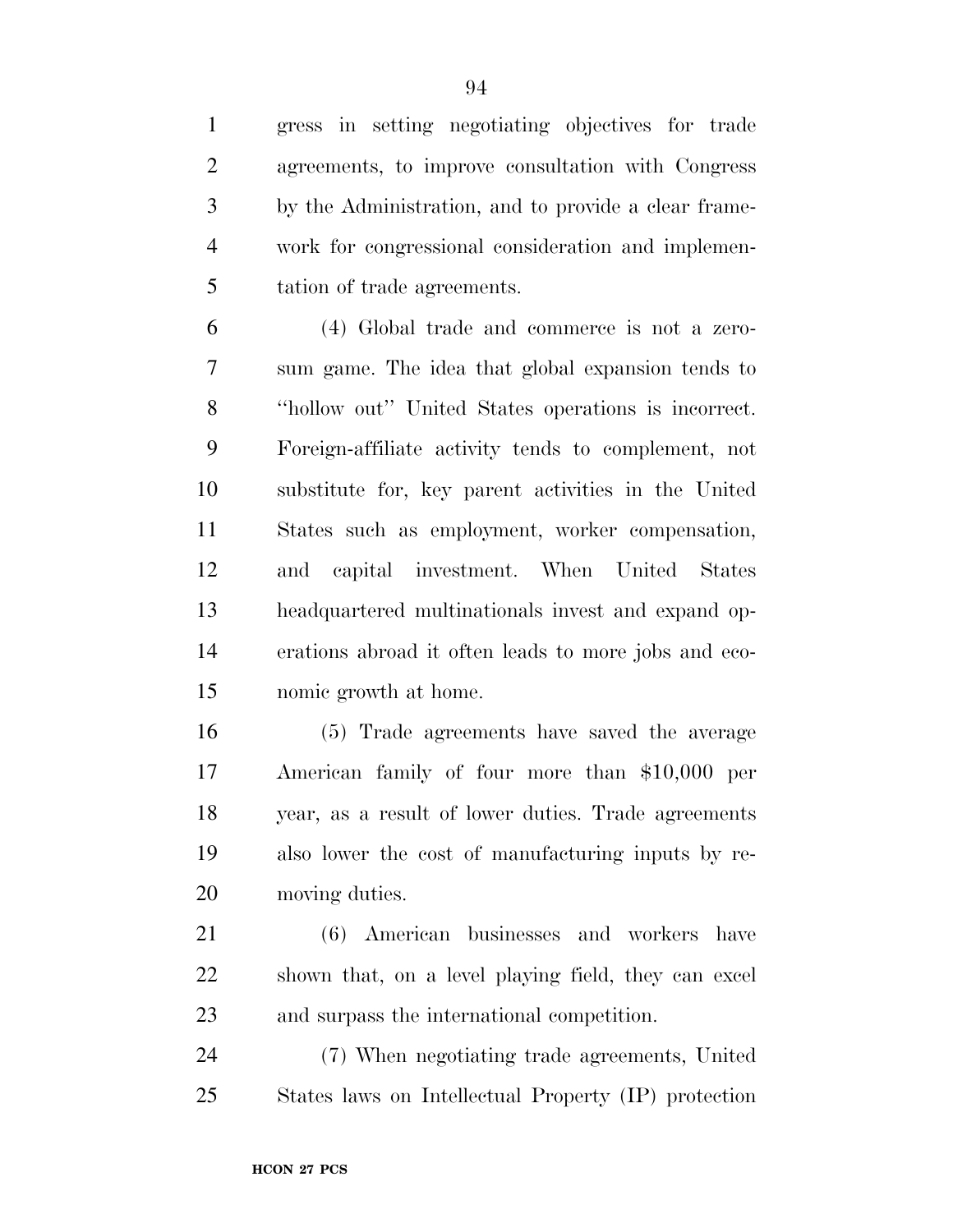gress in setting negotiating objectives for trade agreements, to improve consultation with Congress by the Administration, and to provide a clear framework for congressional consideration and implementation of trade agreements.

(4) Global trade and commerce is not a zero-sum game. The idea that global expansion tends to "hollow out" United States operations is incorrect. Foreign-affiliate activity tends to complement, not substitute for, key parent activities in the United States such as employment, worker compensation, and capital investment. When United States headquartered multinationals invest and expand operations abroad it often leads to more jobs and economic growth at home.

(5) Trade agreements have saved the average American family of four more than $10,000 per year, as a result of lower duties. Trade agreements also lower the cost of manufacturing inputs by removing duties.

(6) American businesses and workers have shown that, on a level playing field, they can excel and surpass the international competition.

(7) When negotiating trade agreements, United States laws on Intellectual Property (IP) protection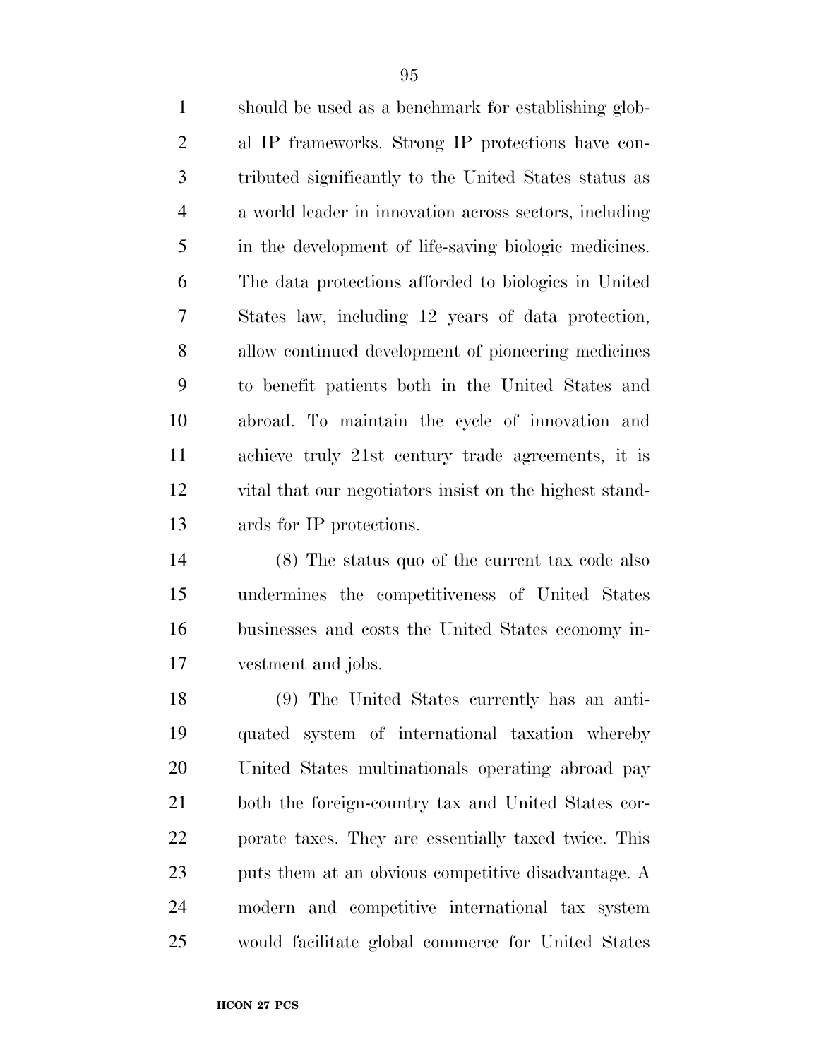should be used as a benchmark for establishing global IP frameworks. Strong IP protections have contributed significantly to the United States status as a world leader in innovation across sectors, including in the development of life-saving biologic medicines. The data protections afforded to biologics in United States law, including 12 years of data protection, allow continued development of pioneering medicines to benefit patients both in the United States and abroad. To maintain the cycle of innovation and achieve truly 21st century trade agreements, it is vital that our negotiators insist on the highest standards for IP protections.

(8) The status quo of the current tax code also undermines the competitiveness of United States businesses and costs the United States economy investment and jobs.

(9) The United States currently has an antiquated system of international taxation whereby United States multinationals operating abroad pay both the foreign-country tax and United States corporate taxes. They are essentially taxed twice. This puts them at an obvious competitive disadvantage. A modern and competitive international tax system would facilitate global commerce for United States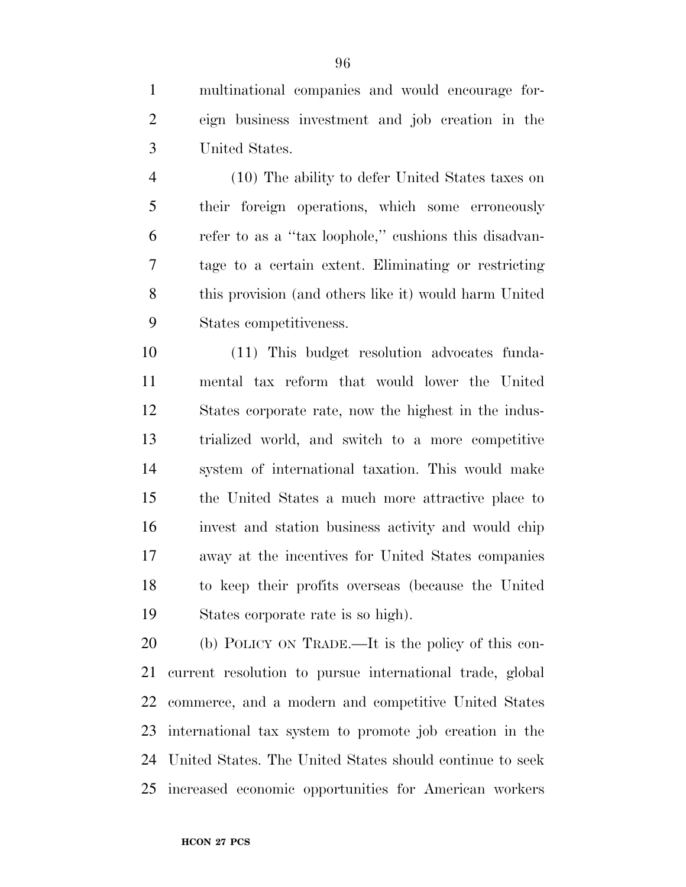multinational companies and would encourage foreign business investment and job creation in the United States.

(10) The ability to defer United States taxes on their foreign operations, which some erroneously refer to as a "tax loophole," cushions this disadvantage to a certain extent. Eliminating or restricting this provision (and others like it) would harm United States competitiveness.

(11) This budget resolution advocates fundamental tax reform that would lower the United States corporate rate, now the highest in the industrialized world, and switch to a more competitive system of international taxation. This would make the United States a much more attractive place to invest and station business activity and would chip away at the incentives for United States companies to keep their profits overseas (because the United States corporate rate is so high).

(b) POLICY ON TRADE.—It is the policy of this concurrent resolution to pursue international trade, global commerce, and a modern and competitive United States international tax system to promote job creation in the United States. The United States should continue to seek increased economic opportunities for American workers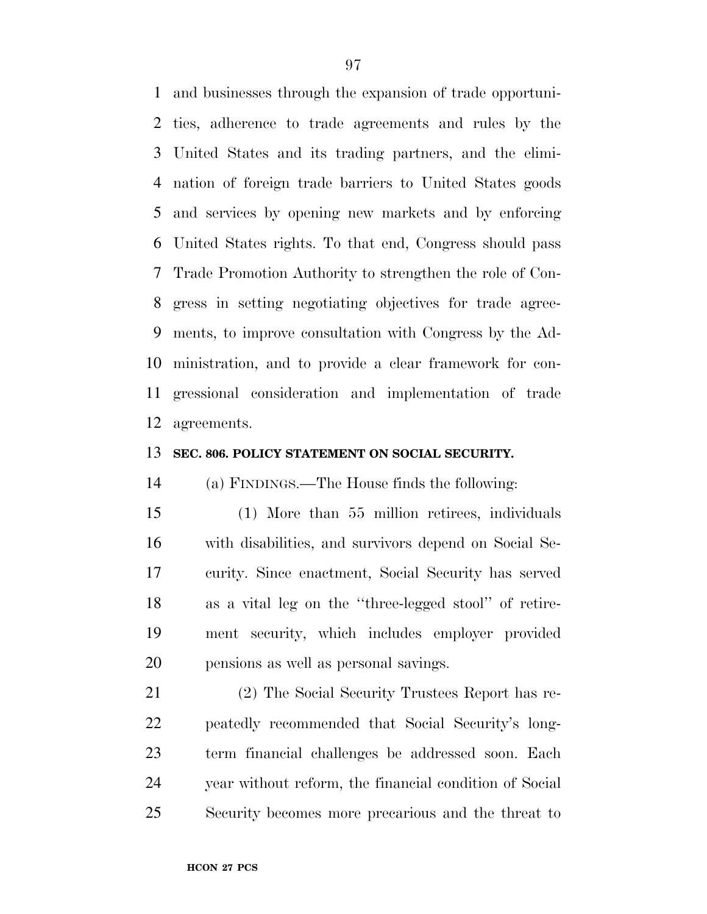and businesses through the expansion of trade opportunities, adherence to trade agreements and rules by the United States and its trading partners, and the elimination of foreign trade barriers to United States goods and services by opening new markets and by enforcing United States rights. To that end, Congress should pass Trade Promotion Authority to strengthen the role of Congress in setting negotiating objectives for trade agreements, to improve consultation with Congress by the Administration, and to provide a clear framework for congressional consideration and implementation of trade agreements.

**SEC. 806. POLICY STATEMENT ON SOCIAL SECURITY.**

(a) FINDINGS.—The House finds the following:

(1) More than 55 million retirees, individuals with disabilities, and survivors depend on Social Security. Since enactment, Social Security has served as a vital leg on the "three-legged stool" of retirement security, which includes employer provided pensions as well as personal savings.

(2) The Social Security Trustees Report has repeatedly recommended that Social Security's long-term financial challenges be addressed soon. Each year without reform, the financial condition of Social Security becomes more precarious and the threat to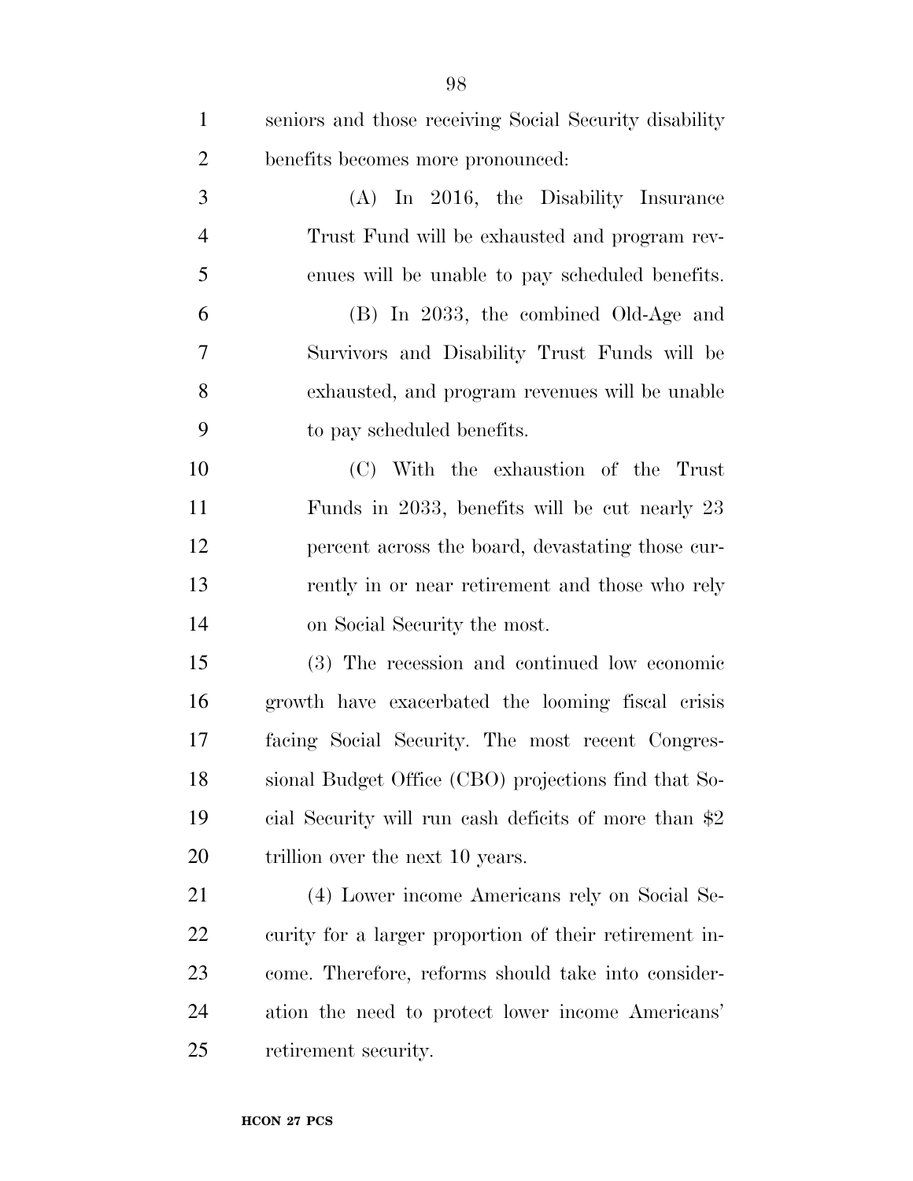seniors and those receiving Social Security disability benefits becomes more pronounced:

(A) In 2016, the Disability Insurance Trust Fund will be exhausted and program revenues will be unable to pay scheduled benefits.

(B) In 2033, the combined Old-Age and Survivors and Disability Trust Funds will be exhausted, and program revenues will be unable to pay scheduled benefits.

(C) With the exhaustion of the Trust Funds in 2033, benefits will be cut nearly 23 percent across the board, devastating those currently in or near retirement and those who rely on Social Security the most.

(3) The recession and continued low economic growth have exacerbated the looming fiscal crisis facing Social Security. The most recent Congressional Budget Office (CBO) projections find that Social Security will run cash deficits of more than $2 trillion over the next 10 years.

(4) Lower income Americans rely on Social Security for a larger proportion of their retirement income. Therefore, reforms should take into consideration the need to protect lower income Americans' retirement security.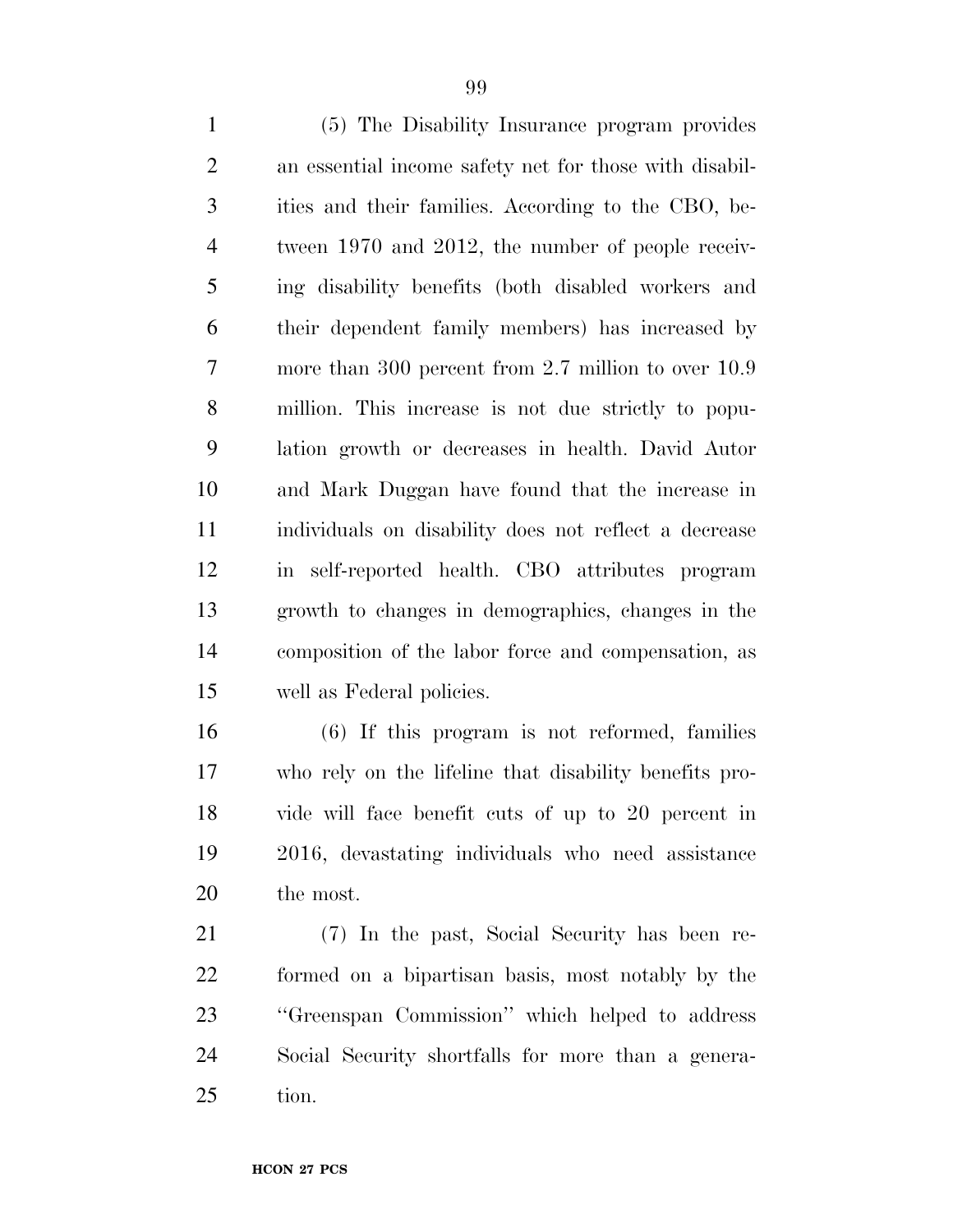(5) The Disability Insurance program provides an essential income safety net for those with disabilities and their families. According to the CBO, between 1970 and 2012, the number of people receiving disability benefits (both disabled workers and their dependent family members) has increased by more than 300 percent from 2.7 million to over 10.9 million. This increase is not due strictly to population growth or decreases in health. David Autor and Mark Duggan have found that the increase in individuals on disability does not reflect a decrease in self-reported health. CBO attributes program growth to changes in demographics, changes in the composition of the labor force and compensation, as well as Federal policies.

(6) If this program is not reformed, families who rely on the lifeline that disability benefits provide will face benefit cuts of up to 20 percent in 2016, devastating individuals who need assistance the most.

(7) In the past, Social Security has been reformed on a bipartisan basis, most notably by the "Greenspan Commission" which helped to address Social Security shortfalls for more than a generation.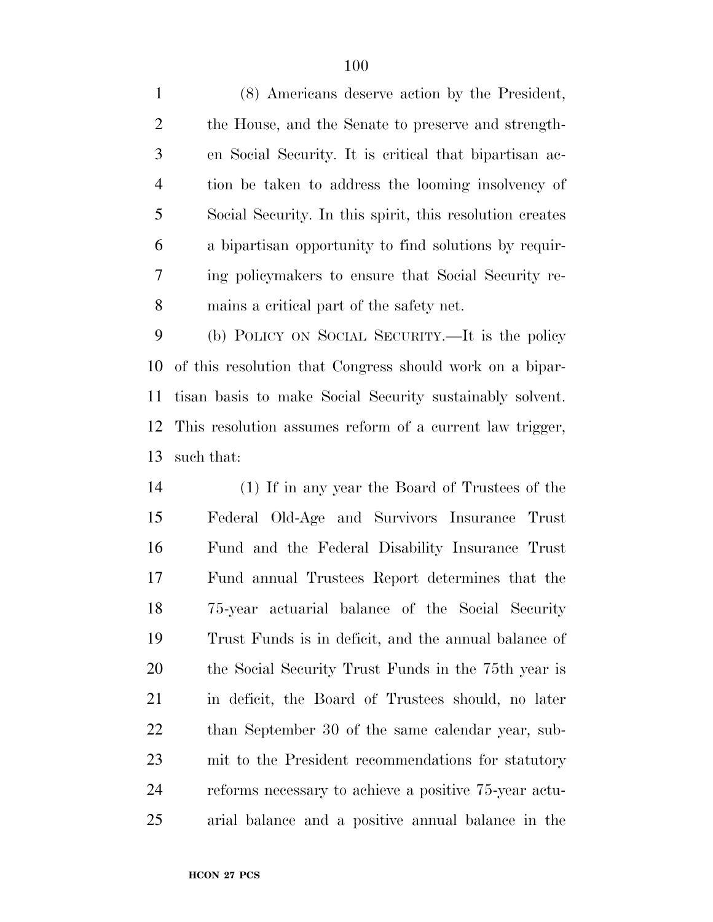(8) Americans deserve action by the President, the House, and the Senate to preserve and strengthen Social Security. It is critical that bipartisan action be taken to address the looming insolvency of Social Security. In this spirit, this resolution creates a bipartisan opportunity to find solutions by requiring policymakers to ensure that Social Security remains a critical part of the safety net.

(b) POLICY ON SOCIAL SECURITY.—It is the policy of this resolution that Congress should work on a bipartisan basis to make Social Security sustainably solvent. This resolution assumes reform of a current law trigger, such that:

(1) If in any year the Board of Trustees of the Federal Old-Age and Survivors Insurance Trust Fund and the Federal Disability Insurance Trust Fund annual Trustees Report determines that the 75-year actuarial balance of the Social Security Trust Funds is in deficit, and the annual balance of the Social Security Trust Funds in the 75th year is in deficit, the Board of Trustees should, no later than September 30 of the same calendar year, submit to the President recommendations for statutory reforms necessary to achieve a positive 75-year actuarial balance and a positive annual balance in the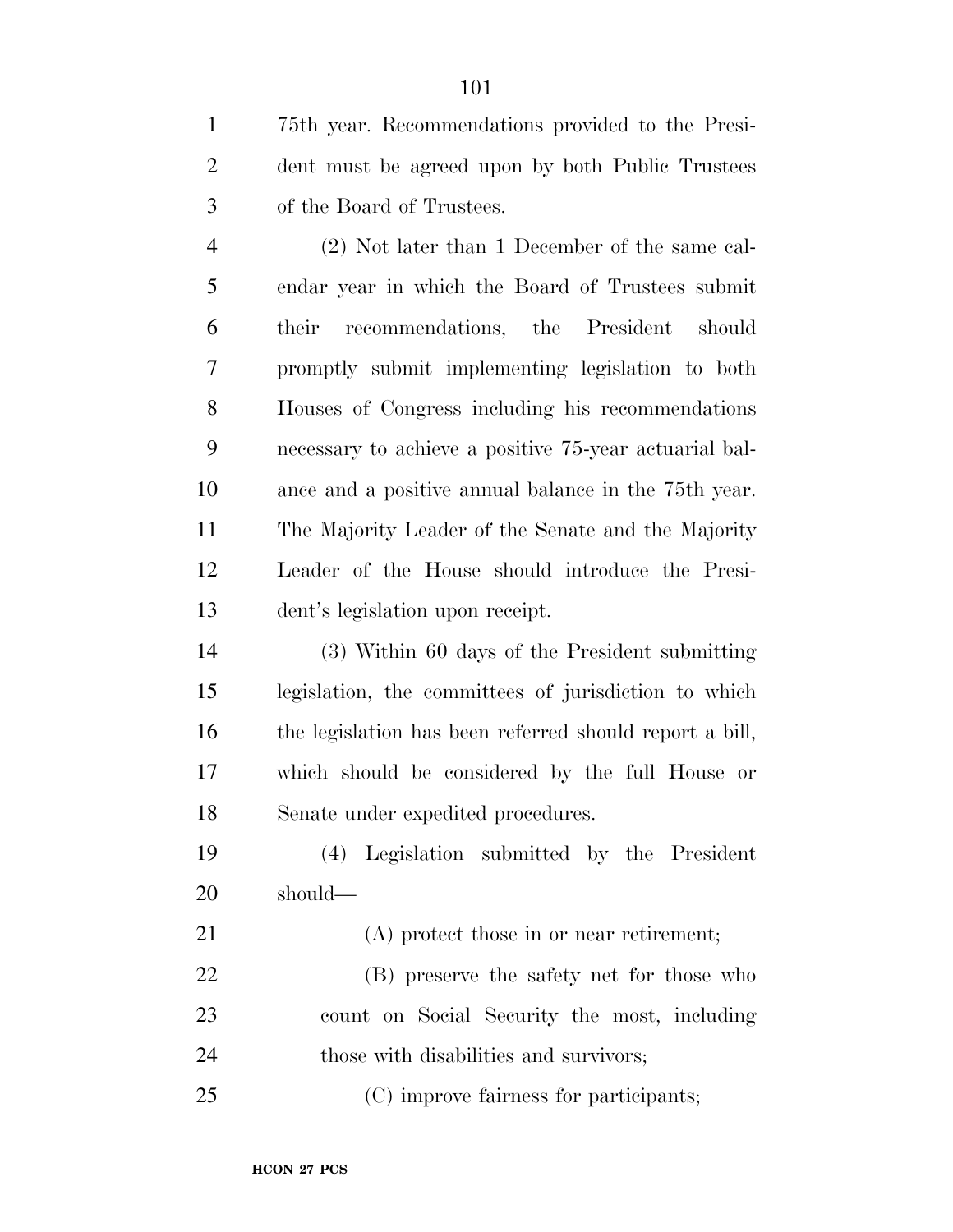75th year. Recommendations provided to the President must be agreed upon by both Public Trustees of the Board of Trustees.

(2) Not later than 1 December of the same calendar year in which the Board of Trustees submit their recommendations, the President should promptly submit implementing legislation to both Houses of Congress including his recommendations necessary to achieve a positive 75-year actuarial balance and a positive annual balance in the 75th year. The Majority Leader of the Senate and the Majority Leader of the House should introduce the President's legislation upon receipt.

(3) Within 60 days of the President submitting legislation, the committees of jurisdiction to which the legislation has been referred should report a bill, which should be considered by the full House or Senate under expedited procedures.

(4) Legislation submitted by the President should—

(A) protect those in or near retirement;

(B) preserve the safety net for those who count on Social Security the most, including those with disabilities and survivors;

(C) improve fairness for participants;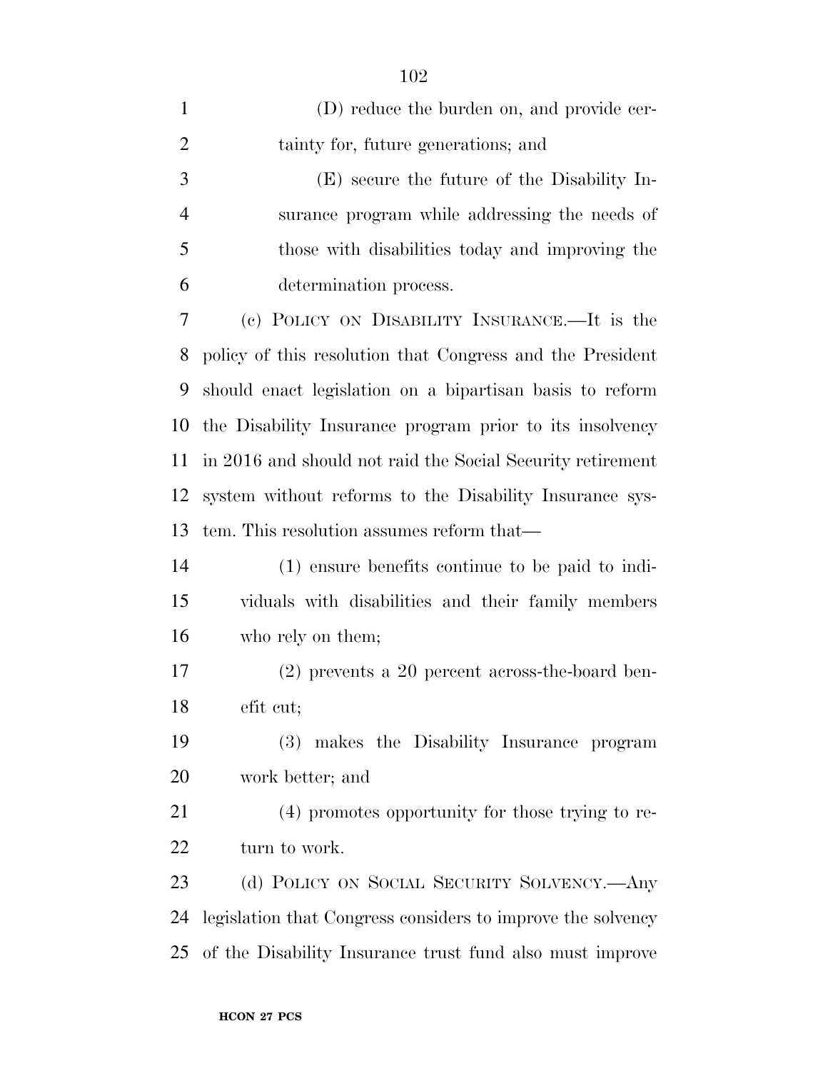(D) reduce the burden on, and provide certainty for, future generations; and

(E) secure the future of the Disability Insurance program while addressing the needs of those with disabilities today and improving the determination process.

(c) POLICY ON DISABILITY INSURANCE.—It is the policy of this resolution that Congress and the President should enact legislation on a bipartisan basis to reform the Disability Insurance program prior to its insolvency in 2016 and should not raid the Social Security retirement system without reforms to the Disability Insurance system. This resolution assumes reform that—

(1) ensure benefits continue to be paid to individuals with disabilities and their family members who rely on them;

(2) prevents a 20 percent across-the-board benefit cut;

(3) makes the Disability Insurance program work better; and

(4) promotes opportunity for those trying to return to work.

(d) POLICY ON SOCIAL SECURITY SOLVENCY.—Any legislation that Congress considers to improve the solvency of the Disability Insurance trust fund also must improve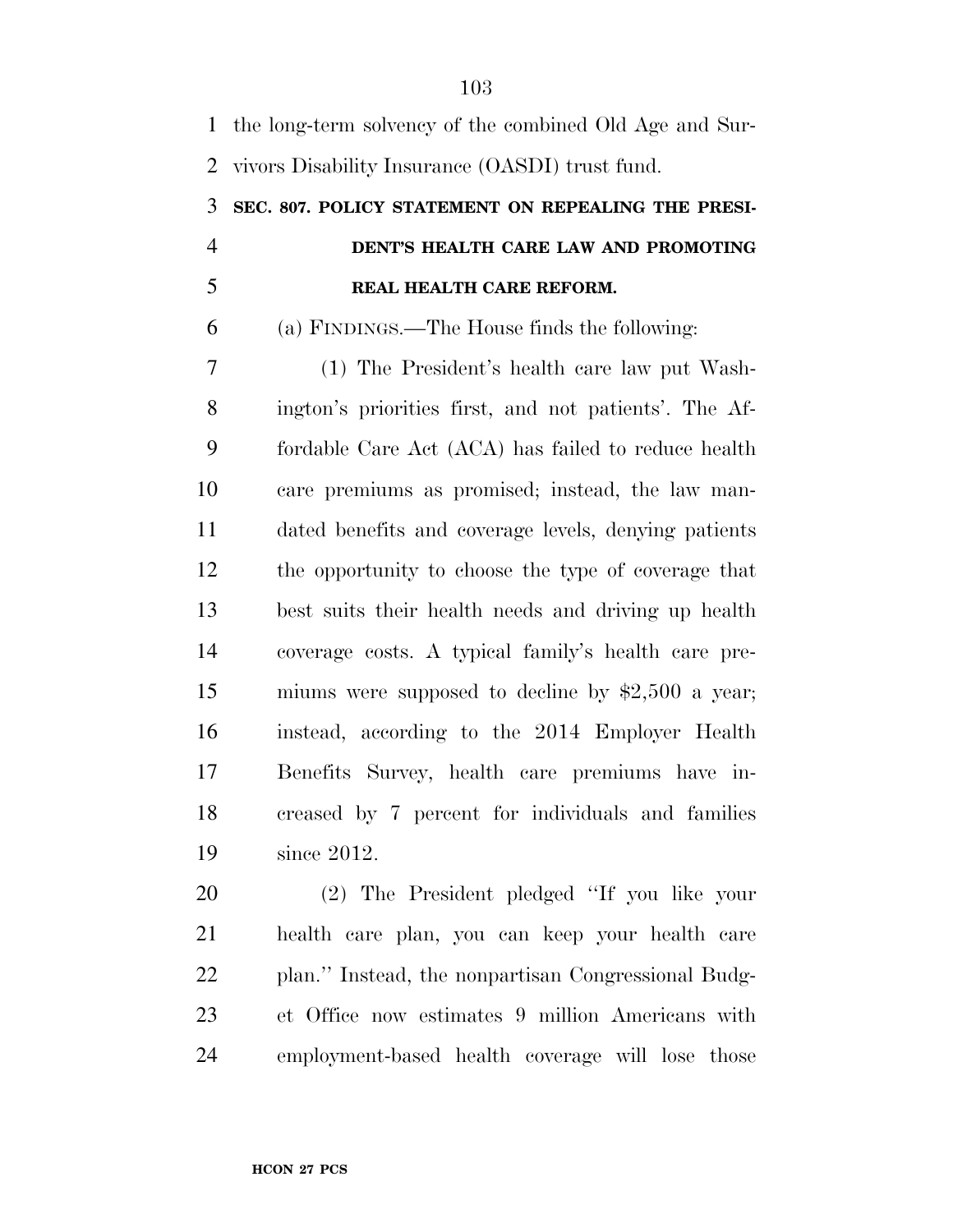the long-term solvency of the combined Old Age and Survivors Disability Insurance (OASDI) trust fund.

**SEC. 807. POLICY STATEMENT ON REPEALING THE PRESIDENT'S HEALTH CARE LAW AND PROMOTING REAL HEALTH CARE REFORM.**

(a) FINDINGS.—The House finds the following:

(1) The President's health care law put Washington's priorities first, and not patients'. The Affordable Care Act (ACA) has failed to reduce health care premiums as promised; instead, the law mandated benefits and coverage levels, denying patients the opportunity to choose the type of coverage that best suits their health needs and driving up health coverage costs. A typical family's health care premiums were supposed to decline by $2,500 a year; instead, according to the 2014 Employer Health Benefits Survey, health care premiums have increased by 7 percent for individuals and families since 2012.

(2) The President pledged ''If you like your health care plan, you can keep your health care plan.'' Instead, the nonpartisan Congressional Budget Office now estimates 9 million Americans with employment-based health coverage will lose those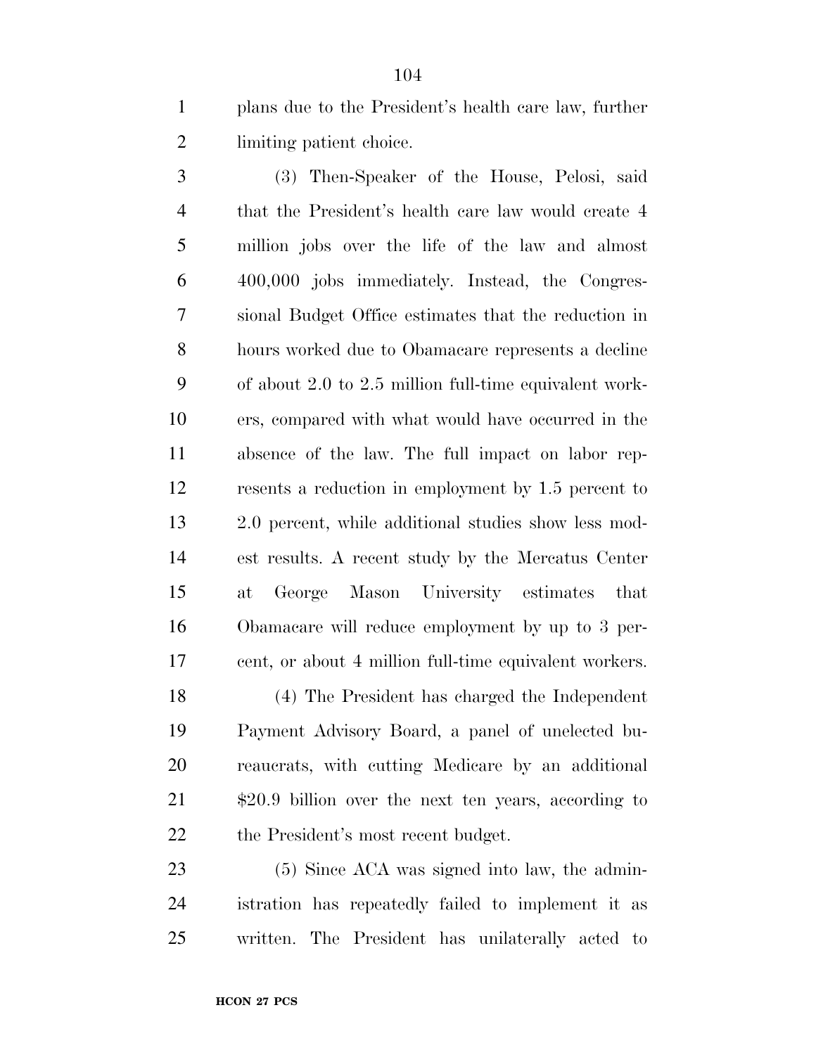plans due to the President's health care law, further limiting patient choice.

(3) Then-Speaker of the House, Pelosi, said that the President's health care law would create 4 million jobs over the life of the law and almost 400,000 jobs immediately. Instead, the Congressional Budget Office estimates that the reduction in hours worked due to Obamacare represents a decline of about 2.0 to 2.5 million full-time equivalent workers, compared with what would have occurred in the absence of the law. The full impact on labor represents a reduction in employment by 1.5 percent to 2.0 percent, while additional studies show less modest results. A recent study by the Mercatus Center at George Mason University estimates that Obamacare will reduce employment by up to 3 percent, or about 4 million full-time equivalent workers.

(4) The President has charged the Independent Payment Advisory Board, a panel of unelected bureaucrats, with cutting Medicare by an additional $20.9 billion over the next ten years, according to the President's most recent budget.

(5) Since ACA was signed into law, the administration has repeatedly failed to implement it as written. The President has unilaterally acted to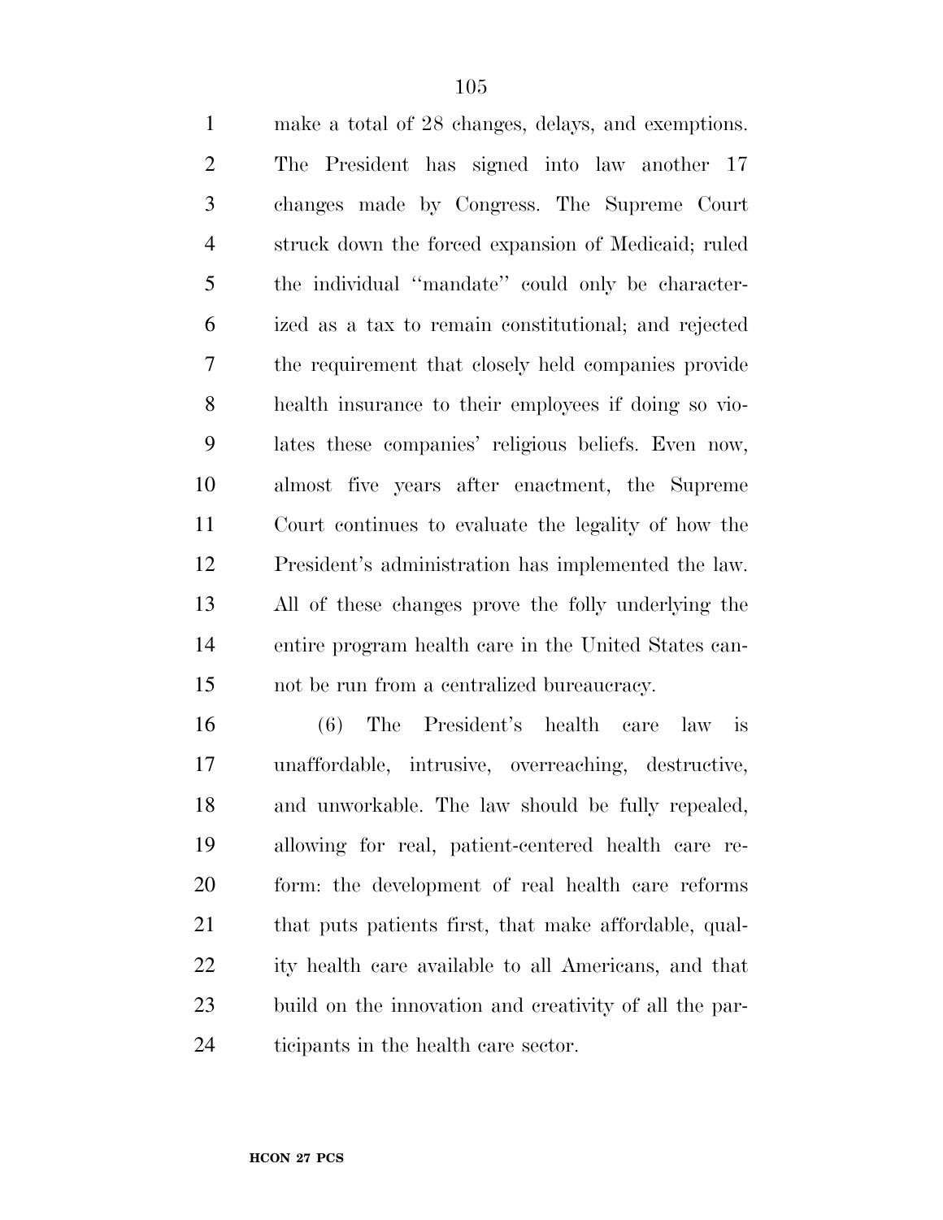make a total of 28 changes, delays, and exemptions. The President has signed into law another 17 changes made by Congress. The Supreme Court struck down the forced expansion of Medicaid; ruled the individual ''mandate'' could only be characterized as a tax to remain constitutional; and rejected the requirement that closely held companies provide health insurance to their employees if doing so violates these companies' religious beliefs. Even now, almost five years after enactment, the Supreme Court continues to evaluate the legality of how the President's administration has implemented the law. All of these changes prove the folly underlying the entire program health care in the United States cannot be run from a centralized bureaucracy.

(6) The President's health care law is unaffordable, intrusive, overreaching, destructive, and unworkable. The law should be fully repealed, allowing for real, patient-centered health care reform: the development of real health care reforms that puts patients first, that make affordable, quality health care available to all Americans, and that build on the innovation and creativity of all the participants in the health care sector.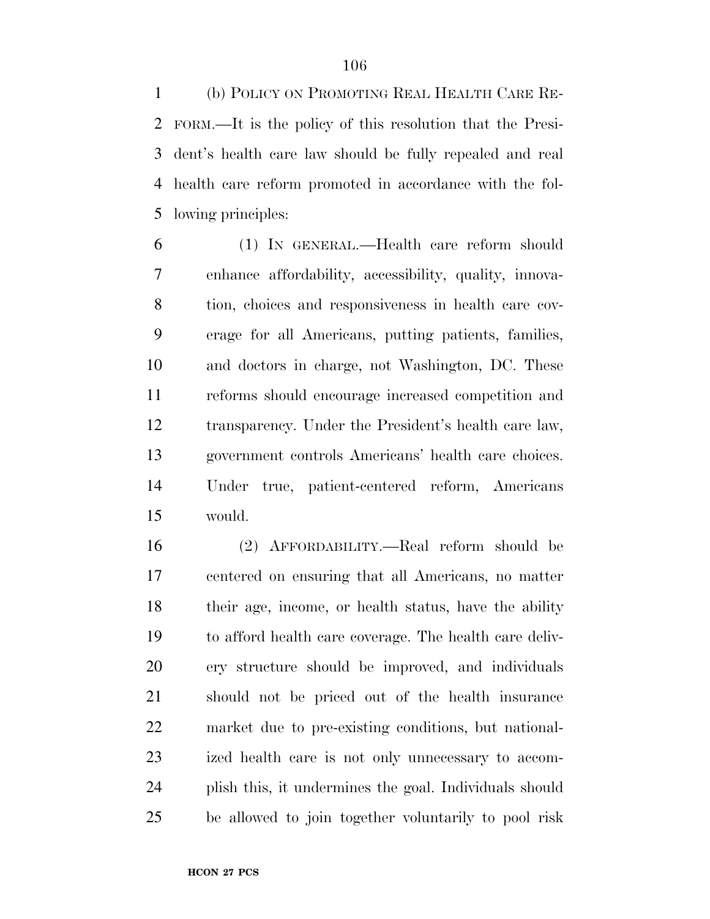(b) POLICY ON PROMOTING REAL HEALTH CARE REFORM.—It is the policy of this resolution that the President's health care law should be fully repealed and real health care reform promoted in accordance with the following principles:

(1) IN GENERAL.—Health care reform should enhance affordability, accessibility, quality, innovation, choices and responsiveness in health care coverage for all Americans, putting patients, families, and doctors in charge, not Washington, DC. These reforms should encourage increased competition and transparency. Under the President's health care law, government controls Americans' health care choices. Under true, patient-centered reform, Americans would.

(2) AFFORDABILITY.—Real reform should be centered on ensuring that all Americans, no matter their age, income, or health status, have the ability to afford health care coverage. The health care delivery structure should be improved, and individuals should not be priced out of the health insurance market due to pre-existing conditions, but nationalized health care is not only unnecessary to accomplish this, it undermines the goal. Individuals should be allowed to join together voluntarily to pool risk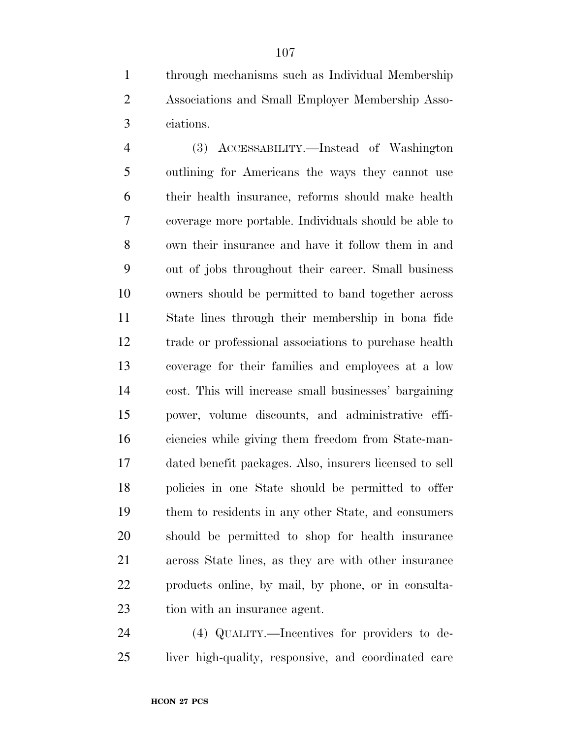through mechanisms such as Individual Membership Associations and Small Employer Membership Associations.

(3) ACCESSABILITY.—Instead of Washington outlining for Americans the ways they cannot use their health insurance, reforms should make health coverage more portable. Individuals should be able to own their insurance and have it follow them in and out of jobs throughout their career. Small business owners should be permitted to band together across State lines through their membership in bona fide trade or professional associations to purchase health coverage for their families and employees at a low cost. This will increase small businesses' bargaining power, volume discounts, and administrative efficiencies while giving them freedom from State-mandated benefit packages. Also, insurers licensed to sell policies in one State should be permitted to offer them to residents in any other State, and consumers should be permitted to shop for health insurance across State lines, as they are with other insurance products online, by mail, by phone, or in consultation with an insurance agent.

(4) QUALITY.—Incentives for providers to deliver high-quality, responsive, and coordinated care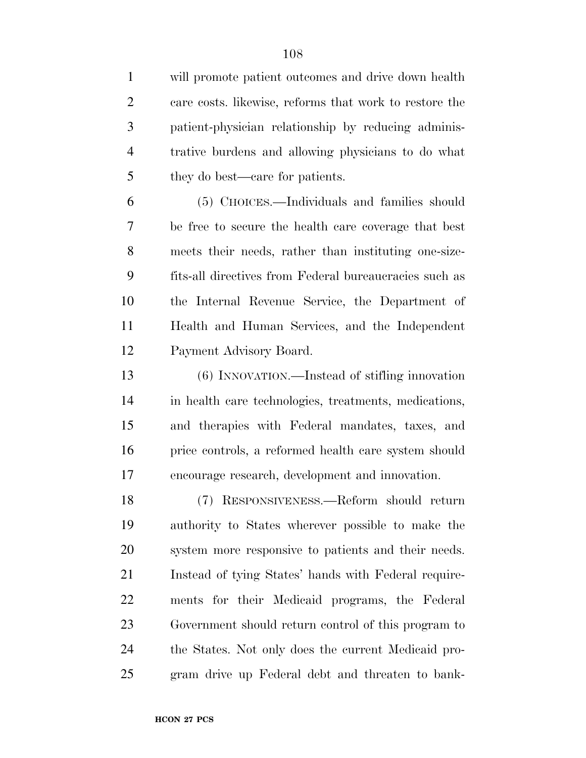will promote patient outcomes and drive down health care costs. likewise, reforms that work to restore the patient-physician relationship by reducing administrative burdens and allowing physicians to do what they do best—care for patients.

(5) CHOICES.—Individuals and families should be free to secure the health care coverage that best meets their needs, rather than instituting one-size-fits-all directives from Federal bureaucracies such as the Internal Revenue Service, the Department of Health and Human Services, and the Independent Payment Advisory Board.

(6) INNOVATION.—Instead of stifling innovation in health care technologies, treatments, medications, and therapies with Federal mandates, taxes, and price controls, a reformed health care system should encourage research, development and innovation.

(7) RESPONSIVENESS.—Reform should return authority to States wherever possible to make the system more responsive to patients and their needs. Instead of tying States' hands with Federal requirements for their Medicaid programs, the Federal Government should return control of this program to the States. Not only does the current Medicaid program drive up Federal debt and threaten to bank-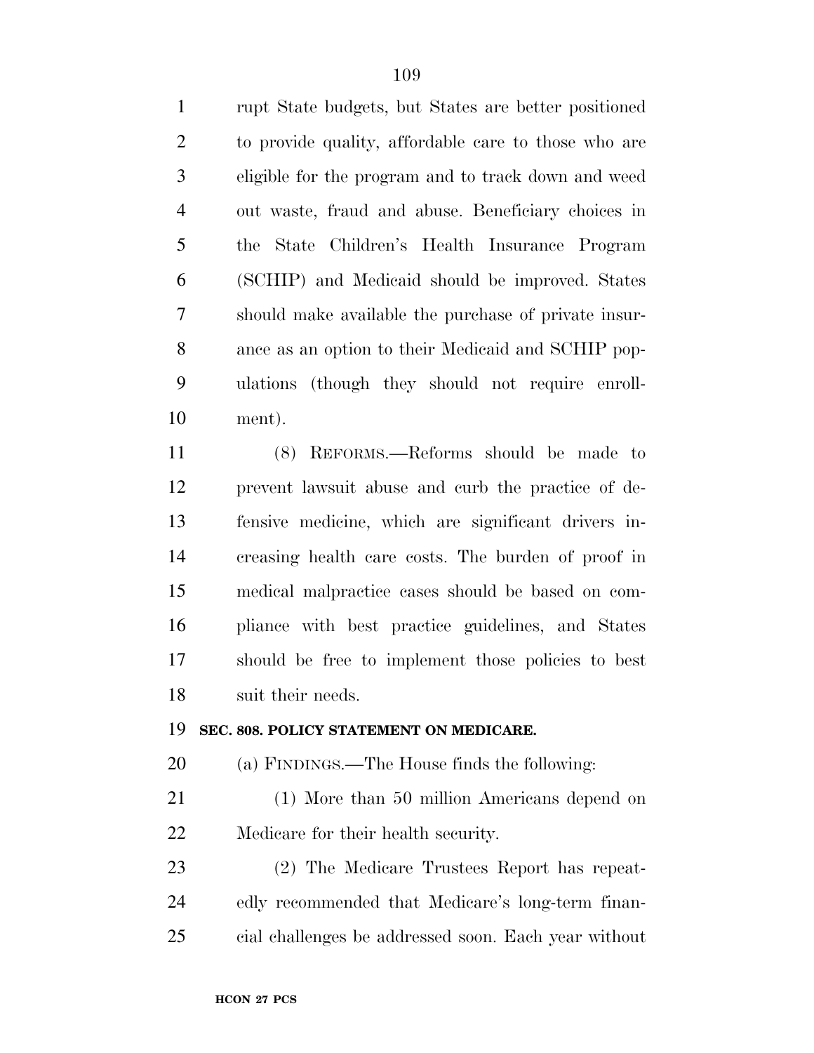rupt State budgets, but States are better positioned to provide quality, affordable care to those who are eligible for the program and to track down and weed out waste, fraud and abuse. Beneficiary choices in the State Children's Health Insurance Program (SCHIP) and Medicaid should be improved. States should make available the purchase of private insurance as an option to their Medicaid and SCHIP populations (though they should not require enrollment).

(8) REFORMS.—Reforms should be made to prevent lawsuit abuse and curb the practice of defensive medicine, which are significant drivers increasing health care costs. The burden of proof in medical malpractice cases should be based on compliance with best practice guidelines, and States should be free to implement those policies to best suit their needs.

**SEC. 808. POLICY STATEMENT ON MEDICARE.**

(a) FINDINGS.—The House finds the following:

(1) More than 50 million Americans depend on Medicare for their health security.

(2) The Medicare Trustees Report has repeatedly recommended that Medicare's long-term financial challenges be addressed soon. Each year without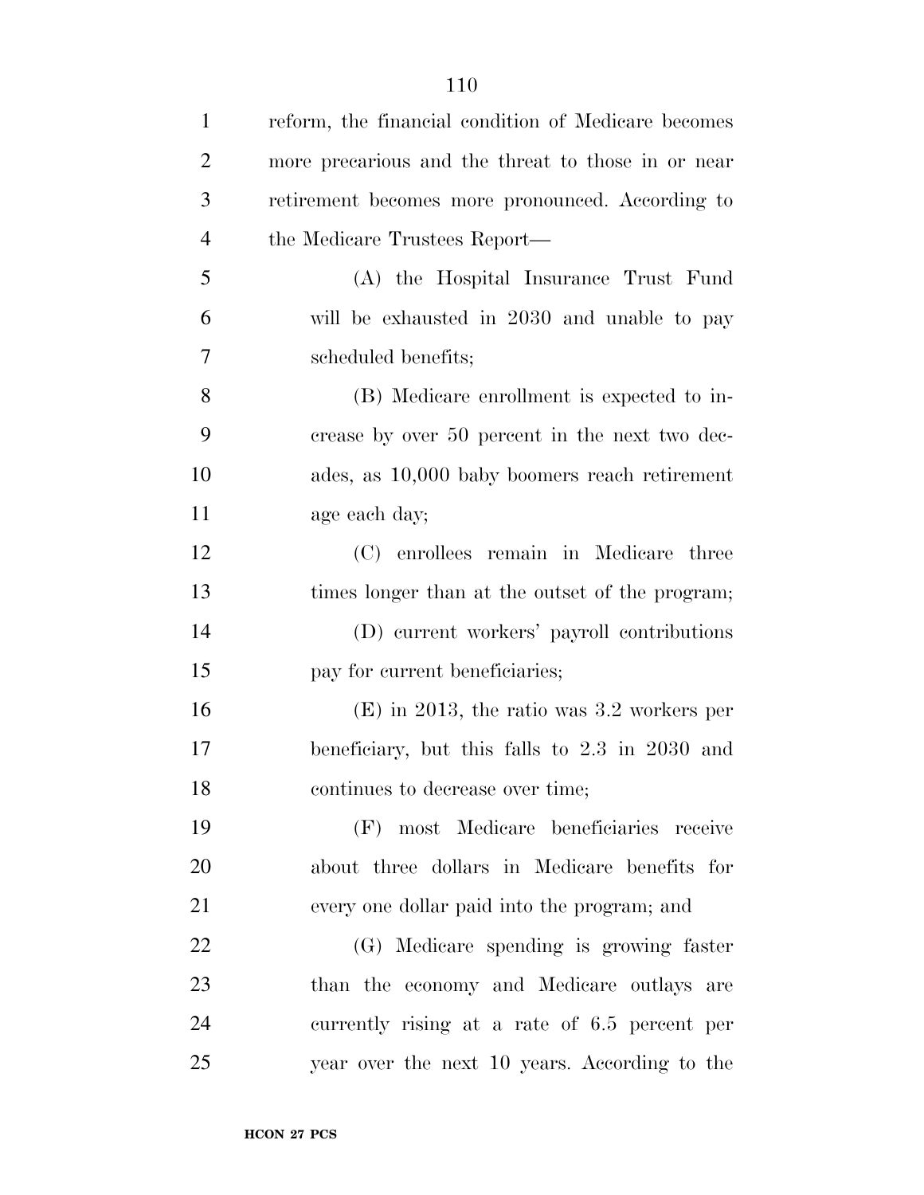reform, the financial condition of Medicare becomes more precarious and the threat to those in or near retirement becomes more pronounced. According to the Medicare Trustees Report—

(A) the Hospital Insurance Trust Fund will be exhausted in 2030 and unable to pay scheduled benefits;

(B) Medicare enrollment is expected to increase by over 50 percent in the next two decades, as 10,000 baby boomers reach retirement age each day;

(C) enrollees remain in Medicare three times longer than at the outset of the program;

(D) current workers' payroll contributions pay for current beneficiaries;

(E) in 2013, the ratio was 3.2 workers per beneficiary, but this falls to 2.3 in 2030 and continues to decrease over time;

(F) most Medicare beneficiaries receive about three dollars in Medicare benefits for every one dollar paid into the program; and

(G) Medicare spending is growing faster than the economy and Medicare outlays are currently rising at a rate of 6.5 percent per year over the next 10 years. According to the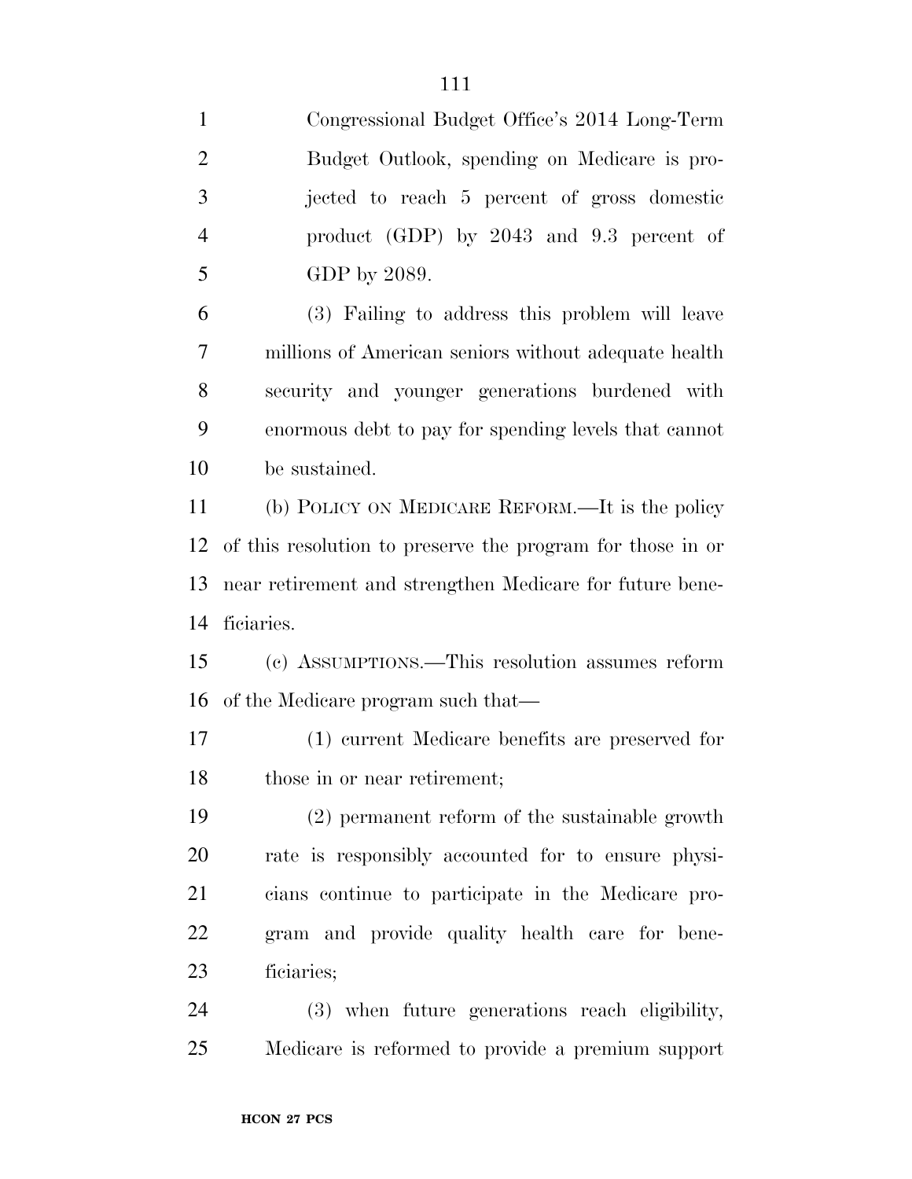Congressional Budget Office's 2014 Long-Term Budget Outlook, spending on Medicare is projected to reach 5 percent of gross domestic product (GDP) by 2043 and 9.3 percent of GDP by 2089.

(3) Failing to address this problem will leave millions of American seniors without adequate health security and younger generations burdened with enormous debt to pay for spending levels that cannot be sustained.

(b) POLICY ON MEDICARE REFORM.—It is the policy of this resolution to preserve the program for those in or near retirement and strengthen Medicare for future beneficiaries.

(c) ASSUMPTIONS.—This resolution assumes reform of the Medicare program such that—

(1) current Medicare benefits are preserved for those in or near retirement;

(2) permanent reform of the sustainable growth rate is responsibly accounted for to ensure physicians continue to participate in the Medicare program and provide quality health care for beneficiaries;

(3) when future generations reach eligibility, Medicare is reformed to provide a premium support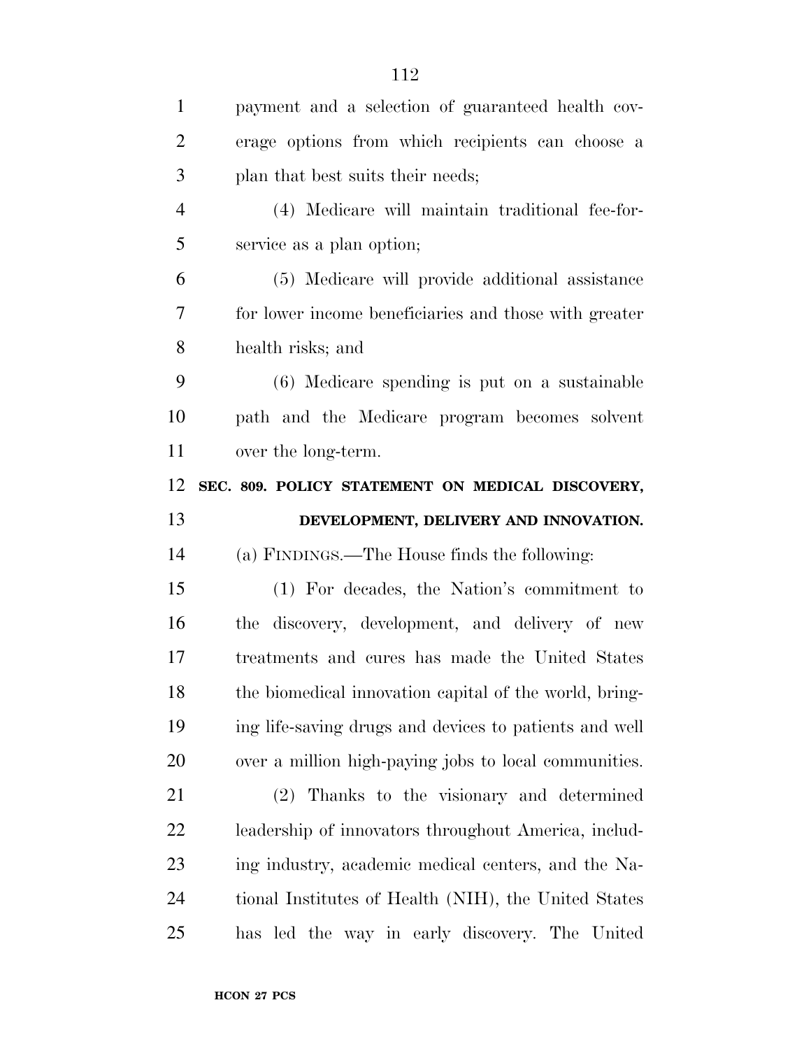payment and a selection of guaranteed health coverage options from which recipients can choose a plan that best suits their needs;

(4) Medicare will maintain traditional fee-for-service as a plan option;

(5) Medicare will provide additional assistance for lower income beneficiaries and those with greater health risks; and

(6) Medicare spending is put on a sustainable path and the Medicare program becomes solvent over the long-term.

## SEC. 809. POLICY STATEMENT ON MEDICAL DISCOVERY, DEVELOPMENT, DELIVERY AND INNOVATION.

(a) FINDINGS.—The House finds the following:

(1) For decades, the Nation's commitment to the discovery, development, and delivery of new treatments and cures has made the United States the biomedical innovation capital of the world, bringing life-saving drugs and devices to patients and well over a million high-paying jobs to local communities.

(2) Thanks to the visionary and determined leadership of innovators throughout America, including industry, academic medical centers, and the National Institutes of Health (NIH), the United States has led the way in early discovery. The United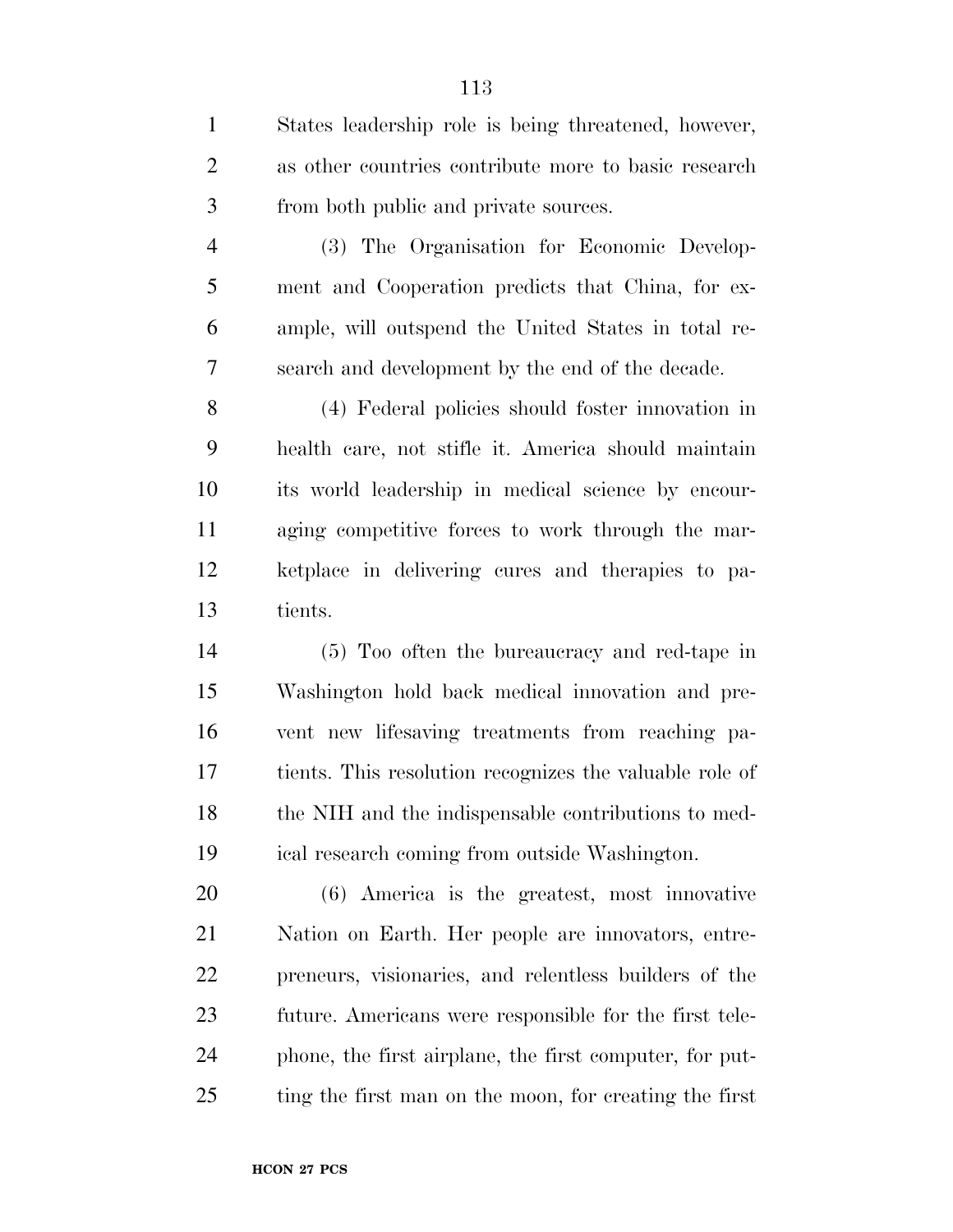States leadership role is being threatened, however, as other countries contribute more to basic research from both public and private sources.

(3) The Organisation for Economic Development and Cooperation predicts that China, for example, will outspend the United States in total research and development by the end of the decade.

(4) Federal policies should foster innovation in health care, not stifle it. America should maintain its world leadership in medical science by encouraging competitive forces to work through the marketplace in delivering cures and therapies to patients.

(5) Too often the bureaucracy and red-tape in Washington hold back medical innovation and prevent new lifesaving treatments from reaching patients. This resolution recognizes the valuable role of the NIH and the indispensable contributions to medical research coming from outside Washington.

(6) America is the greatest, most innovative Nation on Earth. Her people are innovators, entrepreneurs, visionaries, and relentless builders of the future. Americans were responsible for the first telephone, the first airplane, the first computer, for putting the first man on the moon, for creating the first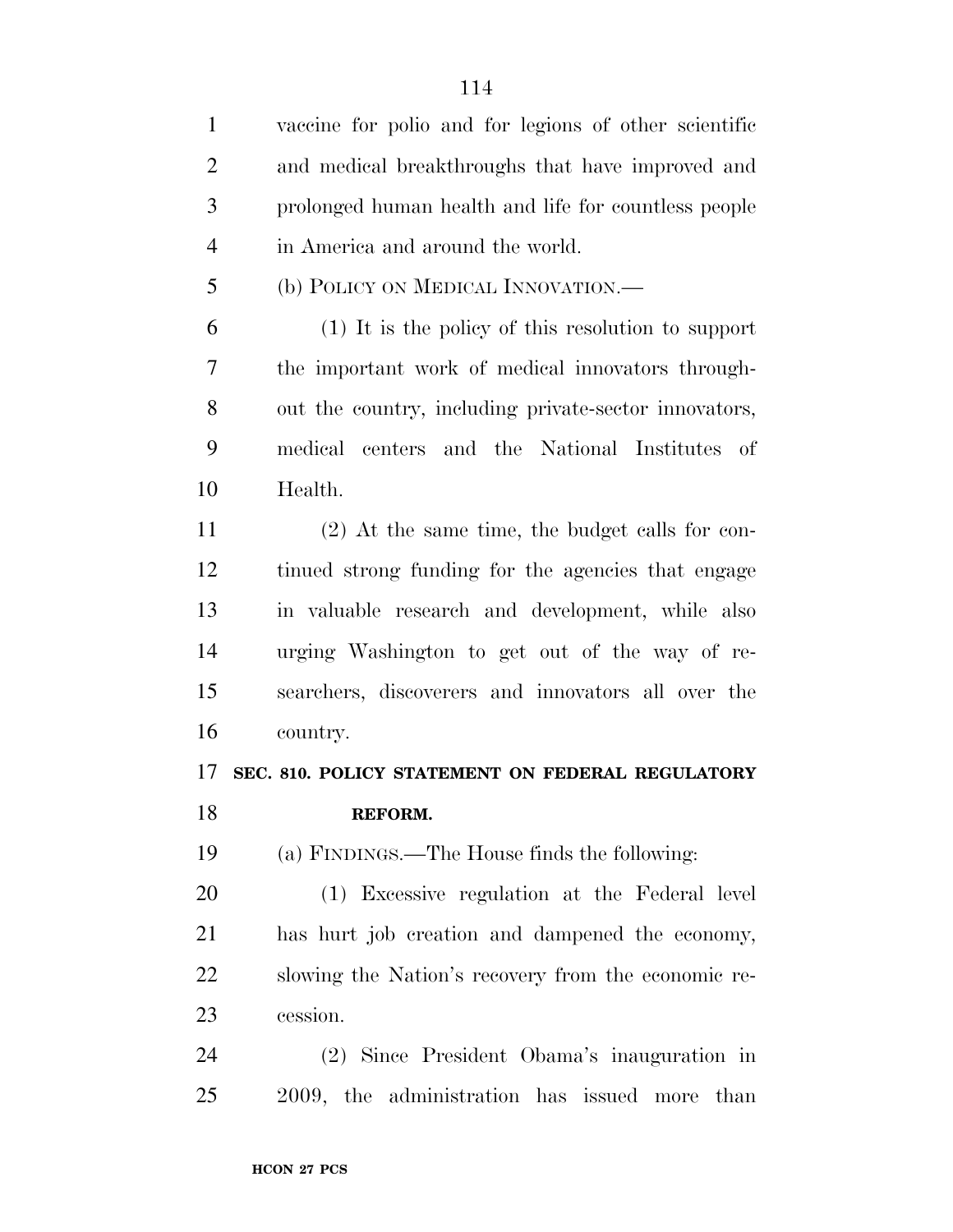vaccine for polio and for legions of other scientific and medical breakthroughs that have improved and prolonged human health and life for countless people in America and around the world.

(b) POLICY ON MEDICAL INNOVATION.—

(1) It is the policy of this resolution to support the important work of medical innovators throughout the country, including private-sector innovators, medical centers and the National Institutes of Health.

(2) At the same time, the budget calls for continued strong funding for the agencies that engage in valuable research and development, while also urging Washington to get out of the way of researchers, discoverers and innovators all over the country.

**SEC. 810. POLICY STATEMENT ON FEDERAL REGULATORY REFORM.**

(a) FINDINGS.—The House finds the following:

(1) Excessive regulation at the Federal level has hurt job creation and dampened the economy, slowing the Nation's recovery from the economic recession.

(2) Since President Obama's inauguration in 2009, the administration has issued more than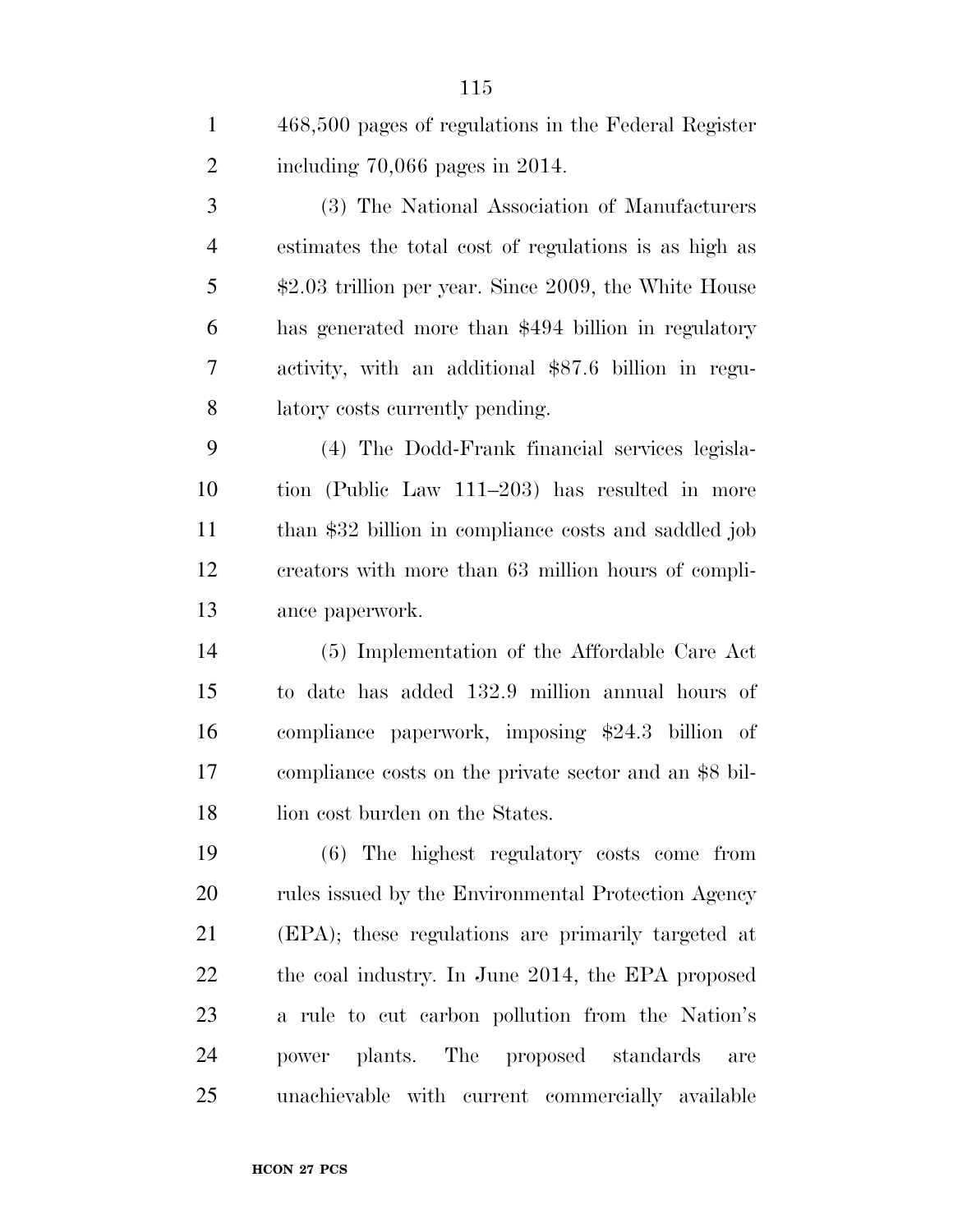468,500 pages of regulations in the Federal Register including 70,066 pages in 2014.

(3) The National Association of Manufacturers estimates the total cost of regulations is as high as $2.03 trillion per year. Since 2009, the White House has generated more than $494 billion in regulatory activity, with an additional $87.6 billion in regulatory costs currently pending.

(4) The Dodd-Frank financial services legislation (Public Law 111–203) has resulted in more than $32 billion in compliance costs and saddled job creators with more than 63 million hours of compliance paperwork.

(5) Implementation of the Affordable Care Act to date has added 132.9 million annual hours of compliance paperwork, imposing $24.3 billion of compliance costs on the private sector and an $8 billion cost burden on the States.

(6) The highest regulatory costs come from rules issued by the Environmental Protection Agency (EPA); these regulations are primarily targeted at the coal industry. In June 2014, the EPA proposed a rule to cut carbon pollution from the Nation's power plants. The proposed standards are unachievable with current commercially available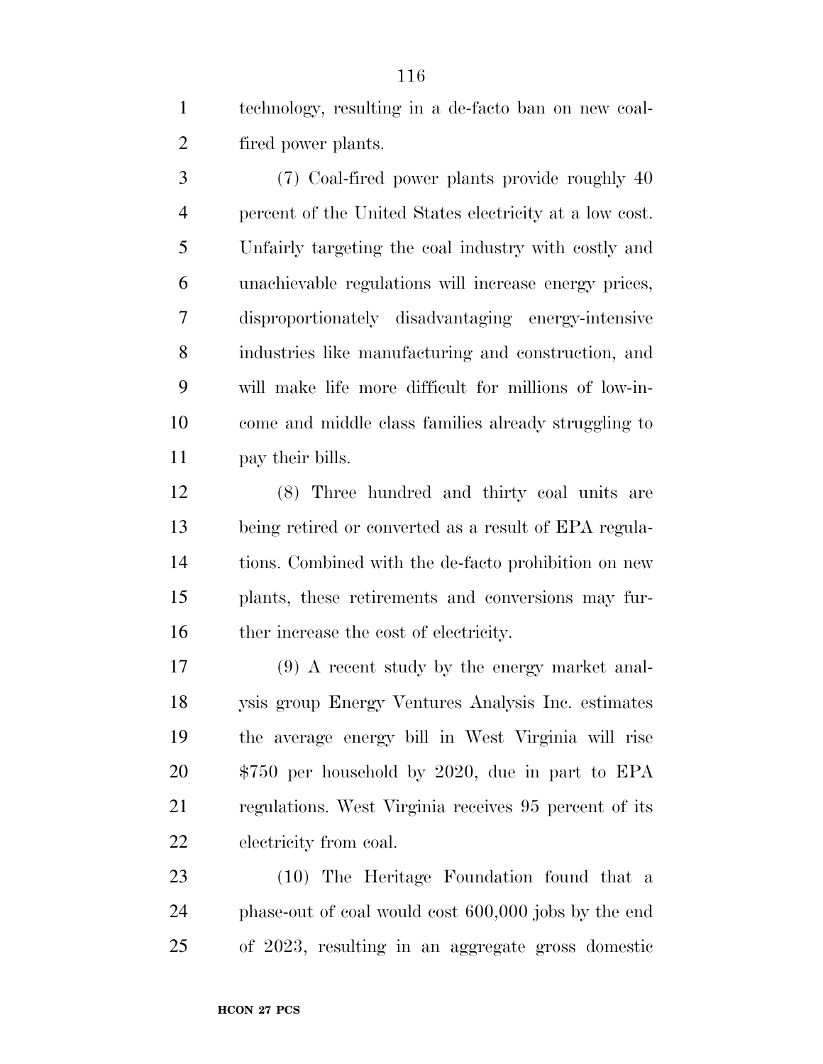technology, resulting in a de-facto ban on new coal-fired power plants.

(7) Coal-fired power plants provide roughly 40 percent of the United States electricity at a low cost. Unfairly targeting the coal industry with costly and unachievable regulations will increase energy prices, disproportionately disadvantaging energy-intensive industries like manufacturing and construction, and will make life more difficult for millions of low-income and middle class families already struggling to pay their bills.

(8) Three hundred and thirty coal units are being retired or converted as a result of EPA regulations. Combined with the de-facto prohibition on new plants, these retirements and conversions may further increase the cost of electricity.

(9) A recent study by the energy market analysis group Energy Ventures Analysis Inc. estimates the average energy bill in West Virginia will rise $750 per household by 2020, due in part to EPA regulations. West Virginia receives 95 percent of its electricity from coal.

(10) The Heritage Foundation found that a phase-out of coal would cost 600,000 jobs by the end of 2023, resulting in an aggregate gross domestic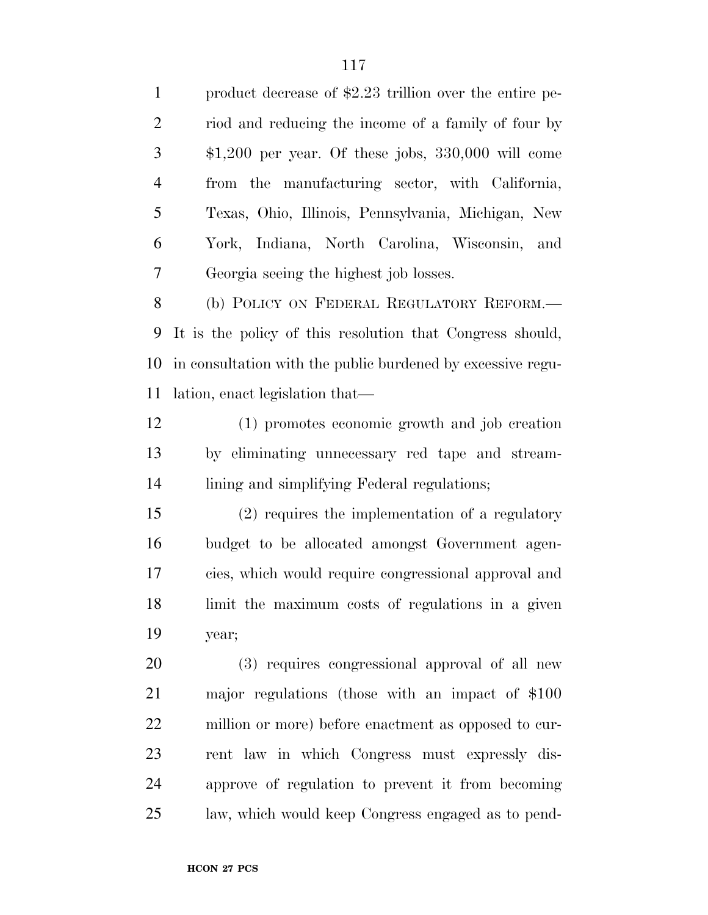product decrease of $2.23 trillion over the entire period and reducing the income of a family of four by $1,200 per year. Of these jobs, 330,000 will come from the manufacturing sector, with California, Texas, Ohio, Illinois, Pennsylvania, Michigan, New York, Indiana, North Carolina, Wisconsin, and Georgia seeing the highest job losses.

(b) POLICY ON FEDERAL REGULATORY REFORM.—It is the policy of this resolution that Congress should, in consultation with the public burdened by excessive regulation, enact legislation that—

(1) promotes economic growth and job creation by eliminating unnecessary red tape and streamlining and simplifying Federal regulations;

(2) requires the implementation of a regulatory budget to be allocated amongst Government agencies, which would require congressional approval and limit the maximum costs of regulations in a given year;

(3) requires congressional approval of all new major regulations (those with an impact of $100 million or more) before enactment as opposed to current law in which Congress must expressly disapprove of regulation to prevent it from becoming law, which would keep Congress engaged as to pend-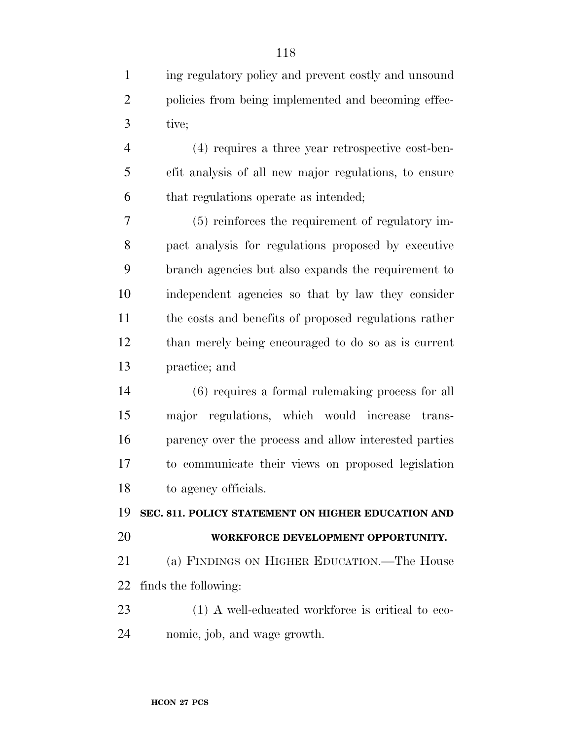ing regulatory policy and prevent costly and unsound policies from being implemented and becoming effective;

(4) requires a three year retrospective cost-benefit analysis of all new major regulations, to ensure that regulations operate as intended;

(5) reinforces the requirement of regulatory impact analysis for regulations proposed by executive branch agencies but also expands the requirement to independent agencies so that by law they consider the costs and benefits of proposed regulations rather than merely being encouraged to do so as is current practice; and

(6) requires a formal rulemaking process for all major regulations, which would increase transparency over the process and allow interested parties to communicate their views on proposed legislation to agency officials.

**SEC. 811. POLICY STATEMENT ON HIGHER EDUCATION AND WORKFORCE DEVELOPMENT OPPORTUNITY.**

(a) FINDINGS ON HIGHER EDUCATION.—The House finds the following:

(1) A well-educated workforce is critical to economic, job, and wage growth.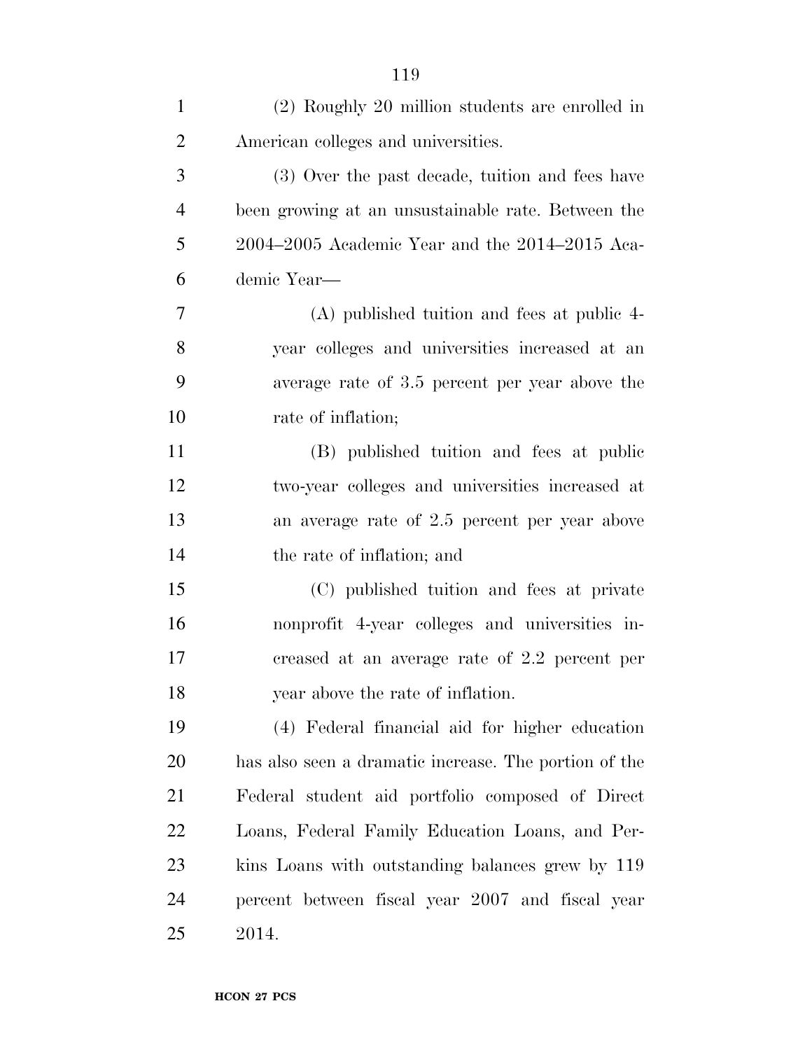(2) Roughly 20 million students are enrolled in American colleges and universities.

(3) Over the past decade, tuition and fees have been growing at an unsustainable rate. Between the 2004–2005 Academic Year and the 2014–2015 Academic Year—

(A) published tuition and fees at public 4-year colleges and universities increased at an average rate of 3.5 percent per year above the rate of inflation;

(B) published tuition and fees at public two-year colleges and universities increased at an average rate of 2.5 percent per year above the rate of inflation; and

(C) published tuition and fees at private nonprofit 4-year colleges and universities increased at an average rate of 2.2 percent per year above the rate of inflation.

(4) Federal financial aid for higher education has also seen a dramatic increase. The portion of the Federal student aid portfolio composed of Direct Loans, Federal Family Education Loans, and Perkins Loans with outstanding balances grew by 119 percent between fiscal year 2007 and fiscal year 2014.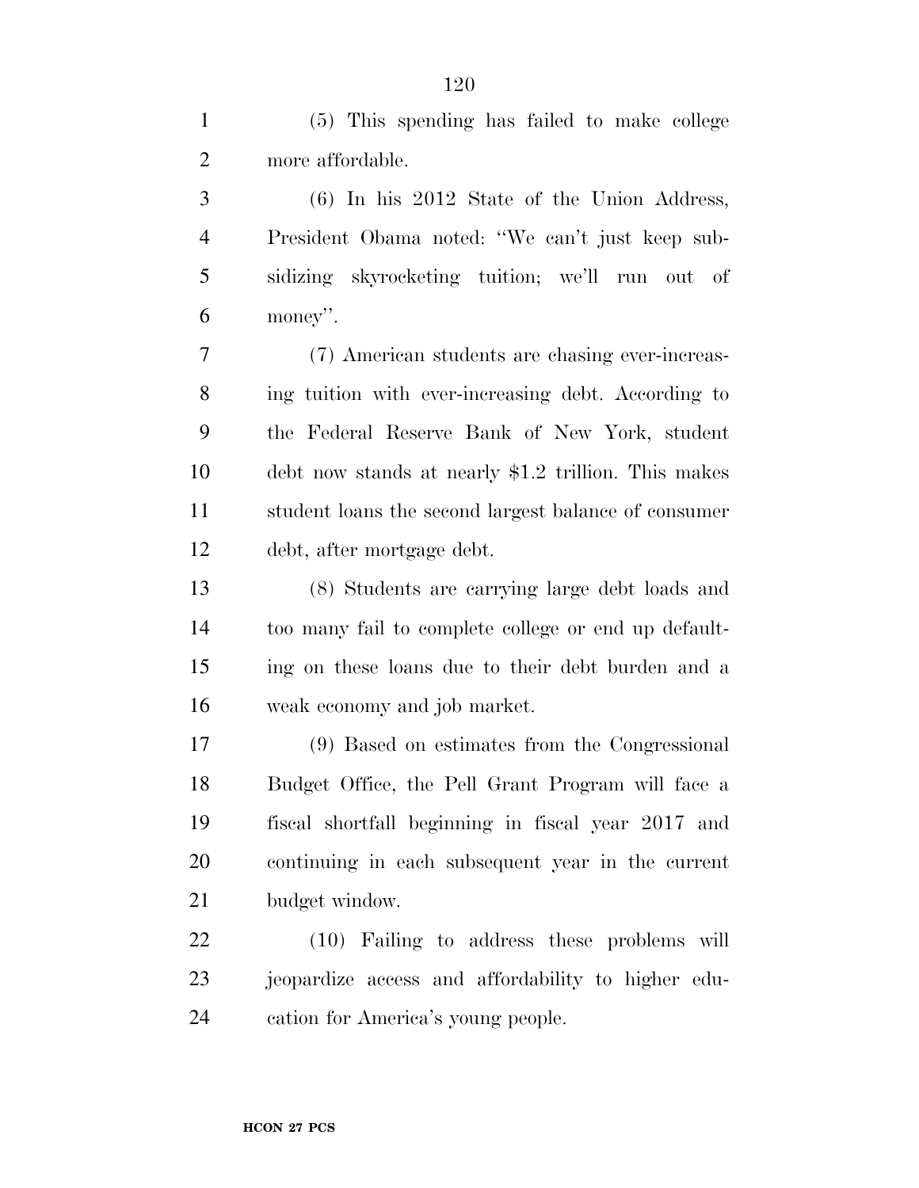(5) This spending has failed to make college more affordable.

(6) In his 2012 State of the Union Address, President Obama noted: ''We can't just keep subsidizing skyrocketing tuition; we'll run out of money''.

(7) American students are chasing ever-increasing tuition with ever-increasing debt. According to the Federal Reserve Bank of New York, student debt now stands at nearly $1.2 trillion. This makes student loans the second largest balance of consumer debt, after mortgage debt.

(8) Students are carrying large debt loads and too many fail to complete college or end up defaulting on these loans due to their debt burden and a weak economy and job market.

(9) Based on estimates from the Congressional Budget Office, the Pell Grant Program will face a fiscal shortfall beginning in fiscal year 2017 and continuing in each subsequent year in the current budget window.

(10) Failing to address these problems will jeopardize access and affordability to higher education for America's young people.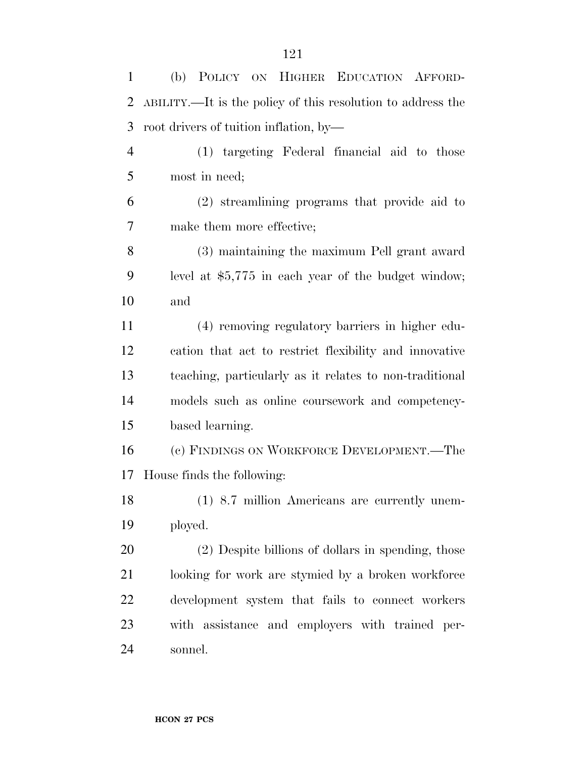(b) POLICY ON HIGHER EDUCATION AFFORDABILITY.—It is the policy of this resolution to address the root drivers of tuition inflation, by—

(1) targeting Federal financial aid to those most in need;

(2) streamlining programs that provide aid to make them more effective;

(3) maintaining the maximum Pell grant award level at $5,775 in each year of the budget window; and

(4) removing regulatory barriers in higher education that act to restrict flexibility and innovative teaching, particularly as it relates to non-traditional models such as online coursework and competency-based learning.

(c) FINDINGS ON WORKFORCE DEVELOPMENT.—The House finds the following:

(1) 8.7 million Americans are currently unemployed.

(2) Despite billions of dollars in spending, those looking for work are stymied by a broken workforce development system that fails to connect workers with assistance and employers with trained personnel.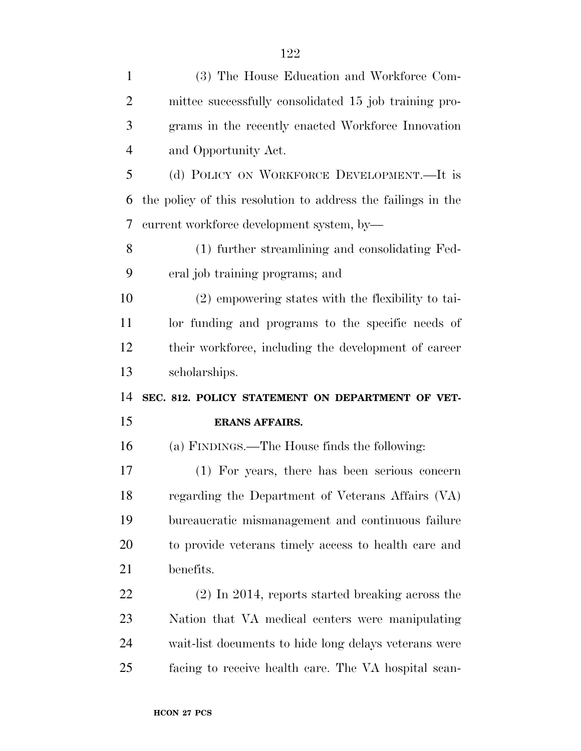(3) The House Education and Workforce Committee successfully consolidated 15 job training programs in the recently enacted Workforce Innovation and Opportunity Act.

(d) POLICY ON WORKFORCE DEVELOPMENT.—It is the policy of this resolution to address the failings in the current workforce development system, by—

(1) further streamlining and consolidating Federal job training programs; and

(2) empowering states with the flexibility to tailor funding and programs to the specific needs of their workforce, including the development of career scholarships.

**SEC. 812. POLICY STATEMENT ON DEPARTMENT OF VETERANS AFFAIRS.**

(a) FINDINGS.—The House finds the following:

(1) For years, there has been serious concern regarding the Department of Veterans Affairs (VA) bureaucratic mismanagement and continuous failure to provide veterans timely access to health care and benefits.

(2) In 2014, reports started breaking across the Nation that VA medical centers were manipulating wait-list documents to hide long delays veterans were facing to receive health care. The VA hospital scan-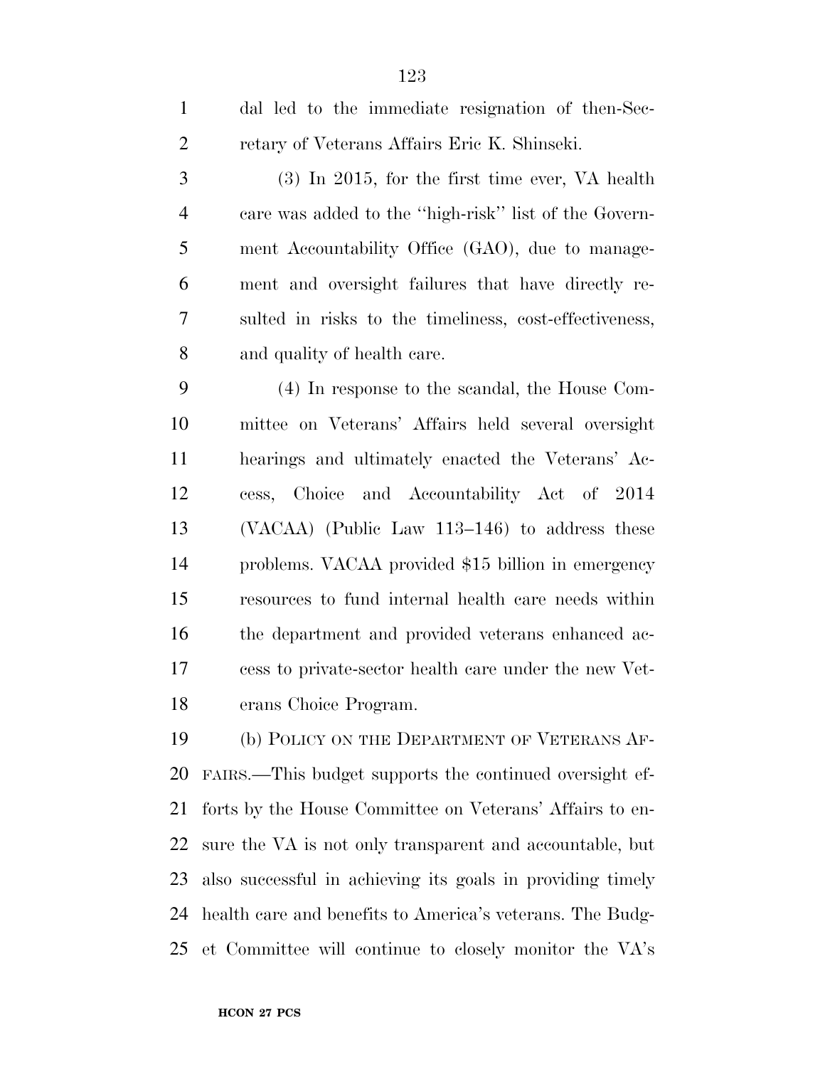dal led to the immediate resignation of then-Secretary of Veterans Affairs Eric K. Shinseki.

(3) In 2015, for the first time ever, VA health care was added to the ''high-risk'' list of the Government Accountability Office (GAO), due to management and oversight failures that have directly resulted in risks to the timeliness, cost-effectiveness, and quality of health care.

(4) In response to the scandal, the House Committee on Veterans' Affairs held several oversight hearings and ultimately enacted the Veterans' Access, Choice and Accountability Act of 2014 (VACAA) (Public Law 113–146) to address these problems. VACAA provided $15 billion in emergency resources to fund internal health care needs within the department and provided veterans enhanced access to private-sector health care under the new Veterans Choice Program.

(b) POLICY ON THE DEPARTMENT OF VETERANS AFFAIRS.—This budget supports the continued oversight efforts by the House Committee on Veterans' Affairs to ensure the VA is not only transparent and accountable, but also successful in achieving its goals in providing timely health care and benefits to America's veterans. The Budget Committee will continue to closely monitor the VA's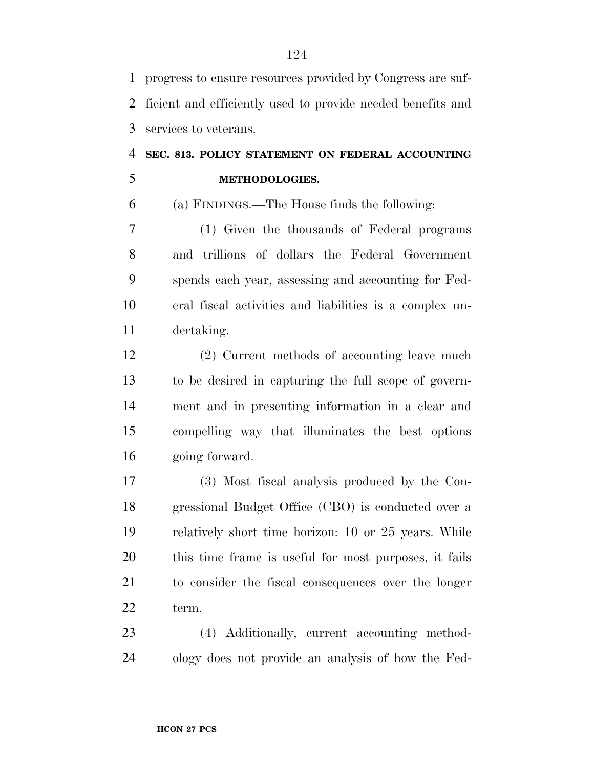progress to ensure resources provided by Congress are sufficient and efficiently used to provide needed benefits and services to veterans.

**SEC. 813. POLICY STATEMENT ON FEDERAL ACCOUNTING METHODOLOGIES.**

(a) FINDINGS.—The House finds the following:

(1) Given the thousands of Federal programs and trillions of dollars the Federal Government spends each year, assessing and accounting for Federal fiscal activities and liabilities is a complex undertaking.

(2) Current methods of accounting leave much to be desired in capturing the full scope of government and in presenting information in a clear and compelling way that illuminates the best options going forward.

(3) Most fiscal analysis produced by the Congressional Budget Office (CBO) is conducted over a relatively short time horizon: 10 or 25 years. While this time frame is useful for most purposes, it fails to consider the fiscal consequences over the longer term.

(4) Additionally, current accounting methodology does not provide an analysis of how the Fed-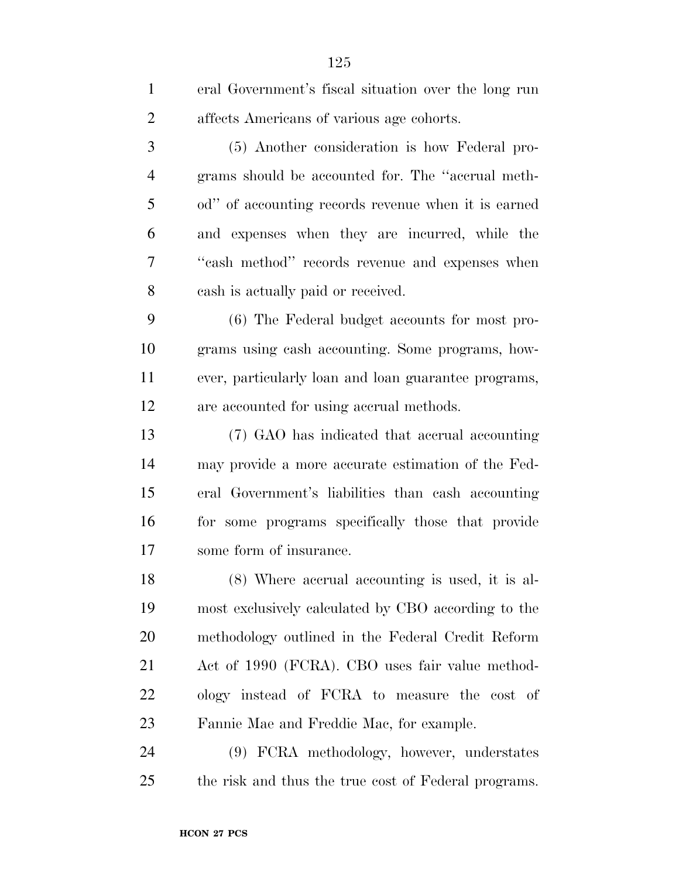eral Government's fiscal situation over the long run affects Americans of various age cohorts.

(5) Another consideration is how Federal programs should be accounted for. The ''accrual method'' of accounting records revenue when it is earned and expenses when they are incurred, while the ''cash method'' records revenue and expenses when cash is actually paid or received.

(6) The Federal budget accounts for most programs using cash accounting. Some programs, however, particularly loan and loan guarantee programs, are accounted for using accrual methods.

(7) GAO has indicated that accrual accounting may provide a more accurate estimation of the Federal Government's liabilities than cash accounting for some programs specifically those that provide some form of insurance.

(8) Where accrual accounting is used, it is almost exclusively calculated by CBO according to the methodology outlined in the Federal Credit Reform Act of 1990 (FCRA). CBO uses fair value methodology instead of FCRA to measure the cost of Fannie Mae and Freddie Mac, for example.

(9) FCRA methodology, however, understates the risk and thus the true cost of Federal programs.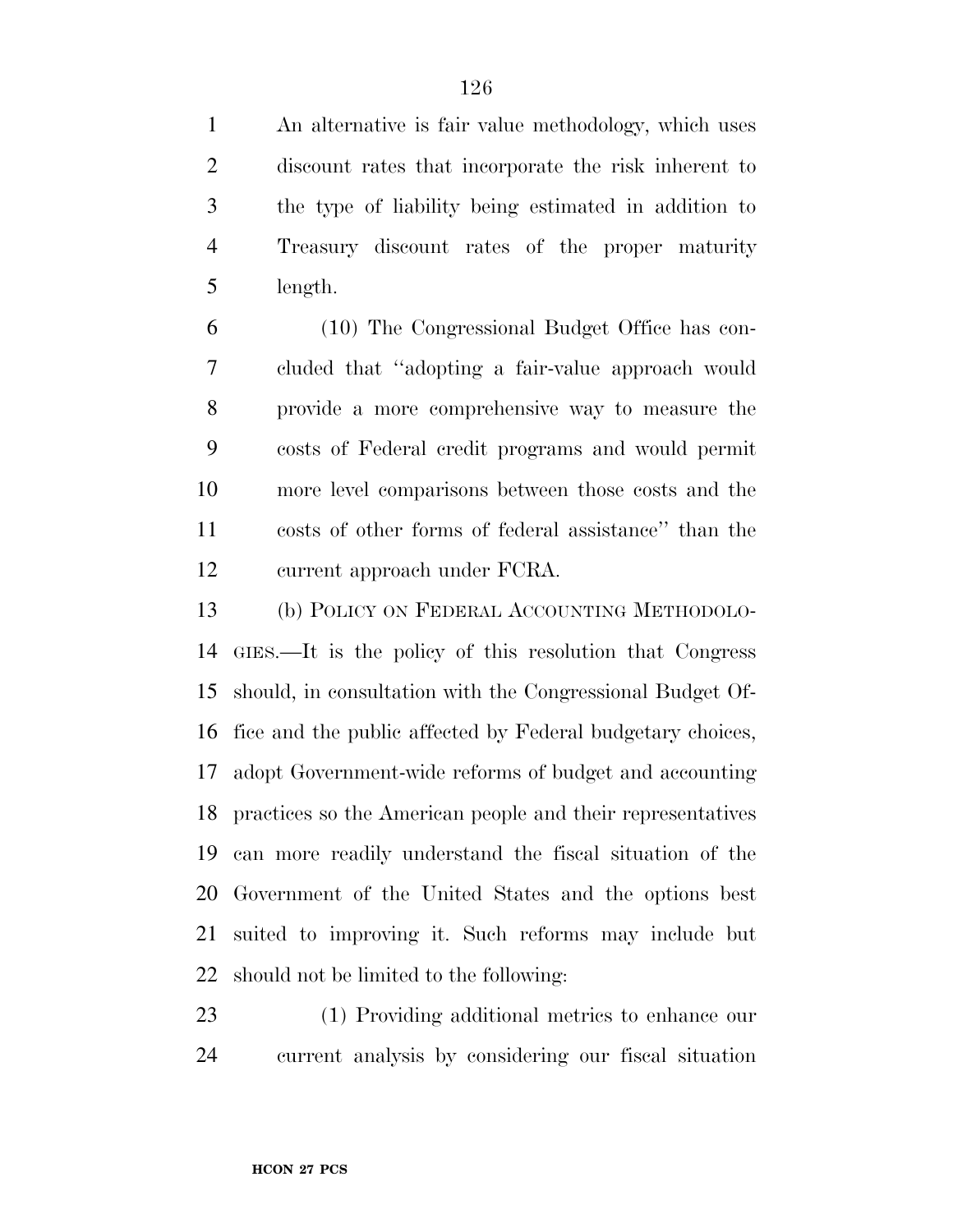An alternative is fair value methodology, which uses discount rates that incorporate the risk inherent to the type of liability being estimated in addition to Treasury discount rates of the proper maturity length.

(10) The Congressional Budget Office has concluded that "adopting a fair-value approach would provide a more comprehensive way to measure the costs of Federal credit programs and would permit more level comparisons between those costs and the costs of other forms of federal assistance" than the current approach under FCRA.

(b) POLICY ON FEDERAL ACCOUNTING METHODOLOGIES.—It is the policy of this resolution that Congress should, in consultation with the Congressional Budget Office and the public affected by Federal budgetary choices, adopt Government-wide reforms of budget and accounting practices so the American people and their representatives can more readily understand the fiscal situation of the Government of the United States and the options best suited to improving it. Such reforms may include but should not be limited to the following:

(1) Providing additional metrics to enhance our current analysis by considering our fiscal situation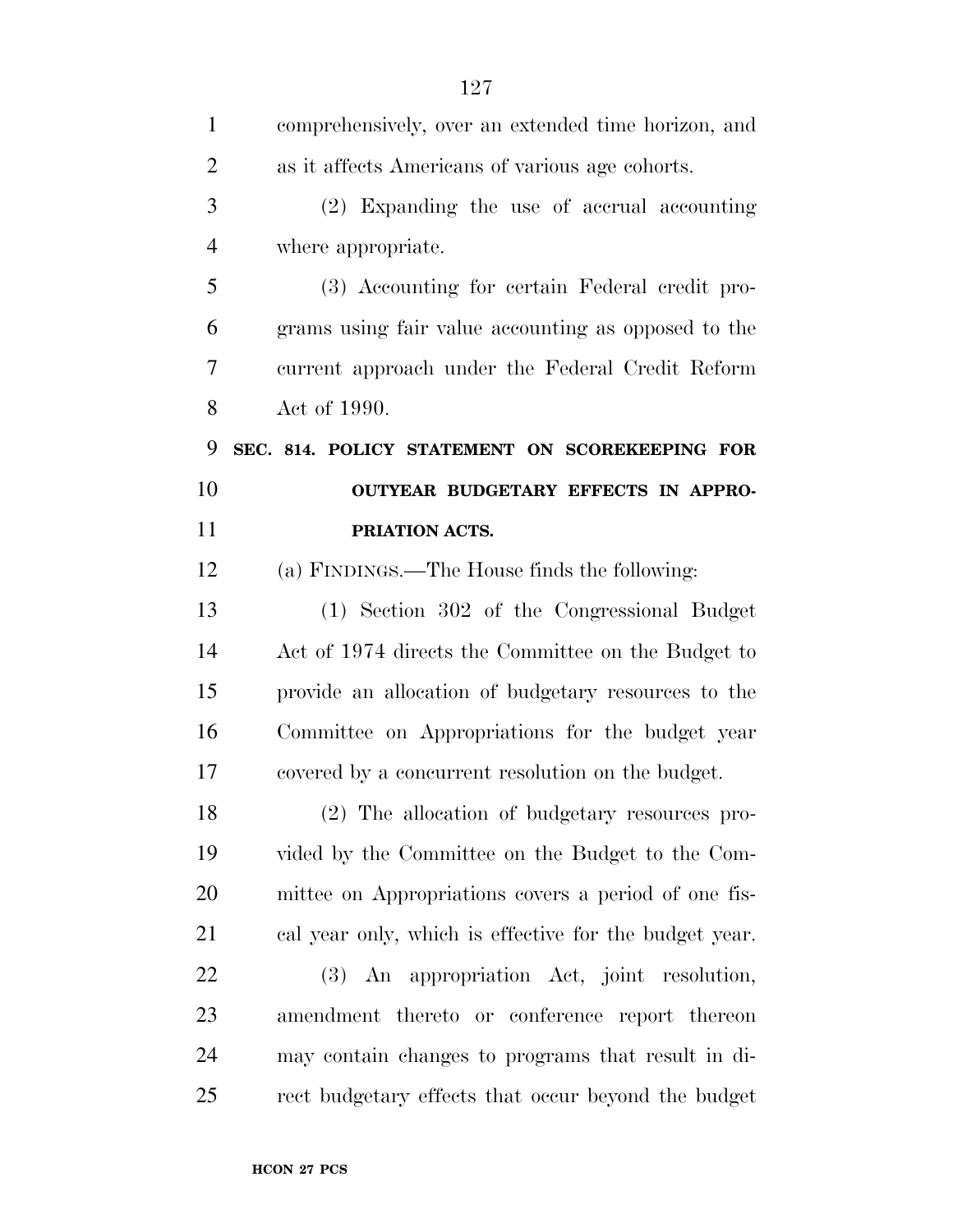comprehensively, over an extended time horizon, and as it affects Americans of various age cohorts.

(2) Expanding the use of accrual accounting where appropriate.

(3) Accounting for certain Federal credit programs using fair value accounting as opposed to the current approach under the Federal Credit Reform Act of 1990.

**SEC. 814. POLICY STATEMENT ON SCOREKEEPING FOR OUTYEAR BUDGETARY EFFECTS IN APPROPRIATION ACTS.**

(a) FINDINGS.—The House finds the following:

(1) Section 302 of the Congressional Budget Act of 1974 directs the Committee on the Budget to provide an allocation of budgetary resources to the Committee on Appropriations for the budget year covered by a concurrent resolution on the budget.

(2) The allocation of budgetary resources provided by the Committee on the Budget to the Committee on Appropriations covers a period of one fiscal year only, which is effective for the budget year.

(3) An appropriation Act, joint resolution, amendment thereto or conference report thereon may contain changes to programs that result in direct budgetary effects that occur beyond the budget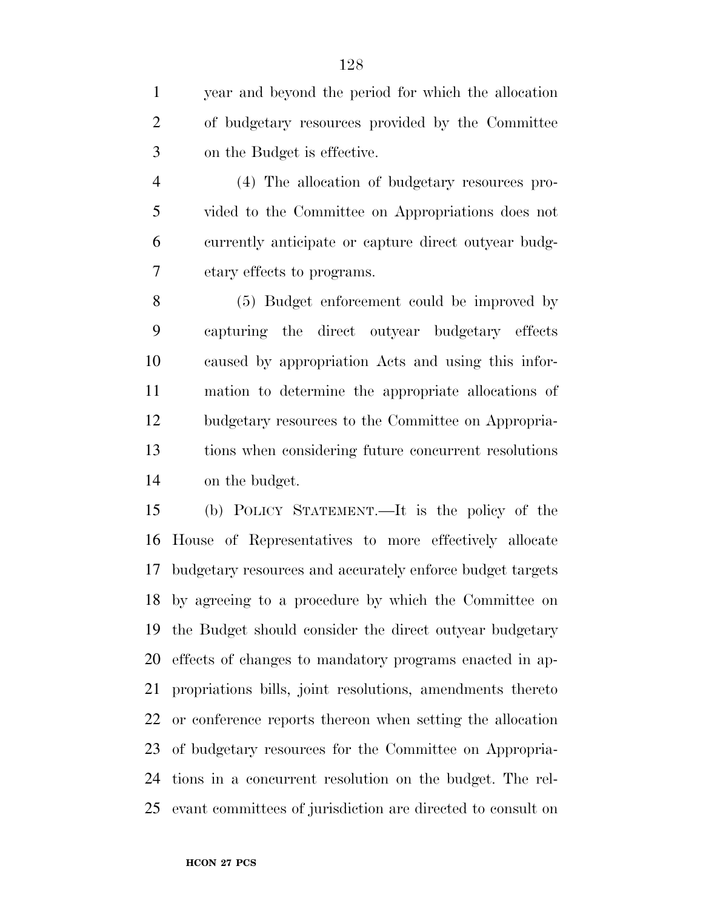year and beyond the period for which the allocation of budgetary resources provided by the Committee on the Budget is effective.

(4) The allocation of budgetary resources provided to the Committee on Appropriations does not currently anticipate or capture direct outyear budgetary effects to programs.

(5) Budget enforcement could be improved by capturing the direct outyear budgetary effects caused by appropriation Acts and using this information to determine the appropriate allocations of budgetary resources to the Committee on Appropriations when considering future concurrent resolutions on the budget.

(b) POLICY STATEMENT.—It is the policy of the House of Representatives to more effectively allocate budgetary resources and accurately enforce budget targets by agreeing to a procedure by which the Committee on the Budget should consider the direct outyear budgetary effects of changes to mandatory programs enacted in appropriations bills, joint resolutions, amendments thereto or conference reports thereon when setting the allocation of budgetary resources for the Committee on Appropriations in a concurrent resolution on the budget. The relevant committees of jurisdiction are directed to consult on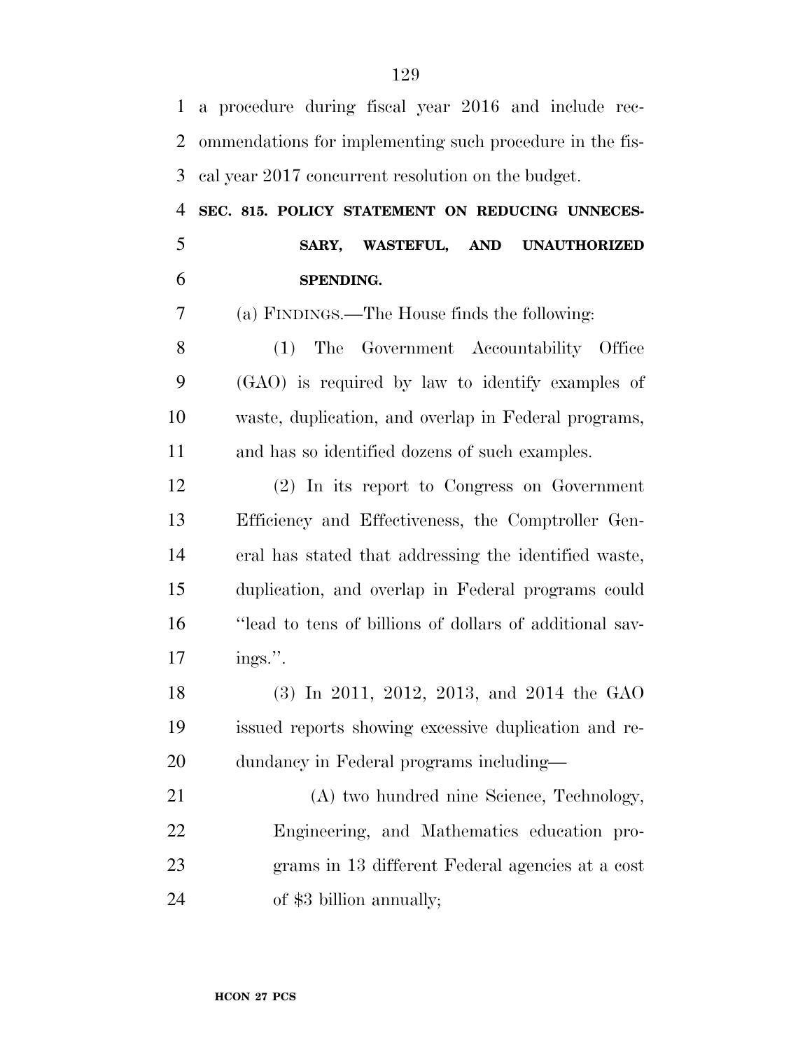a procedure during fiscal year 2016 and include recommendations for implementing such procedure in the fiscal year 2017 concurrent resolution on the budget.

**SEC. 815. POLICY STATEMENT ON REDUCING UNNECESSARY, WASTEFUL, AND UNAUTHORIZED SPENDING.**

(a) FINDINGS.—The House finds the following:

(1) The Government Accountability Office (GAO) is required by law to identify examples of waste, duplication, and overlap in Federal programs, and has so identified dozens of such examples.

(2) In its report to Congress on Government Efficiency and Effectiveness, the Comptroller General has stated that addressing the identified waste, duplication, and overlap in Federal programs could "lead to tens of billions of dollars of additional savings.".

(3) In 2011, 2012, 2013, and 2014 the GAO issued reports showing excessive duplication and redundancy in Federal programs including—

(A) two hundred nine Science, Technology, Engineering, and Mathematics education programs in 13 different Federal agencies at a cost of $3 billion annually;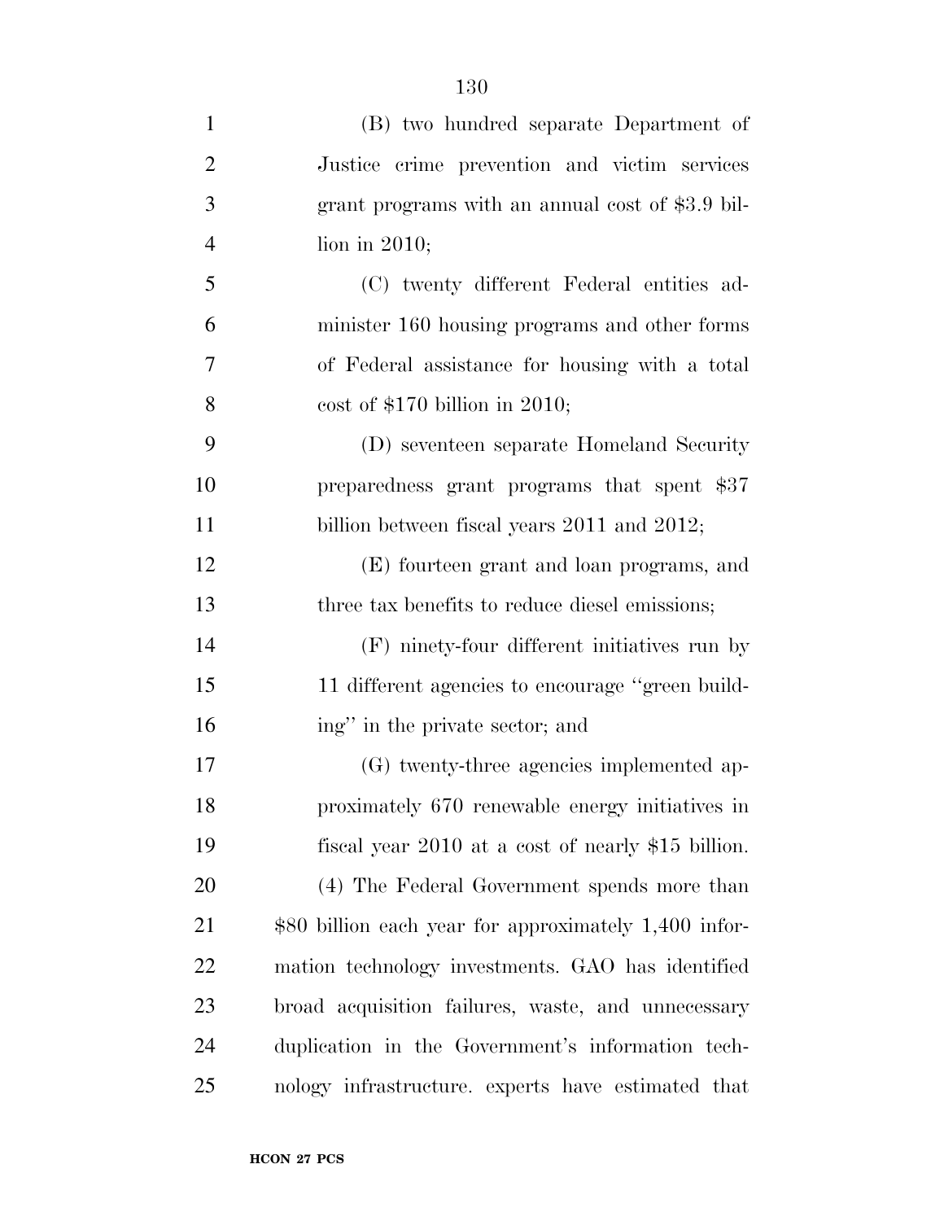(B) two hundred separate Department of Justice crime prevention and victim services grant programs with an annual cost of $3.9 billion in 2010;

(C) twenty different Federal entities administer 160 housing programs and other forms of Federal assistance for housing with a total cost of $170 billion in 2010;

(D) seventeen separate Homeland Security preparedness grant programs that spent $37 billion between fiscal years 2011 and 2012;

(E) fourteen grant and loan programs, and three tax benefits to reduce diesel emissions;

(F) ninety-four different initiatives run by 11 different agencies to encourage ''green building'' in the private sector; and

(G) twenty-three agencies implemented approximately 670 renewable energy initiatives in fiscal year 2010 at a cost of nearly $15 billion.

(4) The Federal Government spends more than $80 billion each year for approximately 1,400 information technology investments. GAO has identified broad acquisition failures, waste, and unnecessary duplication in the Government's information technology infrastructure. experts have estimated that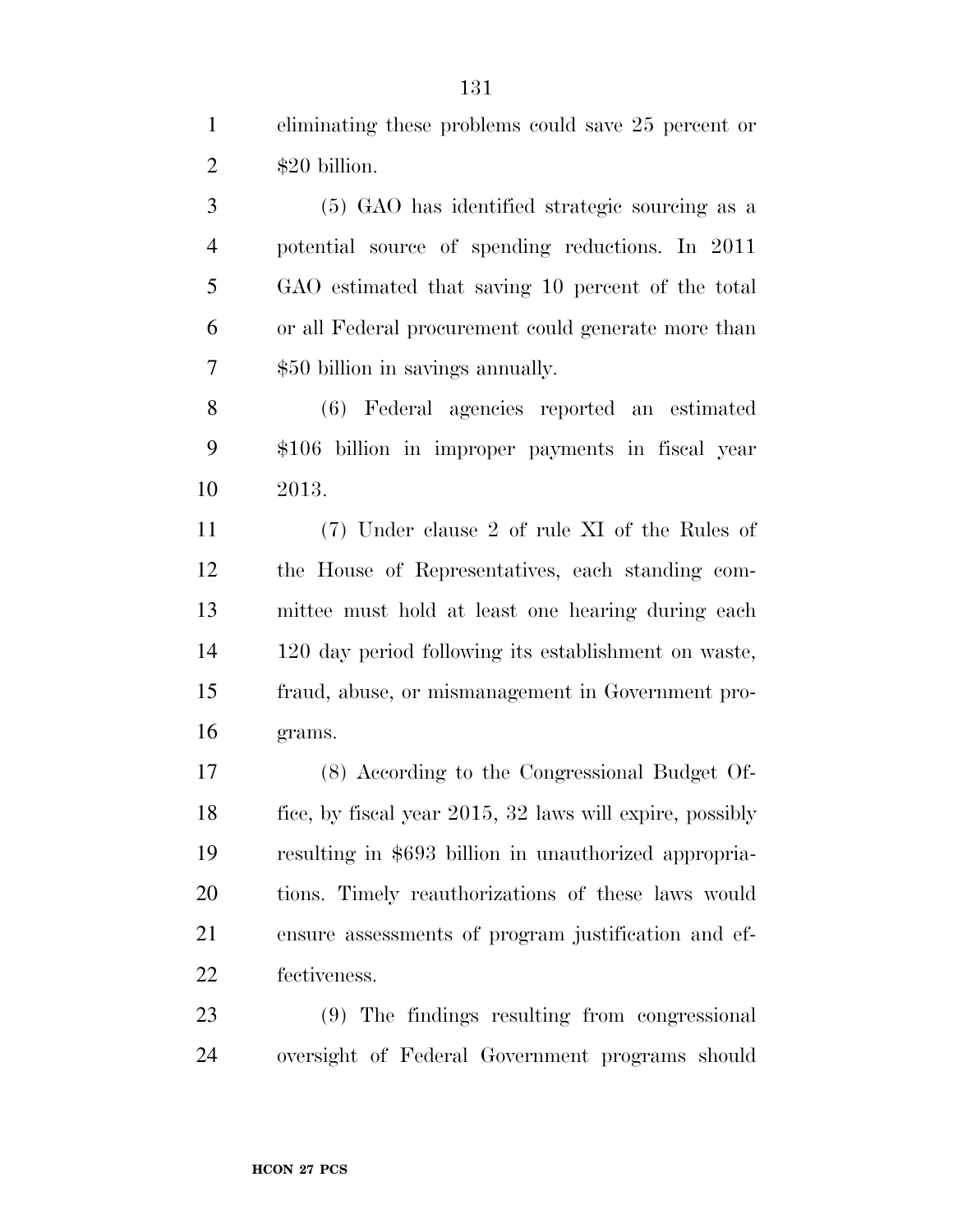eliminating these problems could save 25 percent or $20 billion.

(5) GAO has identified strategic sourcing as a potential source of spending reductions. In 2011 GAO estimated that saving 10 percent of the total or all Federal procurement could generate more than $50 billion in savings annually.

(6) Federal agencies reported an estimated $106 billion in improper payments in fiscal year 2013.

(7) Under clause 2 of rule XI of the Rules of the House of Representatives, each standing committee must hold at least one hearing during each 120 day period following its establishment on waste, fraud, abuse, or mismanagement in Government programs.

(8) According to the Congressional Budget Office, by fiscal year 2015, 32 laws will expire, possibly resulting in $693 billion in unauthorized appropriations. Timely reauthorizations of these laws would ensure assessments of program justification and effectiveness.

(9) The findings resulting from congressional oversight of Federal Government programs should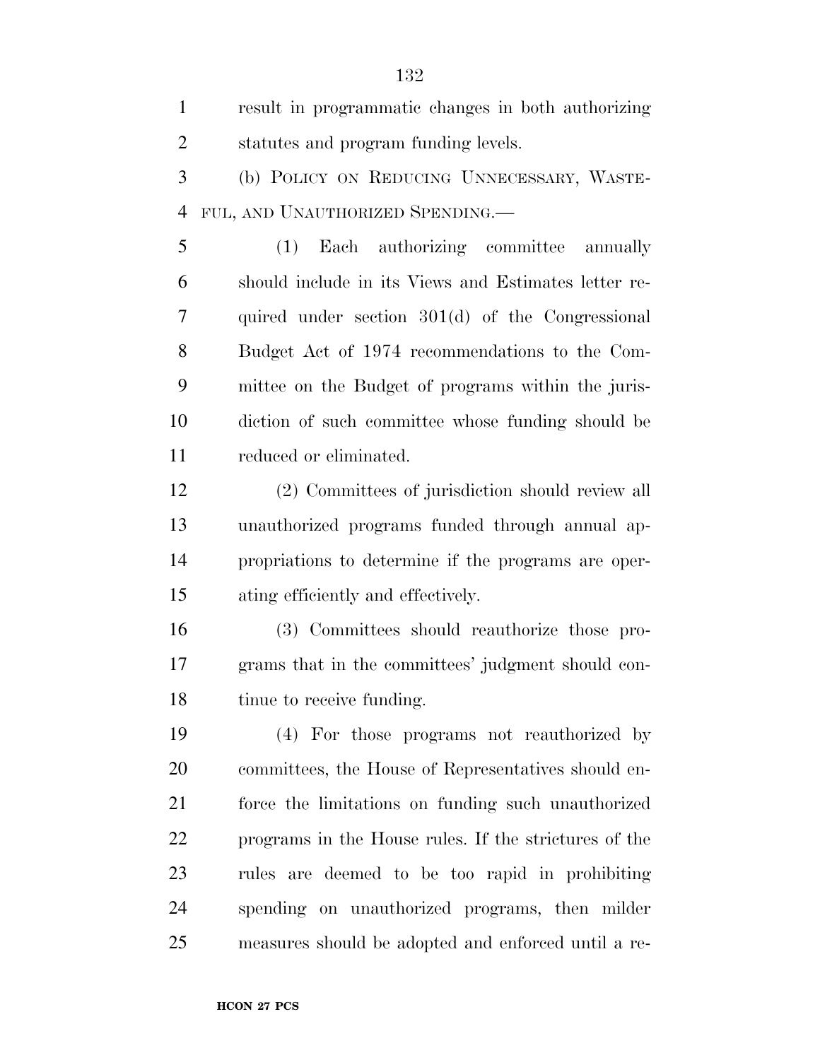result in programmatic changes in both authorizing statutes and program funding levels.

(b) POLICY ON REDUCING UNNECESSARY, WASTEFUL, AND UNAUTHORIZED SPENDING.—

(1) Each authorizing committee annually should include in its Views and Estimates letter required under section 301(d) of the Congressional Budget Act of 1974 recommendations to the Committee on the Budget of programs within the jurisdiction of such committee whose funding should be reduced or eliminated.

(2) Committees of jurisdiction should review all unauthorized programs funded through annual appropriations to determine if the programs are operating efficiently and effectively.

(3) Committees should reauthorize those programs that in the committees' judgment should continue to receive funding.

(4) For those programs not reauthorized by committees, the House of Representatives should enforce the limitations on funding such unauthorized programs in the House rules. If the strictures of the rules are deemed to be too rapid in prohibiting spending on unauthorized programs, then milder measures should be adopted and enforced until a re-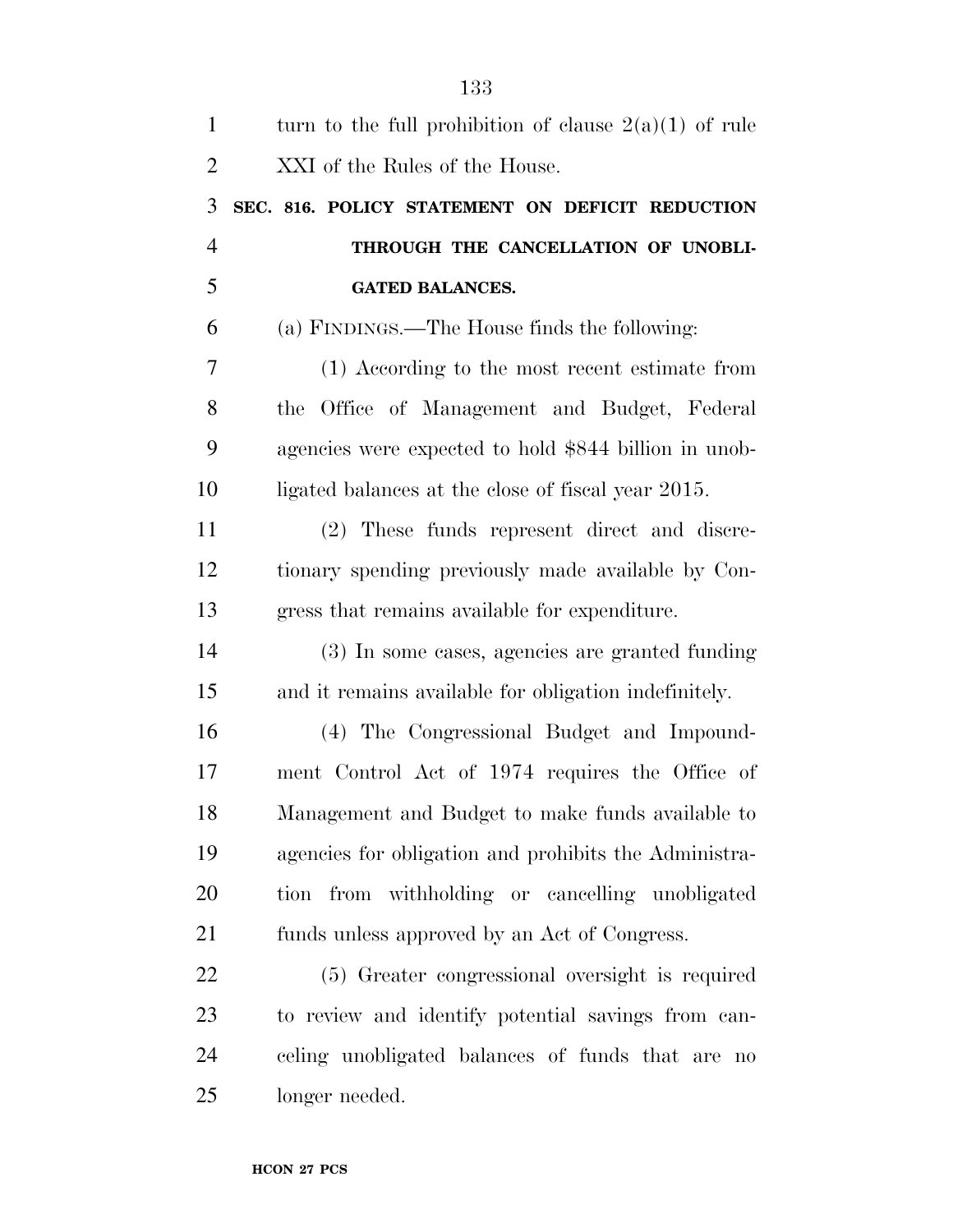turn to the full prohibition of clause 2(a)(1) of rule XXI of the Rules of the House.

**SEC. 816. POLICY STATEMENT ON DEFICIT REDUCTION THROUGH THE CANCELLATION OF UNOBLIGATED BALANCES.**

(a) FINDINGS.—The House finds the following:

(1) According to the most recent estimate from the Office of Management and Budget, Federal agencies were expected to hold $844 billion in unobligated balances at the close of fiscal year 2015.

(2) These funds represent direct and discretionary spending previously made available by Congress that remains available for expenditure.

(3) In some cases, agencies are granted funding and it remains available for obligation indefinitely.

(4) The Congressional Budget and Impoundment Control Act of 1974 requires the Office of Management and Budget to make funds available to agencies for obligation and prohibits the Administration from withholding or cancelling unobligated funds unless approved by an Act of Congress.

(5) Greater congressional oversight is required to review and identify potential savings from canceling unobligated balances of funds that are no longer needed.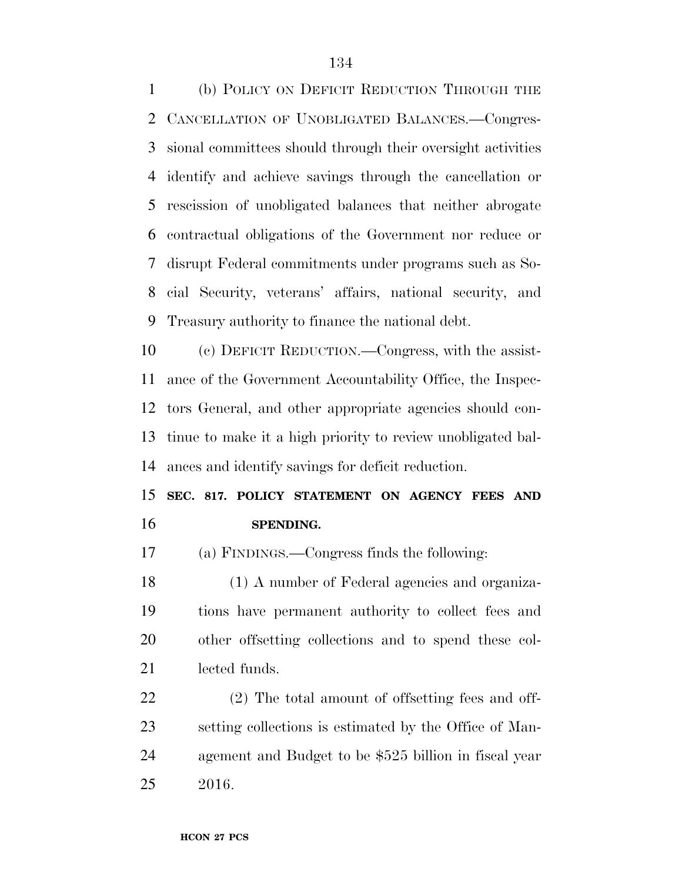(b) POLICY ON DEFICIT REDUCTION THROUGH THE CANCELLATION OF UNOBLIGATED BALANCES.—Congressional committees should through their oversight activities identify and achieve savings through the cancellation or rescission of unobligated balances that neither abrogate contractual obligations of the Government nor reduce or disrupt Federal commitments under programs such as Social Security, veterans' affairs, national security, and Treasury authority to finance the national debt.

(c) DEFICIT REDUCTION.—Congress, with the assistance of the Government Accountability Office, the Inspectors General, and other appropriate agencies should continue to make it a high priority to review unobligated balances and identify savings for deficit reduction.

**SEC. 817. POLICY STATEMENT ON AGENCY FEES AND SPENDING.**

(a) FINDINGS.—Congress finds the following:

(1) A number of Federal agencies and organizations have permanent authority to collect fees and other offsetting collections and to spend these collected funds.

(2) The total amount of offsetting fees and offsetting collections is estimated by the Office of Management and Budget to be $525 billion in fiscal year 2016.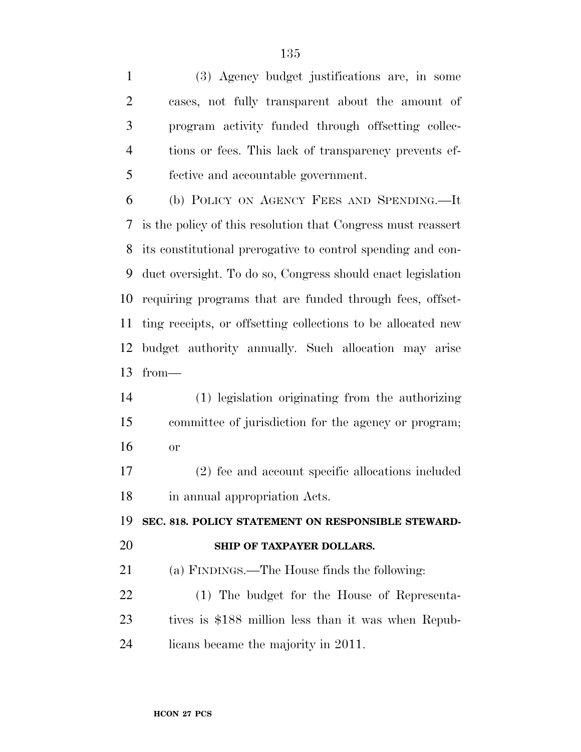(3) Agency budget justifications are, in some cases, not fully transparent about the amount of program activity funded through offsetting collections or fees. This lack of transparency prevents effective and accountable government.

(b) POLICY ON AGENCY FEES AND SPENDING.—It is the policy of this resolution that Congress must reassert its constitutional prerogative to control spending and conduct oversight. To do so, Congress should enact legislation requiring programs that are funded through fees, offsetting receipts, or offsetting collections to be allocated new budget authority annually. Such allocation may arise from—

(1) legislation originating from the authorizing committee of jurisdiction for the agency or program; or

(2) fee and account specific allocations included in annual appropriation Acts.

**SEC. 818. POLICY STATEMENT ON RESPONSIBLE STEWARDSHIP OF TAXPAYER DOLLARS.**

(a) FINDINGS.—The House finds the following:

(1) The budget for the House of Representatives is $188 million less than it was when Republicans became the majority in 2011.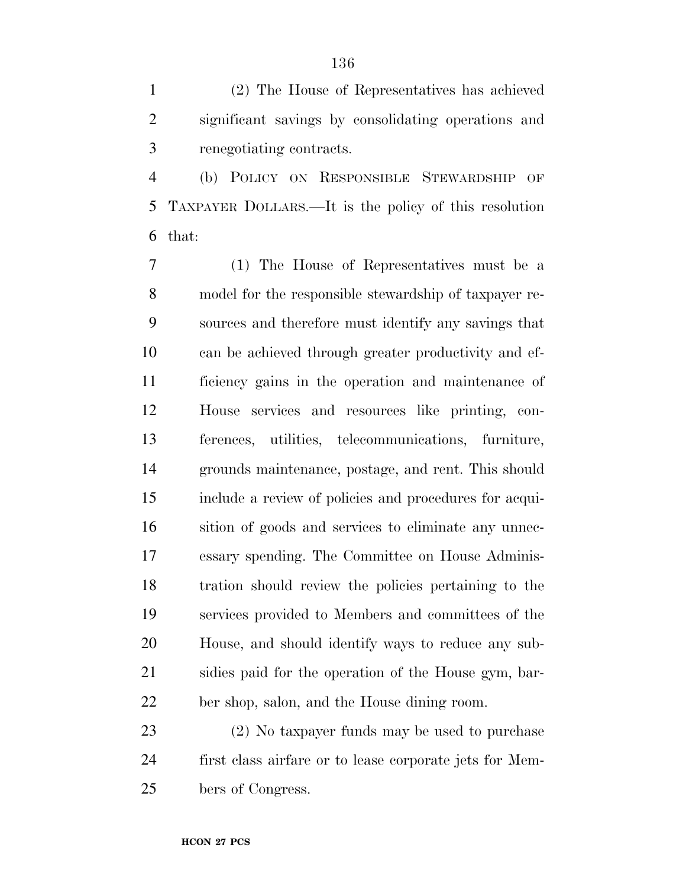(2) The House of Representatives has achieved significant savings by consolidating operations and renegotiating contracts.

(b) POLICY ON RESPONSIBLE STEWARDSHIP OF TAXPAYER DOLLARS.—It is the policy of this resolution that:

(1) The House of Representatives must be a model for the responsible stewardship of taxpayer resources and therefore must identify any savings that can be achieved through greater productivity and efficiency gains in the operation and maintenance of House services and resources like printing, conferences, utilities, telecommunications, furniture, grounds maintenance, postage, and rent. This should include a review of policies and procedures for acquisition of goods and services to eliminate any unnecessary spending. The Committee on House Administration should review the policies pertaining to the services provided to Members and committees of the House, and should identify ways to reduce any subsidies paid for the operation of the House gym, barber shop, salon, and the House dining room.

(2) No taxpayer funds may be used to purchase first class airfare or to lease corporate jets for Members of Congress.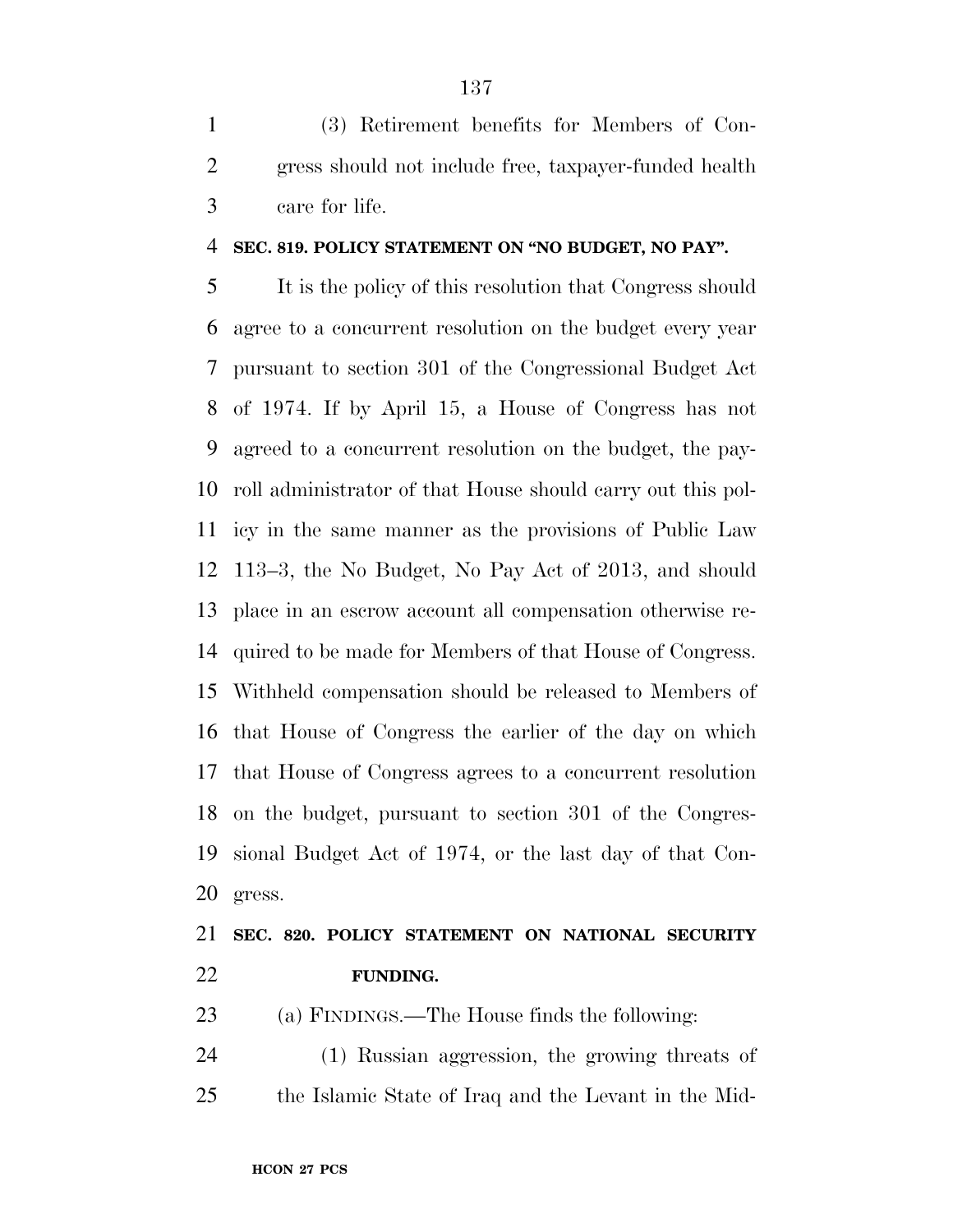(3) Retirement benefits for Members of Congress should not include free, taxpayer-funded health care for life.

**SEC. 819. POLICY STATEMENT ON "NO BUDGET, NO PAY".**

It is the policy of this resolution that Congress should agree to a concurrent resolution on the budget every year pursuant to section 301 of the Congressional Budget Act of 1974. If by April 15, a House of Congress has not agreed to a concurrent resolution on the budget, the payroll administrator of that House should carry out this policy in the same manner as the provisions of Public Law 113–3, the No Budget, No Pay Act of 2013, and should place in an escrow account all compensation otherwise required to be made for Members of that House of Congress. Withheld compensation should be released to Members of that House of Congress the earlier of the day on which that House of Congress agrees to a concurrent resolution on the budget, pursuant to section 301 of the Congressional Budget Act of 1974, or the last day of that Congress.

**SEC. 820. POLICY STATEMENT ON NATIONAL SECURITY FUNDING.**

(a) FINDINGS.—The House finds the following:

(1) Russian aggression, the growing threats of the Islamic State of Iraq and the Levant in the Mid-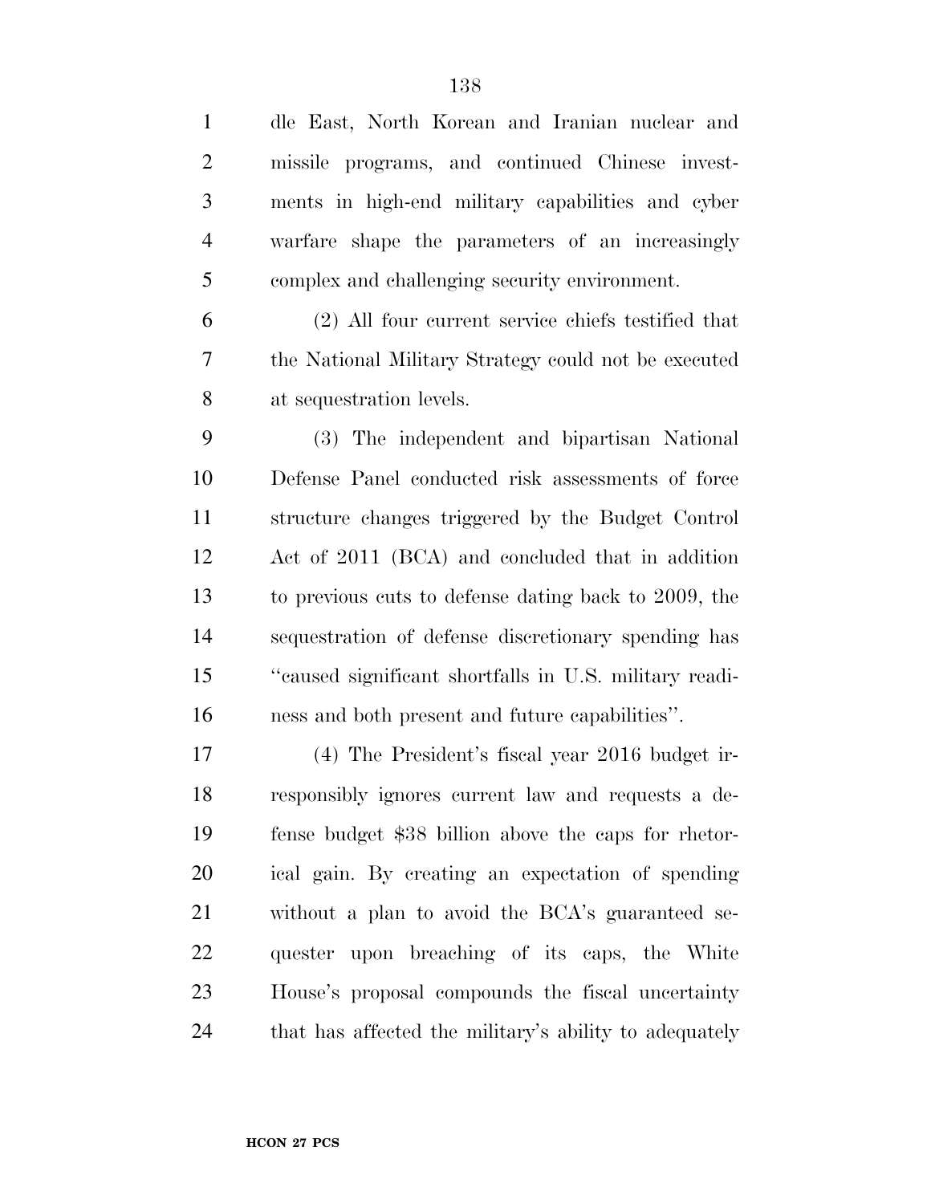dle East, North Korean and Iranian nuclear and missile programs, and continued Chinese investments in high-end military capabilities and cyber warfare shape the parameters of an increasingly complex and challenging security environment.

(2) All four current service chiefs testified that the National Military Strategy could not be executed at sequestration levels.

(3) The independent and bipartisan National Defense Panel conducted risk assessments of force structure changes triggered by the Budget Control Act of 2011 (BCA) and concluded that in addition to previous cuts to defense dating back to 2009, the sequestration of defense discretionary spending has ''caused significant shortfalls in U.S. military readiness and both present and future capabilities''.

(4) The President's fiscal year 2016 budget irresponsibly ignores current law and requests a defense budget $38 billion above the caps for rhetorical gain. By creating an expectation of spending without a plan to avoid the BCA's guaranteed sequester upon breaching of its caps, the White House's proposal compounds the fiscal uncertainty that has affected the military's ability to adequately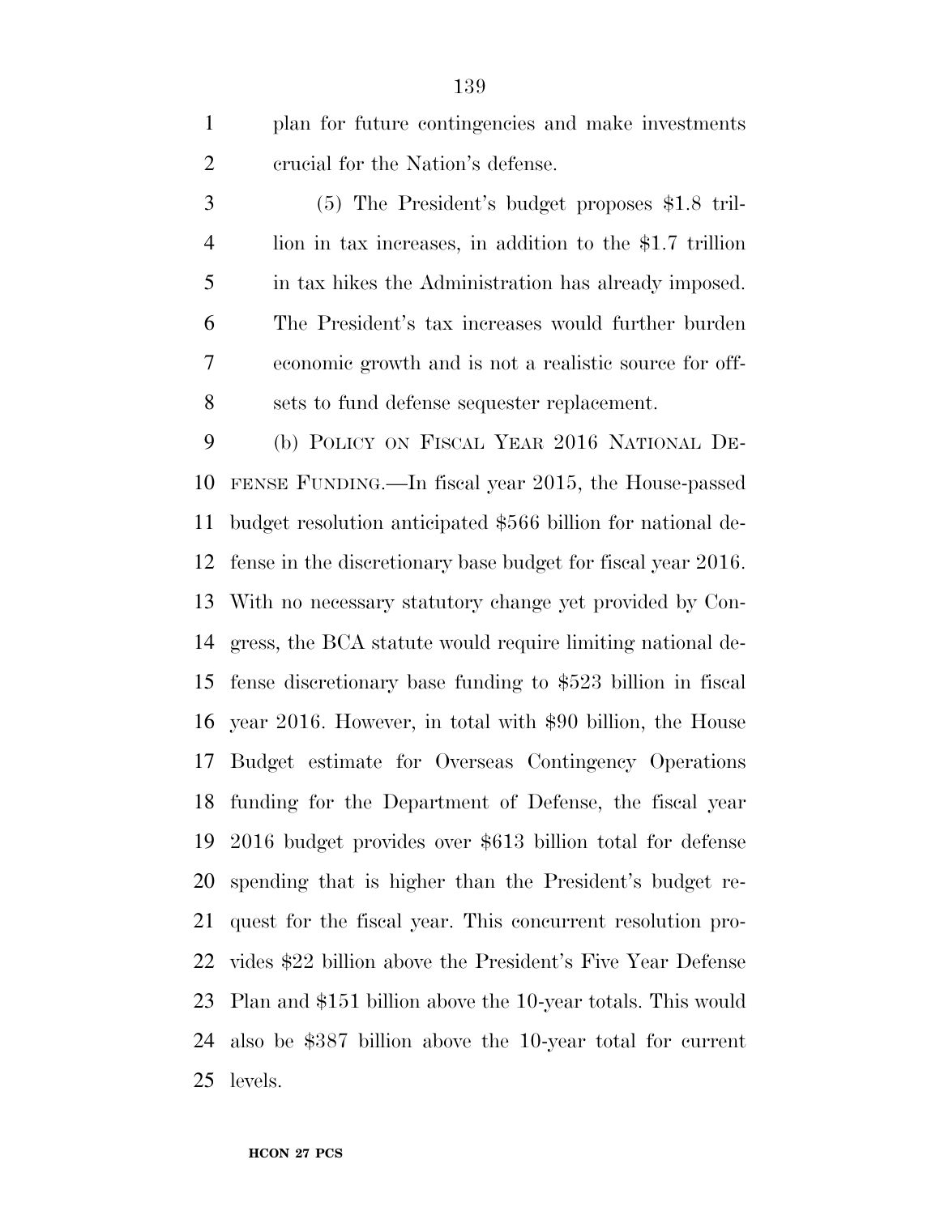plan for future contingencies and make investments crucial for the Nation's defense.

(5) The President's budget proposes $1.8 trillion in tax increases, in addition to the $1.7 trillion in tax hikes the Administration has already imposed. The President's tax increases would further burden economic growth and is not a realistic source for offsets to fund defense sequester replacement.

(b) POLICY ON FISCAL YEAR 2016 NATIONAL DEFENSE FUNDING.—In fiscal year 2015, the House-passed budget resolution anticipated $566 billion for national defense in the discretionary base budget for fiscal year 2016. With no necessary statutory change yet provided by Congress, the BCA statute would require limiting national defense discretionary base funding to $523 billion in fiscal year 2016. However, in total with $90 billion, the House Budget estimate for Overseas Contingency Operations funding for the Department of Defense, the fiscal year 2016 budget provides over $613 billion total for defense spending that is higher than the President's budget request for the fiscal year. This concurrent resolution provides $22 billion above the President's Five Year Defense Plan and $151 billion above the 10-year totals. This would also be $387 billion above the 10-year total for current levels.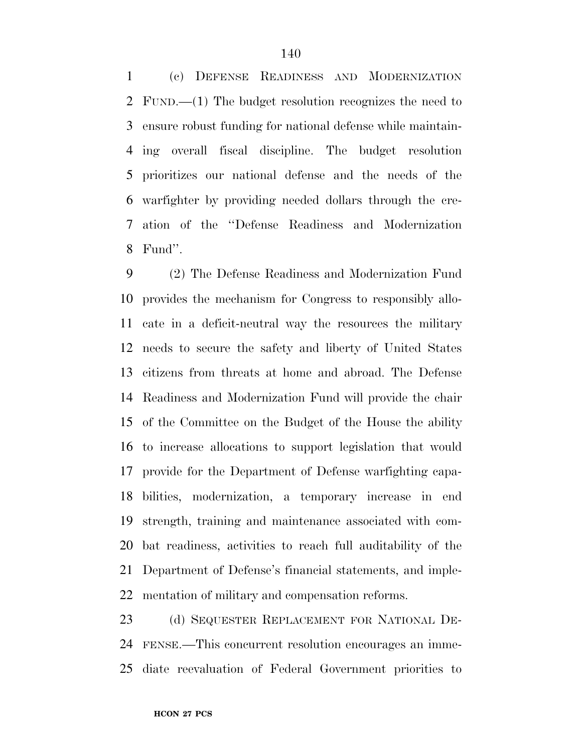(c) DEFENSE READINESS AND MODERNIZATION FUND.—(1) The budget resolution recognizes the need to ensure robust funding for national defense while maintaining overall fiscal discipline. The budget resolution prioritizes our national defense and the needs of the warfighter by providing needed dollars through the creation of the ''Defense Readiness and Modernization Fund''.

(2) The Defense Readiness and Modernization Fund provides the mechanism for Congress to responsibly allocate in a deficit-neutral way the resources the military needs to secure the safety and liberty of United States citizens from threats at home and abroad. The Defense Readiness and Modernization Fund will provide the chair of the Committee on the Budget of the House the ability to increase allocations to support legislation that would provide for the Department of Defense warfighting capabilities, modernization, a temporary increase in end strength, training and maintenance associated with combat readiness, activities to reach full auditability of the Department of Defense's financial statements, and implementation of military and compensation reforms.

(d) SEQUESTER REPLACEMENT FOR NATIONAL DEFENSE.—This concurrent resolution encourages an immediate reevaluation of Federal Government priorities to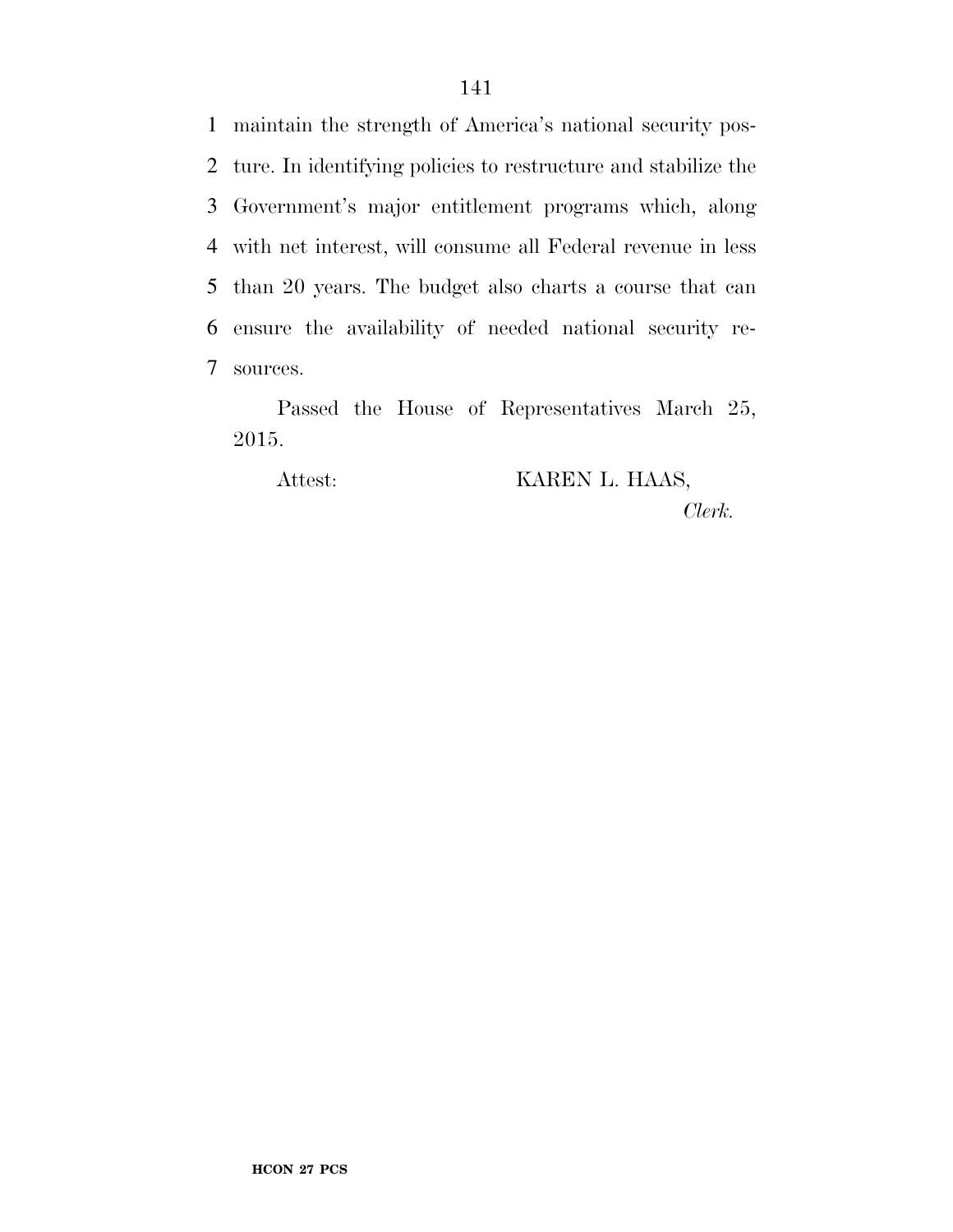maintain the strength of America's national security posture. In identifying policies to restructure and stabilize the Government's major entitlement programs which, along with net interest, will consume all Federal revenue in less than 20 years. The budget also charts a course that can ensure the availability of needed national security resources.

Passed the House of Representatives March 25, 2015.

Attest: KAREN L. HAAS,

*Clerk.*

**HCON 27 PCS**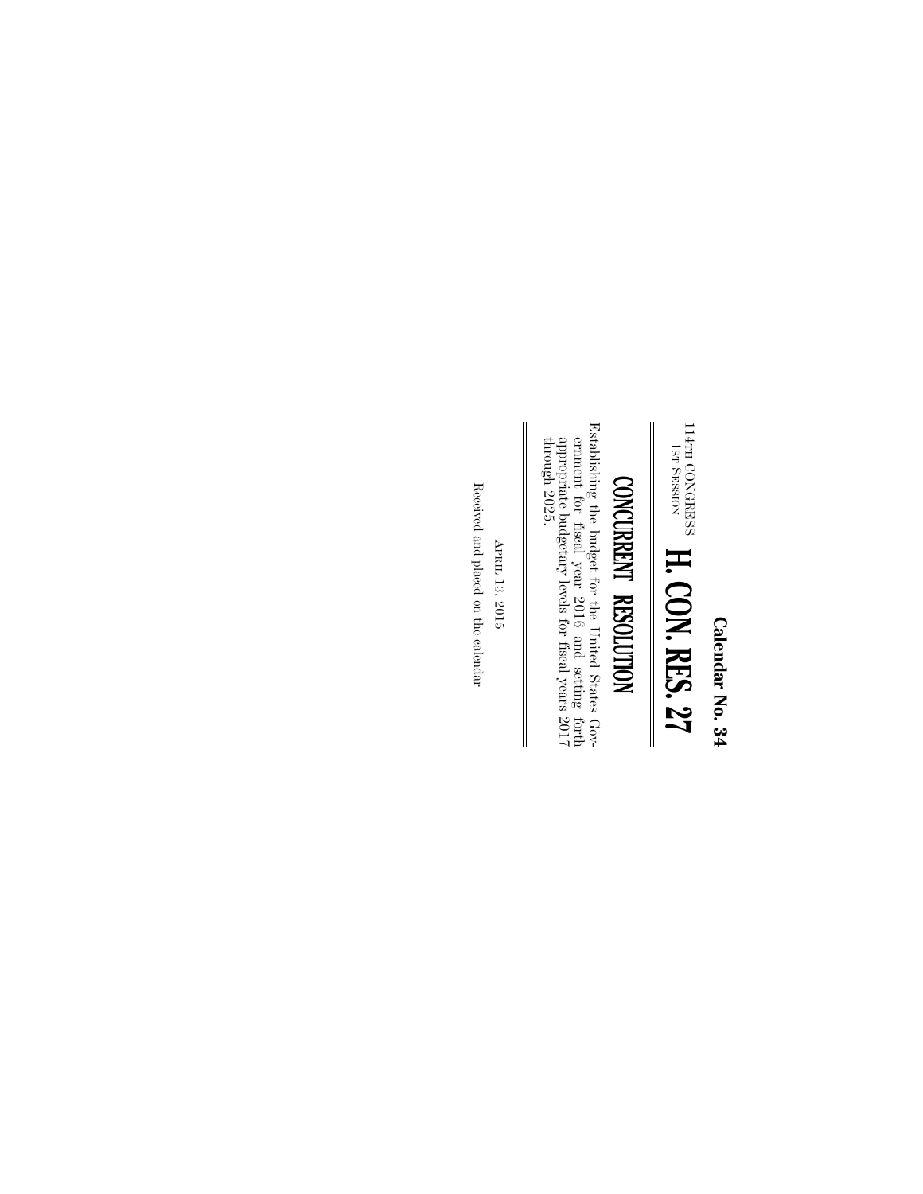Calendar No. 34

114TH CONGRESS
1ST SESSION

# H. CON. RES. 27

## CONCURRENT RESOLUTION

Establishing the budget for the United States Government for fiscal year 2016 and setting forth appropriate budgetary levels for fiscal years 2017 through 2025.

APRIL 13, 2015

Received and placed on the calendar